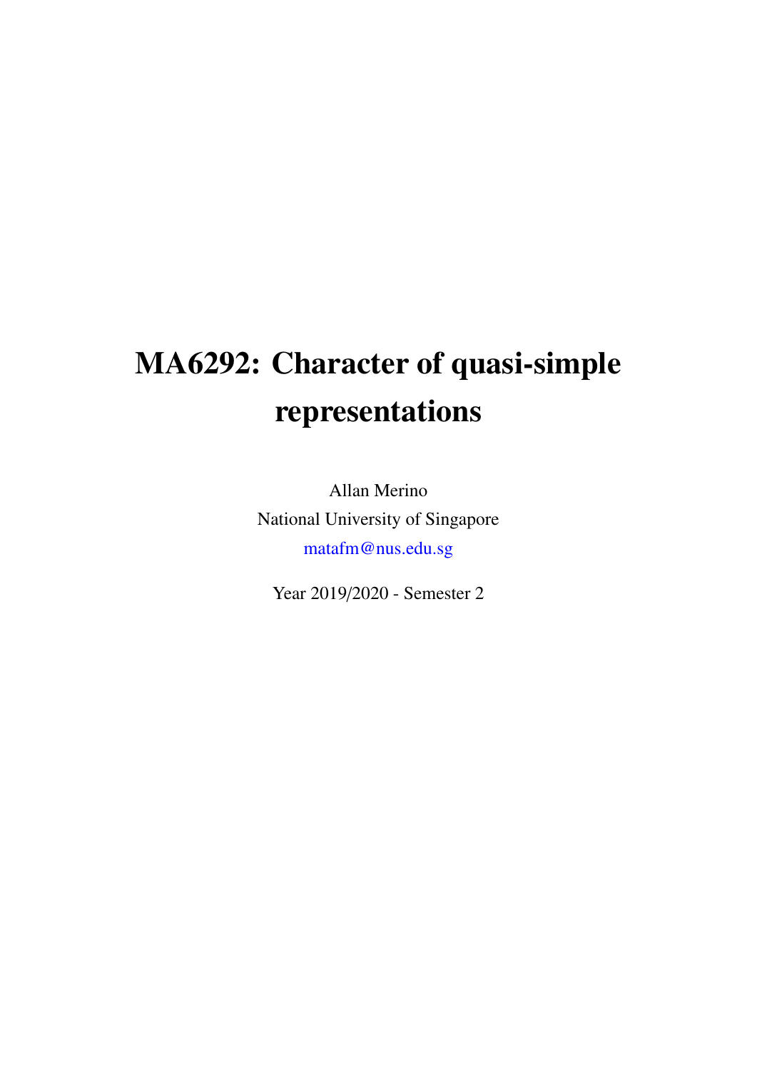# MA6292: Character of quasi-simple representations

Allan Merino

National University of Singapore

matafm@nus.edu.sg

Year 2019/2020 - Semester 2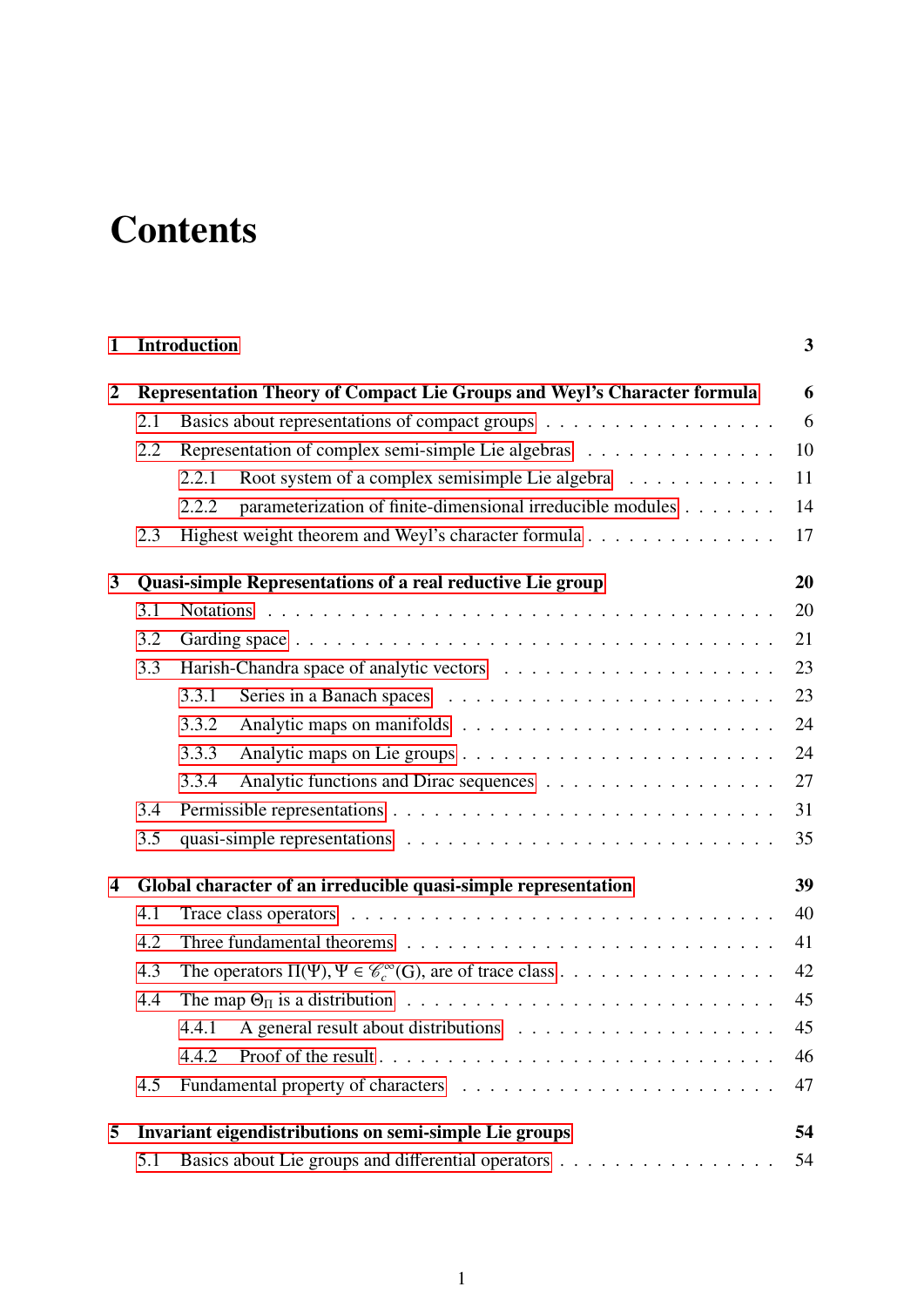# Contents

| | | |
|---|---|---|
| **1** | **Introduction** | **3** |
| **2** | **Representation Theory of Compact Lie Groups and Weyl's Character formula** | **6** |
| 2.1 | Basics about representations of compact groups | 6 |
| 2.2 | Representation of complex semi-simple Lie algebras | 10 |
| 2.2.1 | Root system of a complex semisimple Lie algebra | 11 |
| 2.2.2 | parameterization of finite-dimensional irreducible modules | 14 |
| 2.3 | Highest weight theorem and Weyl's character formula | 17 |
| **3** | **Quasi-simple Representations of a real reductive Lie group** | **20** |
| 3.1 | Notations | 20 |
| 3.2 | Garding space | 21 |
| 3.3 | Harish-Chandra space of analytic vectors | 23 |
| 3.3.1 | Series in a Banach spaces | 23 |
| 3.3.2 | Analytic maps on manifolds | 24 |
| 3.3.3 | Analytic maps on Lie groups | 24 |
| 3.3.4 | Analytic functions and Dirac sequences | 27 |
| 3.4 | Permissible representations | 31 |
| 3.5 | quasi-simple representations | 35 |
| **4** | **Global character of an irreducible quasi-simple representation** | **39** |
| 4.1 | Trace class operators | 40 |
| 4.2 | Three fundamental theorems | 41 |
| 4.3 | The operators $\Pi(\Psi)$, $\Psi \in \mathscr{C}_c^\infty(G)$, are of trace class | 42 |
| 4.4 | The map $\Theta_\Pi$ is a distribution | 45 |
| 4.4.1 | A general result about distributions | 45 |
| 4.4.2 | Proof of the result | 46 |
| 4.5 | Fundamental property of characters | 47 |
| **5** | **Invariant eigendistributions on semi-simple Lie groups** | **54** |
| 5.1 | Basics about Lie groups and differential operators | 54 |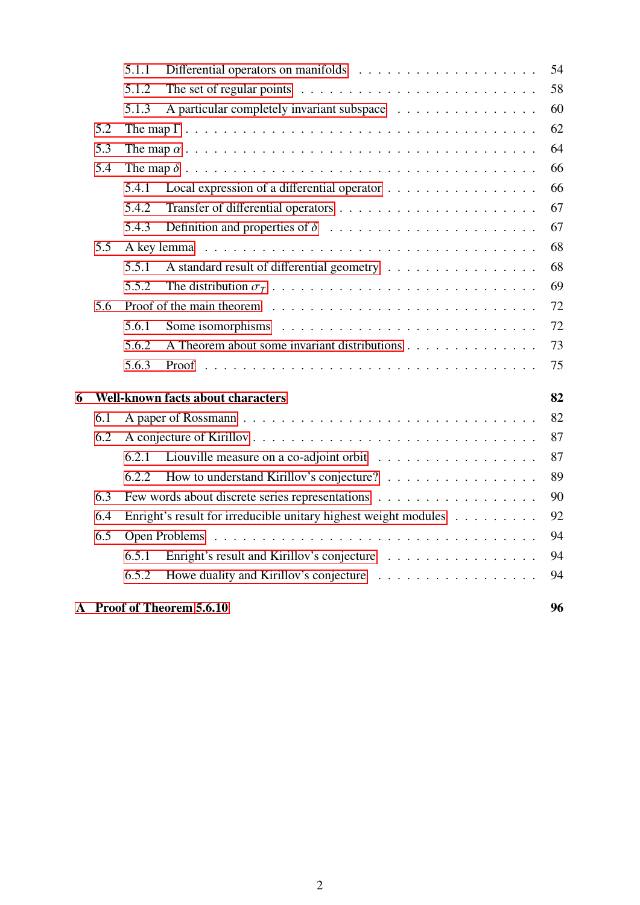5.1.1 Differential operators on manifolds . . . . . . . . . . . . . . . . . . . 54
5.1.2 The set of regular points . . . . . . . . . . . . . . . . . . . . . . . . 58
5.1.3 A particular completely invariant subspace . . . . . . . . . . . . . . . 60

5.2 The map $\Gamma$ . . . . . . . . . . . . . . . . . . . . . . . . . . . . . . . . 62
5.3 The map $\alpha$ . . . . . . . . . . . . . . . . . . . . . . . . . . . . . . . . 64
5.4 The map $\delta$ . . . . . . . . . . . . . . . . . . . . . . . . . . . . . . . . 66

5.4.1 Local expression of a differential operator . . . . . . . . . . . . . . . 66
5.4.2 Transfer of differential operators . . . . . . . . . . . . . . . . . . . . 67
5.4.3 Definition and properties of $\delta$ . . . . . . . . . . . . . . . . . . . . 67

5.5 A key lemma . . . . . . . . . . . . . . . . . . . . . . . . . . . . . . . . . 68

5.5.1 A standard result of differential geometry . . . . . . . . . . . . . . . 68
5.5.2 The distribution $\sigma_T$ . . . . . . . . . . . . . . . . . . . . . . . . . . 69

5.6 Proof of the main theorem . . . . . . . . . . . . . . . . . . . . . . . . . . 72

5.6.1 Some isomorphisms . . . . . . . . . . . . . . . . . . . . . . . . . . . 72
5.6.2 A Theorem about some invariant distributions . . . . . . . . . . . . . 73
5.6.3 Proof . . . . . . . . . . . . . . . . . . . . . . . . . . . . . . . . . . . 75

**6 Well-known facts about characters** **82**

6.1 A paper of Rossmann . . . . . . . . . . . . . . . . . . . . . . . . . . . . . 82
6.2 A conjecture of Kirillov . . . . . . . . . . . . . . . . . . . . . . . . . . . . 87

6.2.1 Liouville measure on a co-adjoint orbit . . . . . . . . . . . . . . . . . 87
6.2.2 How to understand Kirillov's conjecture? . . . . . . . . . . . . . . . . 89

6.3 Few words about discrete series representations . . . . . . . . . . . . . . . 90
6.4 Enright's result for irreducible unitary highest weight modules . . . . . . . . 92
6.5 Open Problems . . . . . . . . . . . . . . . . . . . . . . . . . . . . . . . . 94

6.5.1 Enright's result and Kirillov's conjecture . . . . . . . . . . . . . . . . 94
6.5.2 Howe duality and Kirillov's conjecture . . . . . . . . . . . . . . . . . 94

**A Proof of Theorem 5.6.10** **96**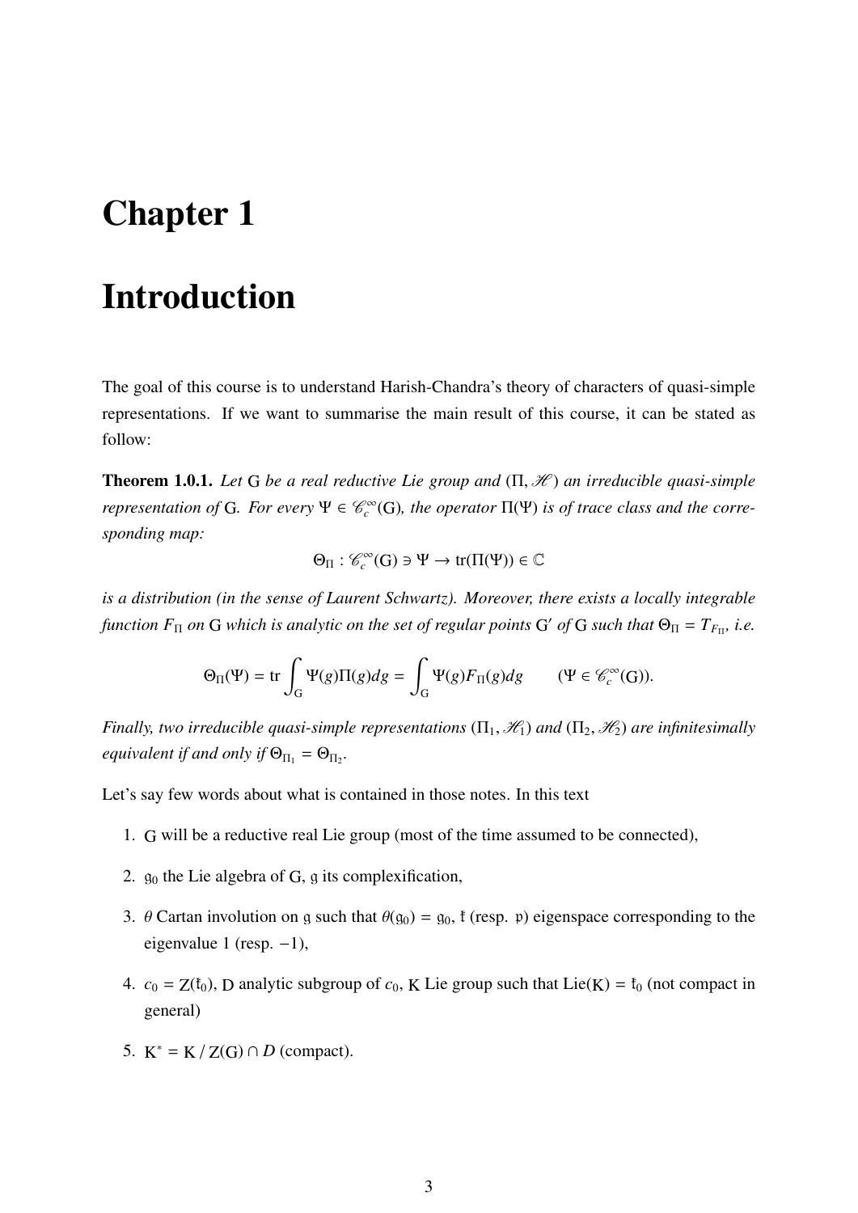# Chapter 1

# Introduction

The goal of this course is to understand Harish-Chandra's theory of characters of quasi-simple representations. If we want to summarise the main result of this course, it can be stated as follow:

**Theorem 1.0.1.** *Let* $\mathrm{G}$ *be a real reductive Lie group and* $(\Pi, \mathscr{H})$ *an irreducible quasi-simple representation of* $\mathrm{G}$*. For every* $\Psi \in \mathscr{C}_c^{\infty}(\mathrm{G})$*, the operator* $\Pi(\Psi)$ *is of trace class and the corresponding map:*

$$\Theta_{\Pi} : \mathscr{C}_c^{\infty}(\mathrm{G}) \ni \Psi \to \mathrm{tr}(\Pi(\Psi)) \in \mathbb{C}$$

*is a distribution (in the sense of Laurent Schwartz). Moreover, there exists a locally integrable function* $F_{\Pi}$ *on* $\mathrm{G}$ *which is analytic on the set of regular points* $\mathrm{G}'$ *of* $\mathrm{G}$ *such that* $\Theta_{\Pi} = T_{F_{\Pi}}$*, i.e.*

$$\Theta_{\Pi}(\Psi) = \mathrm{tr} \int_{\mathrm{G}} \Psi(g)\Pi(g)dg = \int_{\mathrm{G}} \Psi(g)F_{\Pi}(g)dg \qquad (\Psi \in \mathscr{C}_c^{\infty}(\mathrm{G})).$$

*Finally, two irreducible quasi-simple representations* $(\Pi_1, \mathscr{H}_1)$ *and* $(\Pi_2, \mathscr{H}_2)$ *are infinitesimally equivalent if and only if* $\Theta_{\Pi_1} = \Theta_{\Pi_2}$*.*

Let's say few words about what is contained in those notes. In this text

1. $\mathrm{G}$ will be a reductive real Lie group (most of the time assumed to be connected),
2. $\mathfrak{g}_0$ the Lie algebra of $\mathrm{G}$, $\mathfrak{g}$ its complexification,
3. $\theta$ Cartan involution on $\mathfrak{g}$ such that $\theta(\mathfrak{g}_0) = \mathfrak{g}_0$, $\mathfrak{k}$ (resp. $\mathfrak{p}$) eigenspace corresponding to the eigenvalue 1 (resp. $-1$),
4. $c_0 = \mathrm{Z}(\mathfrak{k}_0)$, $\mathrm{D}$ analytic subgroup of $c_0$, $\mathrm{K}$ Lie group such that $\mathrm{Lie}(\mathrm{K}) = \mathfrak{k}_0$ (not compact in general)
5. $\mathrm{K}^* = \mathrm{K} / \mathrm{Z}(\mathrm{G}) \cap D$ (compact).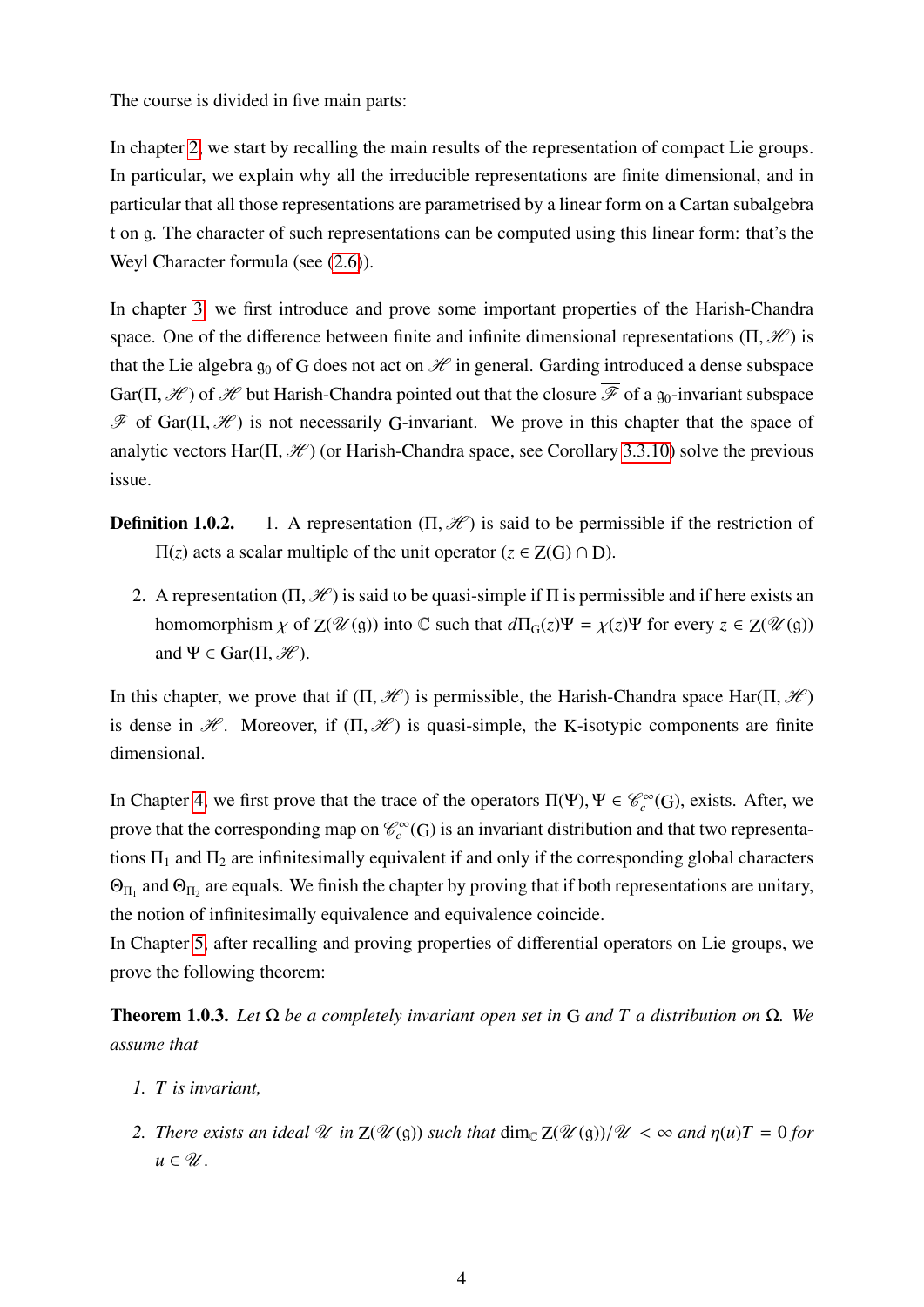The course is divided in five main parts:

In chapter 2, we start by recalling the main results of the representation of compact Lie groups. In particular, we explain why all the irreducible representations are finite dimensional, and in particular that all those representations are parametrised by a linear form on a Cartan subalgebra $\mathfrak{t}$ on $\mathfrak{g}$. The character of such representations can be computed using this linear form: that's the Weyl Character formula (see (2.6)).

In chapter 3, we first introduce and prove some important properties of the Harish-Chandra space. One of the difference between finite and infinite dimensional representations $(\Pi, \mathscr{H})$ is that the Lie algebra $\mathfrak{g}_0$ of $\mathrm{G}$ does not act on $\mathscr{H}$ in general. Garding introduced a dense subspace $\mathrm{Gar}(\Pi, \mathscr{H})$ of $\mathscr{H}$ but Harish-Chandra pointed out that the closure $\overline{\mathscr{F}}$ of a $\mathfrak{g}_0$-invariant subspace $\mathscr{F}$ of $\mathrm{Gar}(\Pi, \mathscr{H})$ is not necessarily $\mathrm{G}$-invariant. We prove in this chapter that the space of analytic vectors $\mathrm{Har}(\Pi, \mathscr{H})$ (or Harish-Chandra space, see Corollary 3.3.10) solve the previous issue.

**Definition 1.0.2.** 1. A representation $(\Pi, \mathscr{H})$ is said to be permissible if the restriction of $\Pi(z)$ acts a scalar multiple of the unit operator $(z \in \mathrm{Z}(\mathrm{G}) \cap \mathrm{D})$.

2. A representation $(\Pi, \mathscr{H})$ is said to be quasi-simple if $\Pi$ is permissible and if here exists an homomorphism $\chi$ of $\mathrm{Z}(\mathscr{U}(\mathfrak{g}))$ into $\mathbb{C}$ such that $d\Pi_{\mathrm{G}}(z)\Psi = \chi(z)\Psi$ for every $z \in \mathrm{Z}(\mathscr{U}(\mathfrak{g}))$ and $\Psi \in \mathrm{Gar}(\Pi, \mathscr{H})$.

In this chapter, we prove that if $(\Pi, \mathscr{H})$ is permissible, the Harish-Chandra space $\mathrm{Har}(\Pi, \mathscr{H})$ is dense in $\mathscr{H}$. Moreover, if $(\Pi, \mathscr{H})$ is quasi-simple, the $\mathrm{K}$-isotypic components are finite dimensional.

In Chapter 4, we first prove that the trace of the operators $\Pi(\Psi), \Psi \in \mathscr{C}_c^\infty(\mathrm{G})$, exists. After, we prove that the corresponding map on $\mathscr{C}_c^\infty(\mathrm{G})$ is an invariant distribution and that two representations $\Pi_1$ and $\Pi_2$ are infinitesimally equivalent if and only if the corresponding global characters $\Theta_{\Pi_1}$ and $\Theta_{\Pi_2}$ are equals. We finish the chapter by proving that if both representations are unitary, the notion of infinitesimally equivalence and equivalence coincide.

In Chapter 5, after recalling and proving properties of differential operators on Lie groups, we prove the following theorem:

**Theorem 1.0.3.** *Let $\Omega$ be a completely invariant open set in $\mathrm{G}$ and $T$ a distribution on $\Omega$. We assume that*

1. *$T$ is invariant,*
2. *There exists an ideal $\mathscr{U}$ in $\mathrm{Z}(\mathscr{U}(\mathfrak{g}))$ such that $\dim_{\mathbb{C}} \mathrm{Z}(\mathscr{U}(\mathfrak{g}))/\mathscr{U} < \infty$ and $\eta(u)T = 0$ for $u \in \mathscr{U}$.*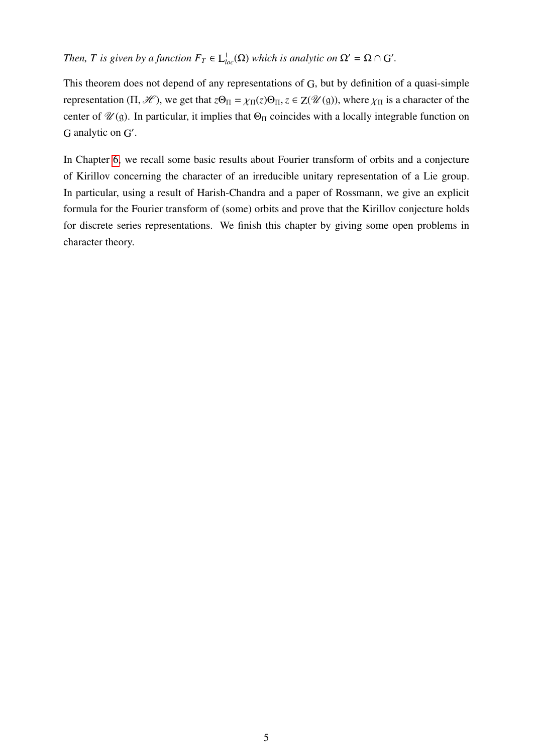*Then, $T$ is given by a function $F_T \in \mathrm{L}^1_{loc}(\Omega)$ which is analytic on $\Omega' = \Omega \cap \mathrm{G}'$.*

This theorem does not depend of any representations of $\mathrm{G}$, but by definition of a quasi-simple representation $(\Pi, \mathscr{H})$, we get that $z\Theta_\Pi = \chi_\Pi(z)\Theta_\Pi, z \in \mathrm{Z}(\mathscr{U}(\mathfrak{g}))$, where $\chi_\Pi$ is a character of the center of $\mathscr{U}(\mathfrak{g})$. In particular, it implies that $\Theta_\Pi$ coincides with a locally integrable function on $\mathrm{G}$ analytic on $\mathrm{G}'$.

In Chapter 6, we recall some basic results about Fourier transform of orbits and a conjecture of Kirillov concerning the character of an irreducible unitary representation of a Lie group. In particular, using a result of Harish-Chandra and a paper of Rossmann, we give an explicit formula for the Fourier transform of (some) orbits and prove that the Kirillov conjecture holds for discrete series representations. We finish this chapter by giving some open problems in character theory.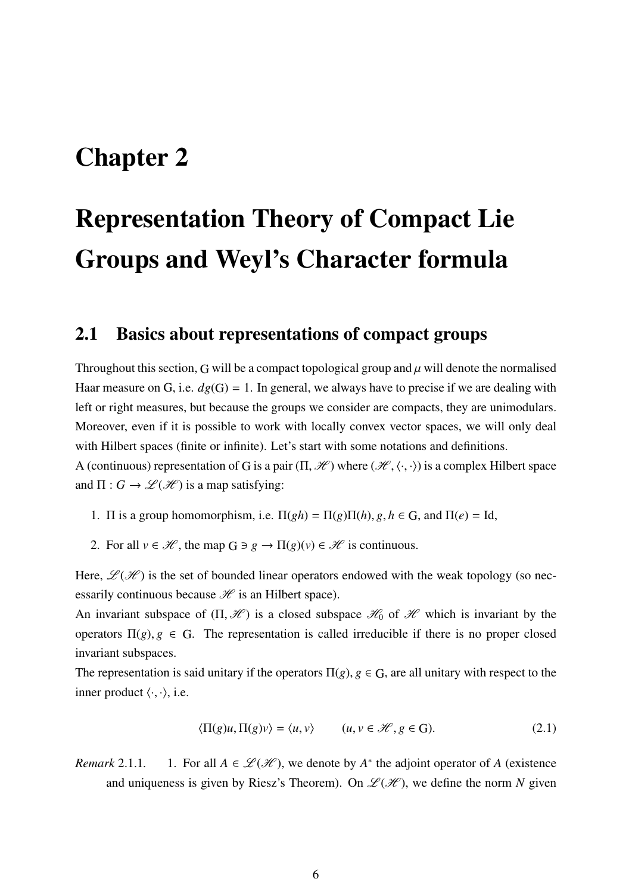# Chapter 2

# Representation Theory of Compact Lie Groups and Weyl's Character formula

## 2.1 Basics about representations of compact groups

Throughout this section, G will be a compact topological group and $\mu$ will denote the normalised Haar measure on G, i.e. $dg(\mathrm{G}) = 1$. In general, we always have to precise if we are dealing with left or right measures, but because the groups we consider are compacts, they are unimodulars. Moreover, even if it is possible to work with locally convex vector spaces, we will only deal with Hilbert spaces (finite or infinite). Let's start with some notations and definitions.

A (continuous) representation of G is a pair $(\Pi, \mathscr{H})$ where $(\mathscr{H}, \langle \cdot, \cdot \rangle)$ is a complex Hilbert space and $\Pi : G \to \mathscr{L}(\mathscr{H})$ is a map satisfying:

1. $\Pi$ is a group homomorphism, i.e. $\Pi(gh) = \Pi(g)\Pi(h), g, h \in \mathrm{G}$, and $\Pi(e) = \mathrm{Id}$,
2. For all $v \in \mathscr{H}$, the map $\mathrm{G} \ni g \to \Pi(g)(v) \in \mathscr{H}$ is continuous.

Here, $\mathscr{L}(\mathscr{H})$ is the set of bounded linear operators endowed with the weak topology (so necessarily continuous because $\mathscr{H}$ is an Hilbert space).

An invariant subspace of $(\Pi, \mathscr{H})$ is a closed subspace $\mathscr{H}_0$ of $\mathscr{H}$ which is invariant by the operators $\Pi(g), g \in \mathrm{G}$. The representation is called irreducible if there is no proper closed invariant subspaces.

The representation is said unitary if the operators $\Pi(g), g \in \mathrm{G}$, are all unitary with respect to the inner product $\langle \cdot, \cdot \rangle$, i.e.

$$\langle \Pi(g)u, \Pi(g)v \rangle = \langle u, v \rangle \qquad (u, v \in \mathscr{H}, g \in \mathrm{G}). \tag{2.1}$$

*Remark* 2.1.1. 1. For all $A \in \mathscr{L}(\mathscr{H})$, we denote by $A^*$ the adjoint operator of $A$ (existence and uniqueness is given by Riesz's Theorem). On $\mathscr{L}(\mathscr{H})$, we define the norm $N$ given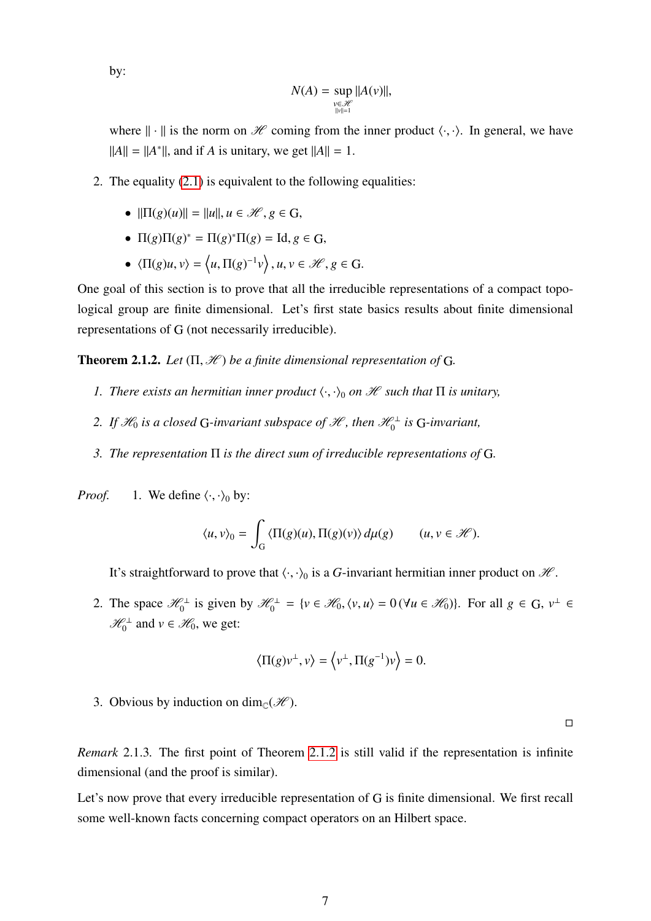by:

$$N(A) = \sup_{\substack{v \in \mathscr{H} \\ \|v\|=1}} \|A(v)\|,$$

where $\|\cdot\|$ is the norm on $\mathscr{H}$ coming from the inner product $\langle \cdot, \cdot \rangle$. In general, we have $\|A\| = \|A^*\|$, and if $A$ is unitary, we get $\|A\| = 1$.

2. The equality (2.1) is equivalent to the following equalities:

   - $\|\Pi(g)(u)\| = \|u\|, u \in \mathscr{H}, g \in \mathrm{G},$
   - $\Pi(g)\Pi(g)^* = \Pi(g)^*\Pi(g) = \mathrm{Id}, g \in \mathrm{G},$
   - $\langle \Pi(g)u, v \rangle = \left\langle u, \Pi(g)^{-1}v \right\rangle, u, v \in \mathscr{H}, g \in \mathrm{G}.$

One goal of this section is to prove that all the irreducible representations of a compact topological group are finite dimensional. Let's first state basics results about finite dimensional representations of G (not necessarily irreducible).

**Theorem 2.1.2.** *Let $(\Pi, \mathscr{H})$ be a finite dimensional representation of* G*.*

1. *There exists an hermitian inner product $\langle \cdot, \cdot \rangle_0$ on $\mathscr{H}$ such that $\Pi$ is unitary,*
2. *If $\mathscr{H}_0$ is a closed* G*-invariant subspace of $\mathscr{H}$, then $\mathscr{H}_0^{\perp}$ is* G*-invariant,*
3. *The representation $\Pi$ is the direct sum of irreducible representations of* G*.*

*Proof.* 1. We define $\langle \cdot, \cdot \rangle_0$ by:

$$\langle u, v \rangle_0 = \int_{\mathrm{G}} \langle \Pi(g)(u), \Pi(g)(v) \rangle \, d\mu(g) \qquad (u, v \in \mathscr{H}).$$

It's straightforward to prove that $\langle \cdot, \cdot \rangle_0$ is a $G$-invariant hermitian inner product on $\mathscr{H}$.

2. The space $\mathscr{H}_0^{\perp}$ is given by $\mathscr{H}_0^{\perp} = \{v \in \mathscr{H}_0, \langle v, u \rangle = 0 \, (\forall u \in \mathscr{H}_0)\}$. For all $g \in \mathrm{G}$, $v^{\perp} \in \mathscr{H}_0^{\perp}$ and $v \in \mathscr{H}_0$, we get:

$$\langle \Pi(g)v^{\perp}, v \rangle = \left\langle v^{\perp}, \Pi(g^{-1})v \right\rangle = 0.$$

3. Obvious by induction on $\dim_{\mathbb{C}}(\mathscr{H})$.

□

*Remark* 2.1.3. The first point of Theorem 2.1.2 is still valid if the representation is infinite dimensional (and the proof is similar).

Let's now prove that every irreducible representation of G is finite dimensional. We first recall some well-known facts concerning compact operators on an Hilbert space.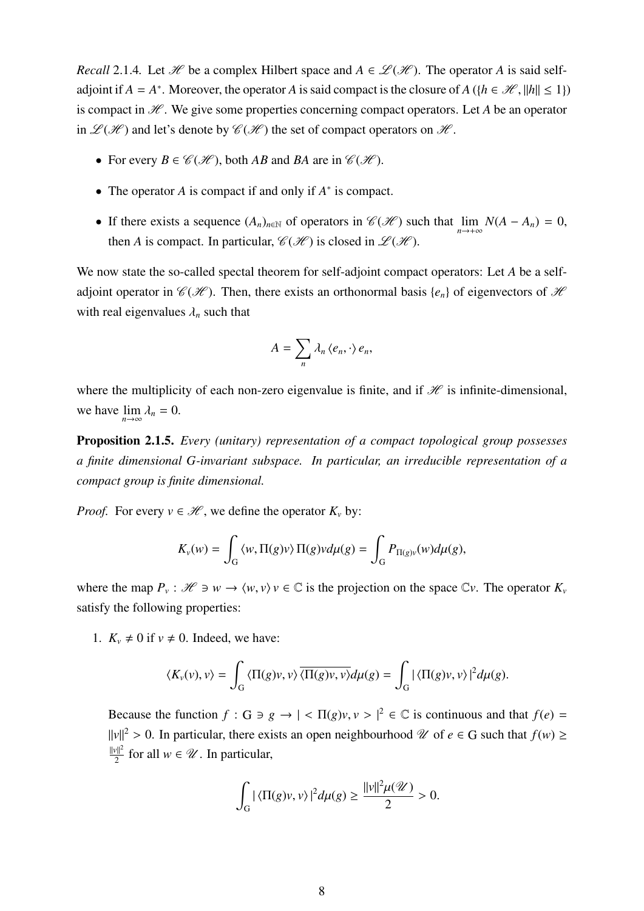*Recall* 2.1.4. Let $\mathscr{H}$ be a complex Hilbert space and $A \in \mathscr{L}(\mathscr{H})$. The operator $A$ is said self-adjoint if $A = A^*$. Moreover, the operator $A$ is said compact is the closure of $A(\{h \in \mathscr{H}, \|h\| \leq 1\})$ is compact in $\mathscr{H}$. We give some properties concerning compact operators. Let $A$ be an operator in $\mathscr{L}(\mathscr{H})$ and let's denote by $\mathscr{C}(\mathscr{H})$ the set of compact operators on $\mathscr{H}$.

- For every $B \in \mathscr{C}(\mathscr{H})$, both $AB$ and $BA$ are in $\mathscr{C}(\mathscr{H})$.
- The operator $A$ is compact if and only if $A^*$ is compact.
- If there exists a sequence $(A_n)_{n\in\mathbb{N}}$ of operators in $\mathscr{C}(\mathscr{H})$ such that $\lim_{n\to+\infty} N(A - A_n) = 0$, then $A$ is compact. In particular, $\mathscr{C}(\mathscr{H})$ is closed in $\mathscr{L}(\mathscr{H})$.

We now state the so-called spectal theorem for self-adjoint compact operators: Let $A$ be a self-adjoint operator in $\mathscr{C}(\mathscr{H})$. Then, there exists an orthonormal basis $\{e_n\}$ of eigenvectors of $\mathscr{H}$ with real eigenvalues $\lambda_n$ such that

$$A = \sum_n \lambda_n \langle e_n, \cdot \rangle e_n,$$

where the multiplicity of each non-zero eigenvalue is finite, and if $\mathscr{H}$ is infinite-dimensional, we have $\lim_{n\to\infty} \lambda_n = 0$.

**Proposition 2.1.5.** *Every (unitary) representation of a compact topological group possesses a finite dimensional G-invariant subspace. In particular, an irreducible representation of a compact group is finite dimensional.*

*Proof.* For every $v \in \mathscr{H}$, we define the operator $K_v$ by:

$$K_v(w) = \int_G \langle w, \Pi(g)v \rangle \, \Pi(g)v d\mu(g) = \int_G P_{\Pi(g)v}(w) d\mu(g),$$

where the map $P_v : \mathscr{H} \ni w \to \langle w, v \rangle v \in \mathbb{C}$ is the projection on the space $\mathbb{C}v$. The operator $K_v$ satisfy the following properties:

1. $K_v \neq 0$ if $v \neq 0$. Indeed, we have:

$$\langle K_v(v), v \rangle = \int_G \langle \Pi(g)v, v \rangle \overline{\langle \Pi(g)v, v \rangle} d\mu(g) = \int_G |\langle \Pi(g)v, v \rangle|^2 d\mu(g).$$

Because the function $f : G \ni g \to |<\Pi(g)v, v>|^2 \in \mathbb{C}$ is continuous and that $f(e) = \|v\|^2 > 0$. In particular, there exists an open neighbourhood $\mathscr{U}$ of $e \in G$ such that $f(w) \geq \frac{\|v\|^2}{2}$ for all $w \in \mathscr{U}$. In particular,

$$\int_G |\langle \Pi(g)v, v \rangle|^2 d\mu(g) \geq \frac{\|v\|^2 \mu(\mathscr{U})}{2} > 0.$$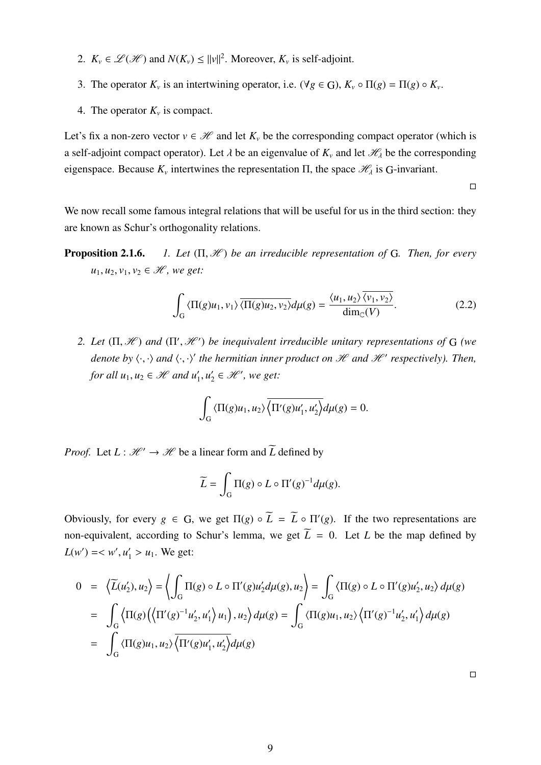2. $K_v \in \mathscr{L}(\mathscr{H})$ and $N(K_v) \leq \|v\|^2$. Moreover, $K_v$ is self-adjoint.

3. The operator $K_v$ is an intertwining operator, i.e. $(\forall g \in \mathrm{G})$, $K_v \circ \Pi(g) = \Pi(g) \circ K_v$.

4. The operator $K_v$ is compact.

Let's fix a non-zero vector $v \in \mathscr{H}$ and let $K_v$ be the corresponding compact operator (which is a self-adjoint compact operator). Let $\lambda$ be an eigenvalue of $K_v$ and let $\mathscr{H}_\lambda$ be the corresponding eigenspace. Because $K_v$ intertwines the representation $\Pi$, the space $\mathscr{H}_\lambda$ is $\mathrm{G}$-invariant.

□

We now recall some famous integral relations that will be useful for us in the third section: they are known as Schur's orthogonality relations.

**Proposition 2.1.6.** *1. Let $(\Pi, \mathscr{H})$ be an irreducible representation of $\mathrm{G}$. Then, for every $u_1, u_2, v_1, v_2 \in \mathscr{H}$, we get:*

$$\int_{\mathrm{G}} \langle \Pi(g)u_1, v_1 \rangle \overline{\langle \Pi(g)u_2, v_2 \rangle} d\mu(g) = \frac{\langle u_1, u_2 \rangle \overline{\langle v_1, v_2 \rangle}}{\dim_{\mathbb{C}}(V)}. \tag{2.2}$$

*2. Let $(\Pi, \mathscr{H})$ and $(\Pi', \mathscr{H}')$ be inequivalent irreducible unitary representations of $\mathrm{G}$ (we denote by $\langle \cdot, \cdot \rangle$ and $\langle \cdot, \cdot \rangle'$ the hermitian inner product on $\mathscr{H}$ and $\mathscr{H}'$ respectively). Then, for all $u_1, u_2 \in \mathscr{H}$ and $u'_1, u'_2 \in \mathscr{H}'$, we get:*

$$\int_{\mathrm{G}} \langle \Pi(g)u_1, u_2 \rangle \overline{\left\langle \Pi'(g)u'_1, u'_2 \right\rangle} d\mu(g) = 0.$$

*Proof.* Let $L : \mathscr{H}' \to \mathscr{H}$ be a linear form and $\widetilde{L}$ defined by

$$\widetilde{L} = \int_{\mathrm{G}} \Pi(g) \circ L \circ \Pi'(g)^{-1} d\mu(g).$$

Obviously, for every $g \in \mathrm{G}$, we get $\Pi(g) \circ \widetilde{L} = \widetilde{L} \circ \Pi'(g)$. If the two representations are non-equivalent, according to Schur's lemma, we get $\widetilde{L} = 0$. Let $L$ be the map defined by $L(w') =< w', u'_1 > u_1$. We get:

$$\begin{aligned}
0 &= \left\langle \widetilde{L}(u'_2), u_2 \right\rangle = \left\langle \int_{\mathrm{G}} \Pi(g) \circ L \circ \Pi'(g) u'_2 d\mu(g), u_2 \right\rangle = \int_{\mathrm{G}} \left\langle \Pi(g) \circ L \circ \Pi'(g) u'_2, u_2 \right\rangle d\mu(g) \\
&= \int_{\mathrm{G}} \left\langle \Pi(g) \left( \left\langle \Pi'(g)^{-1} u'_2, u'_1 \right\rangle u_1 \right), u_2 \right\rangle d\mu(g) = \int_{\mathrm{G}} \langle \Pi(g)u_1, u_2 \rangle \left\langle \Pi'(g)^{-1} u'_2, u'_1 \right\rangle d\mu(g) \\
&= \int_{\mathrm{G}} \langle \Pi(g)u_1, u_2 \rangle \overline{\left\langle \Pi'(g)u'_1, u'_2 \right\rangle} d\mu(g)
\end{aligned}$$

□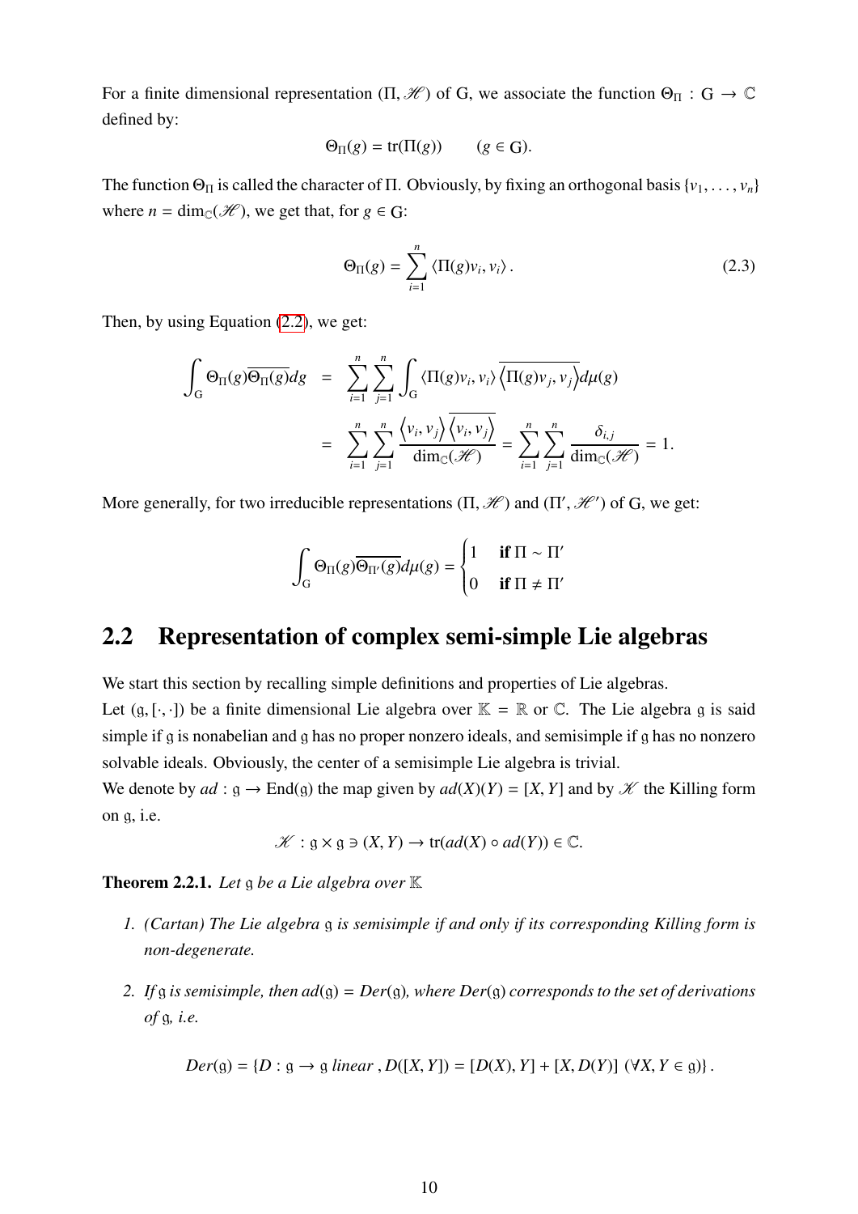For a finite dimensional representation $(\Pi, \mathscr{H})$ of G, we associate the function $\Theta_\Pi : G \to \mathbb{C}$ defined by:

$$\Theta_\Pi(g) = \mathrm{tr}(\Pi(g)) \qquad (g \in G).$$

The function $\Theta_\Pi$ is called the character of $\Pi$. Obviously, by fixing an orthogonal basis $\{v_1, \dots, v_n\}$ where $n = \dim_{\mathbb{C}}(\mathscr{H})$, we get that, for $g \in G$:

$$\Theta_\Pi(g) = \sum_{i=1}^{n} \langle \Pi(g)v_i, v_i \rangle . \tag{2.3}$$

Then, by using Equation (2.2), we get:

$$\begin{aligned}
\int_G \Theta_\Pi(g)\overline{\Theta_\Pi(g)}dg &= \sum_{i=1}^{n}\sum_{j=1}^{n}\int_G \langle \Pi(g)v_i, v_i\rangle \overline{\left\langle \Pi(g)v_j, v_j\right\rangle} d\mu(g) \\
&= \sum_{i=1}^{n}\sum_{j=1}^{n} \frac{\left\langle v_i, v_j\right\rangle \overline{\left\langle v_i, v_j\right\rangle}}{\dim_{\mathbb{C}}(\mathscr{H})} = \sum_{i=1}^{n}\sum_{j=1}^{n} \frac{\delta_{i,j}}{\dim_{\mathbb{C}}(\mathscr{H})} = 1.
\end{aligned}$$

More generally, for two irreducible representations $(\Pi, \mathscr{H})$ and $(\Pi', \mathscr{H}')$ of G, we get:

$$\int_G \Theta_\Pi(g)\overline{\Theta_{\Pi'}(g)}d\mu(g) = \begin{cases} 1 & \textbf{if } \Pi \sim \Pi' \\ 0 & \textbf{if } \Pi \neq \Pi' \end{cases}$$

## 2.2 Representation of complex semi-simple Lie algebras

We start this section by recalling simple definitions and properties of Lie algebras.
Let $(\mathfrak{g}, [\cdot,\cdot])$ be a finite dimensional Lie algebra over $\mathbb{K} = \mathbb{R}$ or $\mathbb{C}$. The Lie algebra $\mathfrak{g}$ is said simple if $\mathfrak{g}$ is nonabelian and $\mathfrak{g}$ has no proper nonzero ideals, and semisimple if $\mathfrak{g}$ has no nonzero solvable ideals. Obviously, the center of a semisimple Lie algebra is trivial.
We denote by $ad : \mathfrak{g} \to \mathrm{End}(\mathfrak{g})$ the map given by $ad(X)(Y) = [X, Y]$ and by $\mathscr{K}$ the Killing form on $\mathfrak{g}$, i.e.

$$\mathscr{K} : \mathfrak{g} \times \mathfrak{g} \ni (X, Y) \to \mathrm{tr}(ad(X) \circ ad(Y)) \in \mathbb{C}.$$

**Theorem 2.2.1.** *Let $\mathfrak{g}$ be a Lie algebra over $\mathbb{K}$*

1. *(Cartan) The Lie algebra $\mathfrak{g}$ is semisimple if and only if its corresponding Killing form is non-degenerate.*

2. *If $\mathfrak{g}$ is semisimple, then $ad(\mathfrak{g}) = Der(\mathfrak{g})$, where $Der(\mathfrak{g})$ corresponds to the set of derivations of $\mathfrak{g}$, i.e.*

$$Der(\mathfrak{g}) = \{D : \mathfrak{g} \to \mathfrak{g} \text{ linear}, D([X, Y]) = [D(X), Y] + [X, D(Y)] \ (\forall X, Y \in \mathfrak{g})\}.$$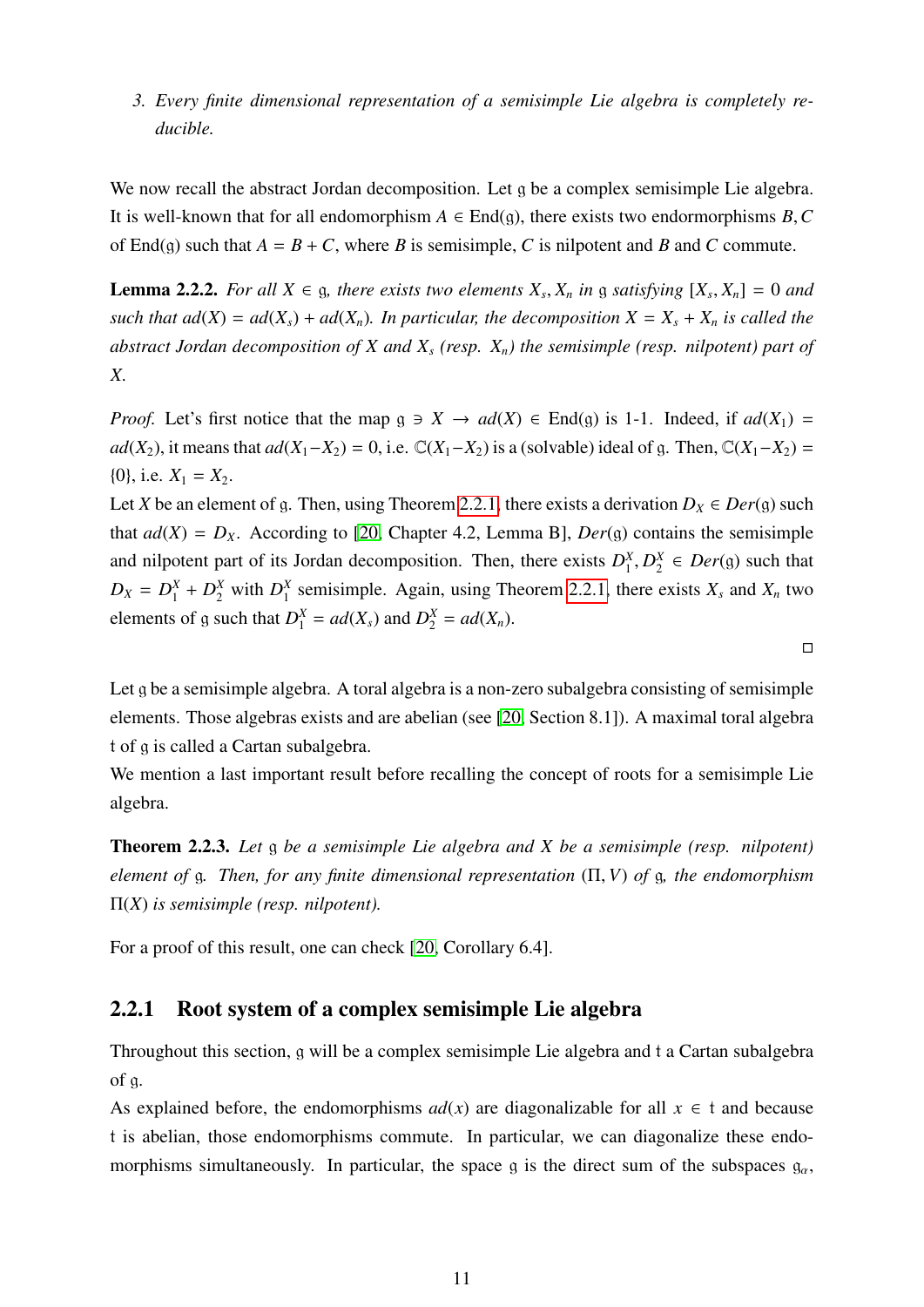3. *Every finite dimensional representation of a semisimple Lie algebra is completely reducible.*

We now recall the abstract Jordan decomposition. Let $\mathfrak{g}$ be a complex semisimple Lie algebra. It is well-known that for all endomorphism $A \in \mathrm{End}(\mathfrak{g})$, there exists two endormorphisms $B, C$ of $\mathrm{End}(\mathfrak{g})$ such that $A = B + C$, where $B$ is semisimple, $C$ is nilpotent and $B$ and $C$ commute.

**Lemma 2.2.2.** *For all $X \in \mathfrak{g}$, there exists two elements $X_s, X_n$ in $\mathfrak{g}$ satisfying $[X_s, X_n] = 0$ and such that $ad(X) = ad(X_s) + ad(X_n)$. In particular, the decomposition $X = X_s + X_n$ is called the abstract Jordan decomposition of $X$ and $X_s$ (resp. $X_n$) the semisimple (resp. nilpotent) part of $X$.*

*Proof.* Let's first notice that the map $\mathfrak{g} \ni X \to ad(X) \in \mathrm{End}(\mathfrak{g})$ is 1-1. Indeed, if $ad(X_1) = ad(X_2)$, it means that $ad(X_1 - X_2) = 0$, i.e. $\mathbb{C}(X_1 - X_2)$ is a (solvable) ideal of $\mathfrak{g}$. Then, $\mathbb{C}(X_1 - X_2) = \{0\}$, i.e. $X_1 = X_2$.
Let $X$ be an element of $\mathfrak{g}$. Then, using Theorem 2.2.1, there exists a derivation $D_X \in Der(\mathfrak{g})$ such that $ad(X) = D_X$. According to [20, Chapter 4.2, Lemma B], $Der(\mathfrak{g})$ contains the semisimple and nilpotent part of its Jordan decomposition. Then, there exists $D_1^X, D_2^X \in Der(\mathfrak{g})$ such that $D_X = D_1^X + D_2^X$ with $D_1^X$ semisimple. Again, using Theorem 2.2.1, there exists $X_s$ and $X_n$ two elements of $\mathfrak{g}$ such that $D_1^X = ad(X_s)$ and $D_2^X = ad(X_n)$. □

Let $\mathfrak{g}$ be a semisimple algebra. A toral algebra is a non-zero subalgebra consisting of semisimple elements. Those algebras exists and are abelian (see [20, Section 8.1]). A maximal toral algebra $\mathfrak{t}$ of $\mathfrak{g}$ is called a Cartan subalgebra.
We mention a last important result before recalling the concept of roots for a semisimple Lie algebra.

**Theorem 2.2.3.** *Let $\mathfrak{g}$ be a semisimple Lie algebra and $X$ be a semisimple (resp. nilpotent) element of $\mathfrak{g}$. Then, for any finite dimensional representation $(\Pi, V)$ of $\mathfrak{g}$, the endomorphism $\Pi(X)$ is semisimple (resp. nilpotent).*

For a proof of this result, one can check [20, Corollary 6.4].

### 2.2.1 Root system of a complex semisimple Lie algebra

Throughout this section, $\mathfrak{g}$ will be a complex semisimple Lie algebra and $\mathfrak{t}$ a Cartan subalgebra of $\mathfrak{g}$.
As explained before, the endomorphisms $ad(x)$ are diagonalizable for all $x \in \mathfrak{t}$ and because $\mathfrak{t}$ is abelian, those endomorphisms commute. In particular, we can diagonalize these endomorphisms simultaneously. In particular, the space $\mathfrak{g}$ is the direct sum of the subspaces $\mathfrak{g}_\alpha$,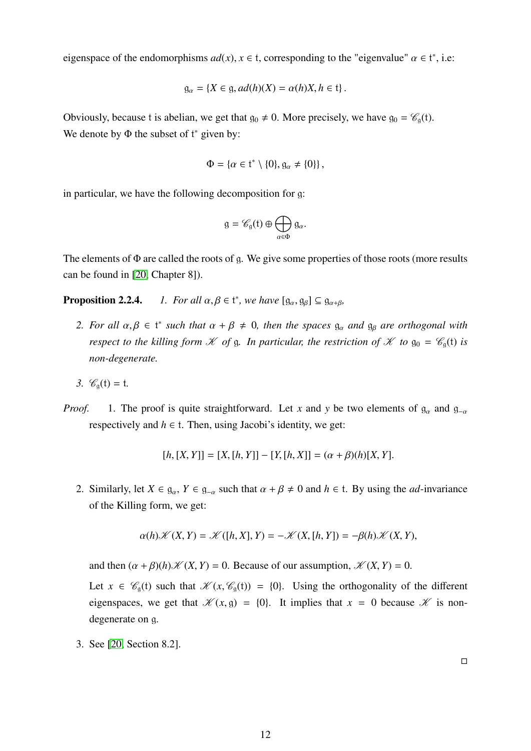eigenspace of the endomorphisms $ad(x)$, $x \in \mathfrak{t}$, corresponding to the "eigenvalue" $\alpha \in \mathfrak{t}^*$, i.e:

$$\mathfrak{g}_\alpha = \{X \in \mathfrak{g}, ad(h)(X) = \alpha(h)X, h \in \mathfrak{t}\}.$$

Obviously, because $\mathfrak{t}$ is abelian, we get that $\mathfrak{g}_0 \neq 0$. More precisely, we have $\mathfrak{g}_0 = \mathscr{C}_\mathfrak{g}(\mathfrak{t})$.
We denote by $\Phi$ the subset of $\mathfrak{t}^*$ given by:

$$\Phi = \{\alpha \in \mathfrak{t}^* \setminus \{0\}, \mathfrak{g}_\alpha \neq \{0\}\},$$

in particular, we have the following decomposition for $\mathfrak{g}$:

$$\mathfrak{g} = \mathscr{C}_\mathfrak{g}(\mathfrak{t}) \oplus \bigoplus_{\alpha \in \Phi} \mathfrak{g}_\alpha.$$

The elements of $\Phi$ are called the roots of $\mathfrak{g}$. We give some properties of those roots (more results can be found in [20, Chapter 8]).

**Proposition 2.2.4.** *1. For all $\alpha, \beta \in \mathfrak{t}^*$, we have $[\mathfrak{g}_\alpha, \mathfrak{g}_\beta] \subseteq \mathfrak{g}_{\alpha+\beta}$,*

*2. For all $\alpha, \beta \in \mathfrak{t}^*$ such that $\alpha + \beta \neq 0$, then the spaces $\mathfrak{g}_\alpha$ and $\mathfrak{g}_\beta$ are orthogonal with respect to the killing form $\mathscr{K}$ of $\mathfrak{g}$. In particular, the restriction of $\mathscr{K}$ to $\mathfrak{g}_0 = \mathscr{C}_\mathfrak{g}(\mathfrak{t})$ is non-degenerate.*

*3. $\mathscr{C}_\mathfrak{g}(\mathfrak{t}) = \mathfrak{t}$.*

*Proof.* 1. The proof is quite straightforward. Let $x$ and $y$ be two elements of $\mathfrak{g}_\alpha$ and $\mathfrak{g}_{-\alpha}$ respectively and $h \in \mathfrak{t}$. Then, using Jacobi's identity, we get:

$$[h, [X, Y]] = [X, [h, Y]] - [Y, [h, X]] = (\alpha + \beta)(h)[X, Y].$$

2. Similarly, let $X \in \mathfrak{g}_\alpha$, $Y \in \mathfrak{g}_{-\alpha}$ such that $\alpha + \beta \neq 0$ and $h \in \mathfrak{t}$. By using the $ad$-invariance of the Killing form, we get:

$$\alpha(h)\mathscr{K}(X, Y) = \mathscr{K}([h, X], Y) = -\mathscr{K}(X, [h, Y]) = -\beta(h)\mathscr{K}(X, Y),$$

and then $(\alpha + \beta)(h)\mathscr{K}(X, Y) = 0$. Because of our assumption, $\mathscr{K}(X, Y) = 0$.

Let $x \in \mathscr{C}_\mathfrak{g}(\mathfrak{t})$ such that $\mathscr{K}(x, \mathscr{C}_\mathfrak{g}(\mathfrak{t})) = \{0\}$. Using the orthogonality of the different eigenspaces, we get that $\mathscr{K}(x, \mathfrak{g}) = \{0\}$. It implies that $x = 0$ because $\mathscr{K}$ is non-degenerate on $\mathfrak{g}$.

3. See [20, Section 8.2].

□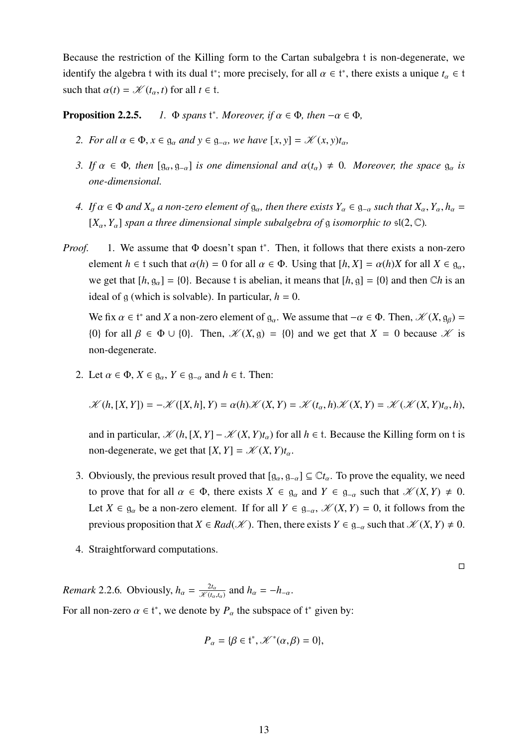Because the restriction of the Killing form to the Cartan subalgebra $\mathfrak{t}$ is non-degenerate, we identify the algebra $\mathfrak{t}$ with its dual $\mathfrak{t}^*$; more precisely, for all $\alpha \in \mathfrak{t}^*$, there exists a unique $t_\alpha \in \mathfrak{t}$ such that $\alpha(t) = \mathscr{K}(t_\alpha, t)$ for all $t \in \mathfrak{t}$.

**Proposition 2.2.5.** *1. $\Phi$ spans $\mathfrak{t}^*$. Moreover, if $\alpha \in \Phi$, then $-\alpha \in \Phi$,*

*2. For all $\alpha \in \Phi$, $x \in \mathfrak{g}_\alpha$ and $y \in \mathfrak{g}_{-\alpha}$, we have $[x, y] = \mathscr{K}(x, y)t_\alpha$,*

*3. If $\alpha \in \Phi$, then $[\mathfrak{g}_\alpha, \mathfrak{g}_{-\alpha}]$ is one dimensional and $\alpha(t_\alpha) \neq 0$. Moreover, the space $\mathfrak{g}_\alpha$ is one-dimensional.*

*4. If $\alpha \in \Phi$ and $X_\alpha$ a non-zero element of $\mathfrak{g}_\alpha$, then there exists $Y_\alpha \in \mathfrak{g}_{-\alpha}$ such that $X_\alpha, Y_\alpha, h_\alpha = [X_\alpha, Y_\alpha]$ span a three dimensional simple subalgebra of $\mathfrak{g}$ isomorphic to $\mathfrak{sl}(2, \mathbb{C})$.*

*Proof.* 1. We assume that $\Phi$ doesn't span $\mathfrak{t}^*$. Then, it follows that there exists a non-zero element $h \in \mathfrak{t}$ such that $\alpha(h) = 0$ for all $\alpha \in \Phi$. Using that $[h, X] = \alpha(h)X$ for all $X \in \mathfrak{g}_\alpha$, we get that $[h, \mathfrak{g}_\alpha] = \{0\}$. Because $\mathfrak{t}$ is abelian, it means that $[h, \mathfrak{g}] = \{0\}$ and then $\mathbb{C}h$ is an ideal of $\mathfrak{g}$ (which is solvable). In particular, $h = 0$.

We fix $\alpha \in \mathfrak{t}^*$ and $X$ a non-zero element of $\mathfrak{g}_\alpha$. We assume that $-\alpha \in \Phi$. Then, $\mathscr{K}(X, \mathfrak{g}_\beta) = \{0\}$ for all $\beta \in \Phi \cup \{0\}$. Then, $\mathscr{K}(X, \mathfrak{g}) = \{0\}$ and we get that $X = 0$ because $\mathscr{K}$ is non-degenerate.

2. Let $\alpha \in \Phi$, $X \in \mathfrak{g}_\alpha$, $Y \in \mathfrak{g}_{-\alpha}$ and $h \in \mathfrak{t}$. Then:

$$\mathscr{K}(h, [X, Y]) = -\mathscr{K}([X, h], Y) = \alpha(h)\mathscr{K}(X, Y) = \mathscr{K}(t_\alpha, h)\mathscr{K}(X, Y) = \mathscr{K}(\mathscr{K}(X, Y)t_\alpha, h),$$

and in particular, $\mathscr{K}(h, [X, Y] - \mathscr{K}(X, Y)t_\alpha)$ for all $h \in \mathfrak{t}$. Because the Killing form on $\mathfrak{t}$ is non-degenerate, we get that $[X, Y] = \mathscr{K}(X, Y)t_\alpha$.

3. Obviously, the previous result proved that $[\mathfrak{g}_\alpha, \mathfrak{g}_{-\alpha}] \subseteq \mathbb{C}t_\alpha$. To prove the equality, we need to prove that for all $\alpha \in \Phi$, there exists $X \in \mathfrak{g}_\alpha$ and $Y \in \mathfrak{g}_{-\alpha}$ such that $\mathscr{K}(X, Y) \neq 0$. Let $X \in \mathfrak{g}_\alpha$ be a non-zero element. If for all $Y \in \mathfrak{g}_{-\alpha}$, $\mathscr{K}(X, Y) = 0$, it follows from the previous proposition that $X \in Rad(\mathscr{K})$. Then, there exists $Y \in \mathfrak{g}_{-\alpha}$ such that $\mathscr{K}(X, Y) \neq 0$.

4. Straightforward computations.

□

*Remark* 2.2.6. Obviously, $h_\alpha = \frac{2t_\alpha}{\mathscr{K}(t_\alpha, t_\alpha)}$ and $h_\alpha = -h_{-\alpha}$.

For all non-zero $\alpha \in \mathfrak{t}^*$, we denote by $P_\alpha$ the subspace of $\mathfrak{t}^*$ given by:

$$P_\alpha = \{\beta \in \mathfrak{t}^*, \mathscr{K}^*(\alpha, \beta) = 0\},$$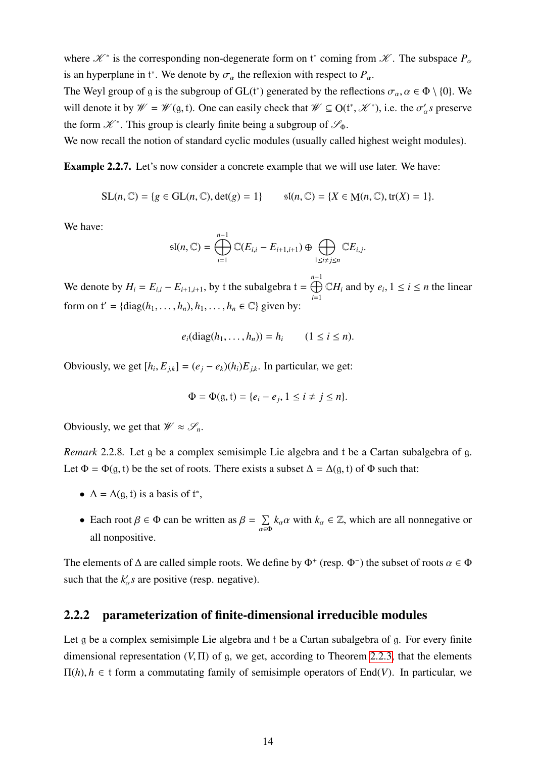where $\mathscr{K}^*$ is the corresponding non-degenerate form on $\mathfrak{t}^*$ coming from $\mathscr{K}$. The subspace $P_\alpha$ is an hyperplane in $\mathfrak{t}^*$. We denote by $\sigma_\alpha$ the reflexion with respect to $P_\alpha$.
The Weyl group of $\mathfrak{g}$ is the subgroup of $\mathrm{GL}(\mathfrak{t}^*)$ generated by the reflections $\sigma_\alpha, \alpha \in \Phi \setminus \{0\}$. We will denote it by $\mathscr{W} = \mathscr{W}(\mathfrak{g}, \mathfrak{t})$. One can easily check that $\mathscr{W} \subseteq \mathrm{O}(\mathfrak{t}^*, \mathscr{K}^*)$, i.e. the $\sigma_\alpha' s$ preserve the form $\mathscr{K}^*$. This group is clearly finite being a subgroup of $\mathscr{S}_\Phi$.
We now recall the notion of standard cyclic modules (usually called highest weight modules).

**Example 2.2.7.** Let's now consider a concrete example that we will use later. We have:

$$\mathrm{SL}(n, \mathbb{C}) = \{g \in \mathrm{GL}(n, \mathbb{C}), \det(g) = 1\} \qquad \mathfrak{sl}(n, \mathbb{C}) = \{X \in \mathrm{M}(n, \mathbb{C}), \mathrm{tr}(X) = 1\}.$$

We have:

$$\mathfrak{sl}(n, \mathbb{C}) = \bigoplus_{i=1}^{n-1} \mathbb{C}(E_{i,i} - E_{i+1,i+1}) \oplus \bigoplus_{1 \leq i \neq j \leq n} \mathbb{C}E_{i,j}.$$

We denote by $H_i = E_{i,i} - E_{i+1,i+1}$, by $\mathfrak{t}$ the subalgebra $\mathfrak{t} = \bigoplus_{i=1}^{n-1} \mathbb{C}H_i$ and by $e_i, 1 \leq i \leq n$ the linear form on $\mathfrak{t}' = \{\mathrm{diag}(h_1, \ldots, h_n), h_1, \ldots, h_n \in \mathbb{C}\}$ given by:

$$e_i(\mathrm{diag}(h_1, \ldots, h_n)) = h_i \qquad (1 \leq i \leq n).$$

Obviously, we get $[h_i, E_{j,k}] = (e_j - e_k)(h_i)E_{j,k}$. In particular, we get:

$$\Phi = \Phi(\mathfrak{g}, \mathfrak{t}) = \{e_i - e_j, 1 \leq i \neq j \leq n\}.$$

Obviously, we get that $\mathscr{W} \approx \mathscr{S}_n$.

*Remark* 2.2.8. Let $\mathfrak{g}$ be a complex semisimple Lie algebra and $\mathfrak{t}$ be a Cartan subalgebra of $\mathfrak{g}$. Let $\Phi = \Phi(\mathfrak{g}, \mathfrak{t})$ be the set of roots. There exists a subset $\Delta = \Delta(\mathfrak{g}, \mathfrak{t})$ of $\Phi$ such that:

- $\Delta = \Delta(\mathfrak{g}, \mathfrak{t})$ is a basis of $\mathfrak{t}^*$,
- Each root $\beta \in \Phi$ can be written as $\beta = \sum\limits_{\alpha \in \Phi} k_\alpha \alpha$ with $k_\alpha \in \mathbb{Z}$, which are all nonnegative or all nonpositive.

The elements of $\Delta$ are called simple roots. We define by $\Phi^+$ (resp. $\Phi^-$) the subset of roots $\alpha \in \Phi$ such that the $k_\alpha' s$ are positive (resp. negative).

### 2.2.2 parameterization of finite-dimensional irreducible modules

Let $\mathfrak{g}$ be a complex semisimple Lie algebra and $\mathfrak{t}$ be a Cartan subalgebra of $\mathfrak{g}$. For every finite dimensional representation $(V, \Pi)$ of $\mathfrak{g}$, we get, according to Theorem 2.2.3, that the elements $\Pi(h), h \in \mathfrak{t}$ form a commutating family of semisimple operators of $\mathrm{End}(V)$. In particular, we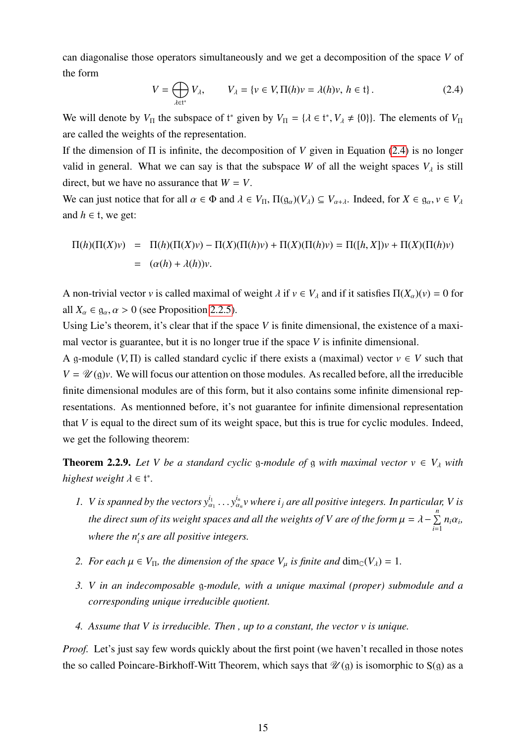can diagonalise those operators simultaneously and we get a decomposition of the space $V$ of the form

$$V = \bigoplus_{\lambda \in \mathfrak{t}^*} V_\lambda, \qquad V_\lambda = \{v \in V, \Pi(h)v = \lambda(h)v,\ h \in \mathfrak{t}\}. \tag{2.4}$$

We will denote by $V_\Pi$ the subspace of $\mathfrak{t}^*$ given by $V_\Pi = \{\lambda \in \mathfrak{t}^*, V_\lambda \neq \{0\}\}$. The elements of $V_\Pi$ are called the weights of the representation.

If the dimension of $\Pi$ is infinite, the decomposition of $V$ given in Equation (2.4) is no longer valid in general. What we can say is that the subspace $W$ of all the weight spaces $V_\lambda$ is still direct, but we have no assurance that $W = V$.

We can just notice that for all $\alpha \in \Phi$ and $\lambda \in V_\Pi$, $\Pi(\mathfrak{g}_\alpha)(V_\lambda) \subseteq V_{\alpha+\lambda}$. Indeed, for $X \in \mathfrak{g}_\alpha$, $v \in V_\lambda$ and $h \in \mathfrak{t}$, we get:

$$\begin{aligned}
\Pi(h)(\Pi(X)v) &= \Pi(h)(\Pi(X)v) - \Pi(X)(\Pi(h)v) + \Pi(X)(\Pi(h)v) = \Pi([h, X])v + \Pi(X)(\Pi(h)v) \\
&= (\alpha(h) + \lambda(h))v.
\end{aligned}$$

A non-trivial vector $v$ is called maximal of weight $\lambda$ if $v \in V_\lambda$ and if it satisfies $\Pi(X_\alpha)(v) = 0$ for all $X_\alpha \in \mathfrak{g}_\alpha, \alpha > 0$ (see Proposition 2.2.5).

Using Lie's theorem, it's clear that if the space $V$ is finite dimensional, the existence of a maximal vector is guarantee, but it is no longer true if the space $V$ is infinite dimensional.

A $\mathfrak{g}$-module $(V, \Pi)$ is called standard cyclic if there exists a (maximal) vector $v \in V$ such that $V = \mathscr{U}(\mathfrak{g})v$. We will focus our attention on those modules. As recalled before, all the irreducible finite dimensional modules are of this form, but it also contains some infinite dimensional representations. As mentionned before, it's not guarantee for infinite dimensional representation that $V$ is equal to the direct sum of its weight space, but this is true for cyclic modules. Indeed, we get the following theorem:

**Theorem 2.2.9.** *Let $V$ be a standard cyclic $\mathfrak{g}$-module of $\mathfrak{g}$ with maximal vector $v \in V_\lambda$ with highest weight $\lambda \in \mathfrak{t}^*$.*

1. *$V$ is spanned by the vectors $y_{\alpha_1}^{i_1} \dots y_{\alpha_n}^{i_n} v$ where $i_j$ are all positive integers. In particular, $V$ is the direct sum of its weight spaces and all the weights of $V$ are of the form $\mu = \lambda - \sum_{i=1}^{n} n_i \alpha_i$, where the $n_i'$s are all positive integers.*

2. *For each $\mu \in V_\Pi$, the dimension of the space $V_\mu$ is finite and $\dim_{\mathbb{C}}(V_\lambda) = 1$.*

3. *$V$ in an indecomposable $\mathfrak{g}$-module, with a unique maximal (proper) submodule and a corresponding unique irreducible quotient.*

4. *Assume that $V$ is irreducible. Then , up to a constant, the vector $v$ is unique.*

*Proof.* Let's just say few words quickly about the first point (we haven't recalled in those notes the so called Poincare-Birkhoff-Witt Theorem, which says that $\mathscr{U}(\mathfrak{g})$ is isomorphic to $S(\mathfrak{g})$ as a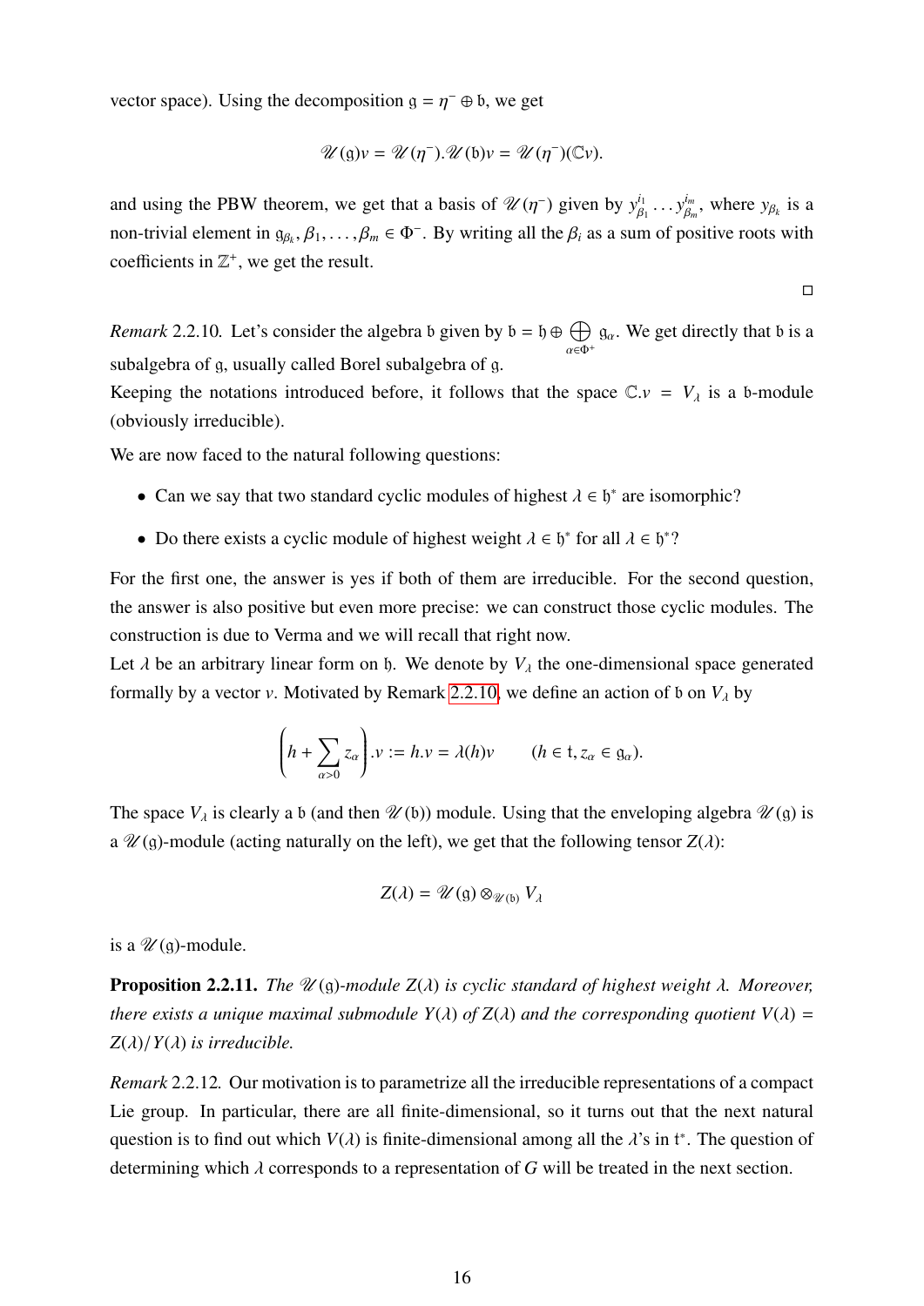vector space). Using the decomposition $\mathfrak{g} = \eta^- \oplus \mathfrak{b}$, we get

$$\mathscr{U}(\mathfrak{g})v = \mathscr{U}(\eta^-).\mathscr{U}(\mathfrak{b})v = \mathscr{U}(\eta^-)(\mathbb{C}v).$$

and using the PBW theorem, we get that a basis of $\mathscr{U}(\eta^-)$ given by $y_{\beta_1}^{i_1} \dots y_{\beta_m}^{i_m}$, where $y_{\beta_k}$ is a non-trivial element in $\mathfrak{g}_{\beta_k}, \beta_1, \dots, \beta_m \in \Phi^-$. By writing all the $\beta_i$ as a sum of positive roots with coefficients in $\mathbb{Z}^+$, we get the result.

□

*Remark* 2.2.10. Let's consider the algebra $\mathfrak{b}$ given by $\mathfrak{b} = \mathfrak{h} \oplus \bigoplus_{\alpha \in \Phi^+} \mathfrak{g}_\alpha$. We get directly that $\mathfrak{b}$ is a subalgebra of $\mathfrak{g}$, usually called Borel subalgebra of $\mathfrak{g}$.

Keeping the notations introduced before, it follows that the space $\mathbb{C}.v = V_\lambda$ is a $\mathfrak{b}$-module (obviously irreducible).

We are now faced to the natural following questions:

- Can we say that two standard cyclic modules of highest $\lambda \in \mathfrak{h}^*$ are isomorphic?
- Do there exists a cyclic module of highest weight $\lambda \in \mathfrak{h}^*$ for all $\lambda \in \mathfrak{h}^*$?

For the first one, the answer is yes if both of them are irreducible. For the second question, the answer is also positive but even more precise: we can construct those cyclic modules. The construction is due to Verma and we will recall that right now.

Let $\lambda$ be an arbitrary linear form on $\mathfrak{h}$. We denote by $V_\lambda$ the one-dimensional space generated formally by a vector $v$. Motivated by Remark 2.2.10, we define an action of $\mathfrak{b}$ on $V_\lambda$ by

$$\left(h + \sum_{\alpha > 0} z_\alpha\right).v := h.v = \lambda(h)v \qquad (h \in \mathfrak{t}, z_\alpha \in \mathfrak{g}_\alpha).$$

The space $V_\lambda$ is clearly a $\mathfrak{b}$ (and then $\mathscr{U}(\mathfrak{b})$) module. Using that the enveloping algebra $\mathscr{U}(\mathfrak{g})$ is a $\mathscr{U}(\mathfrak{g})$-module (acting naturally on the left), we get that the following tensor $Z(\lambda)$:

$$Z(\lambda) = \mathscr{U}(\mathfrak{g}) \otimes_{\mathscr{U}(\mathfrak{b})} V_\lambda$$

is a $\mathscr{U}(\mathfrak{g})$-module.

**Proposition 2.2.11.** *The $\mathscr{U}(\mathfrak{g})$-module $Z(\lambda)$ is cyclic standard of highest weight $\lambda$. Moreover, there exists a unique maximal submodule $Y(\lambda)$ of $Z(\lambda)$ and the corresponding quotient $V(\lambda) = Z(\lambda)/Y(\lambda)$ is irreducible.*

*Remark* 2.2.12. Our motivation is to parametrize all the irreducible representations of a compact Lie group. In particular, there are all finite-dimensional, so it turns out that the next natural question is to find out which $V(\lambda)$ is finite-dimensional among all the $\lambda$'s in $\mathfrak{t}^*$. The question of determining which $\lambda$ corresponds to a representation of $G$ will be treated in the next section.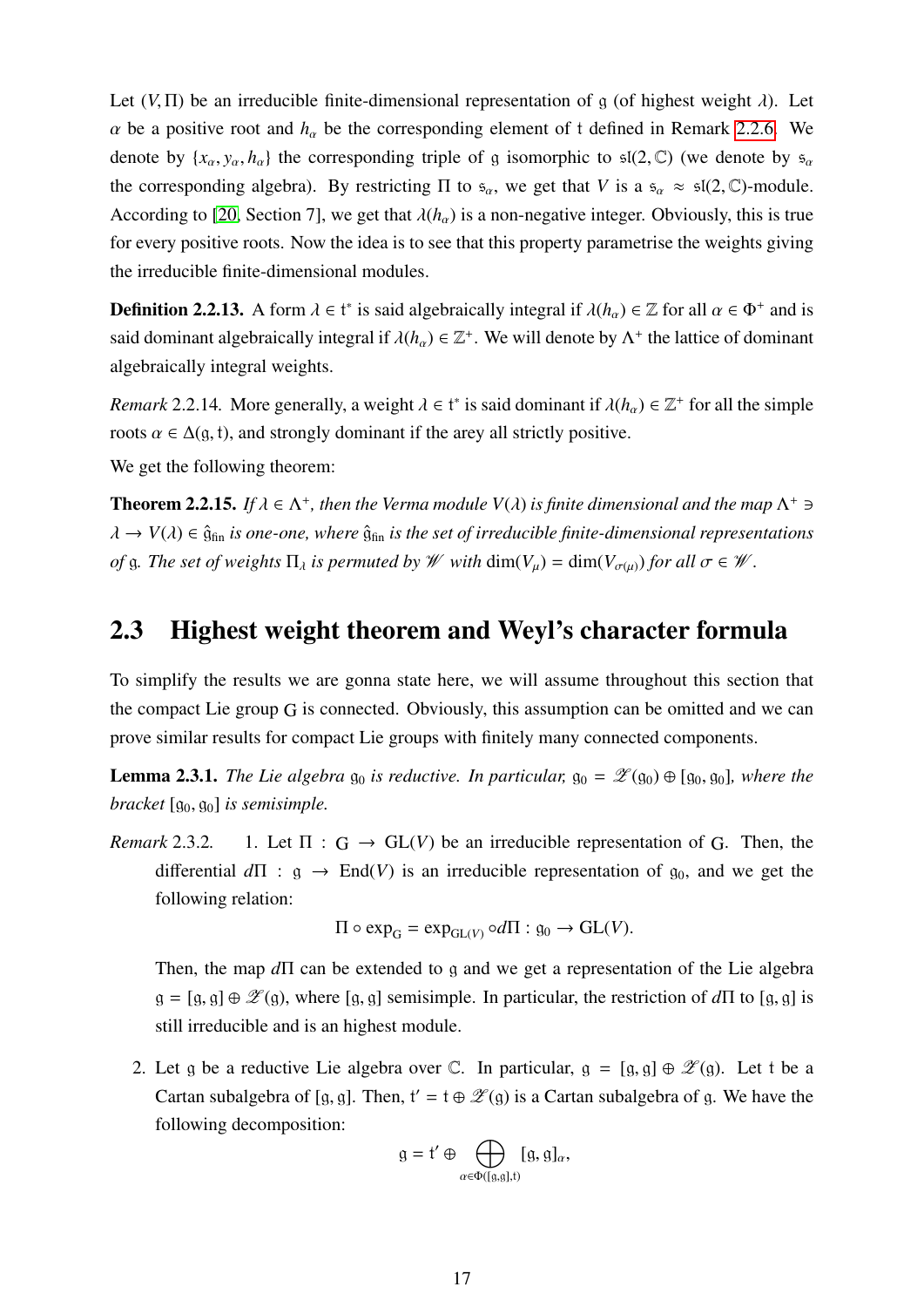Let $(V, \Pi)$ be an irreducible finite-dimensional representation of $\mathfrak{g}$ (of highest weight $\lambda$). Let $\alpha$ be a positive root and $h_\alpha$ be the corresponding element of $\mathfrak{t}$ defined in Remark 2.2.6. We denote by $\{x_\alpha, y_\alpha, h_\alpha\}$ the corresponding triple of $\mathfrak{g}$ isomorphic to $\mathfrak{sl}(2, \mathbb{C})$ (we denote by $\mathfrak{s}_\alpha$ the corresponding algebra). By restricting $\Pi$ to $\mathfrak{s}_\alpha$, we get that $V$ is a $\mathfrak{s}_\alpha \approx \mathfrak{sl}(2, \mathbb{C})$-module. According to [20, Section 7], we get that $\lambda(h_\alpha)$ is a non-negative integer. Obviously, this is true for every positive roots. Now the idea is to see that this property parametrise the weights giving the irreducible finite-dimensional modules.

**Definition 2.2.13.** A form $\lambda \in \mathfrak{t}^*$ is said algebraically integral if $\lambda(h_\alpha) \in \mathbb{Z}$ for all $\alpha \in \Phi^+$ and is said dominant algebraically integral if $\lambda(h_\alpha) \in \mathbb{Z}^+$. We will denote by $\Lambda^+$ the lattice of dominant algebraically integral weights.

*Remark* 2.2.14. More generally, a weight $\lambda \in \mathfrak{t}^*$ is said dominant if $\lambda(h_\alpha) \in \mathbb{Z}^+$ for all the simple roots $\alpha \in \Delta(\mathfrak{g}, \mathfrak{t})$, and strongly dominant if the arey all strictly positive.

We get the following theorem:

**Theorem 2.2.15.** *If $\lambda \in \Lambda^+$, then the Verma module $V(\lambda)$ is finite dimensional and the map $\Lambda^+ \ni \lambda \to V(\lambda) \in \hat{\mathfrak{g}}_{\text{fin}}$ is one-one, where $\hat{\mathfrak{g}}_{\text{fin}}$ is the set of irreducible finite-dimensional representations of $\mathfrak{g}$. The set of weights $\Pi_\lambda$ is permuted by $\mathscr{W}$ with $\dim(V_\mu) = \dim(V_{\sigma(\mu)})$ for all $\sigma \in \mathscr{W}$.*

## 2.3 Highest weight theorem and Weyl's character formula

To simplify the results we are gonna state here, we will assume throughout this section that the compact Lie group $\mathrm{G}$ is connected. Obviously, this assumption can be omitted and we can prove similar results for compact Lie groups with finitely many connected components.

**Lemma 2.3.1.** *The Lie algebra $\mathfrak{g}_0$ is reductive. In particular, $\mathfrak{g}_0 = \mathscr{Z}(\mathfrak{g}_0) \oplus [\mathfrak{g}_0, \mathfrak{g}_0]$, where the bracket $[\mathfrak{g}_0, \mathfrak{g}_0]$ is semisimple.*

*Remark* 2.3.2.

1. Let $\Pi : \mathrm{G} \to \mathrm{GL}(V)$ be an irreducible representation of $\mathrm{G}$. Then, the differential $d\Pi : \mathfrak{g} \to \mathrm{End}(V)$ is an irreducible representation of $\mathfrak{g}_0$, and we get the following relation:
$$\Pi \circ \exp_{\mathrm{G}} = \exp_{\mathrm{GL}(V)} \circ d\Pi : \mathfrak{g}_0 \to \mathrm{GL}(V).$$
Then, the map $d\Pi$ can be extended to $\mathfrak{g}$ and we get a representation of the Lie algebra $\mathfrak{g} = [\mathfrak{g}, \mathfrak{g}] \oplus \mathscr{Z}(\mathfrak{g})$, where $[\mathfrak{g}, \mathfrak{g}]$ semisimple. In particular, the restriction of $d\Pi$ to $[\mathfrak{g}, \mathfrak{g}]$ is still irreducible and is an highest module.

2. Let $\mathfrak{g}$ be a reductive Lie algebra over $\mathbb{C}$. In particular, $\mathfrak{g} = [\mathfrak{g}, \mathfrak{g}] \oplus \mathscr{Z}(\mathfrak{g})$. Let $\mathfrak{t}$ be a Cartan subalgebra of $[\mathfrak{g}, \mathfrak{g}]$. Then, $\mathfrak{t}' = \mathfrak{t} \oplus \mathscr{Z}(\mathfrak{g})$ is a Cartan subalgebra of $\mathfrak{g}$. We have the following decomposition:
$$\mathfrak{g} = \mathfrak{t}' \oplus \bigoplus_{\alpha \in \Phi([\mathfrak{g}, \mathfrak{g}], \mathfrak{t})} [\mathfrak{g}, \mathfrak{g}]_\alpha,$$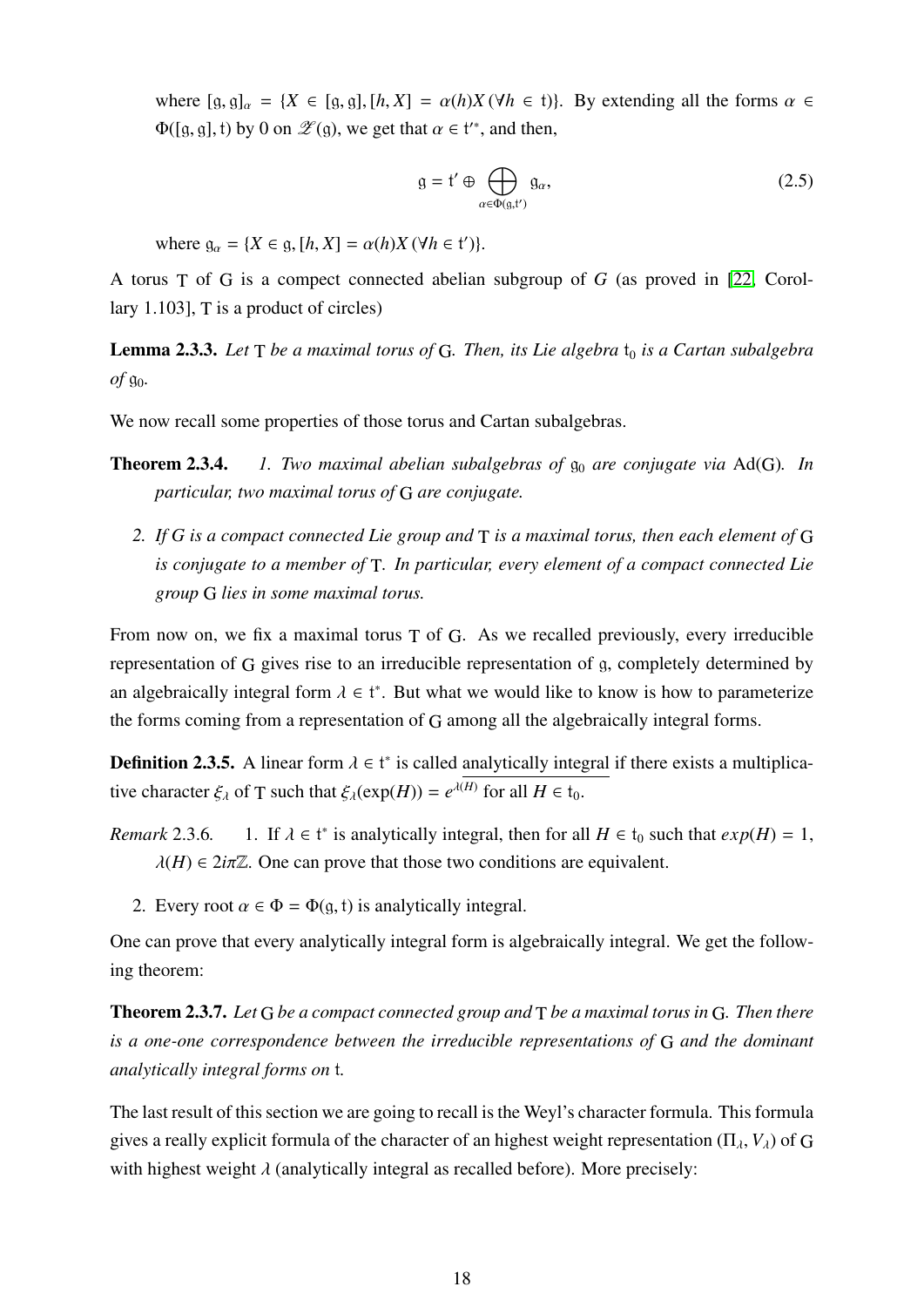where $[\mathfrak{g},\mathfrak{g}]_\alpha = \{X \in [\mathfrak{g},\mathfrak{g}], [h,X] = \alpha(h)X\,(\forall h \in \mathfrak{t})\}$. By extending all the forms $\alpha \in \Phi([\mathfrak{g},\mathfrak{g}],\mathfrak{t})$ by 0 on $\mathscr{Z}(\mathfrak{g})$, we get that $\alpha \in \mathfrak{t}'^*$, and then,

$$\mathfrak{g} = \mathfrak{t}' \oplus \bigoplus_{\alpha\in\Phi(\mathfrak{g},\mathfrak{t}')} \mathfrak{g}_\alpha, \tag{2.5}$$

where $\mathfrak{g}_\alpha = \{X \in \mathfrak{g}, [h,X] = \alpha(h)X\,(\forall h \in \mathfrak{t}')\}$.

A torus $\mathrm{T}$ of $\mathrm{G}$ is a compect connected abelian subgroup of $G$ (as proved in [22, Corollary 1.103], $\mathrm{T}$ is a product of circles)

**Lemma 2.3.3.** *Let $\mathrm{T}$ be a maximal torus of $\mathrm{G}$. Then, its Lie algebra $\mathfrak{t}_0$ is a Cartan subalgebra of $\mathfrak{g}_0$.*

We now recall some properties of those torus and Cartan subalgebras.

**Theorem 2.3.4.**
1. *Two maximal abelian subalgebras of $\mathfrak{g}_0$ are conjugate via $\mathrm{Ad}(\mathrm{G})$. In particular, two maximal torus of $\mathrm{G}$ are conjugate.*
2. *If $G$ is a compact connected Lie group and $\mathrm{T}$ is a maximal torus, then each element of $\mathrm{G}$ is conjugate to a member of $\mathrm{T}$. In particular, every element of a compact connected Lie group $\mathrm{G}$ lies in some maximal torus.*

From now on, we fix a maximal torus $\mathrm{T}$ of $\mathrm{G}$. As we recalled previously, every irreducible representation of $\mathrm{G}$ gives rise to an irreducible representation of $\mathfrak{g}$, completely determined by an algebraically integral form $\lambda \in \mathfrak{t}^*$. But what we would like to know is how to parameterize the forms coming from a representation of $\mathrm{G}$ among all the algebraically integral forms.

**Definition 2.3.5.** A linear form $\lambda \in \mathfrak{t}^*$ is called <u>analytically integral</u> if there exists a multiplicative character $\xi_\lambda$ of $\mathrm{T}$ such that $\xi_\lambda(\exp(H)) = e^{\lambda(H)}$ for all $H \in \mathfrak{t}_0$.

*Remark* 2.3.6.
1. If $\lambda \in \mathfrak{t}^*$ is analytically integral, then for all $H \in \mathfrak{t}_0$ such that $exp(H) = 1$, $\lambda(H) \in 2i\pi\mathbb{Z}$. One can prove that those two conditions are equivalent.
2. Every root $\alpha \in \Phi = \Phi(\mathfrak{g},\mathfrak{t})$ is analytically integral.

One can prove that every analytically integral form is algebraically integral. We get the following theorem:

**Theorem 2.3.7.** *Let $\mathrm{G}$ be a compact connected group and $\mathrm{T}$ be a maximal torus in $\mathrm{G}$. Then there is a one-one correspondence between the irreducible representations of $\mathrm{G}$ and the dominant analytically integral forms on $\mathfrak{t}$.*

The last result of this section we are going to recall is the Weyl's character formula. This formula gives a really explicit formula of the character of an highest weight representation $(\Pi_\lambda, V_\lambda)$ of $\mathrm{G}$ with highest weight $\lambda$ (analytically integral as recalled before). More precisely: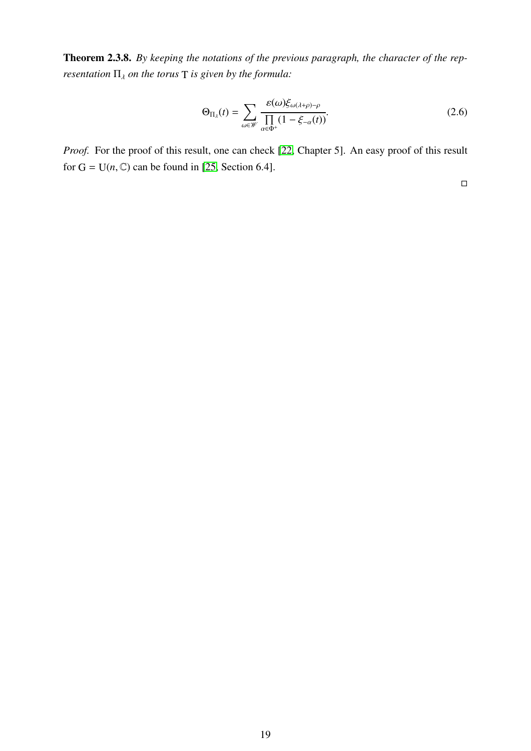**Theorem 2.3.8.** *By keeping the notations of the previous paragraph, the character of the representation $\Pi_\lambda$ on the torus $\mathrm{T}$ is given by the formula:*

$$\Theta_{\Pi_\lambda}(t) = \sum_{\omega \in \mathscr{W}} \frac{\varepsilon(\omega)\xi_{\omega(\lambda+\rho)-\rho}}{\prod_{\alpha \in \Phi^+}(1 - \xi_{-\alpha}(t))}. \tag{2.6}$$

*Proof.* For the proof of this result, one can check [22, Chapter 5]. An easy proof of this result for $\mathrm{G} = \mathrm{U}(n, \mathbb{C})$ can be found in [25, Section 6.4].

□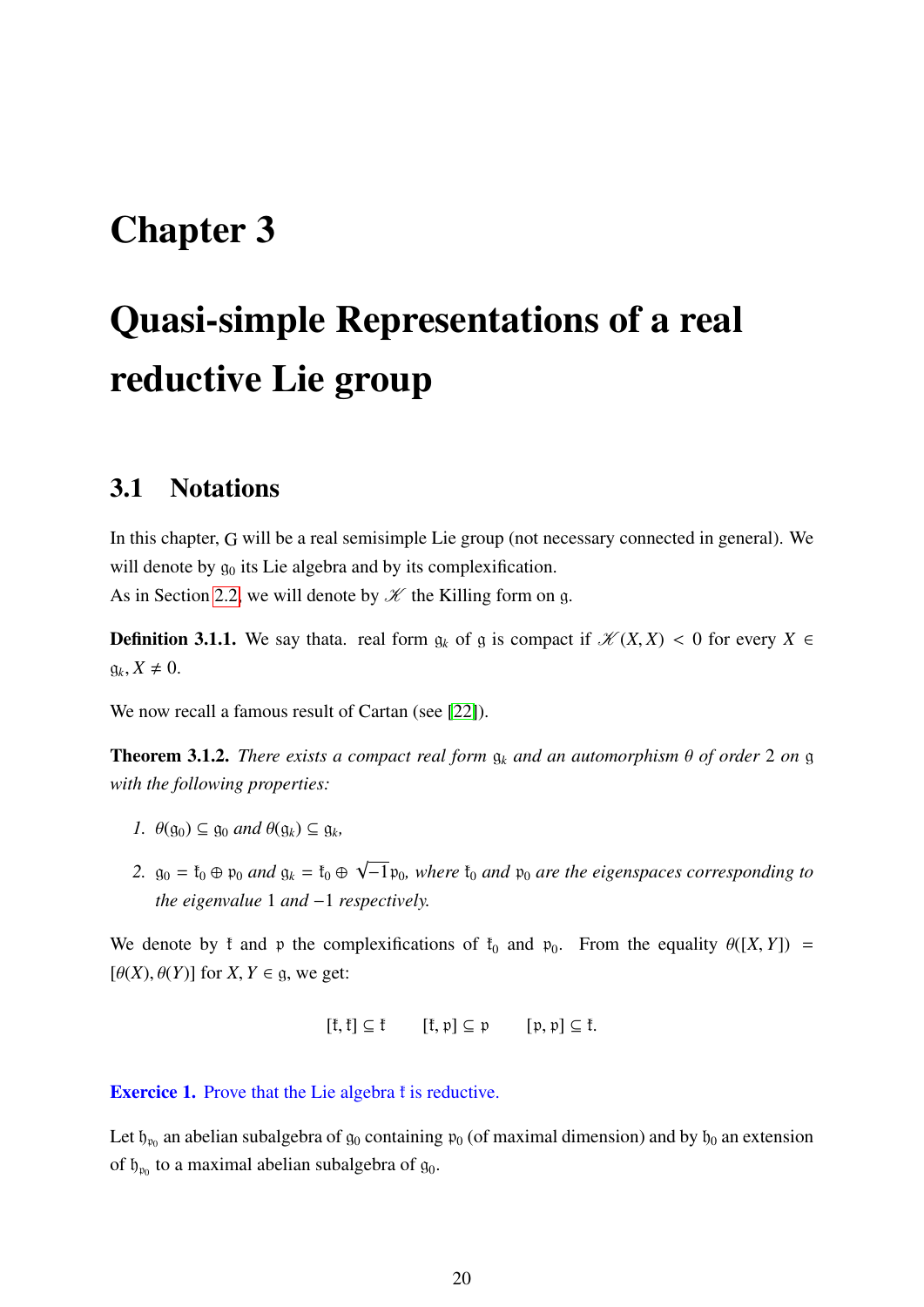# Chapter 3

# Quasi-simple Representations of a real reductive Lie group

## 3.1 Notations

In this chapter, G will be a real semisimple Lie group (not necessary connected in general). We will denote by $\mathfrak{g}_0$ its Lie algebra and by its complexification.
As in Section 2.2, we will denote by $\mathscr{K}$ the Killing form on $\mathfrak{g}$.

**Definition 3.1.1.** We say thata. real form $\mathfrak{g}_k$ of $\mathfrak{g}$ is compact if $\mathscr{K}(X, X) < 0$ for every $X \in \mathfrak{g}_k, X \neq 0$.

We now recall a famous result of Cartan (see [22]).

**Theorem 3.1.2.** *There exists a compact real form $\mathfrak{g}_k$ and an automorphism $\theta$ of order 2 on $\mathfrak{g}$ with the following properties:*

1. *$\theta(\mathfrak{g}_0) \subseteq \mathfrak{g}_0$ and $\theta(\mathfrak{g}_k) \subseteq \mathfrak{g}_k$,*
2. *$\mathfrak{g}_0 = \mathfrak{k}_0 \oplus \mathfrak{p}_0$ and $\mathfrak{g}_k = \mathfrak{k}_0 \oplus \sqrt{-1}\mathfrak{p}_0$, where $\mathfrak{k}_0$ and $\mathfrak{p}_0$ are the eigenspaces corresponding to the eigenvalue 1 and $-1$ respectively.*

We denote by $\mathfrak{k}$ and $\mathfrak{p}$ the complexifications of $\mathfrak{k}_0$ and $\mathfrak{p}_0$. From the equality $\theta([X, Y]) = [\theta(X), \theta(Y)]$ for $X, Y \in \mathfrak{g}$, we get:

$$[\mathfrak{k}, \mathfrak{k}] \subseteq \mathfrak{k} \qquad [\mathfrak{k}, \mathfrak{p}] \subseteq \mathfrak{p} \qquad [\mathfrak{p}, \mathfrak{p}] \subseteq \mathfrak{k}.$$

**Exercice 1.** Prove that the Lie algebra $\mathfrak{k}$ is reductive.

Let $\mathfrak{h}_{\mathfrak{p}_0}$ an abelian subalgebra of $\mathfrak{g}_0$ containing $\mathfrak{p}_0$ (of maximal dimension) and by $\mathfrak{h}_0$ an extension of $\mathfrak{h}_{\mathfrak{p}_0}$ to a maximal abelian subalgebra of $\mathfrak{g}_0$.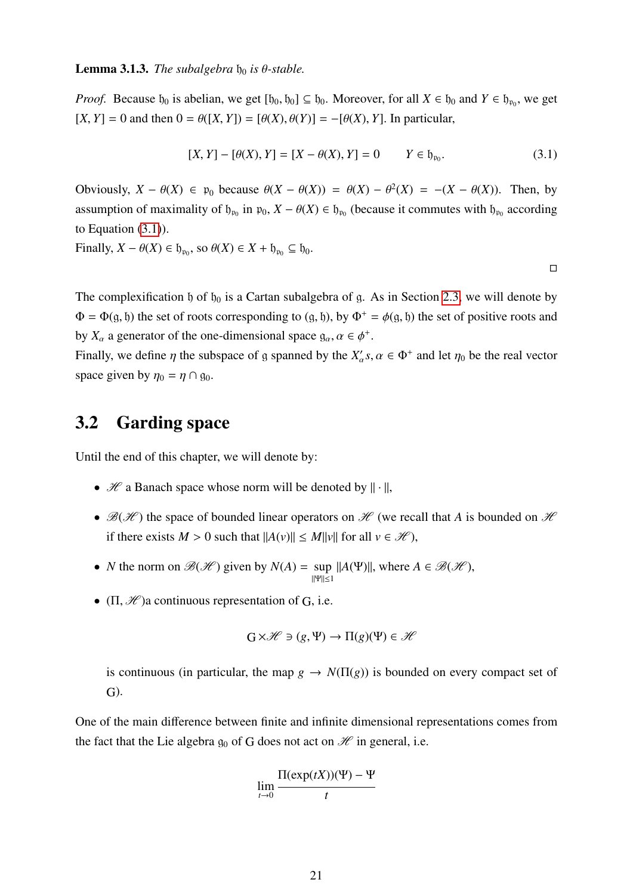**Lemma 3.1.3.** *The subalgebra $\mathfrak{h}_0$ is $\theta$-stable.*

*Proof.* Because $\mathfrak{h}_0$ is abelian, we get $[\mathfrak{h}_0, \mathfrak{h}_0] \subseteq \mathfrak{h}_0$. Moreover, for all $X \in \mathfrak{h}_0$ and $Y \in \mathfrak{h}_{\mathfrak{p}_0}$, we get $[X, Y] = 0$ and then $0 = \theta([X, Y]) = [\theta(X), \theta(Y)] = -[\theta(X), Y]$. In particular,

$$[X, Y] - [\theta(X), Y] = [X - \theta(X), Y] = 0 \qquad Y \in \mathfrak{h}_{\mathfrak{p}_0}. \tag{3.1}$$

Obviously, $X - \theta(X) \in \mathfrak{p}_0$ because $\theta(X - \theta(X)) = \theta(X) - \theta^2(X) = -(X - \theta(X))$. Then, by assumption of maximality of $\mathfrak{h}_{\mathfrak{p}_0}$ in $\mathfrak{p}_0$, $X - \theta(X) \in \mathfrak{h}_{\mathfrak{p}_0}$ (because it commutes with $\mathfrak{h}_{\mathfrak{p}_0}$ according to Equation (3.1)).
Finally, $X - \theta(X) \in \mathfrak{h}_{\mathfrak{p}_0}$, so $\theta(X) \in X + \mathfrak{h}_{\mathfrak{p}_0} \subseteq \mathfrak{h}_0$.

□

The complexification $\mathfrak{h}$ of $\mathfrak{h}_0$ is a Cartan subalgebra of $\mathfrak{g}$. As in Section 2.3, we will denote by $\Phi = \Phi(\mathfrak{g}, \mathfrak{h})$ the set of roots corresponding to $(\mathfrak{g}, \mathfrak{h})$, by $\Phi^+ = \phi(\mathfrak{g}, \mathfrak{h})$ the set of positive roots and by $X_\alpha$ a generator of the one-dimensional space $\mathfrak{g}_\alpha, \alpha \in \phi^+$.
Finally, we define $\eta$ the subspace of $\mathfrak{g}$ spanned by the $X_\alpha' s, \alpha \in \Phi^+$ and let $\eta_0$ be the real vector space given by $\eta_0 = \eta \cap \mathfrak{g}_0$.

## 3.2 Garding space

Until the end of this chapter, we will denote by:

- $\mathscr{H}$ a Banach space whose norm will be denoted by $\| \cdot \|$,
- $\mathscr{B}(\mathscr{H})$ the space of bounded linear operators on $\mathscr{H}$ (we recall that $A$ is bounded on $\mathscr{H}$ if there exists $M > 0$ such that $\|A(v)\| \leq M\|v\|$ for all $v \in \mathscr{H}$),
- $N$ the norm on $\mathscr{B}(\mathscr{H})$ given by $N(A) = \sup_{\|\Psi\| \leq 1} \|A(\Psi)\|$, where $A \in \mathscr{B}(\mathscr{H})$,
- $(\Pi, \mathscr{H})$a continuous representation of $\mathrm{G}$, i.e.

  $$\mathrm{G} \times \mathscr{H} \ni (g, \Psi) \to \Pi(g)(\Psi) \in \mathscr{H}$$

  is continuous (in particular, the map $g \to N(\Pi(g))$ is bounded on every compact set of $\mathrm{G}$).

One of the main difference between finite and infinite dimensional representations comes from the fact that the Lie algebra $\mathfrak{g}_0$ of $\mathrm{G}$ does not act on $\mathscr{H}$ in general, i.e.

$$\lim_{t \to 0} \frac{\Pi(\exp(tX))(\Psi) - \Psi}{t}$$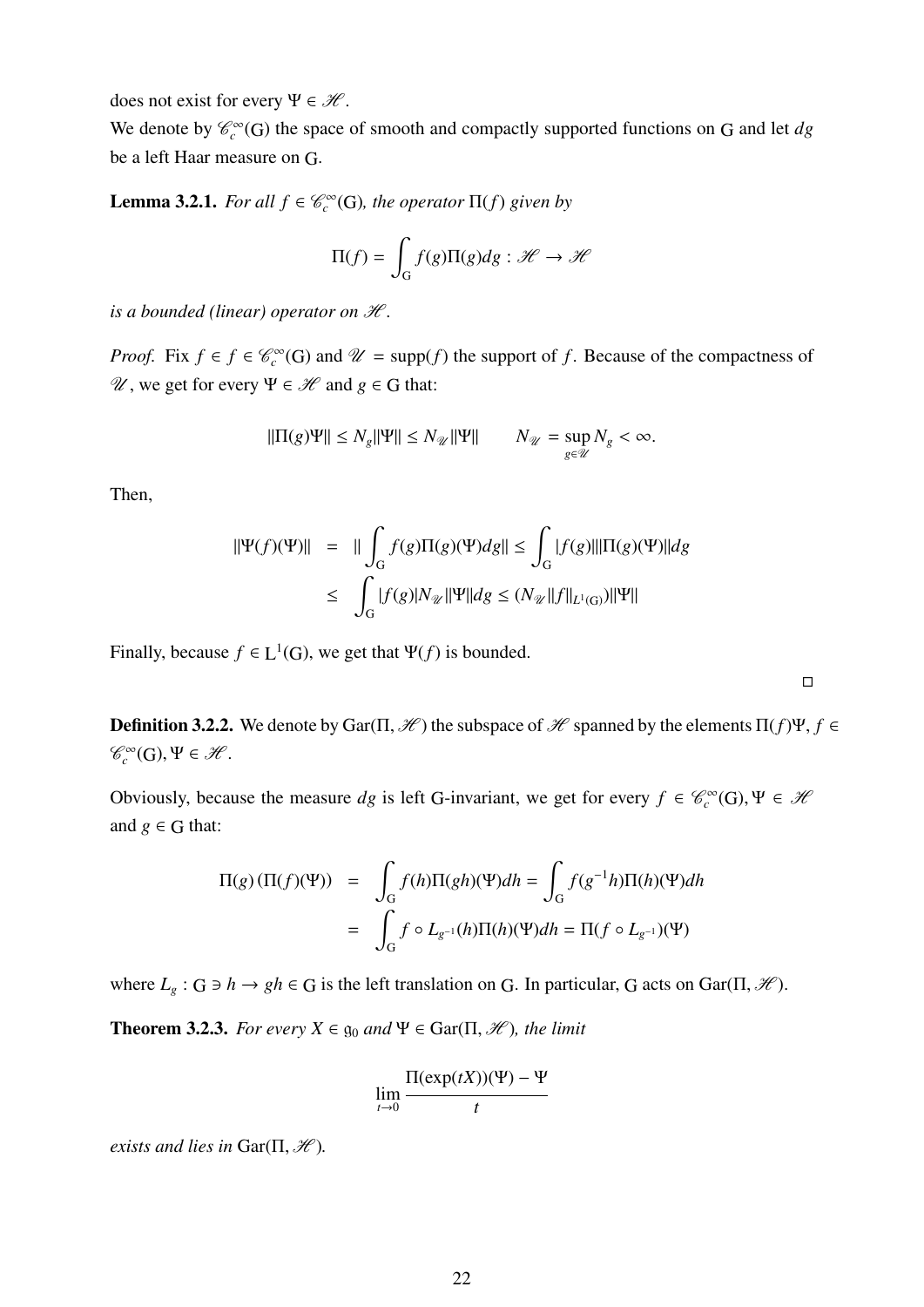does not exist for every $\Psi \in \mathscr{H}$.

We denote by $\mathscr{C}_c^\infty(\mathrm{G})$ the space of smooth and compactly supported functions on G and let $dg$ be a left Haar measure on G.

**Lemma 3.2.1.** *For all $f \in \mathscr{C}_c^\infty(\mathrm{G})$, the operator $\Pi(f)$ given by*

$$\Pi(f) = \int_{\mathrm{G}} f(g)\Pi(g)dg : \mathscr{H} \to \mathscr{H}$$

*is a bounded (linear) operator on $\mathscr{H}$.*

*Proof.* Fix $f \in f \in \mathscr{C}_c^\infty(\mathrm{G})$ and $\mathscr{U} = \mathrm{supp}(f)$ the support of $f$. Because of the compactness of $\mathscr{U}$, we get for every $\Psi \in \mathscr{H}$ and $g \in \mathrm{G}$ that:

$$\|\Pi(g)\Psi\| \leq N_g\|\Psi\| \leq N_{\mathscr{U}}\|\Psi\| \qquad N_{\mathscr{U}} = \sup_{g \in \mathscr{U}} N_g < \infty.$$

Then,

$$\begin{aligned}
\|\Psi(f)(\Psi)\| &= \| \int_{\mathrm{G}} f(g)\Pi(g)(\Psi)dg\| \leq \int_{\mathrm{G}} |f(g)|\|\Pi(g)(\Psi)\|dg \\
&\leq \int_{\mathrm{G}} |f(g)|N_{\mathscr{U}}\|\Psi\|dg \leq (N_{\mathscr{U}}\|f\|_{L^1(\mathrm{G})})\|\Psi\|
\end{aligned}$$

Finally, because $f \in \mathrm{L}^1(\mathrm{G})$, we get that $\Psi(f)$ is bounded.

□

**Definition 3.2.2.** We denote by $\mathrm{Gar}(\Pi, \mathscr{H})$ the subspace of $\mathscr{H}$ spanned by the elements $\Pi(f)\Psi$, $f \in \mathscr{C}_c^\infty(\mathrm{G})$, $\Psi \in \mathscr{H}$.

Obviously, because the measure $dg$ is left G-invariant, we get for every $f \in \mathscr{C}_c^\infty(\mathrm{G})$, $\Psi \in \mathscr{H}$ and $g \in \mathrm{G}$ that:

$$\begin{aligned}
\Pi(g)\left(\Pi(f)(\Psi)\right) &= \int_{\mathrm{G}} f(h)\Pi(gh)(\Psi)dh = \int_{\mathrm{G}} f(g^{-1}h)\Pi(h)(\Psi)dh \\
&= \int_{\mathrm{G}} f \circ L_{g^{-1}}(h)\Pi(h)(\Psi)dh = \Pi(f \circ L_{g^{-1}})(\Psi)
\end{aligned}$$

where $L_g : \mathrm{G} \ni h \to gh \in \mathrm{G}$ is the left translation on G. In particular, G acts on $\mathrm{Gar}(\Pi, \mathscr{H})$.

**Theorem 3.2.3.** *For every $X \in \mathfrak{g}_0$ and $\Psi \in \mathrm{Gar}(\Pi, \mathscr{H})$, the limit*

$$\lim_{t \to 0} \frac{\Pi(\exp(tX))(\Psi) - \Psi}{t}$$

*exists and lies in $\mathrm{Gar}(\Pi, \mathscr{H})$.*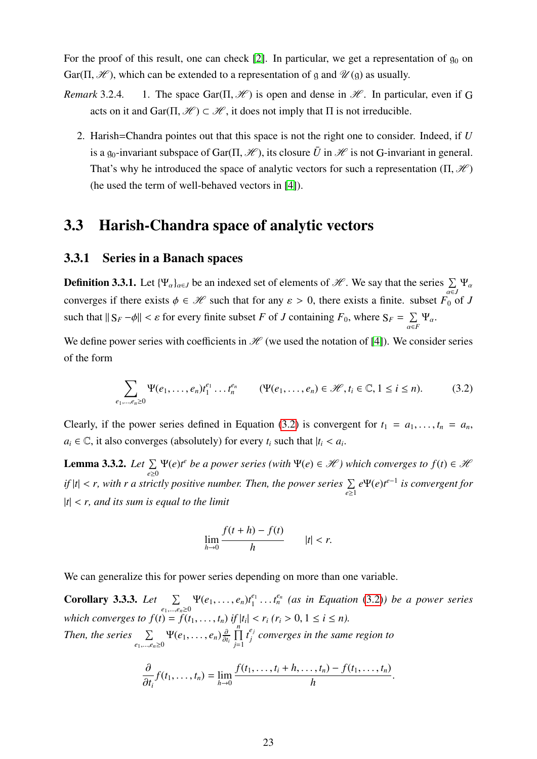For the proof of this result, one can check [2]. In particular, we get a representation of $\mathfrak{g}_0$ on $\mathrm{Gar}(\Pi, \mathscr{H})$, which can be extended to a representation of $\mathfrak{g}$ and $\mathscr{U}(\mathfrak{g})$ as usually.

*Remark* 3.2.4.

1. The space $\mathrm{Gar}(\Pi, \mathscr{H})$ is open and dense in $\mathscr{H}$. In particular, even if G acts on it and $\mathrm{Gar}(\Pi, \mathscr{H}) \subset \mathscr{H}$, it does not imply that $\Pi$ is not irreducible.

2. Harish=Chandra pointes out that this space is not the right one to consider. Indeed, if $U$ is a $\mathfrak{g}_0$-invariant subspace of $\mathrm{Gar}(\Pi, \mathscr{H})$, its closure $\bar{U}$ in $\mathscr{H}$ is not G-invariant in general. That's why he introduced the space of analytic vectors for such a representation $(\Pi, \mathscr{H})$ (he used the term of well-behaved vectors in [4]).

## 3.3 Harish-Chandra space of analytic vectors

### 3.3.1 Series in a Banach spaces

**Definition 3.3.1.** Let $\{\Psi_\alpha\}_{\alpha\in J}$ be an indexed set of elements of $\mathscr{H}$. We say that the series $\sum_{\alpha\in J} \Psi_\alpha$ converges if there exists $\phi \in \mathscr{H}$ such that for any $\varepsilon > 0$, there exists a finite. subset $F_0$ of $J$ such that $\| \mathrm{S}_F - \phi\| < \varepsilon$ for every finite subset $F$ of $J$ containing $F_0$, where $\mathrm{S}_F = \sum_{\alpha\in F} \Psi_\alpha$.

We define power series with coefficients in $\mathscr{H}$ (we used the notation of [4]). We consider series of the form

$$\sum_{e_1,\dots,e_n\geq 0} \Psi(e_1,\dots,e_n) t_1^{e_1}\dots t_n^{e_n} \qquad (\Psi(e_1,\dots,e_n)\in\mathscr{H}, t_i\in\mathbb{C}, 1\leq i\leq n). \tag{3.2}$$

Clearly, if the power series defined in Equation (3.2) is convergent for $t_1 = a_1, \dots, t_n = a_n$, $a_i \in \mathbb{C}$, it also converges (absolutely) for every $t_i$ such that $|t_i < a_i$.

**Lemma 3.3.2.** *Let $\sum_{e\geq 0} \Psi(e)t^e$ be a power series (with $\Psi(e) \in \mathscr{H}$) which converges to $f(t) \in \mathscr{H}$ if $|t| < r$, with $r$ a strictly positive number. Then, the power series $\sum_{e\geq 1} e\Psi(e)t^{e-1}$ is convergent for $|t| < r$, and its sum is equal to the limit*

$$\lim_{h\to 0} \frac{f(t+h) - f(t)}{h} \qquad |t| < r.$$

We can generalize this for power series depending on more than one variable.

**Corollary 3.3.3.** *Let $\sum_{e_1,\dots,e_n\geq 0} \Psi(e_1,\dots,e_n)t_1^{e_1}\dots t_n^{e_n}$ (as in Equation (3.2)) be a power series which converges to $f(t) = f(t_1,\dots,t_n)$ if $|t_i| < r_i$ ($r_i > 0, 1 \leq i \leq n$).*
*Then, the series $\sum_{e_1,\dots,e_n\geq 0} \Psi(e_1,\dots,e_n) \frac{\partial}{\partial t_i} \prod_{j=1}^{n} t_j^{e_j}$ converges in the same region to*

$$\frac{\partial}{\partial t_i} f(t_1,\dots,t_n) = \lim_{h\to 0} \frac{f(t_1,\dots,t_i+h,\dots,t_n) - f(t_1,\dots,t_n)}{h}.$$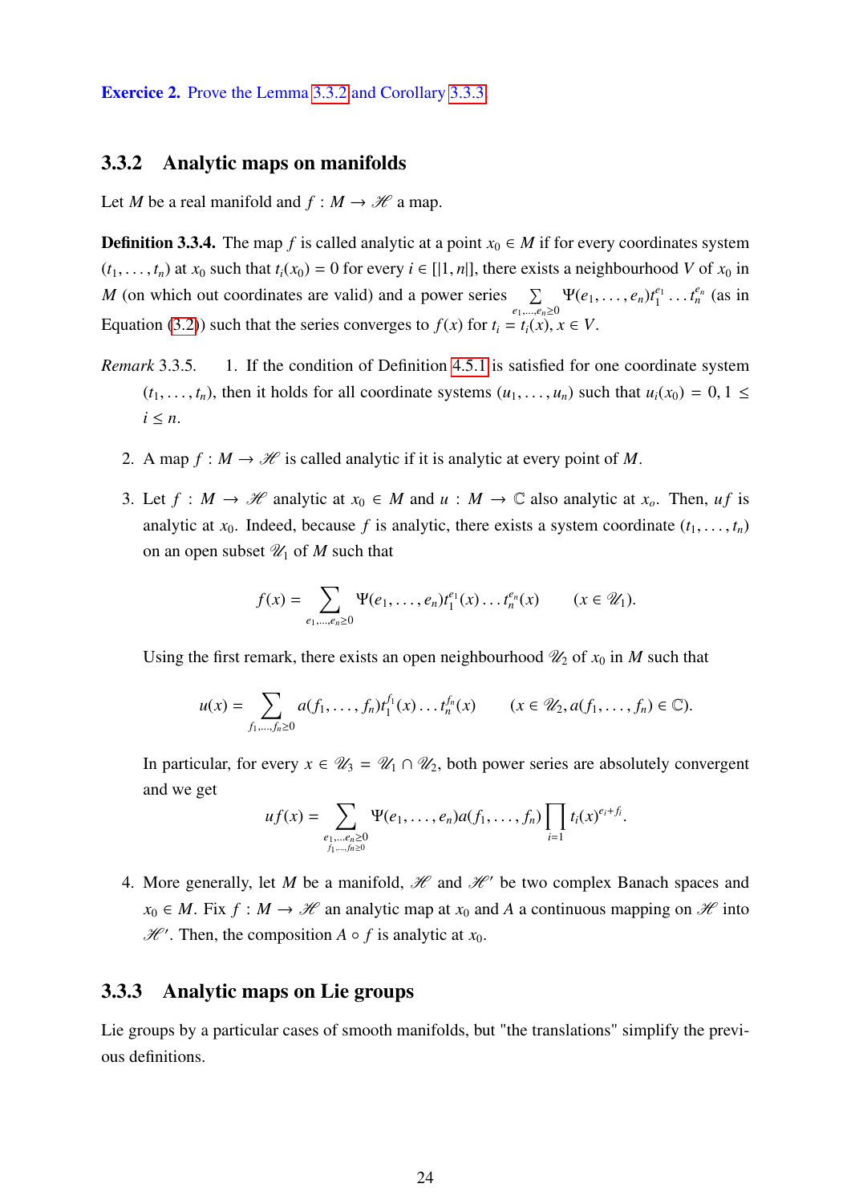**Exercice 2.** Prove the Lemma 3.3.2 and Corollary 3.3.3.

### 3.3.2 Analytic maps on manifolds

Let $M$ be a real manifold and $f : M \to \mathscr{H}$ a map.

**Definition 3.3.4.** The map $f$ is called analytic at a point $x_0 \in M$ if for every coordinates system $(t_1, \dots, t_n)$ at $x_0$ such that $t_i(x_0) = 0$ for every $i \in [|1, n|]$, there exists a neighbourhood $V$ of $x_0$ in $M$ (on which out coordinates are valid) and a power series $\sum_{e_1,\dots,e_n \geq 0} \Psi(e_1, \dots, e_n) t_1^{e_1} \dots t_n^{e_n}$ (as in Equation (3.2)) such that the series converges to $f(x)$ for $t_i = t_i(x), x \in V$.

*Remark* 3.3.5. 1. If the condition of Definition 4.5.1 is satisfied for one coordinate system $(t_1, \dots, t_n)$, then it holds for all coordinate systems $(u_1, \dots, u_n)$ such that $u_i(x_0) = 0, 1 \leq i \leq n$.

2. A map $f : M \to \mathscr{H}$ is called analytic if it is analytic at every point of $M$.

3. Let $f : M \to \mathscr{H}$ analytic at $x_0 \in M$ and $u : M \to \mathbb{C}$ also analytic at $x_o$. Then, $uf$ is analytic at $x_0$. Indeed, because $f$ is analytic, there exists a system coordinate $(t_1, \dots, t_n)$ on an open subset $\mathscr{U}_1$ of $M$ such that

$$f(x) = \sum_{e_1,\dots,e_n \geq 0} \Psi(e_1, \dots, e_n) t_1^{e_1}(x) \dots t_n^{e_n}(x) \qquad (x \in \mathscr{U}_1).$$

Using the first remark, there exists an open neighbourhood $\mathscr{U}_2$ of $x_0$ in $M$ such that

$$u(x) = \sum_{f_1,\dots,f_n \geq 0} a(f_1, \dots, f_n) t_1^{f_1}(x) \dots t_n^{f_n}(x) \qquad (x \in \mathscr{U}_2, a(f_1, \dots, f_n) \in \mathbb{C}).$$

In particular, for every $x \in \mathscr{U}_3 = \mathscr{U}_1 \cap \mathscr{U}_2$, both power series are absolutely convergent and we get

$$uf(x) = \sum_{\substack{e_1,\dots e_n \geq 0 \\ f_1,\dots,f_n \geq 0}} \Psi(e_1, \dots, e_n) a(f_1, \dots, f_n) \prod_{i=1} t_i(x)^{e_i + f_i}.$$

4. More generally, let $M$ be a manifold, $\mathscr{H}$ and $\mathscr{H}'$ be two complex Banach spaces and $x_0 \in M$. Fix $f : M \to \mathscr{H}$ an analytic map at $x_0$ and $A$ a continuous mapping on $\mathscr{H}$ into $\mathscr{H}'$. Then, the composition $A \circ f$ is analytic at $x_0$.

### 3.3.3 Analytic maps on Lie groups

Lie groups by a particular cases of smooth manifolds, but "the translations" simplify the previous definitions.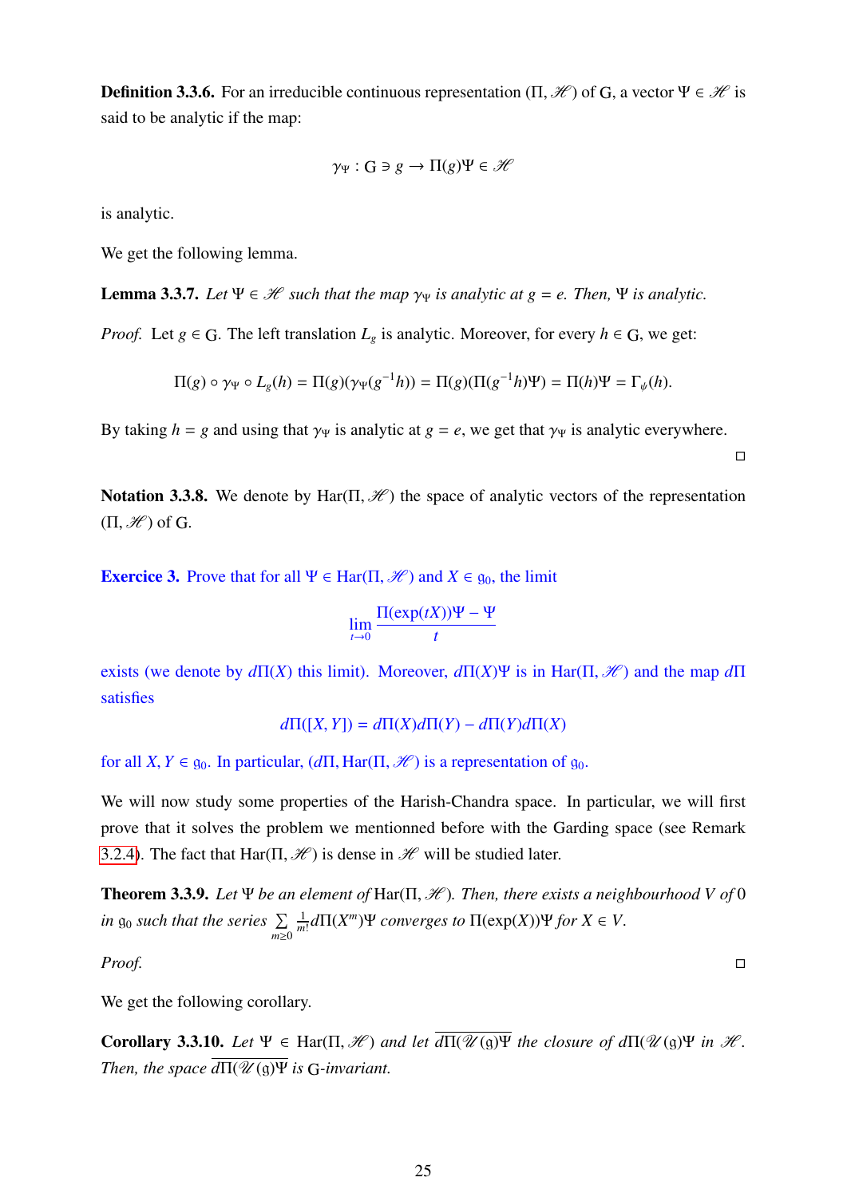**Definition 3.3.6.** For an irreducible continuous representation $(\Pi, \mathscr{H})$ of $\mathrm{G}$, a vector $\Psi \in \mathscr{H}$ is said to be analytic if the map:

$$\gamma_\Psi : \mathrm{G} \ni g \to \Pi(g)\Psi \in \mathscr{H}$$

is analytic.

We get the following lemma.

**Lemma 3.3.7.** *Let $\Psi \in \mathscr{H}$ such that the map $\gamma_\Psi$ is analytic at $g = e$. Then, $\Psi$ is analytic.*

*Proof.* Let $g \in \mathrm{G}$. The left translation $L_g$ is analytic. Moreover, for every $h \in \mathrm{G}$, we get:

$$\Pi(g) \circ \gamma_\Psi \circ L_g(h) = \Pi(g)(\gamma_\Psi(g^{-1}h)) = \Pi(g)(\Pi(g^{-1}h)\Psi) = \Pi(h)\Psi = \Gamma_\psi(h).$$

By taking $h = g$ and using that $\gamma_\Psi$ is analytic at $g = e$, we get that $\gamma_\Psi$ is analytic everywhere. □

**Notation 3.3.8.** We denote by $\mathrm{Har}(\Pi, \mathscr{H})$ the space of analytic vectors of the representation $(\Pi, \mathscr{H})$ of $\mathrm{G}$.

**Exercice 3.** Prove that for all $\Psi \in \mathrm{Har}(\Pi, \mathscr{H})$ and $X \in \mathfrak{g}_0$, the limit

$$\lim_{t \to 0} \frac{\Pi(\exp(tX))\Psi - \Psi}{t}$$

exists (we denote by $d\Pi(X)$ this limit). Moreover, $d\Pi(X)\Psi$ is in $\mathrm{Har}(\Pi, \mathscr{H})$ and the map $d\Pi$ satisfies

$$d\Pi([X, Y]) = d\Pi(X)d\Pi(Y) - d\Pi(Y)d\Pi(X)$$

for all $X, Y \in \mathfrak{g}_0$. In particular, $(d\Pi, \mathrm{Har}(\Pi, \mathscr{H}))$ is a representation of $\mathfrak{g}_0$.

We will now study some properties of the Harish-Chandra space. In particular, we will first prove that it solves the problem we mentionned before with the Garding space (see Remark 3.2.4). The fact that $\mathrm{Har}(\Pi, \mathscr{H})$ is dense in $\mathscr{H}$ will be studied later.

**Theorem 3.3.9.** *Let $\Psi$ be an element of $\mathrm{Har}(\Pi, \mathscr{H})$. Then, there exists a neighbourhood $V$ of $0$ in $\mathfrak{g}_0$ such that the series $\sum_{m \geq 0} \frac{1}{m!} d\Pi(X^m)\Psi$ converges to $\Pi(\exp(X))\Psi$ for $X \in V$.*

*Proof.* □

We get the following corollary.

**Corollary 3.3.10.** *Let $\Psi \in \mathrm{Har}(\Pi, \mathscr{H})$ and let $\overline{d\Pi(\mathscr{U}(\mathfrak{g})\Psi}$ the closure of $d\Pi(\mathscr{U}(\mathfrak{g})\Psi$ in $\mathscr{H}$. Then, the space $\overline{d\Pi(\mathscr{U}(\mathfrak{g})\Psi}$ is $\mathrm{G}$-invariant.*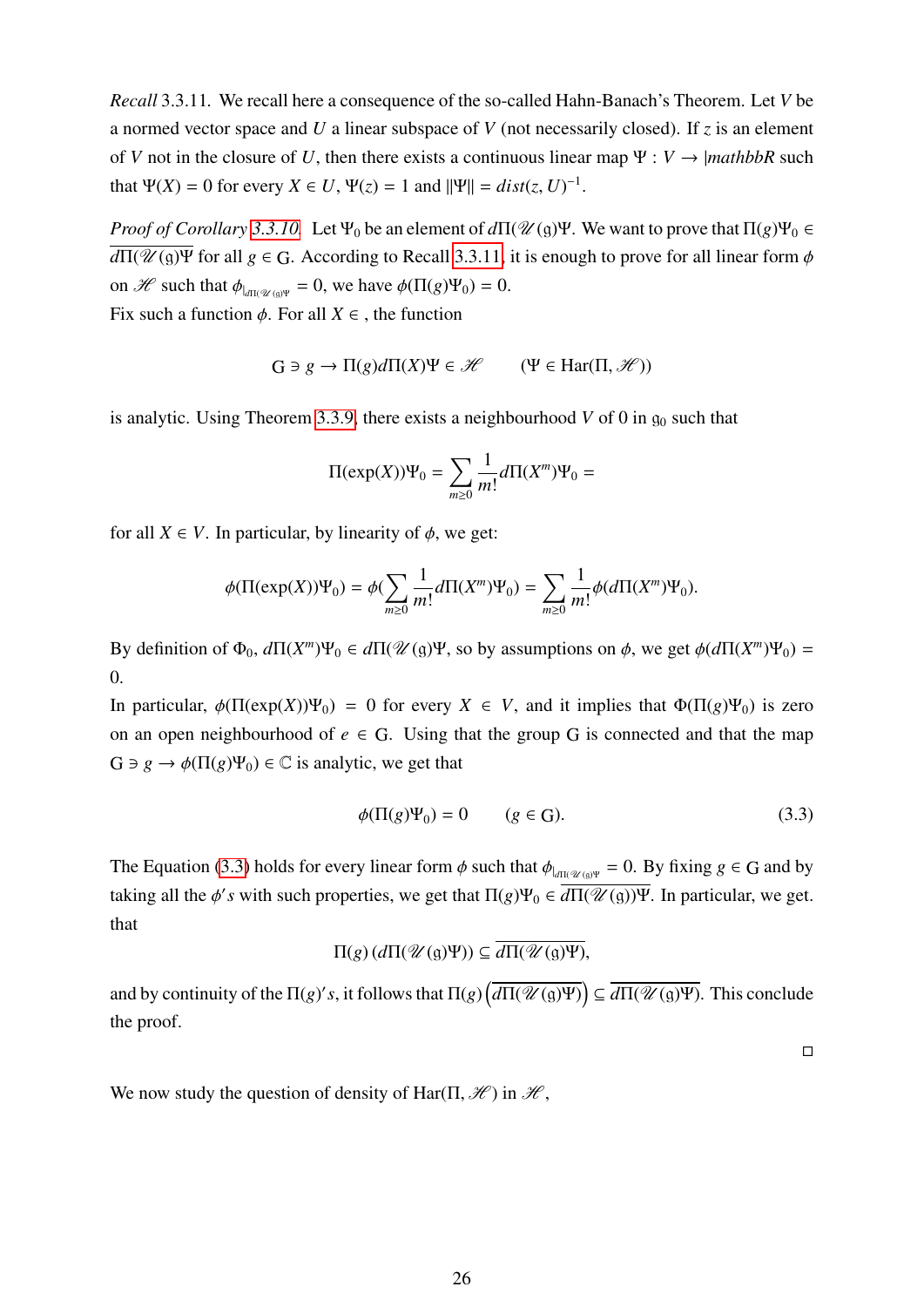*Recall* 3.3.11. We recall here a consequence of the so-called Hahn-Banach's Theorem. Let $V$ be a normed vector space and $U$ a linear subspace of $V$ (not necessarily closed). If $z$ is an element of $V$ not in the closure of $U$, then there exists a continuous linear map $\Psi : V \to |mathbbR$ such that $\Psi(X) = 0$ for every $X \in U$, $\Psi(z) = 1$ and $\|\Psi\| = dist(z, U)^{-1}$.

*Proof of Corollary 3.3.10.* Let $\Psi_0$ be an element of $d\Pi(\mathscr{U}(\mathfrak{g})\Psi$. We want to prove that $\Pi(g)\Psi_0 \in \overline{d\Pi(\mathscr{U}(\mathfrak{g})\Psi}$ for all $g \in \mathrm{G}$. According to Recall 3.3.11, it is enough to prove for all linear form $\phi$ on $\mathscr{H}$ such that $\phi_{|_{d\Pi(\mathscr{U}(\mathfrak{g})\Psi}} = 0$, we have $\phi(\Pi(g)\Psi_0) = 0$.
Fix such a function $\phi$. For all $X \in$ , the function

$$\mathrm{G} \ni g \to \Pi(g)d\Pi(X)\Psi \in \mathscr{H} \qquad (\Psi \in \mathrm{Har}(\Pi, \mathscr{H}))$$

is analytic. Using Theorem 3.3.9, there exists a neighbourhood $V$ of 0 in $\mathfrak{g}_0$ such that

$$\Pi(\exp(X))\Psi_0 = \sum_{m \geq 0} \frac{1}{m!} d\Pi(X^m)\Psi_0 =$$

for all $X \in V$. In particular, by linearity of $\phi$, we get:

$$\phi(\Pi(\exp(X))\Psi_0) = \phi(\sum_{m \geq 0} \frac{1}{m!} d\Pi(X^m)\Psi_0) = \sum_{m \geq 0} \frac{1}{m!} \phi(d\Pi(X^m)\Psi_0).$$

By definition of $\Phi_0$, $d\Pi(X^m)\Psi_0 \in d\Pi(\mathscr{U}(\mathfrak{g})\Psi$, so by assumptions on $\phi$, we get $\phi(d\Pi(X^m)\Psi_0) = 0$.
In particular, $\phi(\Pi(\exp(X))\Psi_0) = 0$ for every $X \in V$, and it implies that $\Phi(\Pi(g)\Psi_0)$ is zero on an open neighbourhood of $e \in \mathrm{G}$. Using that the group $\mathrm{G}$ is connected and that the map $\mathrm{G} \ni g \to \phi(\Pi(g)\Psi_0) \in \mathbb{C}$ is analytic, we get that

$$\phi(\Pi(g)\Psi_0) = 0 \qquad (g \in \mathrm{G}). \tag{3.3}$$

The Equation (3.3) holds for every linear form $\phi$ such that $\phi_{|_{d\Pi(\mathscr{U}(\mathfrak{g})\Psi}} = 0$. By fixing $g \in \mathrm{G}$ and by taking all the $\phi's$ with such properties, we get that $\Pi(g)\Psi_0 \in \overline{d\Pi(\mathscr{U}(\mathfrak{g}))\Psi}$. In particular, we get. that

$$\Pi(g)\left(d\Pi(\mathscr{U}(\mathfrak{g})\Psi)\right) \subseteq \overline{d\Pi(\mathscr{U}(\mathfrak{g})\Psi)},$$

and by continuity of the $\Pi(g)'s$, it follows that $\Pi(g)\left(\overline{d\Pi(\mathscr{U}(\mathfrak{g})\Psi)}\right) \subseteq \overline{d\Pi(\mathscr{U}(\mathfrak{g})\Psi)}$. This conclude the proof.

□

We now study the question of density of $\mathrm{Har}(\Pi, \mathscr{H})$ in $\mathscr{H}$,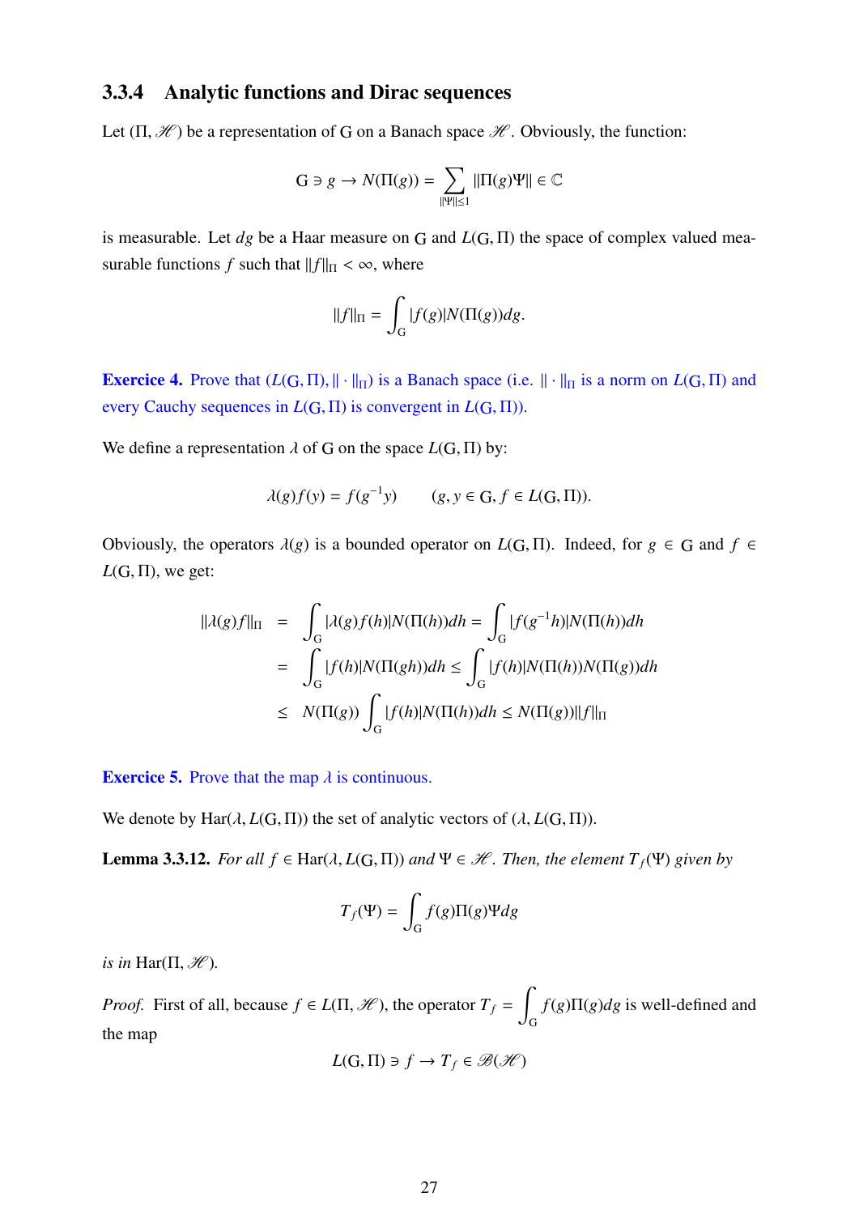### 3.3.4 Analytic functions and Dirac sequences

Let $(\Pi, \mathscr{H})$ be a representation of $\mathrm{G}$ on a Banach space $\mathscr{H}$. Obviously, the function:

$$\mathrm{G} \ni g \to N(\Pi(g)) = \sum_{\|\Psi\| \leq 1} \|\Pi(g)\Psi\| \in \mathbb{C}$$

is measurable. Let $dg$ be a Haar measure on $\mathrm{G}$ and $L(\mathrm{G}, \Pi)$ the space of complex valued measurable functions $f$ such that $\|f\|_\Pi < \infty$, where

$$\|f\|_\Pi = \int_{\mathrm{G}} |f(g)| N(\Pi(g)) dg.$$

**Exercice 4.** Prove that $(L(\mathrm{G}, \Pi), \| \cdot \|_\Pi)$ is a Banach space (i.e. $\| \cdot \|_\Pi$ is a norm on $L(\mathrm{G}, \Pi)$ and every Cauchy sequences in $L(\mathrm{G}, \Pi)$ is convergent in $L(\mathrm{G}, \Pi)$).

We define a representation $\lambda$ of $\mathrm{G}$ on the space $L(\mathrm{G}, \Pi)$ by:

$$\lambda(g) f(y) = f(g^{-1} y) \qquad (g, y \in \mathrm{G}, f \in L(\mathrm{G}, \Pi)).$$

Obviously, the operators $\lambda(g)$ is a bounded operator on $L(\mathrm{G}, \Pi)$. Indeed, for $g \in \mathrm{G}$ and $f \in L(\mathrm{G}, \Pi)$, we get:

$$\begin{aligned}
\|\lambda(g) f\|_\Pi &= \int_{\mathrm{G}} |\lambda(g) f(h)| N(\Pi(h)) dh = \int_{\mathrm{G}} |f(g^{-1} h)| N(\Pi(h)) dh \\
&= \int_{\mathrm{G}} |f(h)| N(\Pi(gh)) dh \leq \int_{\mathrm{G}} |f(h)| N(\Pi(h)) N(\Pi(g)) dh \\
&\leq N(\Pi(g)) \int_{\mathrm{G}} |f(h)| N(\Pi(h)) dh \leq N(\Pi(g)) \|f\|_\Pi
\end{aligned}$$

**Exercice 5.** Prove that the map $\lambda$ is continuous.

We denote by $\mathrm{Har}(\lambda, L(\mathrm{G}, \Pi))$ the set of analytic vectors of $(\lambda, L(\mathrm{G}, \Pi))$.

**Lemma 3.3.12.** *For all $f \in \mathrm{Har}(\lambda, L(\mathrm{G}, \Pi))$ and $\Psi \in \mathscr{H}$. Then, the element $T_f(\Psi)$ given by*

$$T_f(\Psi) = \int_{\mathrm{G}} f(g) \Pi(g) \Psi dg$$

*is in $\mathrm{Har}(\Pi, \mathscr{H})$.*

*Proof.* First of all, because $f \in L(\Pi, \mathscr{H})$, the operator $T_f = \int_{\mathrm{G}} f(g) \Pi(g) dg$ is well-defined and the map

$$L(\mathrm{G}, \Pi) \ni f \to T_f \in \mathscr{B}(\mathscr{H})$$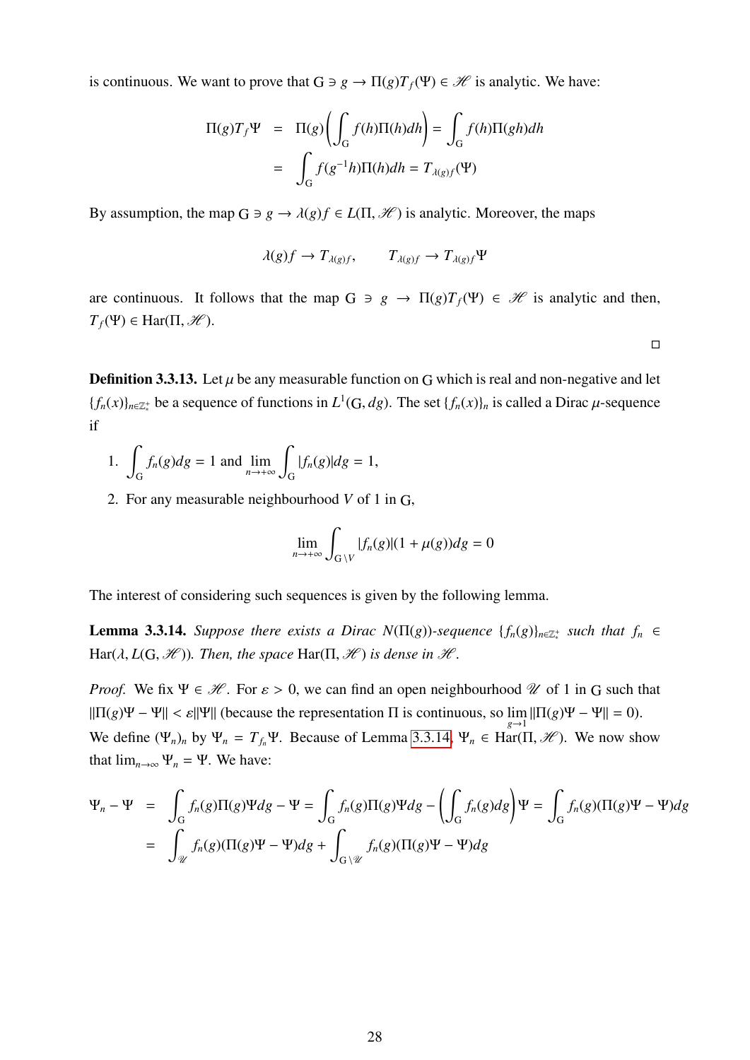is continuous. We want to prove that $\mathrm{G} \ni g \to \Pi(g)T_f(\Psi) \in \mathscr{H}$ is analytic. We have:

$$
\begin{aligned}
\Pi(g)T_f\Psi &= \Pi(g)\left(\int_{\mathrm{G}} f(h)\Pi(h)dh\right) = \int_{\mathrm{G}} f(h)\Pi(gh)dh \\
&= \int_{\mathrm{G}} f(g^{-1}h)\Pi(h)dh = T_{\lambda(g)f}(\Psi)
\end{aligned}
$$

By assumption, the map $\mathrm{G} \ni g \to \lambda(g)f \in L(\Pi, \mathscr{H})$ is analytic. Moreover, the maps

$$
\lambda(g)f \to T_{\lambda(g)f}, \qquad T_{\lambda(g)f} \to T_{\lambda(g)f}\Psi
$$

are continuous. It follows that the map $\mathrm{G} \ni g \to \Pi(g)T_f(\Psi) \in \mathscr{H}$ is analytic and then, $T_f(\Psi) \in \mathrm{Har}(\Pi, \mathscr{H})$.

□

**Definition 3.3.13.** Let $\mu$ be any measurable function on $\mathrm{G}$ which is real and non-negative and let $\{f_n(x)\}_{n\in\mathbb{Z}_*^+}$ be a sequence of functions in $L^1(\mathrm{G}, dg)$. The set $\{f_n(x)\}_n$ is called a Dirac $\mu$-sequence if

1. $\displaystyle\int_{\mathrm{G}} f_n(g)dg = 1$ and $\displaystyle\lim_{n\to+\infty}\int_{\mathrm{G}} |f_n(g)|dg = 1$,
2. For any measurable neighbourhood $V$ of 1 in $\mathrm{G}$,

$$
\lim_{n\to+\infty}\int_{\mathrm{G}\setminus V} |f_n(g)|(1+\mu(g))dg = 0
$$

The interest of considering such sequences is given by the following lemma.

**Lemma 3.3.14.** *Suppose there exists a Dirac $N(\Pi(g))$-sequence $\{f_n(g)\}_{n\in\mathbb{Z}_*^+}$ such that $f_n \in \mathrm{Har}(\lambda, L(\mathrm{G}, \mathscr{H}))$. Then, the space $\mathrm{Har}(\Pi, \mathscr{H})$ is dense in $\mathscr{H}$.*

*Proof.* We fix $\Psi \in \mathscr{H}$. For $\varepsilon > 0$, we can find an open neighbourhood $\mathscr{U}$ of 1 in $\mathrm{G}$ such that $\|\Pi(g)\Psi - \Psi\| < \varepsilon\|\Psi\|$ (because the representation $\Pi$ is continuous, so $\lim_{g\to 1}\|\Pi(g)\Psi - \Psi\| = 0$). We define $(\Psi_n)_n$ by $\Psi_n = T_{f_n}\Psi$. Because of Lemma 3.3.14, $\Psi_n \in \mathrm{Har}(\Pi, \mathscr{H})$. We now show that $\lim_{n\to\infty}\Psi_n = \Psi$. We have:

$$
\begin{aligned}
\Psi_n - \Psi &= \int_{\mathrm{G}} f_n(g)\Pi(g)\Psi dg - \Psi = \int_{\mathrm{G}} f_n(g)\Pi(g)\Psi dg - \left(\int_{\mathrm{G}} f_n(g)dg\right)\Psi = \int_{\mathrm{G}} f_n(g)(\Pi(g)\Psi - \Psi)dg \\
&= \int_{\mathscr{U}} f_n(g)(\Pi(g)\Psi - \Psi)dg + \int_{\mathrm{G}\setminus\mathscr{U}} f_n(g)(\Pi(g)\Psi - \Psi)dg
\end{aligned}
$$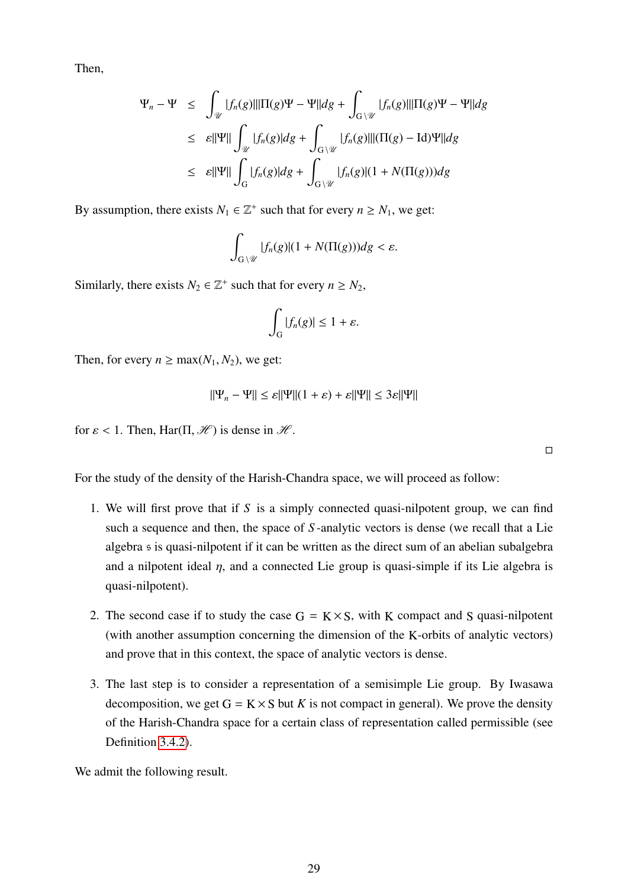Then,

$$\begin{aligned}
\Psi_n - \Psi &\leq \int_{\mathscr{U}} |f_n(g)| \|\Pi(g)\Psi - \Psi\| dg + \int_{\mathrm{G}\setminus\mathscr{U}} |f_n(g)| \|\Pi(g)\Psi - \Psi\| dg \\
&\leq \varepsilon \|\Psi\| \int_{\mathscr{U}} |f_n(g)| dg + \int_{\mathrm{G}\setminus\mathscr{U}} |f_n(g)| \|(\Pi(g) - \mathrm{Id})\Psi\| dg \\
&\leq \varepsilon \|\Psi\| \int_{\mathrm{G}} |f_n(g)| dg + \int_{\mathrm{G}\setminus\mathscr{U}} |f_n(g)| (1 + N(\Pi(g))) dg
\end{aligned}$$

By assumption, there exists $N_1 \in \mathbb{Z}^+$ such that for every $n \geq N_1$, we get:

$$\int_{\mathrm{G}\setminus\mathscr{U}} |f_n(g)|(1 + N(\Pi(g))) dg < \varepsilon.$$

Similarly, there exists $N_2 \in \mathbb{Z}^+$ such that for every $n \geq N_2$,

$$\int_{\mathrm{G}} |f_n(g)| \leq 1 + \varepsilon.$$

Then, for every $n \geq \max(N_1, N_2)$, we get:

$$\|\Psi_n - \Psi\| \leq \varepsilon \|\Psi\|(1 + \varepsilon) + \varepsilon \|\Psi\| \leq 3\varepsilon \|\Psi\|$$

for $\varepsilon < 1$. Then, $\mathrm{Har}(\Pi, \mathscr{H})$ is dense in $\mathscr{H}$.

□

For the study of the density of the Harish-Chandra space, we will proceed as follow:

1. We will first prove that if $S$ is a simply connected quasi-nilpotent group, we can find such a sequence and then, the space of $S$-analytic vectors is dense (we recall that a Lie algebra $\mathfrak{s}$ is quasi-nilpotent if it can be written as the direct sum of an abelian subalgebra and a nilpotent ideal $\eta$, and a connected Lie group is quasi-simple if its Lie algebra is quasi-nilpotent).

2. The second case if to study the case $\mathrm{G} = \mathrm{K} \times \mathrm{S}$, with $\mathrm{K}$ compact and $\mathrm{S}$ quasi-nilpotent (with another assumption concerning the dimension of the $\mathrm{K}$-orbits of analytic vectors) and prove that in this context, the space of analytic vectors is dense.

3. The last step is to consider a representation of a semisimple Lie group. By Iwasawa decomposition, we get $\mathrm{G} = \mathrm{K} \times \mathrm{S}$ but $K$ is not compact in general). We prove the density of the Harish-Chandra space for a certain class of representation called permissible (see Definition 3.4.2).

We admit the following result.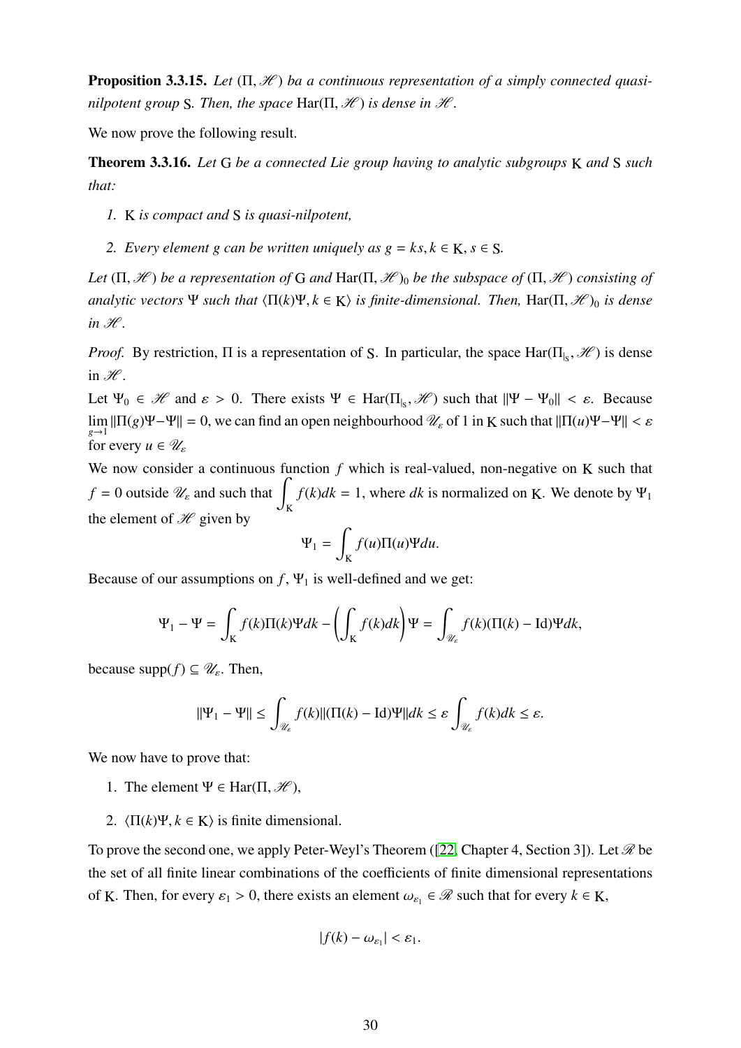**Proposition 3.3.15.** *Let $(\Pi, \mathscr{H})$ ba a continuous representation of a simply connected quasi-nilpotent group* $\mathrm{S}$*. Then, the space* $\mathrm{Har}(\Pi, \mathscr{H})$ *is dense in* $\mathscr{H}$*.*

We now prove the following result.

**Theorem 3.3.16.** *Let* $\mathrm{G}$ *be a connected Lie group having to analytic subgroups* $\mathrm{K}$ *and* $\mathrm{S}$ *such that:*

1. $\mathrm{K}$ *is compact and* $\mathrm{S}$ *is quasi-nilpotent,*
2. *Every element g can be written uniquely as* $g = ks, k \in \mathrm{K}, s \in \mathrm{S}$*.*

*Let* $(\Pi, \mathscr{H})$ *be a representation of* $\mathrm{G}$ *and* $\mathrm{Har}(\Pi, \mathscr{H})_0$ *be the subspace of* $(\Pi, \mathscr{H})$ *consisting of analytic vectors* $\Psi$ *such that* $\langle \Pi(k)\Psi, k \in \mathrm{K}\rangle$ *is finite-dimensional. Then,* $\mathrm{Har}(\Pi, \mathscr{H})_0$ *is dense in* $\mathscr{H}$*.*

*Proof.* By restriction, $\Pi$ is a representation of $\mathrm{S}$. In particular, the space $\mathrm{Har}(\Pi_{|_\mathrm{S}}, \mathscr{H})$ is dense in $\mathscr{H}$.

Let $\Psi_0 \in \mathscr{H}$ and $\varepsilon > 0$. There exists $\Psi \in \mathrm{Har}(\Pi_{|_\mathrm{S}}, \mathscr{H})$ such that $\|\Psi - \Psi_0\| < \varepsilon$. Because $\lim_{g\to 1} \|\Pi(g)\Psi - \Psi\| = 0$, we can find an open neighbourhood $\mathscr{U}_\varepsilon$ of 1 in $\mathrm{K}$ such that $\|\Pi(u)\Psi - \Psi\| < \varepsilon$ for every $u \in \mathscr{U}_\varepsilon$

We now consider a continuous function $f$ which is real-valued, non-negative on $\mathrm{K}$ such that $f = 0$ outside $\mathscr{U}_\varepsilon$ and such that $\int_\mathrm{K} f(k)dk = 1$, where $dk$ is normalized on $\mathrm{K}$. We denote by $\Psi_1$ the element of $\mathscr{H}$ given by

$$\Psi_1 = \int_\mathrm{K} f(u)\Pi(u)\Psi du.$$

Because of our assumptions on $f$, $\Psi_1$ is well-defined and we get:

$$\Psi_1 - \Psi = \int_\mathrm{K} f(k)\Pi(k)\Psi dk - \left(\int_\mathrm{K} f(k)dk\right)\Psi = \int_{\mathscr{U}_\varepsilon} f(k)(\Pi(k) - \mathrm{Id})\Psi dk,$$

because $\mathrm{supp}(f) \subseteq \mathscr{U}_\varepsilon$. Then,

$$\|\Psi_1 - \Psi\| \leq \int_{\mathscr{U}_\varepsilon} f(k)\|(\Pi(k) - \mathrm{Id})\Psi\| dk \leq \varepsilon \int_{\mathscr{U}_\varepsilon} f(k)dk \leq \varepsilon.$$

We now have to prove that:

1. The element $\Psi \in \mathrm{Har}(\Pi, \mathscr{H})$,
2. $\langle \Pi(k)\Psi, k \in \mathrm{K}\rangle$ is finite dimensional.

To prove the second one, we apply Peter-Weyl's Theorem ([22, Chapter 4, Section 3]). Let $\mathscr{R}$ be the set of all finite linear combinations of the coefficients of finite dimensional representations of $\mathrm{K}$. Then, for every $\varepsilon_1 > 0$, there exists an element $\omega_{\varepsilon_1} \in \mathscr{R}$ such that for every $k \in \mathrm{K}$,

$$|f(k) - \omega_{\varepsilon_1}| < \varepsilon_1.$$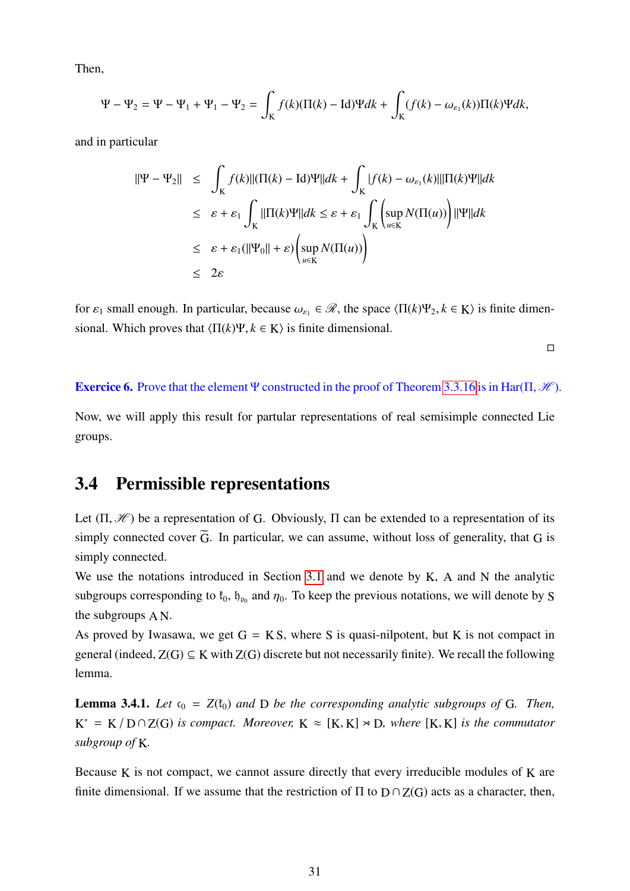Then,

$$\Psi - \Psi_2 = \Psi - \Psi_1 + \Psi_1 - \Psi_2 = \int_{\mathrm{K}} f(k)(\Pi(k) - \mathrm{Id})\Psi dk + \int_{\mathrm{K}} (f(k) - \omega_{\varepsilon_1}(k))\Pi(k)\Psi dk,$$

and in particular

$$\begin{aligned}
\|\Psi - \Psi_2\| &\leq \int_{\mathrm{K}} f(k)\|(\Pi(k) - \mathrm{Id})\Psi\| dk + \int_{\mathrm{K}} |f(k) - \omega_{\varepsilon_1}(k)|\|\Pi(k)\Psi\| dk \\
&\leq \varepsilon + \varepsilon_1 \int_{\mathrm{K}} \|\Pi(k)\Psi\| dk \leq \varepsilon + \varepsilon_1 \int_{\mathrm{K}} \left(\sup_{u \in \mathrm{K}} N(\Pi(u))\right) \|\Psi\| dk \\
&\leq \varepsilon + \varepsilon_1(\|\Psi_0\| + \varepsilon)\left(\sup_{u \in \mathrm{K}} N(\Pi(u))\right) \\
&\leq 2\varepsilon
\end{aligned}$$

for $\varepsilon_1$ small enough. In particular, because $\omega_{\varepsilon_1} \in \mathscr{R}$, the space $\langle \Pi(k)\Psi_2, k \in \mathrm{K}\rangle$ is finite dimensional. Which proves that $\langle \Pi(k)\Psi, k \in \mathrm{K}\rangle$ is finite dimensional.

□

**Exercice 6.** Prove that the element $\Psi$ constructed in the proof of Theorem 3.3.16 is in $\mathrm{Har}(\Pi, \mathscr{H})$.

Now, we will apply this result for partular representations of real semisimple connected Lie groups.

## 3.4 Permissible representations

Let $(\Pi, \mathscr{H})$ be a representation of $\mathrm{G}$. Obviously, $\Pi$ can be extended to a representation of its simply connected cover $\widetilde{\mathrm{G}}$. In particular, we can assume, without loss of generality, that $\mathrm{G}$ is simply connected.

We use the notations introduced in Section 3.1 and we denote by $\mathrm{K}$, $\mathrm{A}$ and $\mathrm{N}$ the analytic subgroups corresponding to $\mathfrak{k}_0$, $\mathfrak{h}_{\mathfrak{p}_0}$ and $\eta_0$. To keep the previous notations, we will denote by $\mathrm{S}$ the subgroups $\mathrm{A}\,\mathrm{N}$.

As proved by Iwasawa, we get $\mathrm{G} = \mathrm{K}\,\mathrm{S}$, where $\mathrm{S}$ is quasi-nilpotent, but $\mathrm{K}$ is not compact in general (indeed, $\mathrm{Z(G)} \subseteq \mathrm{K}$ with $\mathrm{Z(G)}$ discrete but not necessarily finite). We recall the following lemma.

**Lemma 3.4.1.** *Let $\mathfrak{c}_0 = Z(\mathfrak{k}_0)$ and $\mathrm{D}$ be the corresponding analytic subgroups of $\mathrm{G}$. Then, $\mathrm{K}^* = \mathrm{K}\,/\,\mathrm{D} \cap \mathrm{Z(G)}$ is compact. Moreover, $\mathrm{K} \approx [\mathrm{K}, \mathrm{K}] \rtimes \mathrm{D}$, where $[\mathrm{K}, \mathrm{K}]$ is the commutator subgroup of $\mathrm{K}$.*

Because $\mathrm{K}$ is not compact, we cannot assure directly that every irreducible modules of $\mathrm{K}$ are finite dimensional. If we assume that the restriction of $\Pi$ to $\mathrm{D} \cap \mathrm{Z(G)}$ acts as a character, then,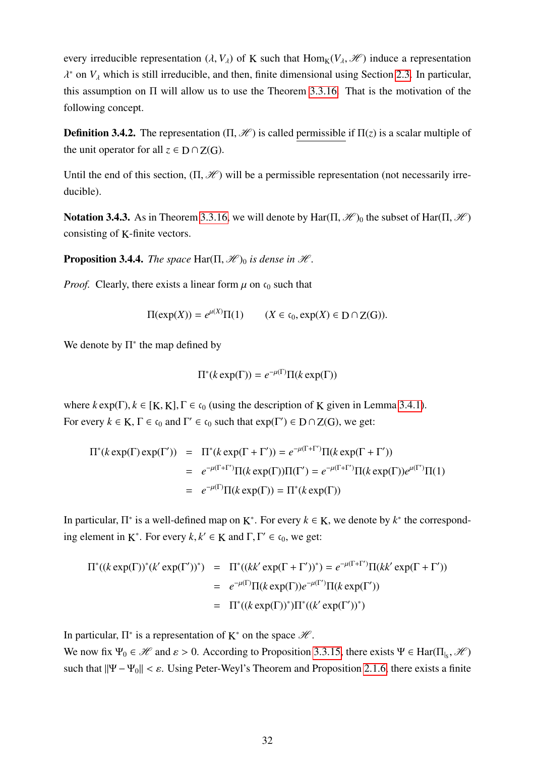every irreducible representation $(\lambda, V_\lambda)$ of $\mathrm{K}$ such that $\mathrm{Hom}_{\mathrm{K}}(V_\lambda, \mathscr{H})$ induce a representation $\lambda^*$ on $V_\lambda$ which is still irreducible, and then, finite dimensional using Section 2.3. In particular, this assumption on $\Pi$ will allow us to use the Theorem 3.3.16. That is the motivation of the following concept.

**Definition 3.4.2.** The representation $(\Pi, \mathscr{H})$ is called permissible if $\Pi(z)$ is a scalar multiple of the unit operator for all $z \in \mathrm{D} \cap \mathrm{Z(G)}$.

Until the end of this section, $(\Pi, \mathscr{H})$ will be a permissible representation (not necessarily irreducible).

**Notation 3.4.3.** As in Theorem 3.3.16, we will denote by $\mathrm{Har}(\Pi, \mathscr{H})_0$ the subset of $\mathrm{Har}(\Pi, \mathscr{H})$ consisting of $\mathrm{K}$-finite vectors.

**Proposition 3.4.4.** *The space* $\mathrm{Har}(\Pi, \mathscr{H})_0$ *is dense in* $\mathscr{H}$.

*Proof.* Clearly, there exists a linear form $\mu$ on $\mathfrak{c}_0$ such that

$$\Pi(\exp(X)) = e^{\mu(X)}\Pi(1) \qquad (X \in \mathfrak{c}_0, \exp(X) \in \mathrm{D} \cap \mathrm{Z(G)}).$$

We denote by $\Pi^*$ the map defined by

$$\Pi^*(k\exp(\Gamma)) = e^{-\mu(\Gamma)}\Pi(k\exp(\Gamma))$$

where $k\exp(\Gamma), k \in [\mathrm{K}, \mathrm{K}], \Gamma \in \mathfrak{c}_0$ (using the description of $\mathrm{K}$ given in Lemma 3.4.1).
For every $k \in \mathrm{K}$, $\Gamma \in \mathfrak{c}_0$ and $\Gamma' \in \mathfrak{c}_0$ such that $\exp(\Gamma') \in \mathrm{D} \cap \mathrm{Z(G)}$, we get:

$$\begin{aligned}
\Pi^*(k\exp(\Gamma)\exp(\Gamma')) &= \Pi^*(k\exp(\Gamma + \Gamma')) = e^{-\mu(\Gamma+\Gamma')}\Pi(k\exp(\Gamma + \Gamma')) \\
&= e^{-\mu(\Gamma+\Gamma')}\Pi(k\exp(\Gamma))\Pi(\Gamma') = e^{-\mu(\Gamma+\Gamma')}\Pi(k\exp(\Gamma))e^{\mu(\Gamma')}\Pi(1) \\
&= e^{-\mu(\Gamma)}\Pi(k\exp(\Gamma)) = \Pi^*(k\exp(\Gamma))
\end{aligned}$$

In particular, $\Pi^*$ is a well-defined map on $\mathrm{K}^*$. For every $k \in \mathrm{K}$, we denote by $k^*$ the corresponding element in $\mathrm{K}^*$. For every $k, k' \in \mathrm{K}$ and $\Gamma, \Gamma' \in \mathfrak{c}_0$, we get:

$$\begin{aligned}
\Pi^*((k\exp(\Gamma))^*(k'\exp(\Gamma'))^*) &= \Pi^*((kk'\exp(\Gamma + \Gamma'))^*) = e^{-\mu(\Gamma+\Gamma')}\Pi(kk'\exp(\Gamma + \Gamma')) \\
&= e^{-\mu(\Gamma)}\Pi(k\exp(\Gamma))e^{-\mu(\Gamma')}\Pi(k\exp(\Gamma')) \\
&= \Pi^*((k\exp(\Gamma))^*)\Pi^*((k'\exp(\Gamma'))^*)
\end{aligned}$$

In particular, $\Pi^*$ is a representation of $\mathrm{K}^*$ on the space $\mathscr{H}$.
We now fix $\Psi_0 \in \mathscr{H}$ and $\varepsilon > 0$. According to Proposition 3.3.15, there exists $\Psi \in \mathrm{Har}(\Pi_{|_\mathrm{S}}, \mathscr{H})$ such that $\|\Psi - \Psi_0\| < \varepsilon$. Using Peter-Weyl's Theorem and Proposition 2.1.6, there exists a finite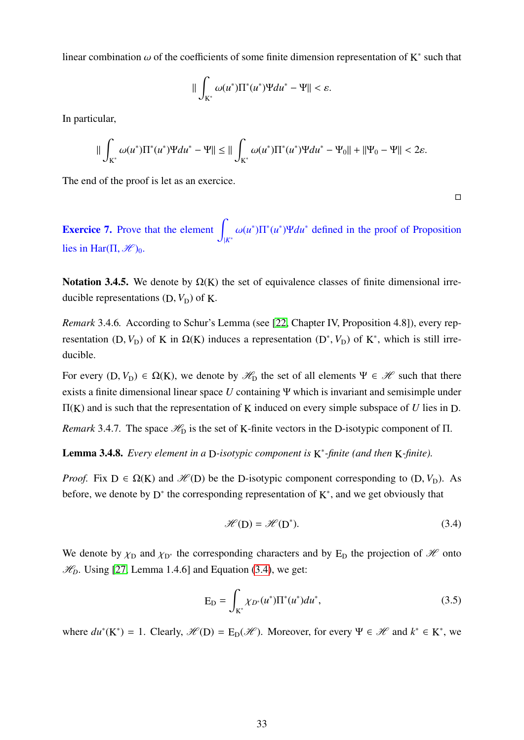linear combination $\omega$ of the coefficients of some finite dimension representation of $\mathrm{K}^*$ such that

$$\| \int_{\mathrm{K}^*} \omega(u^*)\Pi^*(u^*)\Psi du^* - \Psi\| < \varepsilon.$$

In particular,

$$\| \int_{\mathrm{K}^*} \omega(u^*)\Pi^*(u^*)\Psi du^* - \Psi\| \leq \| \int_{\mathrm{K}^*} \omega(u^*)\Pi^*(u^*)\Psi du^* - \Psi_0\| + \|\Psi_0 - \Psi\| < 2\varepsilon.$$

The end of the proof is let as an exercice.

□

**Exercice 7.** Prove that the element $\int_{|K^*} \omega(u^*)\Pi^*(u^*)\Psi du^*$ defined in the proof of Proposition lies in $\mathrm{Har}(\Pi, \mathscr{H})_0$.

**Notation 3.4.5.** We denote by $\Omega(\mathrm{K})$ the set of equivalence classes of finite dimensional irreducible representations $(\mathrm{D}, V_{\mathrm{D}})$ of $\mathrm{K}$.

*Remark* 3.4.6. According to Schur's Lemma (see [22, Chapter IV, Proposition 4.8]), every representation $(\mathrm{D}, V_{\mathrm{D}})$ of $\mathrm{K}$ in $\Omega(\mathrm{K})$ induces a representation $(\mathrm{D}^*, V_{\mathrm{D}})$ of $\mathrm{K}^*$, which is still irreducible.

For every $(\mathrm{D}, V_{\mathrm{D}}) \in \Omega(\mathrm{K})$, we denote by $\mathscr{H}_{\mathrm{D}}$ the set of all elements $\Psi \in \mathscr{H}$ such that there exists a finite dimensional linear space $U$ containing $\Psi$ which is invariant and semisimple under $\Pi(\mathrm{K})$ and is such that the representation of $\mathrm{K}$ induced on every simple subspace of $U$ lies in $\mathrm{D}$.

*Remark* 3.4.7. The space $\mathscr{H}_{\mathrm{D}}$ is the set of $\mathrm{K}$-finite vectors in the $\mathrm{D}$-isotypic component of $\Pi$.

**Lemma 3.4.8.** *Every element in a* $\mathrm{D}$*-isotypic component is* $\mathrm{K}^*$*-finite (and then* $\mathrm{K}$*-finite).*

*Proof.* Fix $\mathrm{D} \in \Omega(\mathrm{K})$ and $\mathscr{H}(\mathrm{D})$ be the $\mathrm{D}$-isotypic component corresponding to $(\mathrm{D}, V_{\mathrm{D}})$. As before, we denote by $\mathrm{D}^*$ the corresponding representation of $\mathrm{K}^*$, and we get obviously that

$$\mathscr{H}(\mathrm{D}) = \mathscr{H}(\mathrm{D}^*). \tag{3.4}$$

We denote by $\chi_{\mathrm{D}}$ and $\chi_{\mathrm{D}^*}$ the corresponding characters and by $\mathrm{E}_{\mathrm{D}}$ the projection of $\mathscr{H}$ onto $\mathscr{H}_{\mathrm{D}}$. Using [27, Lemma 1.4.6] and Equation (3.4), we get:

$$\mathrm{E}_{\mathrm{D}} = \int_{\mathrm{K}^*} \chi_{D^*}(u^*)\Pi^*(u^*)du^*, \tag{3.5}$$

where $du^*(\mathrm{K}^*) = 1$. Clearly, $\mathscr{H}(\mathrm{D}) = \mathrm{E}_{\mathrm{D}}(\mathscr{H})$. Moreover, for every $\Psi \in \mathscr{H}$ and $k^* \in \mathrm{K}^*$, we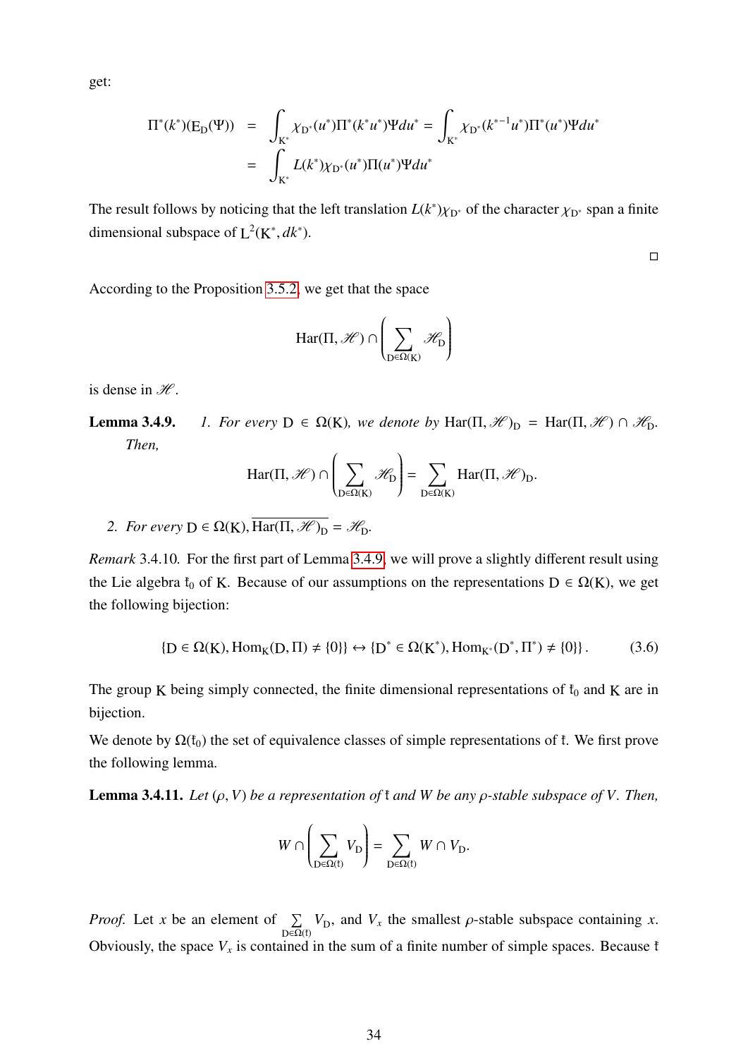get:

$$\begin{aligned}
\Pi^*(k^*)(\mathrm{E_D}(\Psi)) &= \int_{\mathrm{K}^*} \chi_{\mathrm{D}^*}(u^*)\Pi^*(k^*u^*)\Psi du^* = \int_{\mathrm{K}^*} \chi_{\mathrm{D}^*}(k^{*-1}u^*)\Pi^*(u^*)\Psi du^* \\
&= \int_{\mathrm{K}^*} L(k^*)\chi_{\mathrm{D}^*}(u^*)\Pi(u^*)\Psi du^*
\end{aligned}$$

The result follows by noticing that the left translation $L(k^*)\chi_{\mathrm{D}^*}$ of the character $\chi_{\mathrm{D}^*}$ span a finite dimensional subspace of $\mathrm{L}^2(\mathrm{K}^*, dk^*)$.

□

According to the Proposition 3.5.2, we get that the space

$$\mathrm{Har}(\Pi, \mathscr{H}) \cap \left( \sum_{\mathrm{D} \in \Omega(\mathrm{K})} \mathscr{H}_{\mathrm{D}} \right)$$

is dense in $\mathscr{H}$.

**Lemma 3.4.9.** *1. For every $\mathrm{D} \in \Omega(\mathrm{K})$, we denote by $\mathrm{Har}(\Pi, \mathscr{H})_{\mathrm{D}} = \mathrm{Har}(\Pi, \mathscr{H}) \cap \mathscr{H}_{\mathrm{D}}$. Then,*

$$\mathrm{Har}(\Pi, \mathscr{H}) \cap \left( \sum_{\mathrm{D} \in \Omega(\mathrm{K})} \mathscr{H}_{\mathrm{D}} \right) = \sum_{\mathrm{D} \in \Omega(\mathrm{K})} \mathrm{Har}(\Pi, \mathscr{H})_{\mathrm{D}}.$$

*2. For every $\mathrm{D} \in \Omega(\mathrm{K})$, $\overline{\mathrm{Har}(\Pi, \mathscr{H})_{\mathrm{D}}} = \mathscr{H}_{\mathrm{D}}$.*

*Remark* 3.4.10. For the first part of Lemma 3.4.9, we will prove a slightly different result using the Lie algebra $\mathfrak{k}_0$ of $\mathrm{K}$. Because of our assumptions on the representations $\mathrm{D} \in \Omega(\mathrm{K})$, we get the following bijection:

$$\{\mathrm{D} \in \Omega(\mathrm{K}), \mathrm{Hom}_{\mathrm{K}}(\mathrm{D}, \Pi) \neq \{0\}\} \leftrightarrow \{\mathrm{D}^* \in \Omega(\mathrm{K}^*), \mathrm{Hom}_{\mathrm{K}^*}(\mathrm{D}^*, \Pi^*) \neq \{0\}\}. \tag{3.6}$$

The group $\mathrm{K}$ being simply connected, the finite dimensional representations of $\mathfrak{k}_0$ and $\mathrm{K}$ are in bijection.

We denote by $\Omega(\mathfrak{k}_0)$ the set of equivalence classes of simple representations of $\mathfrak{k}$. We first prove the following lemma.

**Lemma 3.4.11.** *Let $(\rho, V)$ be a representation of $\mathfrak{k}$ and $W$ be any $\rho$-stable subspace of $V$. Then,*

$$W \cap \left( \sum_{\mathrm{D} \in \Omega(\mathfrak{k})} V_{\mathrm{D}} \right) = \sum_{\mathrm{D} \in \Omega(\mathfrak{k})} W \cap V_{\mathrm{D}}.$$

*Proof.* Let $x$ be an element of $\sum_{\mathrm{D} \in \Omega(\mathfrak{k})} V_{\mathrm{D}}$, and $V_x$ the smallest $\rho$-stable subspace containing $x$. Obviously, the space $V_x$ is contained in the sum of a finite number of simple spaces. Because $\mathfrak{k}$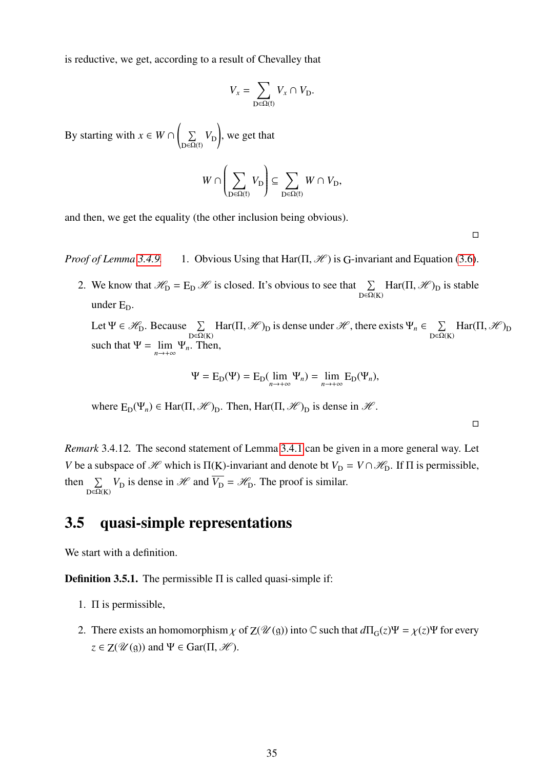is reductive, we get, according to a result of Chevalley that

$$V_x = \sum_{\mathrm{D}\in\Omega(\mathfrak{k})} V_x \cap V_{\mathrm{D}}.$$

By starting with $x \in W \cap \left(\sum_{\mathrm{D}\in\Omega(\mathfrak{k})} V_{\mathrm{D}}\right)$, we get that

$$W \cap \left(\sum_{\mathrm{D}\in\Omega(\mathfrak{k})} V_{\mathrm{D}}\right) \subseteq \sum_{\mathrm{D}\in\Omega(\mathfrak{k})} W \cap V_{\mathrm{D}},$$

and then, we get the equality (the other inclusion being obvious).

□

*Proof of Lemma 3.4.9.* 1. Obvious Using that $\mathrm{Har}(\Pi, \mathscr{H})$ is $\mathrm{G}$-invariant and Equation (3.6).

2. We know that $\mathscr{H}_{\mathrm{D}} = \mathrm{E}_{\mathrm{D}}\mathscr{H}$ is closed. It's obvious to see that $\sum_{\mathrm{D}\in\Omega(\mathrm{K})} \mathrm{Har}(\Pi, \mathscr{H})_{\mathrm{D}}$ is stable under $\mathrm{E}_{\mathrm{D}}$.

   Let $\Psi \in \mathscr{H}_{\mathrm{D}}$. Because $\sum_{\mathrm{D}\in\Omega(\mathrm{K})} \mathrm{Har}(\Pi, \mathscr{H})_{\mathrm{D}}$ is dense under $\mathscr{H}$, there exists $\Psi_n \in \sum_{\mathrm{D}\in\Omega(\mathrm{K})} \mathrm{Har}(\Pi, \mathscr{H})_{\mathrm{D}}$ such that $\Psi = \lim_{n\to+\infty} \Psi_n$. Then,

$$\Psi = \mathrm{E}_{\mathrm{D}}(\Psi) = \mathrm{E}_{\mathrm{D}}(\lim_{n\to+\infty} \Psi_n) = \lim_{n\to+\infty} \mathrm{E}_{\mathrm{D}}(\Psi_n),$$

   where $\mathrm{E}_{\mathrm{D}}(\Psi_n) \in \mathrm{Har}(\Pi, \mathscr{H})_{\mathrm{D}}$. Then, $\mathrm{Har}(\Pi, \mathscr{H})_{\mathrm{D}}$ is dense in $\mathscr{H}$.

□

*Remark* 3.4.12. The second statement of Lemma 3.4.1 can be given in a more general way. Let $V$ be a subspace of $\mathscr{H}$ which is $\Pi(\mathrm{K})$-invariant and denote bt $V_{\mathrm{D}} = V \cap \mathscr{H}_{\mathrm{D}}$. If $\Pi$ is permissible, then $\sum_{\mathrm{D}\in\Omega(\mathrm{K})} V_{\mathrm{D}}$ is dense in $\mathscr{H}$ and $\overline{V_{\mathrm{D}}} = \mathscr{H}_{\mathrm{D}}$. The proof is similar.

## 3.5 quasi-simple representations

We start with a definition.

**Definition 3.5.1.** The permissible $\Pi$ is called quasi-simple if:

1. $\Pi$ is permissible,
2. There exists an homomorphism $\chi$ of $\mathrm{Z}(\mathscr{U}(\mathfrak{g}))$ into $\mathbb{C}$ such that $d\Pi_{\mathrm{G}}(z)\Psi = \chi(z)\Psi$ for every $z \in \mathrm{Z}(\mathscr{U}(\mathfrak{g}))$ and $\Psi \in \mathrm{Gar}(\Pi, \mathscr{H})$.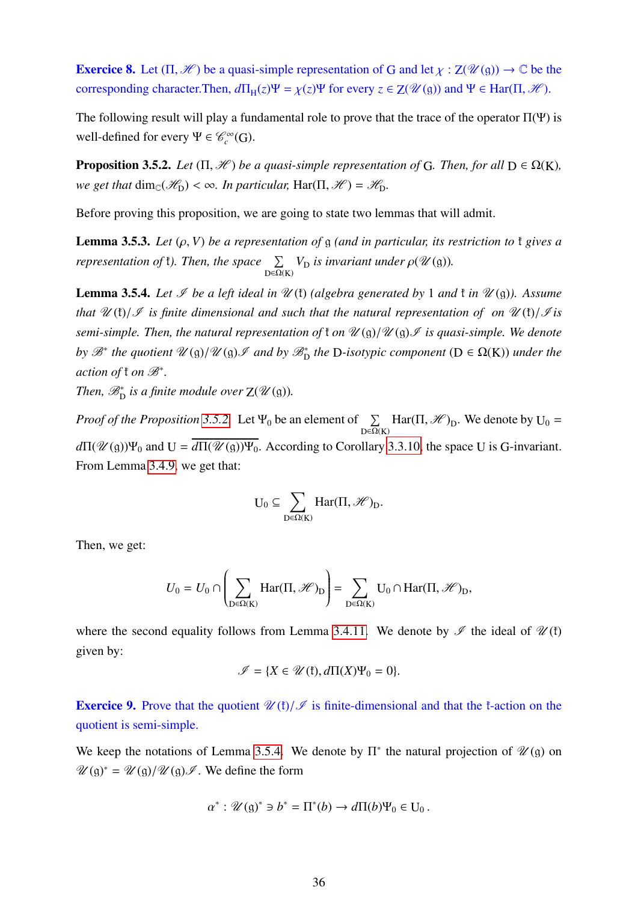**Exercice 8.** Let $(\Pi, \mathscr{H})$ be a quasi-simple representation of $\mathrm{G}$ and let $\chi : \mathrm{Z}(\mathscr{U}(\mathfrak{g})) \to \mathbb{C}$ be the corresponding character.Then, $d\Pi_{\mathrm{H}}(z)\Psi = \chi(z)\Psi$ for every $z \in \mathrm{Z}(\mathscr{U}(\mathfrak{g}))$ and $\Psi \in \mathrm{Har}(\Pi, \mathscr{H})$.

The following result will play a fundamental role to prove that the trace of the operator $\Pi(\Psi)$ is well-defined for every $\Psi \in \mathscr{C}_c^\infty(\mathrm{G})$.

**Proposition 3.5.2.** *Let $(\Pi, \mathscr{H})$ be a quasi-simple representation of $\mathrm{G}$. Then, for all $\mathrm{D} \in \Omega(\mathrm{K})$, we get that $\dim_{\mathbb{C}}(\mathscr{H}_{\mathrm{D}}) < \infty$. In particular, $\mathrm{Har}(\Pi, \mathscr{H}) = \mathscr{H}_{\mathrm{D}}$.*

Before proving this proposition, we are going to state two lemmas that will admit.

**Lemma 3.5.3.** *Let $(\rho, V)$ be a representation of $\mathfrak{g}$ (and in particular, its restriction to $\mathfrak{k}$ gives a representation of $\mathfrak{k}$). Then, the space $\sum_{\mathrm{D} \in \Omega(\mathrm{K})} V_{\mathrm{D}}$ is invariant under $\rho(\mathscr{U}(\mathfrak{g}))$.*

**Lemma 3.5.4.** *Let $\mathscr{I}$ be a left ideal in $\mathscr{U}(\mathfrak{k})$ (algebra generated by 1 and $\mathfrak{k}$ in $\mathscr{U}(\mathfrak{g})$). Assume that $\mathscr{U}(\mathfrak{k})/\mathscr{I}$ is finite dimensional and such that the natural representation of on $\mathscr{U}(\mathfrak{k})/\mathscr{I}$ is semi-simple. Then, the natural representation of $\mathfrak{k}$ on $\mathscr{U}(\mathfrak{g})/\mathscr{U}(\mathfrak{g})\mathscr{I}$ is quasi-simple. We denote by $\mathscr{B}^*$ the quotient $\mathscr{U}(\mathfrak{g})/\mathscr{U}(\mathfrak{g})\mathscr{I}$ and by $\mathscr{B}^*_{\mathrm{D}}$ the $\mathrm{D}$-isotypic component $(\mathrm{D} \in \Omega(\mathrm{K}))$ under the action of $\mathfrak{k}$ on $\mathscr{B}^*$.*

*Then, $\mathscr{B}^*_{\mathrm{D}}$ is a finite module over $\mathrm{Z}(\mathscr{U}(\mathfrak{g}))$.*

*Proof of the Proposition 3.5.2.* Let $\Psi_0$ be an element of $\sum_{\mathrm{D} \in \Omega(\mathrm{K})} \mathrm{Har}(\Pi, \mathscr{H})_{\mathrm{D}}$. We denote by $\mathrm{U}_0 = d\Pi(\mathscr{U}(\mathfrak{g}))\Psi_0$ and $\mathrm{U} = \overline{d\Pi(\mathscr{U}(\mathfrak{g}))\Psi_0}$. According to Corollary 3.3.10, the space $\mathrm{U}$ is $\mathrm{G}$-invariant. From Lemma 3.4.9, we get that:

$$\mathrm{U}_0 \subseteq \sum_{\mathrm{D} \in \Omega(\mathrm{K})} \mathrm{Har}(\Pi, \mathscr{H})_{\mathrm{D}}.$$

Then, we get:

$$U_0 = U_0 \cap \left( \sum_{\mathrm{D} \in \Omega(\mathrm{K})} \mathrm{Har}(\Pi, \mathscr{H})_{\mathrm{D}} \right) = \sum_{\mathrm{D} \in \Omega(\mathrm{K})} \mathrm{U}_0 \cap \mathrm{Har}(\Pi, \mathscr{H})_{\mathrm{D}},$$

where the second equality follows from Lemma 3.4.11. We denote by $\mathscr{I}$ the ideal of $\mathscr{U}(\mathfrak{k})$ given by:

$$\mathscr{I} = \{X \in \mathscr{U}(\mathfrak{k}), d\Pi(X)\Psi_0 = 0\}.$$

**Exercice 9.** Prove that the quotient $\mathscr{U}(\mathfrak{k})/\mathscr{I}$ is finite-dimensional and that the $\mathfrak{k}$-action on the quotient is semi-simple.

We keep the notations of Lemma 3.5.4. We denote by $\Pi^*$ the natural projection of $\mathscr{U}(\mathfrak{g})$ on $\mathscr{U}(\mathfrak{g})^* = \mathscr{U}(\mathfrak{g})/\mathscr{U}(\mathfrak{g})\mathscr{I}$. We define the form

$$\alpha^* : \mathscr{U}(\mathfrak{g})^* \ni b^* = \Pi^*(b) \to d\Pi(b)\Psi_0 \in \mathrm{U}_0\,.$$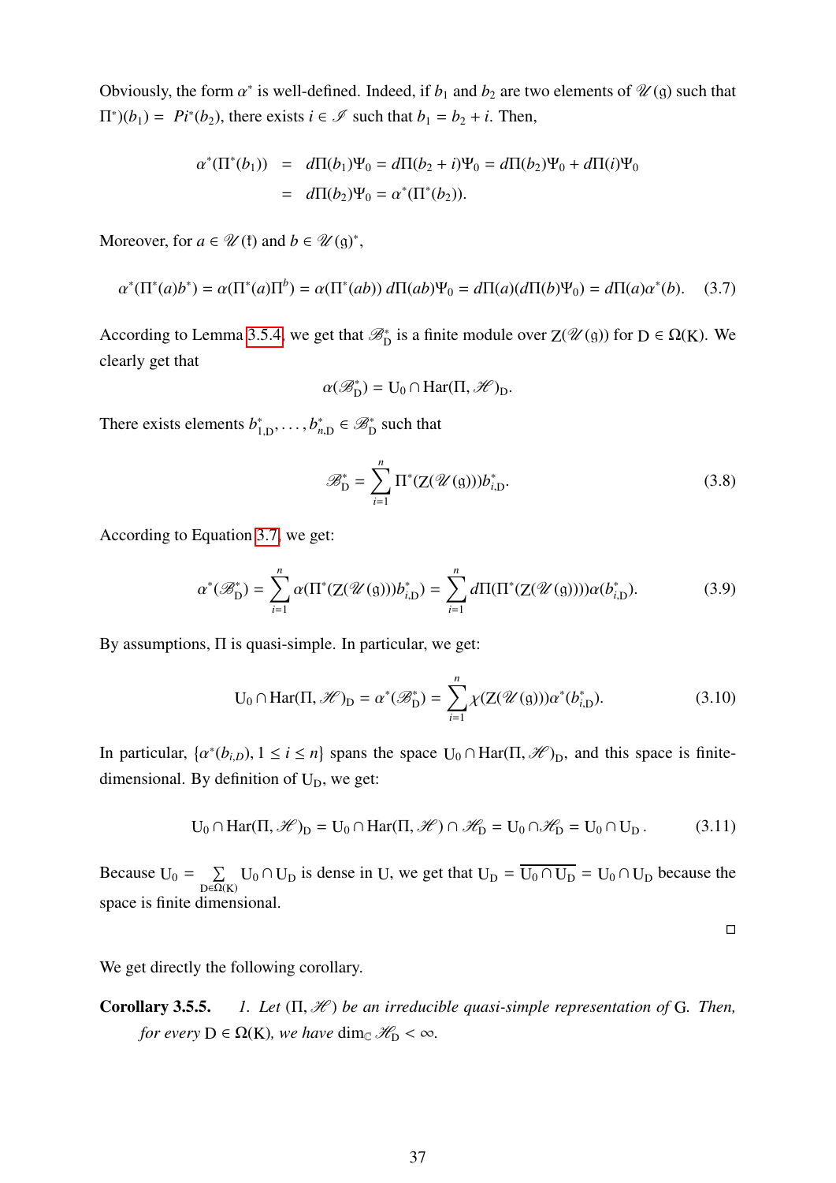Obviously, the form $\alpha^*$ is well-defined. Indeed, if $b_1$ and $b_2$ are two elements of $\mathscr{U}(\mathfrak{g})$ such that $\Pi^*)(b_1) = Pi^*(b_2)$, there exists $i \in \mathscr{I}$ such that $b_1 = b_2 + i$. Then,

$$\begin{aligned}
\alpha^*(\Pi^*(b_1)) &= d\Pi(b_1)\Psi_0 = d\Pi(b_2 + i)\Psi_0 = d\Pi(b_2)\Psi_0 + d\Pi(i)\Psi_0 \\
&= d\Pi(b_2)\Psi_0 = \alpha^*(\Pi^*(b_2)).
\end{aligned}$$

Moreover, for $a \in \mathscr{U}(\mathfrak{k})$ and $b \in \mathscr{U}(\mathfrak{g})^*$,

$$\alpha^*(\Pi^*(a)b^*) = \alpha(\Pi^*(a)\Pi^b) = \alpha(\Pi^*(ab))\, d\Pi(ab)\Psi_0 = d\Pi(a)(d\Pi(b)\Psi_0) = d\Pi(a)\alpha^*(b). \tag{3.7}$$

According to Lemma 3.5.4, we get that $\mathscr{B}^*_{\mathrm{D}}$ is a finite module over $\mathrm{Z}(\mathscr{U}(\mathfrak{g}))$ for $\mathrm{D} \in \Omega(\mathrm{K})$. We clearly get that

$$\alpha(\mathscr{B}^*_{\mathrm{D}}) = \mathrm{U}_0 \cap \mathrm{Har}(\Pi, \mathscr{H})_{\mathrm{D}}.$$

There exists elements $b^*_{1,\mathrm{D}}, \ldots, b^*_{n,\mathrm{D}} \in \mathscr{B}^*_{\mathrm{D}}$ such that

$$\mathscr{B}^*_{\mathrm{D}} = \sum_{i=1}^{n} \Pi^*(\mathrm{Z}(\mathscr{U}(\mathfrak{g})))b^*_{i,\mathrm{D}}. \tag{3.8}$$

According to Equation 3.7, we get:

$$\alpha^*(\mathscr{B}^*_{\mathrm{D}}) = \sum_{i=1}^{n} \alpha(\Pi^*(\mathrm{Z}(\mathscr{U}(\mathfrak{g})))b^*_{i,\mathrm{D}}) = \sum_{i=1}^{n} d\Pi(\Pi^*(\mathrm{Z}(\mathscr{U}(\mathfrak{g}))))\alpha(b^*_{i,\mathrm{D}}). \tag{3.9}$$

By assumptions, $\Pi$ is quasi-simple. In particular, we get:

$$\mathrm{U}_0 \cap \mathrm{Har}(\Pi, \mathscr{H})_{\mathrm{D}} = \alpha^*(\mathscr{B}^*_{\mathrm{D}}) = \sum_{i=1}^{n} \chi(\mathrm{Z}(\mathscr{U}(\mathfrak{g})))\alpha^*(b^*_{i,\mathrm{D}}). \tag{3.10}$$

In particular, $\{\alpha^*(b_{i,D}), 1 \leq i \leq n\}$ spans the space $\mathrm{U}_0 \cap \mathrm{Har}(\Pi, \mathscr{H})_{\mathrm{D}}$, and this space is finite-dimensional. By definition of $\mathrm{U}_{\mathrm{D}}$, we get:

$$\mathrm{U}_0 \cap \mathrm{Har}(\Pi, \mathscr{H})_{\mathrm{D}} = \mathrm{U}_0 \cap \mathrm{Har}(\Pi, \mathscr{H}) \cap \mathscr{H}_{\mathrm{D}} = \mathrm{U}_0 \cap \mathscr{H}_{\mathrm{D}} = \mathrm{U}_0 \cap \mathrm{U}_{\mathrm{D}}. \tag{3.11}$$

Because $\mathrm{U}_0 = \sum_{\mathrm{D} \in \Omega(\mathrm{K})} \mathrm{U}_0 \cap \mathrm{U}_{\mathrm{D}}$ is dense in $\mathrm{U}$, we get that $\mathrm{U}_{\mathrm{D}} = \overline{\mathrm{U}_0 \cap \mathrm{U}_{\mathrm{D}}} = \mathrm{U}_0 \cap \mathrm{U}_{\mathrm{D}}$ because the space is finite dimensional.

□

We get directly the following corollary.

**Corollary 3.5.5.** *1. Let $(\Pi, \mathscr{H})$ be an irreducible quasi-simple representation of $\mathrm{G}$. Then, for every $\mathrm{D} \in \Omega(\mathrm{K})$, we have $\dim_{\mathbb{C}} \mathscr{H}_{\mathrm{D}} < \infty$.*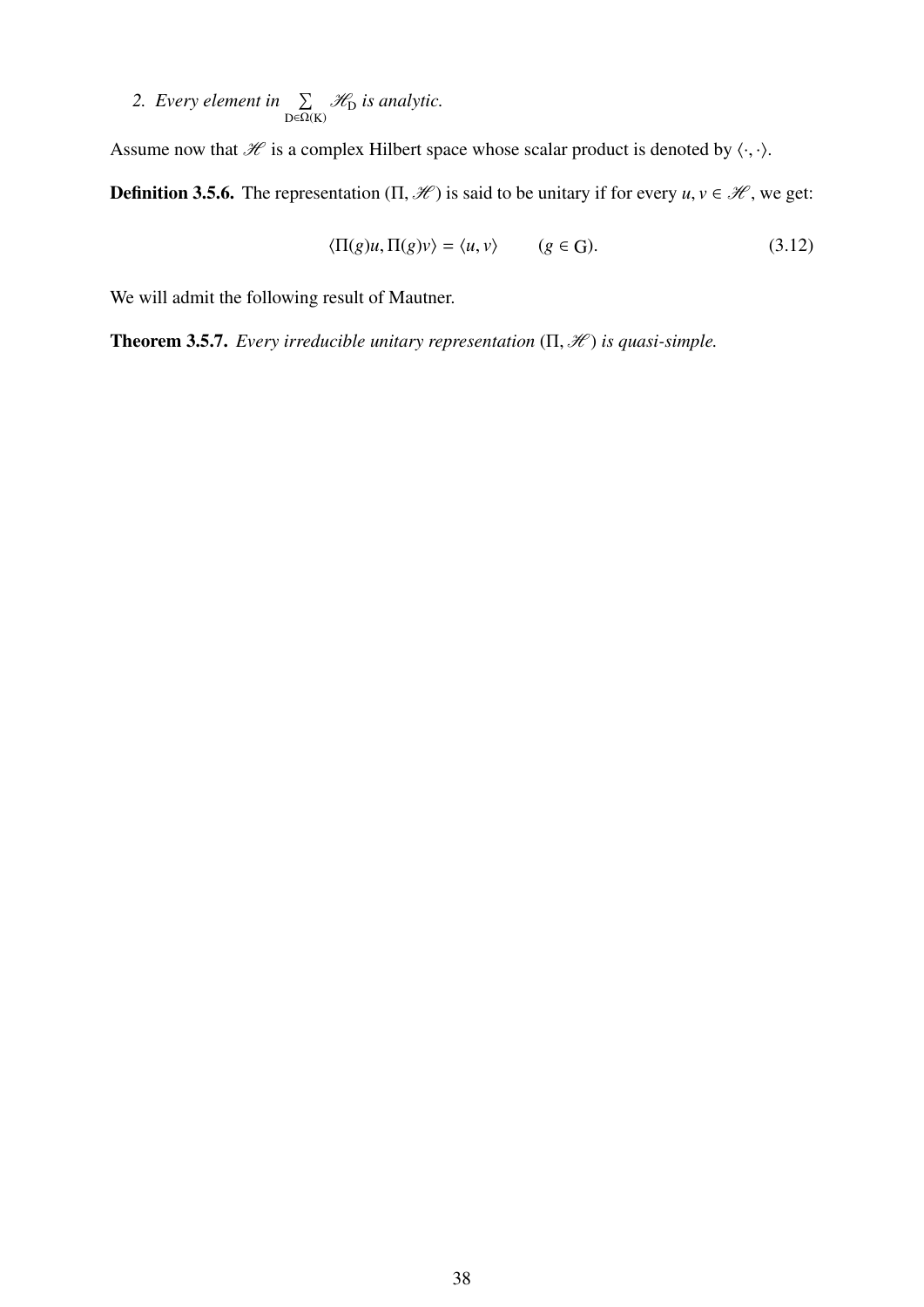2. *Every element in* $\sum_{\mathrm{D}\in\Omega(\mathrm{K})} \mathscr{H}_{\mathrm{D}}$ *is analytic.*

Assume now that $\mathscr{H}$ is a complex Hilbert space whose scalar product is denoted by $\langle \cdot, \cdot \rangle$.

**Definition 3.5.6.** The representation $(\Pi, \mathscr{H})$ is said to be unitary if for every $u, v \in \mathscr{H}$, we get:

$$\langle \Pi(g)u, \Pi(g)v \rangle = \langle u, v \rangle \qquad (g \in \mathrm{G}). \tag{3.12}$$

We will admit the following result of Mautner.

**Theorem 3.5.7.** *Every irreducible unitary representation* $(\Pi, \mathscr{H})$ *is quasi-simple.*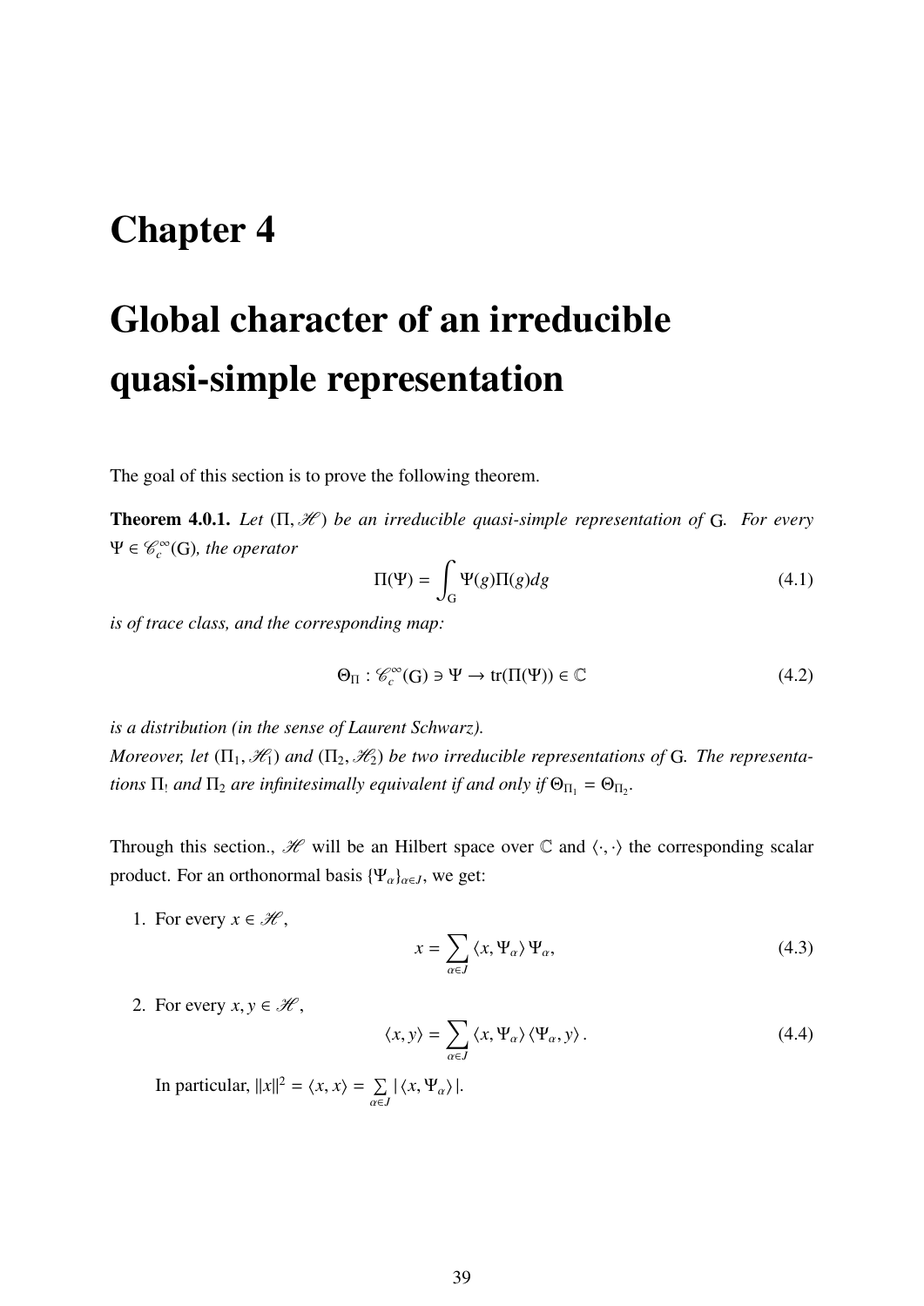# Chapter 4

# Global character of an irreducible quasi-simple representation

The goal of this section is to prove the following theorem.

**Theorem 4.0.1.** *Let $(\Pi, \mathscr{H})$ be an irreducible quasi-simple representation of* G*. For every $\Psi \in \mathscr{C}_c^\infty(\mathrm{G})$, the operator*

$$\Pi(\Psi) = \int_{\mathrm{G}} \Psi(g)\Pi(g)dg \tag{4.1}$$

*is of trace class, and the corresponding map:*

$$\Theta_\Pi : \mathscr{C}_c^\infty(\mathrm{G}) \ni \Psi \to \mathrm{tr}(\Pi(\Psi)) \in \mathbb{C} \tag{4.2}$$

*is a distribution (in the sense of Laurent Schwarz).*
*Moreover, let $(\Pi_1, \mathscr{H}_1)$ and $(\Pi_2, \mathscr{H}_2)$ be two irreducible representations of* G*. The representations $\Pi_!$ and $\Pi_2$ are infinitesimally equivalent if and only if $\Theta_{\Pi_1} = \Theta_{\Pi_2}$.*

Through this section., $\mathscr{H}$ will be an Hilbert space over $\mathbb{C}$ and $\langle \cdot, \cdot \rangle$ the corresponding scalar product. For an orthonormal basis $\{\Psi_\alpha\}_{\alpha \in J}$, we get:

1. For every $x \in \mathscr{H}$,

$$x = \sum_{\alpha \in J} \langle x, \Psi_\alpha \rangle \Psi_\alpha, \tag{4.3}$$

2. For every $x, y \in \mathscr{H}$,

$$\langle x, y \rangle = \sum_{\alpha \in J} \langle x, \Psi_\alpha \rangle \langle \Psi_\alpha, y \rangle . \tag{4.4}$$

   In particular, $||x||^2 = \langle x, x \rangle = \sum_{\alpha \in J} | \langle x, \Psi_\alpha \rangle |$.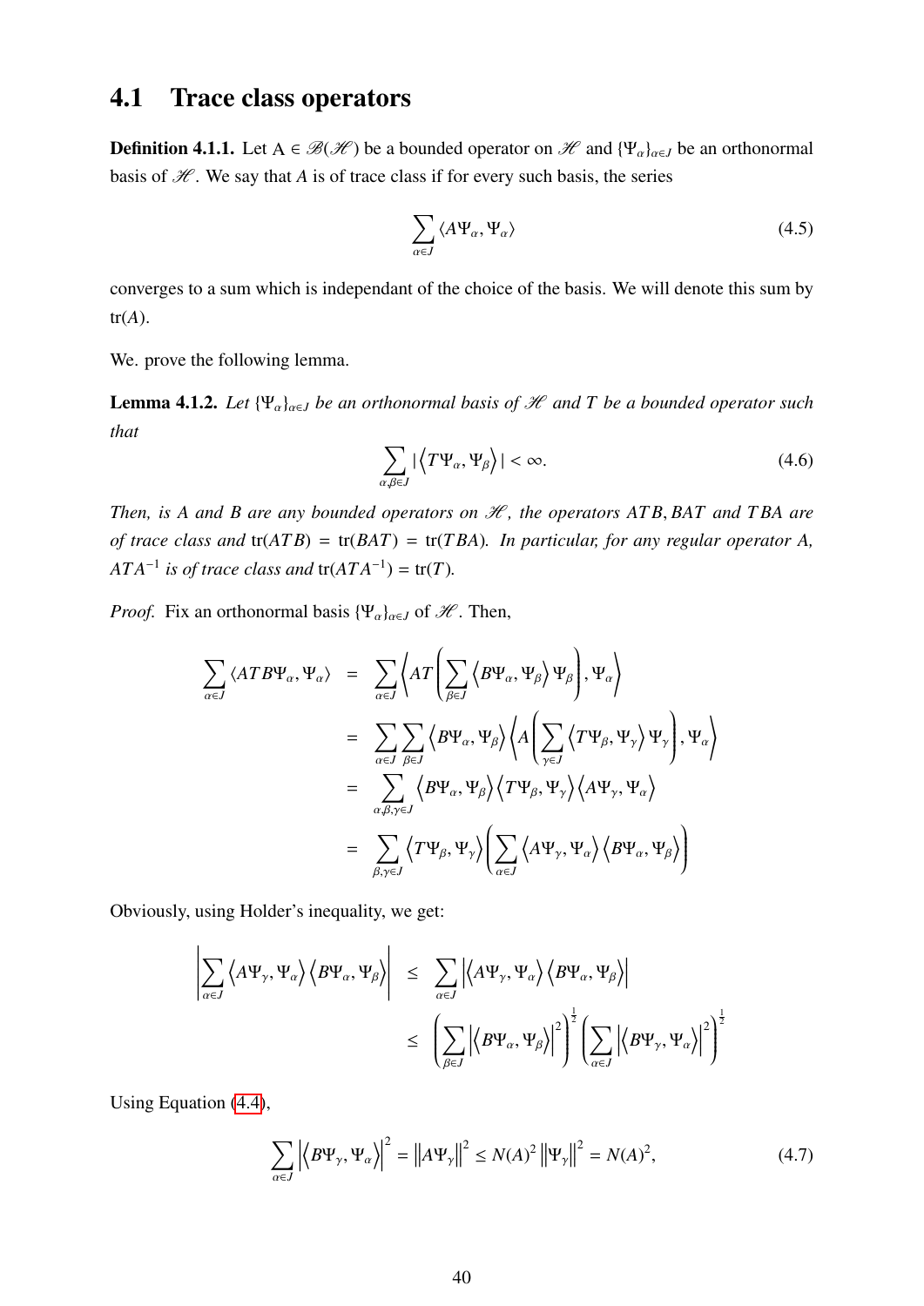## 4.1 Trace class operators

**Definition 4.1.1.** Let $A \in \mathscr{B}(\mathscr{H})$ be a bounded operator on $\mathscr{H}$ and $\{\Psi_\alpha\}_{\alpha \in J}$ be an orthonormal basis of $\mathscr{H}$. We say that $A$ is of trace class if for every such basis, the series

$$\sum_{\alpha \in J} \langle A\Psi_\alpha, \Psi_\alpha \rangle \tag{4.5}$$

converges to a sum which is independant of the choice of the basis. We will denote this sum by $\mathrm{tr}(A)$.

We. prove the following lemma.

**Lemma 4.1.2.** *Let $\{\Psi_\alpha\}_{\alpha \in J}$ be an orthonormal basis of $\mathscr{H}$ and $T$ be a bounded operator such that*

$$\sum_{\alpha,\beta \in J} |\left\langle T\Psi_\alpha, \Psi_\beta \right\rangle| < \infty. \tag{4.6}$$

*Then, is $A$ and $B$ are any bounded operators on $\mathscr{H}$, the operators $ATB, BAT$ and $TBA$ are of trace class and $\mathrm{tr}(ATB) = \mathrm{tr}(BAT) = \mathrm{tr}(TBA)$. In particular, for any regular operator $A$, $ATA^{-1}$ is of trace class and $\mathrm{tr}(ATA^{-1}) = \mathrm{tr}(T)$.*

*Proof.* Fix an orthonormal basis $\{\Psi_\alpha\}_{\alpha \in J}$ of $\mathscr{H}$. Then,

$$\begin{aligned}
\sum_{\alpha \in J} \langle ATB\Psi_\alpha, \Psi_\alpha \rangle &= \sum_{\alpha \in J} \left\langle AT\left(\sum_{\beta \in J} \left\langle B\Psi_\alpha, \Psi_\beta \right\rangle \Psi_\beta\right), \Psi_\alpha \right\rangle \\
&= \sum_{\alpha \in J} \sum_{\beta \in J} \left\langle B\Psi_\alpha, \Psi_\beta \right\rangle \left\langle A\left(\sum_{\gamma \in J} \left\langle T\Psi_\beta, \Psi_\gamma \right\rangle \Psi_\gamma\right), \Psi_\alpha \right\rangle \\
&= \sum_{\alpha,\beta,\gamma \in J} \left\langle B\Psi_\alpha, \Psi_\beta \right\rangle \left\langle T\Psi_\beta, \Psi_\gamma \right\rangle \left\langle A\Psi_\gamma, \Psi_\alpha \right\rangle \\
&= \sum_{\beta,\gamma \in J} \left\langle T\Psi_\beta, \Psi_\gamma \right\rangle \left(\sum_{\alpha \in J} \left\langle A\Psi_\gamma, \Psi_\alpha \right\rangle \left\langle B\Psi_\alpha, \Psi_\beta \right\rangle\right)
\end{aligned}$$

Obviously, using Holder's inequality, we get:

$$\begin{aligned}
\left|\sum_{\alpha \in J} \left\langle A\Psi_\gamma, \Psi_\alpha \right\rangle \left\langle B\Psi_\alpha, \Psi_\beta \right\rangle\right| &\leq \sum_{\alpha \in J} \left|\left\langle A\Psi_\gamma, \Psi_\alpha \right\rangle \left\langle B\Psi_\alpha, \Psi_\beta \right\rangle\right| \\
&\leq \left(\sum_{\beta \in J} \left|\left\langle B\Psi_\alpha, \Psi_\beta \right\rangle\right|^2\right)^{\frac{1}{2}} \left(\sum_{\alpha \in J} \left|\left\langle B\Psi_\gamma, \Psi_\alpha \right\rangle\right|^2\right)^{\frac{1}{2}}
\end{aligned}$$

Using Equation (4.4),

$$\sum_{\alpha \in J} \left|\left\langle B\Psi_\gamma, \Psi_\alpha \right\rangle\right|^2 = \left\|A\Psi_\gamma\right\|^2 \leq N(A)^2 \left\|\Psi_\gamma\right\|^2 = N(A)^2, \tag{4.7}$$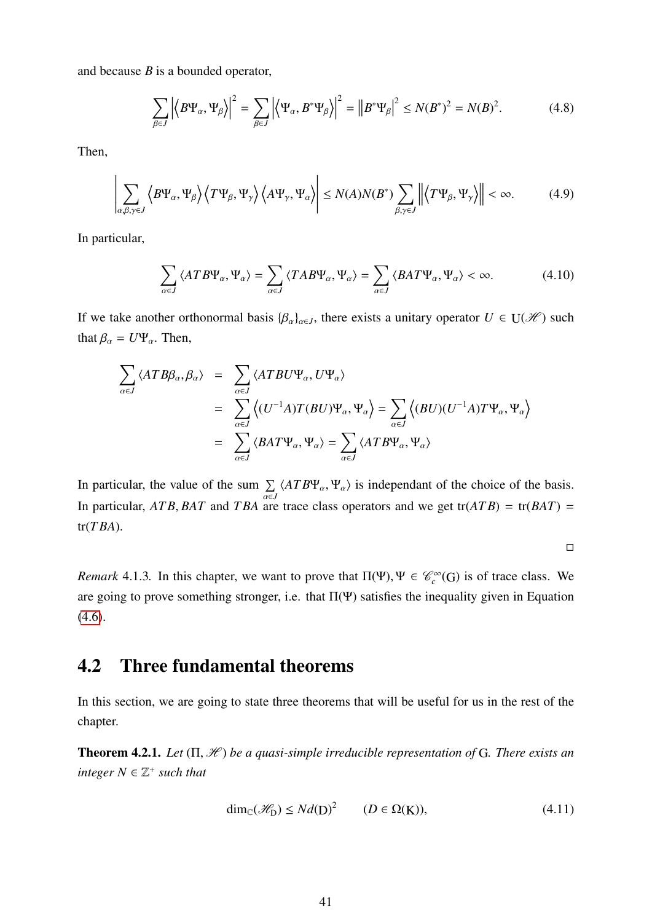and because $B$ is a bounded operator,

$$\sum_{\beta \in J} \left| \left\langle B\Psi_\alpha, \Psi_\beta \right\rangle \right|^2 = \sum_{\beta \in J} \left| \left\langle \Psi_\alpha, B^*\Psi_\beta \right\rangle \right|^2 = \left\| B^*\Psi_\beta \right\|^2 \leq N(B^*)^2 = N(B)^2. \tag{4.8}$$

Then,

$$\left| \sum_{\alpha,\beta,\gamma \in J} \left\langle B\Psi_\alpha, \Psi_\beta \right\rangle \left\langle T\Psi_\beta, \Psi_\gamma \right\rangle \left\langle A\Psi_\gamma, \Psi_\alpha \right\rangle \right| \leq N(A)N(B^*) \sum_{\beta,\gamma \in J} \left\| \left\langle T\Psi_\beta, \Psi_\gamma \right\rangle \right\| < \infty. \tag{4.9}$$

In particular,

$$\sum_{\alpha \in J} \langle ATB\Psi_\alpha, \Psi_\alpha \rangle = \sum_{\alpha \in J} \langle TAB\Psi_\alpha, \Psi_\alpha \rangle = \sum_{\alpha \in J} \langle BAT\Psi_\alpha, \Psi_\alpha \rangle < \infty. \tag{4.10}$$

If we take another orthonormal basis $\{\beta_\alpha\}_{\alpha \in J}$, there exists a unitary operator $U \in \mathrm{U}(\mathscr{H})$ such that $\beta_\alpha = U\Psi_\alpha$. Then,

$$\begin{aligned}
\sum_{\alpha \in J} \langle ATB\beta_\alpha, \beta_\alpha \rangle &= \sum_{\alpha \in J} \langle ATBU\Psi_\alpha, U\Psi_\alpha \rangle \\
&= \sum_{\alpha \in J} \left\langle (U^{-1}A)T(BU)\Psi_\alpha, \Psi_\alpha \right\rangle = \sum_{\alpha \in J} \left\langle (BU)(U^{-1}A)T\Psi_\alpha, \Psi_\alpha \right\rangle \\
&= \sum_{\alpha \in J} \langle BAT\Psi_\alpha, \Psi_\alpha \rangle = \sum_{\alpha \in J} \langle ATB\Psi_\alpha, \Psi_\alpha \rangle
\end{aligned}$$

In particular, the value of the sum $\sum_{\alpha \in J} \langle ATB\Psi_\alpha, \Psi_\alpha \rangle$ is independant of the choice of the basis. In particular, $ATB, BAT$ and $TBA$ are trace class operators and we get $\mathrm{tr}(ATB) = \mathrm{tr}(BAT) = \mathrm{tr}(TBA)$.

□

*Remark* 4.1.3. In this chapter, we want to prove that $\Pi(\Psi), \Psi \in \mathscr{C}_c^\infty(\mathrm{G})$ is of trace class. We are going to prove something stronger, i.e. that $\Pi(\Psi)$ satisfies the inequality given in Equation (4.6).

## 4.2 Three fundamental theorems

In this section, we are going to state three theorems that will be useful for us in the rest of the chapter.

**Theorem 4.2.1.** *Let $(\Pi, \mathscr{H})$ be a quasi-simple irreducible representation of $\mathrm{G}$. There exists an integer $N \in \mathbb{Z}^+$ such that*

$$\dim_{\mathbb{C}}(\mathscr{H}_{\mathrm{D}}) \leq Nd(\mathrm{D})^2 \qquad (D \in \Omega(\mathrm{K})), \tag{4.11}$$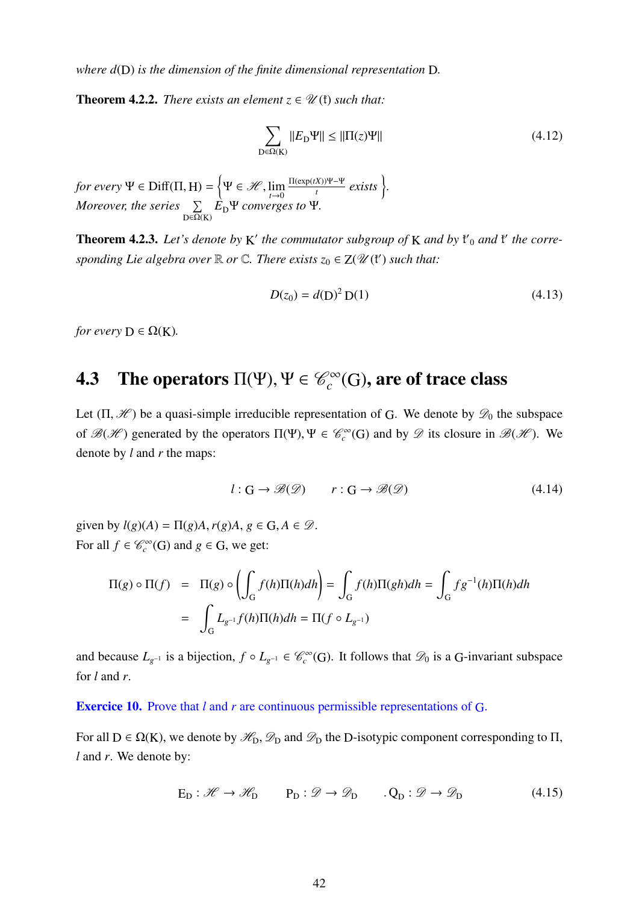*where $d(\mathrm{D})$ is the dimension of the finite dimensional representation* $\mathrm{D}$.

**Theorem 4.2.2.** *There exists an element $z \in \mathscr{U}(\mathfrak{k})$ such that:*

$$\sum_{\mathrm{D}\in\Omega(\mathrm{K})} \|E_{\mathrm{D}}\Psi\| \leq \|\Pi(z)\Psi\| \tag{4.12}$$

*for every $\Psi \in \mathrm{Diff}(\Pi, \mathrm{H}) = \left\{\Psi \in \mathscr{H}, \lim\limits_{t\to 0} \frac{\Pi(\exp(tX))\Psi - \Psi}{t} \text{ exists}\right\}$.*
*Moreover, the series $\sum\limits_{\mathrm{D}\in\Omega(\mathrm{K})} E_{\mathrm{D}}\Psi$ converges to $\Psi$.*

**Theorem 4.2.3.** *Let's denote by $\mathrm{K}'$ the commutator subgroup of $\mathrm{K}$ and by $\mathfrak{k}'_0$ and $\mathfrak{k}'$ the corresponding Lie algebra over $\mathbb{R}$ or $\mathbb{C}$. There exists $z_0 \in \mathrm{Z}(\mathscr{U}(\mathfrak{k}'))$ such that:*

$$D(z_0) = d(\mathrm{D})^2\, \mathrm{D}(1) \tag{4.13}$$

*for every $\mathrm{D} \in \Omega(\mathrm{K})$.*

## 4.3 The operators $\Pi(\Psi), \Psi \in \mathscr{C}_c^\infty(\mathrm{G})$, are of trace class

Let $(\Pi, \mathscr{H})$ be a quasi-simple irreducible representation of $\mathrm{G}$. We denote by $\mathscr{D}_0$ the subspace of $\mathscr{B}(\mathscr{H})$ generated by the operators $\Pi(\Psi), \Psi \in \mathscr{C}_c^\infty(\mathrm{G})$ and by $\mathscr{D}$ its closure in $\mathscr{B}(\mathscr{H})$. We denote by $l$ and $r$ the maps:

$$l : \mathrm{G} \to \mathscr{B}(\mathscr{D}) \qquad r : \mathrm{G} \to \mathscr{B}(\mathscr{D}) \tag{4.14}$$

given by $l(g)(A) = \Pi(g)A, r(g)A$, $g \in \mathrm{G}, A \in \mathscr{D}$.
For all $f \in \mathscr{C}_c^\infty(\mathrm{G})$ and $g \in \mathrm{G}$, we get:

$$\begin{aligned}
\Pi(g) \circ \Pi(f) &= \Pi(g) \circ \left(\int_{\mathrm{G}} f(h)\Pi(h)dh\right) = \int_{\mathrm{G}} f(h)\Pi(gh)dh = \int_{\mathrm{G}} fg^{-1}(h)\Pi(h)dh \\
&= \int_{\mathrm{G}} L_{g^{-1}} f(h)\Pi(h)dh = \Pi(f \circ L_{g^{-1}})
\end{aligned}$$

and because $L_{g^{-1}}$ is a bijection, $f \circ L_{g^{-1}} \in \mathscr{C}_c^\infty(\mathrm{G})$. It follows that $\mathscr{D}_0$ is a $\mathrm{G}$-invariant subspace for $l$ and $r$.

**Exercice 10.** Prove that $l$ and $r$ are continuous permissible representations of $\mathrm{G}$.

For all $\mathrm{D} \in \Omega(\mathrm{K})$, we denote by $\mathscr{H}_{\mathrm{D}}$, $\mathscr{D}_{\mathrm{D}}$ and $\mathscr{D}_{\mathrm{D}}$ the $\mathrm{D}$-isotypic component corresponding to $\Pi$, $l$ and $r$. We denote by:

$$\mathrm{E}_{\mathrm{D}} : \mathscr{H} \to \mathscr{H}_{\mathrm{D}} \qquad \mathrm{P}_{\mathrm{D}} : \mathscr{D} \to \mathscr{D}_{\mathrm{D}} \qquad .\, \mathrm{Q}_{\mathrm{D}} : \mathscr{D} \to \mathscr{D}_{\mathrm{D}} \tag{4.15}$$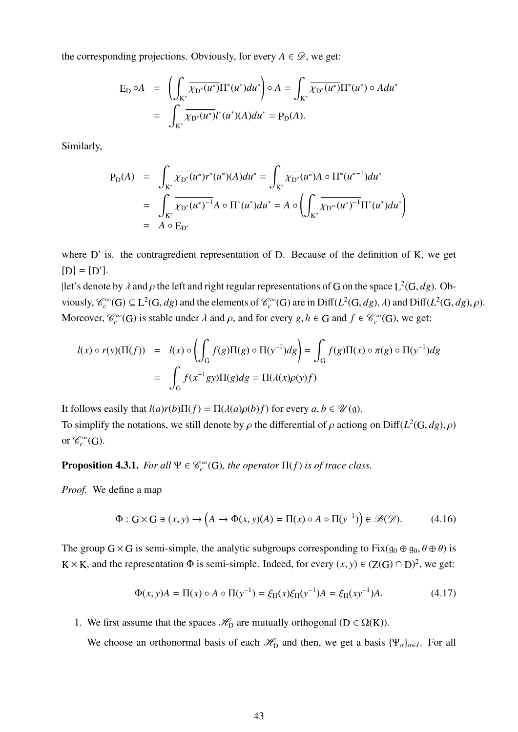the corresponding projections. Obviously, for every $A \in \mathscr{D}$, we get:

$$
\begin{aligned}
\mathrm{E_D} \circ A &= \left( \int_{\mathrm{K}^*} \overline{\chi_{\mathrm{D}^*}(u^*)} \Pi^*(u^*) du^* \right) \circ A = \int_{\mathrm{K}^*} \overline{\chi_{\mathrm{D}^*}(u^*)} \Pi^*(u^*) \circ A du^* \\
&= \int_{\mathrm{K}^*} \overline{\chi_{\mathrm{D}^*}(u^*)} l^*(u^*)(A) du^* = \mathrm{P_D}(A).
\end{aligned}
$$

Similarly,

$$
\begin{aligned}
\mathrm{P_D}(A) &= \int_{\mathrm{K}^*} \overline{\chi_{\mathrm{D}^*}(u^*)} r^*(u^*)(A) du^* = \int_{\mathrm{K}^*} \overline{\chi_{\mathrm{D}^*}(u^*)} A \circ \Pi^*(u^{*-1}) du^* \\
&= \int_{\mathrm{K}^*} \overline{\chi_{\mathrm{D}^*}(u^*)^{-1}} A \circ \Pi^*(u^*) du^* = A \circ \left( \int_{\mathrm{K}^*} \overline{\chi_{\mathrm{D}'^*}(u^*)^{-1}} \Pi^*(u^*) du^* \right) \\
&= A \circ \mathrm{E_{D'}}
\end{aligned}
$$

where $\mathrm{D}'$ is. the contragredient representation of $\mathrm{D}$. Because of the definition of $\mathrm{K}$, we get $[\mathrm{D}] = [\mathrm{D}']$.

|let's denote by $\lambda$ and $\rho$ the left and right regular representations of $\mathrm{G}$ on the space $\mathrm{L}^2(\mathrm{G}, dg)$. Obviously, $\mathscr{C}_c^\infty(\mathrm{G}) \subseteq \mathrm{L}^2(\mathrm{G}, dg)$ and the elements of $\mathscr{C}_c^\infty(\mathrm{G})$ are in $\mathrm{Diff}(L^2(\mathrm{G}, dg), \lambda)$ and $\mathrm{Diff}(L^2(\mathrm{G}, dg), \rho)$. Moreover, $\mathscr{C}_c^\infty(\mathrm{G})$ is stable under $\lambda$ and $\rho$, and for every $g, h \in \mathrm{G}$ and $f \in \mathscr{C}_c^\infty(\mathrm{G})$, we get:

$$
\begin{aligned}
l(x) \circ r(y)(\Pi(f)) &= l(x) \circ \left( \int_{\mathrm{G}} f(g) \Pi(g) \circ \Pi(y^{-1}) dg \right) = \int_{\mathrm{G}} f(g) \Pi(x) \circ \pi(g) \circ \Pi(y^{-1}) dg \\
&= \int_{\mathrm{G}} f(x^{-1} g y) \Pi(g) dg = \Pi(\lambda(x) \rho(y) f)
\end{aligned}
$$

It follows easily that $l(a)r(b)\Pi(f) = \Pi(\lambda(a)\rho(b)f)$ for every $a, b \in \mathscr{U}(\mathfrak{g})$.
To simplify the notations, we still denote by $\rho$ the differential of $\rho$ actiong on $\mathrm{Diff}(L^2(\mathrm{G}, dg), \rho)$ or $\mathscr{C}_c^\infty(\mathrm{G})$.

**Proposition 4.3.1.** *For all $\Psi \in \mathscr{C}_c^\infty(\mathrm{G})$, the operator $\Pi(f)$ is of trace class.*

*Proof.* We define a map

$$
\Phi : \mathrm{G} \times \mathrm{G} \ni (x, y) \to \left( A \to \Phi(x, y)(A) = \Pi(x) \circ A \circ \Pi(y^{-1}) \right) \in \mathscr{B}(\mathscr{D}). \tag{4.16}
$$

The group $\mathrm{G} \times \mathrm{G}$ is semi-simple, the analytic subgroups corresponding to $\mathrm{Fix}(\mathfrak{g}_0 \oplus \mathfrak{g}_0, \theta \oplus \theta)$ is $\mathrm{K} \times \mathrm{K}$, and the representation $\Phi$ is semi-simple. Indeed, for every $(x, y) \in (\mathrm{Z}(\mathrm{G}) \cap \mathrm{D})^2$, we get:

$$
\Phi(x, y)A = \Pi(x) \circ A \circ \Pi(y^{-1}) = \xi_\Pi(x) \xi_\Pi(y^{-1}) A = \xi_\Pi(x y^{-1}) A. \tag{4.17}
$$

1. We first assume that the spaces $\mathscr{H}_\mathrm{D}$ are mutually orthogonal ($\mathrm{D} \in \Omega(\mathrm{K})$).

   We choose an orthonormal basis of each $\mathscr{H}_\mathrm{D}$ and then, we get a basis $\{\Psi_\alpha\}_{\alpha \in J}$. For all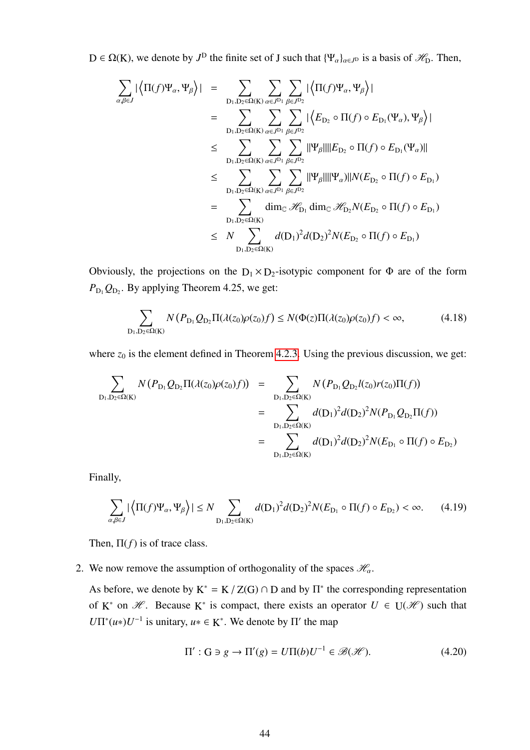$D \in \Omega(K)$, we denote by $J^D$ the finite set of J such that $\{\Psi_\alpha\}_{\alpha \in J^D}$ is a basis of $\mathscr{H}_D$. Then,

$$
\begin{aligned}
\sum_{\alpha,\beta\in J} |\left\langle \Pi(f)\Psi_\alpha, \Psi_\beta \right\rangle| &= \sum_{D_1,D_2\in\Omega(K)} \sum_{\alpha\in J^{D_1}} \sum_{\beta\in J^{D_2}} |\left\langle \Pi(f)\Psi_\alpha, \Psi_\beta \right\rangle| \\
&= \sum_{D_1,D_2\in\Omega(K)} \sum_{\alpha\in J^{D_1}} \sum_{\beta\in J^{D_2}} |\left\langle E_{D_2} \circ \Pi(f) \circ E_{D_1}(\Psi_\alpha), \Psi_\beta \right\rangle| \\
&\leq \sum_{D_1,D_2\in\Omega(K)} \sum_{\alpha\in J^{D_1}} \sum_{\beta\in J^{D_2}} \|\Psi_\beta\| \|E_{D_2} \circ \Pi(f) \circ E_{D_1}(\Psi_\alpha)\| \\
&\leq \sum_{D_1,D_2\in\Omega(K)} \sum_{\alpha\in J^{D_1}} \sum_{\beta\in J^{D_2}} \|\Psi_\beta\| \|\Psi_\alpha)\| N(E_{D_2} \circ \Pi(f) \circ E_{D_1}) \\
&= \sum_{D_1,D_2\in\Omega(K)} \dim_{\mathbb{C}} \mathscr{H}_{D_1} \dim_{\mathbb{C}} \mathscr{H}_{D_2} N(E_{D_2} \circ \Pi(f) \circ E_{D_1}) \\
&\leq N \sum_{D_1,D_2\in\Omega(K)} d(D_1)^2 d(D_2)^2 N(E_{D_2} \circ \Pi(f) \circ E_{D_1})
\end{aligned}
$$

Obviously, the projections on the $D_1 \times D_2$-isotypic component for $\Phi$ are of the form $P_{D_1} Q_{D_2}$. By applying Theorem 4.25, we get:

$$
\sum_{D_1,D_2\in\Omega(K)} N\left(P_{D_1} Q_{D_2} \Pi(\lambda(z_0)\rho(z_0)f\right) \leq N(\Phi(z)\Pi(\lambda(z_0)\rho(z_0)f) < \infty, \tag{4.18}
$$

where $z_0$ is the element defined in Theorem 4.2.3. Using the previous discussion, we get:

$$
\begin{aligned}
\sum_{D_1,D_2\in\Omega(K)} N\left(P_{D_1} Q_{D_2} \Pi(\lambda(z_0)\rho(z_0)f)\right) &= \sum_{D_1,D_2\in\Omega(K)} N\left(P_{D_1} Q_{D_2} l(z_0) r(z_0) \Pi(f)\right) \\
&= \sum_{D_1,D_2\in\Omega(K)} d(D_1)^2 d(D_2)^2 N(P_{D_1} Q_{D_2} \Pi(f)) \\
&= \sum_{D_1,D_2\in\Omega(K)} d(D_1)^2 d(D_2)^2 N(E_{D_1} \circ \Pi(f) \circ E_{D_2})
\end{aligned}
$$

Finally,

$$
\sum_{\alpha,\beta\in J} |\left\langle \Pi(f)\Psi_\alpha, \Psi_\beta \right\rangle| \leq N \sum_{D_1,D_2\in\Omega(K)} d(D_1)^2 d(D_2)^2 N(E_{D_1} \circ \Pi(f) \circ E_{D_2}) < \infty. \tag{4.19}
$$

Then, $\Pi(f)$ is of trace class.

2. We now remove the assumption of orthogonality of the spaces $\mathscr{H}_\alpha$.

   As before, we denote by $K^* = K / Z(G) \cap D$ and by $\Pi^*$ the corresponding representation of $K^*$ on $\mathscr{H}$. Because $K^*$ is compact, there exists an operator $U \in U(\mathscr{H})$ such that $U\Pi^*(u*)U^{-1}$ is unitary, $u* \in K^*$. We denote by $\Pi'$ the map

$$
\Pi' : G \ni g \to \Pi'(g) = U\Pi(b)U^{-1} \in \mathscr{B}(\mathscr{H}). \tag{4.20}
$$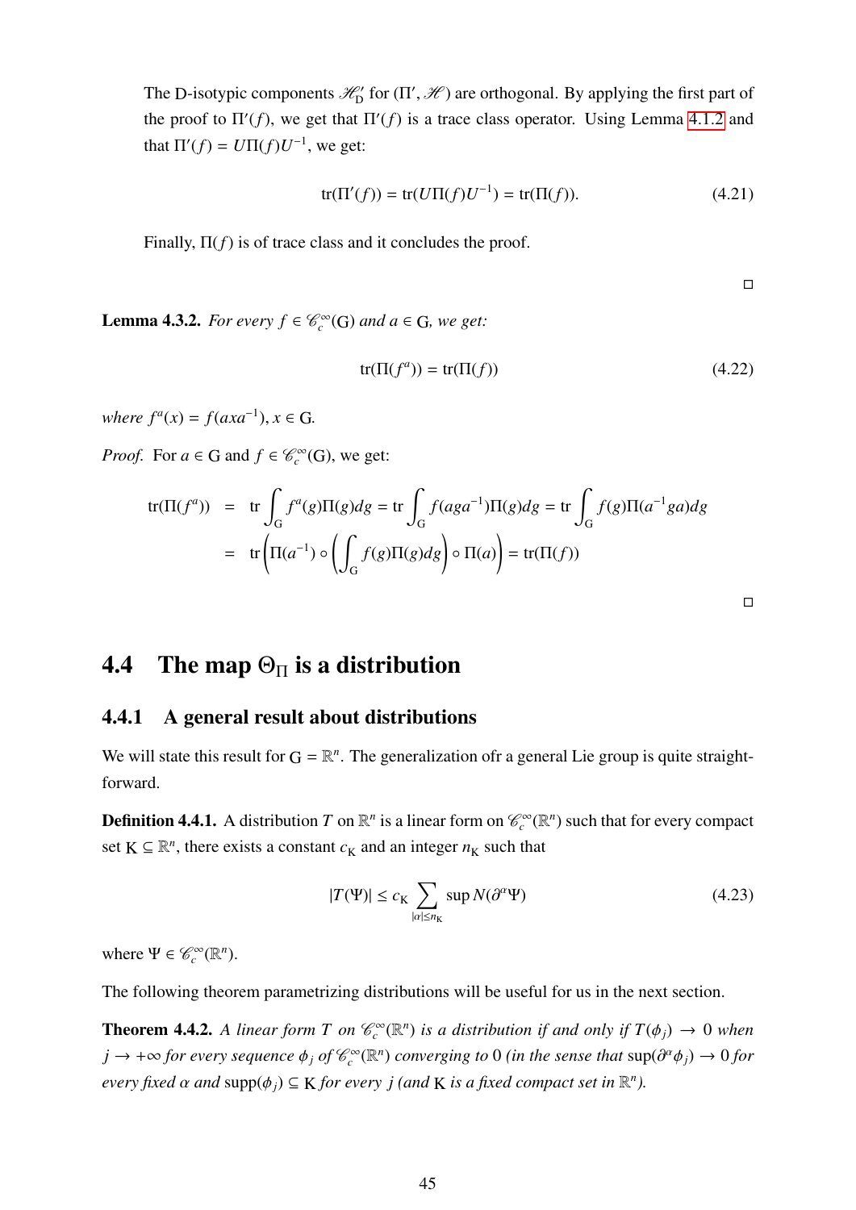The D-isotypic components $\mathscr{H}'_{\mathrm{D}}$ for $(\Pi', \mathscr{H})$ are orthogonal. By applying the first part of the proof to $\Pi'(f)$, we get that $\Pi'(f)$ is a trace class operator. Using Lemma 4.1.2 and that $\Pi'(f) = U\Pi(f)U^{-1}$, we get:

$$\operatorname{tr}(\Pi'(f)) = \operatorname{tr}(U\Pi(f)U^{-1}) = \operatorname{tr}(\Pi(f)). \tag{4.21}$$

Finally, $\Pi(f)$ is of trace class and it concludes the proof.

□

**Lemma 4.3.2.** *For every $f \in \mathscr{C}_c^\infty(\mathrm{G})$ and $a \in \mathrm{G}$, we get:*

$$\operatorname{tr}(\Pi(f^a)) = \operatorname{tr}(\Pi(f)) \tag{4.22}$$

*where $f^a(x) = f(axa^{-1}), x \in \mathrm{G}$.*

*Proof.* For $a \in \mathrm{G}$ and $f \in \mathscr{C}_c^\infty(\mathrm{G})$, we get:

$$\begin{aligned}
\operatorname{tr}(\Pi(f^a)) &= \operatorname{tr} \int_{\mathrm{G}} f^a(g)\Pi(g)dg = \operatorname{tr} \int_{\mathrm{G}} f(aga^{-1})\Pi(g)dg = \operatorname{tr} \int_{\mathrm{G}} f(g)\Pi(a^{-1}ga)dg \\
&= \operatorname{tr}\left(\Pi(a^{-1}) \circ \left(\int_{\mathrm{G}} f(g)\Pi(g)dg\right) \circ \Pi(a)\right) = \operatorname{tr}(\Pi(f))
\end{aligned}$$

□

## 4.4 The map $\Theta_\Pi$ is a distribution

### 4.4.1 A general result about distributions

We will state this result for $\mathrm{G} = \mathbb{R}^n$. The generalization ofr a general Lie group is quite straightforward.

**Definition 4.4.1.** A distribution $T$ on $\mathbb{R}^n$ is a linear form on $\mathscr{C}_c^\infty(\mathbb{R}^n)$ such that for every compact set $\mathrm{K} \subseteq \mathbb{R}^n$, there exists a constant $c_{\mathrm{K}}$ and an integer $n_{\mathrm{K}}$ such that

$$|T(\Psi)| \leq c_{\mathrm{K}} \sum_{|\alpha| \leq n_{\mathrm{K}}} \sup N(\partial^\alpha \Psi) \tag{4.23}$$

where $\Psi \in \mathscr{C}_c^\infty(\mathbb{R}^n)$.

The following theorem parametrizing distributions will be useful for us in the next section.

**Theorem 4.4.2.** *A linear form $T$ on $\mathscr{C}_c^\infty(\mathbb{R}^n)$ is a distribution if and only if $T(\phi_j) \to 0$ when $j \to +\infty$ for every sequence $\phi_j$ of $\mathscr{C}_c^\infty(\mathbb{R}^n)$ converging to $0$ (in the sense that $\sup(\partial^\alpha \phi_j) \to 0$ for every fixed $\alpha$ and $\operatorname{supp}(\phi_j) \subseteq \mathrm{K}$ for every $j$ (and $\mathrm{K}$ is a fixed compact set in $\mathbb{R}^n$).*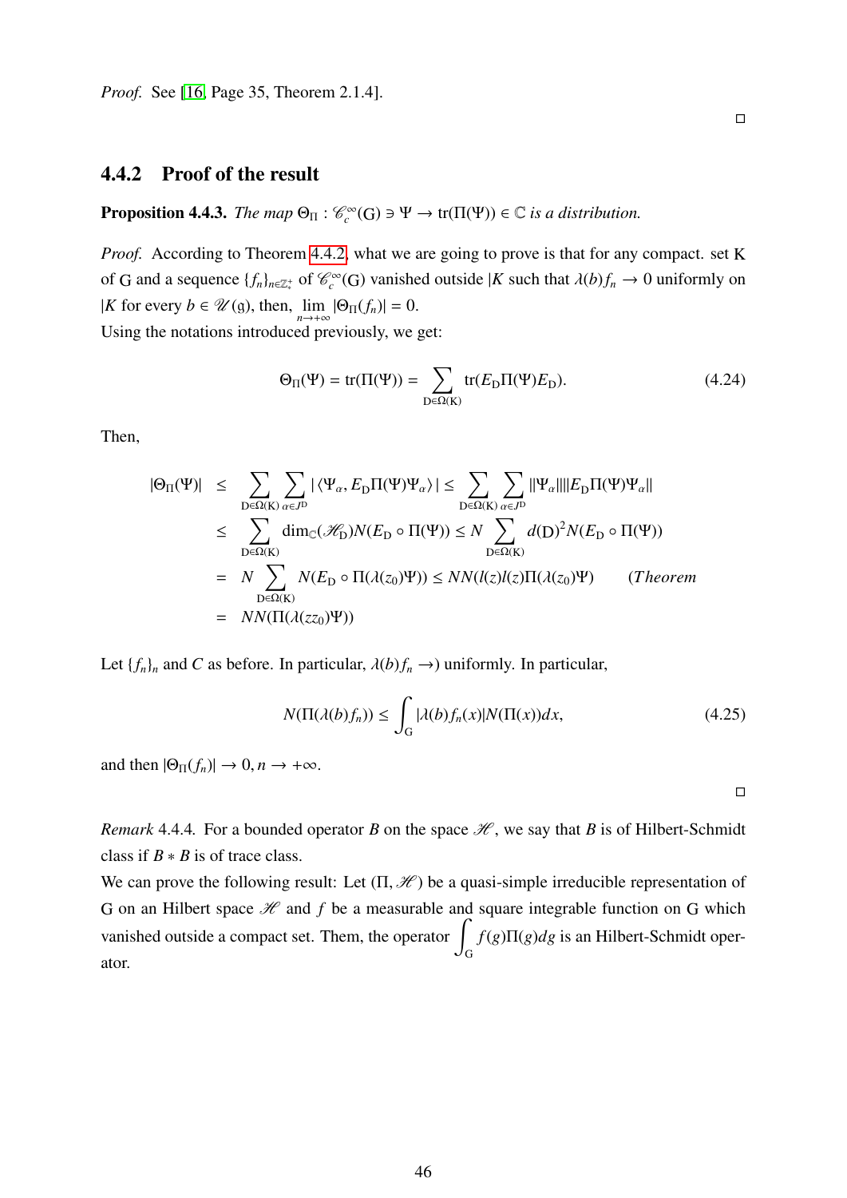*Proof.* See [16, Page 35, Theorem 2.1.4]. □

### 4.4.2 Proof of the result

**Proposition 4.4.3.** *The map* $\Theta_\Pi : \mathscr{C}_c^\infty(\mathrm{G}) \ni \Psi \to \mathrm{tr}(\Pi(\Psi)) \in \mathbb{C}$ *is a distribution.*

*Proof.* According to Theorem 4.4.2, what we are going to prove is that for any compact. set K of G and a sequence $\{f_n\}_{n\in\mathbb{Z}_+^*}$ of $\mathscr{C}_c^\infty(\mathrm{G})$ vanished outside $|K$ such that $\lambda(b)f_n \to 0$ uniformly on $|K$ for every $b \in \mathscr{U}(\mathfrak{g})$, then, $\lim_{n\to+\infty} |\Theta_\Pi(f_n)| = 0$.
Using the notations introduced previously, we get:

$$\Theta_\Pi(\Psi) = \mathrm{tr}(\Pi(\Psi)) = \sum_{\mathrm{D}\in\Omega(\mathrm{K})} \mathrm{tr}(E_\mathrm{D}\Pi(\Psi)E_\mathrm{D}). \tag{4.24}$$

Then,

$$\begin{aligned}
|\Theta_\Pi(\Psi)| &\leq \sum_{\mathrm{D}\in\Omega(\mathrm{K})}\sum_{\alpha\in J^\mathrm{D}} |\langle\Psi_\alpha, E_\mathrm{D}\Pi(\Psi)\Psi_\alpha\rangle| \leq \sum_{\mathrm{D}\in\Omega(\mathrm{K})}\sum_{\alpha\in J^\mathrm{D}} \|\Psi_\alpha\|\|E_\mathrm{D}\Pi(\Psi)\Psi_\alpha\| \\
&\leq \sum_{\mathrm{D}\in\Omega(\mathrm{K})} \dim_\mathbb{C}(\mathscr{H}_\mathrm{D})N(E_\mathrm{D}\circ\Pi(\Psi)) \leq N\sum_{\mathrm{D}\in\Omega(\mathrm{K})} d(\mathrm{D})^2N(E_\mathrm{D}\circ\Pi(\Psi)) \\
&= N\sum_{\mathrm{D}\in\Omega(\mathrm{K})} N(E_\mathrm{D}\circ\Pi(\lambda(z_0)\Psi)) \leq NN(l(z)l(z)\Pi(\lambda(z_0)\Psi)) \qquad (Theorem \\
&= NN(\Pi(\lambda(zz_0)\Psi))
\end{aligned}$$

Let $\{f_n\}_n$ and $C$ as before. In particular, $\lambda(b)f_n \to)$ uniformly. In particular,

$$N(\Pi(\lambda(b)f_n)) \leq \int_\mathrm{G} |\lambda(b)f_n(x)|N(\Pi(x))dx, \tag{4.25}$$

and then $|\Theta_\Pi(f_n)| \to 0, n\to+\infty$. □

*Remark* 4.4.4. For a bounded operator $B$ on the space $\mathscr{H}$, we say that $B$ is of Hilbert-Schmidt class if $B * B$ is of trace class.
We can prove the following result: Let $(\Pi, \mathscr{H})$ be a quasi-simple irreducible representation of G on an Hilbert space $\mathscr{H}$ and $f$ be a measurable and square integrable function on G which vanished outside a compact set. Them, the operator $\int_\mathrm{G} f(g)\Pi(g)dg$ is an Hilbert-Schmidt operator.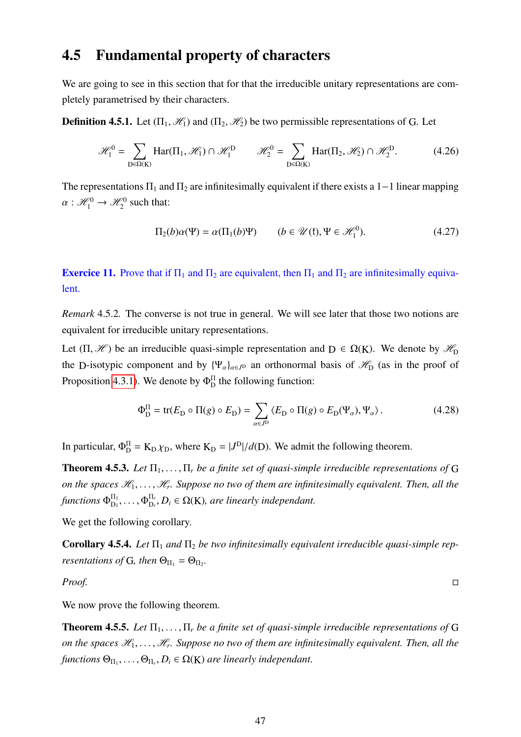## 4.5 Fundamental property of characters

We are going to see in this section that for that the irreducible unitary representations are completely parametrised by their characters.

**Definition 4.5.1.** Let $(\Pi_1, \mathscr{H}_1)$ and $(\Pi_2, \mathscr{H}_2)$ be two permissible representations of $\mathrm{G}$. Let

$$\mathscr{H}_1^0 = \sum_{\mathrm{D}\in\Omega(\mathrm{K})} \mathrm{Har}(\Pi_1, \mathscr{H}_1) \cap \mathscr{H}_1^{\mathrm{D}} \qquad \mathscr{H}_2^0 = \sum_{\mathrm{D}\in\Omega(\mathrm{K})} \mathrm{Har}(\Pi_2, \mathscr{H}_2) \cap \mathscr{H}_2^{\mathrm{D}}. \tag{4.26}$$

The representations $\Pi_1$ and $\Pi_2$ are infinitesimally equivalent if there exists a $1-1$ linear mapping $\alpha : \mathscr{H}_1^0 \to \mathscr{H}_2^0$ such that:

$$\Pi_2(b)\alpha(\Psi) = \alpha(\Pi_1(b)\Psi) \qquad (b \in \mathscr{U}(\mathfrak{k}), \Psi \in \mathscr{H}_1^0). \tag{4.27}$$

**Exercice 11.** Prove that if $\Pi_1$ and $\Pi_2$ are equivalent, then $\Pi_1$ and $\Pi_2$ are infinitesimally equivalent.

*Remark* 4.5.2. The converse is not true in general. We will see later that those two notions are equivalent for irreducible unitary representations.

Let $(\Pi, \mathscr{H})$ be an irreducible quasi-simple representation and $\mathrm{D} \in \Omega(\mathrm{K})$. We denote by $\mathscr{H}_{\mathrm{D}}$ the $\mathrm{D}$-isotypic component and by $\{\Psi_\alpha\}_{\alpha\in J^{\mathrm{D}}}$ an orthonormal basis of $\mathscr{H}_{\mathrm{D}}$ (as in the proof of Proposition 4.3.1). We denote by $\Phi_{\mathrm{D}}^{\Pi}$ the following function:

$$\Phi_{\mathrm{D}}^{\Pi} = \mathrm{tr}(E_{\mathrm{D}} \circ \Pi(g) \circ E_{\mathrm{D}}) = \sum_{\alpha\in J^{\mathrm{D}}} \langle E_{\mathrm{D}} \circ \Pi(g) \circ E_{\mathrm{D}}(\Psi_\alpha), \Psi_\alpha \rangle . \tag{4.28}$$

In particular, $\Phi_{\mathrm{D}}^{\Pi} = \mathrm{K}_{\mathrm{D}}\chi_{\mathrm{D}}$, where $\mathrm{K}_{\mathrm{D}} = |J^{\mathrm{D}}|/d(\mathrm{D})$. We admit the following theorem.

**Theorem 4.5.3.** *Let $\Pi_1, \ldots, \Pi_r$ be a finite set of quasi-simple irreducible representations of* $\mathrm{G}$ *on the spaces $\mathscr{H}_1, \ldots, \mathscr{H}_r$. Suppose no two of them are infinitesimally equivalent. Then, all the functions $\Phi_{\mathrm{D}_1}^{\Pi_1}, \ldots, \Phi_{\mathrm{D}_r}^{\Pi_r}$, $D_i \in \Omega(\mathrm{K})$, are linearly independant.*

We get the following corollary.

**Corollary 4.5.4.** *Let $\Pi_1$ and $\Pi_2$ be two infinitesimally equivalent irreducible quasi-simple representations of* $\mathrm{G}$*, then $\Theta_{\Pi_1} = \Theta_{\Pi_2}$.*

*Proof.* □

We now prove the following theorem.

**Theorem 4.5.5.** *Let $\Pi_1, \ldots, \Pi_r$ be a finite set of quasi-simple irreducible representations of* $\mathrm{G}$ *on the spaces $\mathscr{H}_1, \ldots, \mathscr{H}_r$. Suppose no two of them are infinitesimally equivalent. Then, all the functions $\Theta_{\Pi_1}, \ldots, \Theta_{\Pi_r}$, $D_i \in \Omega(\mathrm{K})$ are linearly independant.*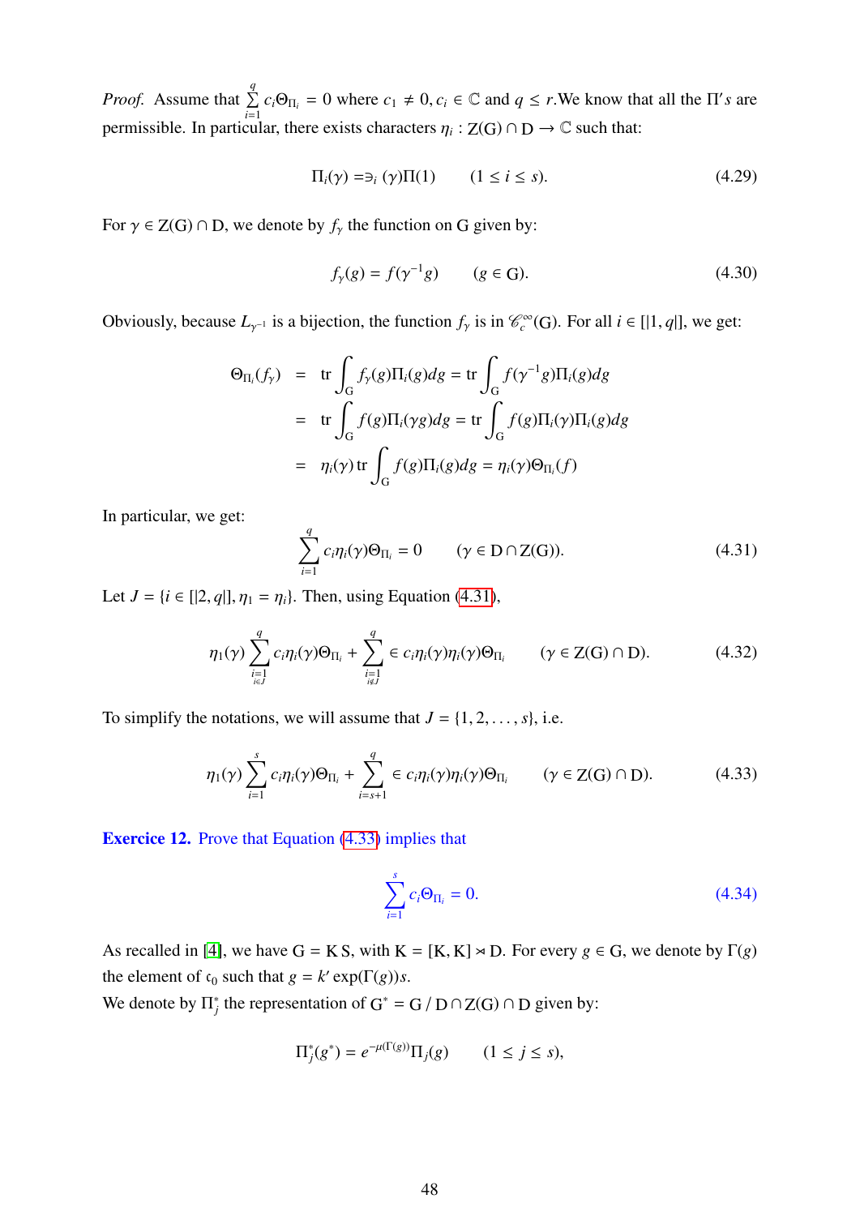*Proof.* Assume that $\sum_{i=1}^{q} c_i \Theta_{\Pi_i} = 0$ where $c_1 \neq 0, c_i \in \mathbb{C}$ and $q \leq r$.We know that all the $\Pi's$ are permissible. In particular, there exists characters $\eta_i : \mathrm{Z(G)} \cap \mathrm{D} \to \mathbb{C}$ such that:

$$\Pi_i(\gamma) = \ni_i (\gamma)\Pi(1) \qquad (1 \leq i \leq s). \tag{4.29}$$

For $\gamma \in \mathrm{Z(G)} \cap \mathrm{D}$, we denote by $f_\gamma$ the function on G given by:

$$f_\gamma(g) = f(\gamma^{-1}g) \qquad (g \in \mathrm{G}). \tag{4.30}$$

Obviously, because $L_{\gamma^{-1}}$ is a bijection, the function $f_\gamma$ is in $\mathscr{C}_c^\infty(\mathrm{G})$. For all $i \in [|1, q|]$, we get:

$$\begin{aligned}
\Theta_{\Pi_i}(f_\gamma) &= \operatorname{tr} \int_{\mathrm{G}} f_\gamma(g)\Pi_i(g)dg = \operatorname{tr} \int_{\mathrm{G}} f(\gamma^{-1}g)\Pi_i(g)dg \\
&= \operatorname{tr} \int_{\mathrm{G}} f(g)\Pi_i(\gamma g)dg = \operatorname{tr} \int_{\mathrm{G}} f(g)\Pi_i(\gamma)\Pi_i(g)dg \\
&= \eta_i(\gamma) \operatorname{tr} \int_{\mathrm{G}} f(g)\Pi_i(g)dg = \eta_i(\gamma)\Theta_{\Pi_i}(f)
\end{aligned}$$

In particular, we get:

$$\sum_{i=1}^{q} c_i \eta_i(\gamma)\Theta_{\Pi_i} = 0 \qquad (\gamma \in \mathrm{D} \cap \mathrm{Z(G)}). \tag{4.31}$$

Let $J = \{i \in [|2, q|], \eta_1 = \eta_i\}$. Then, using Equation (4.31),

$$\eta_1(\gamma) \sum_{\substack{i=1 \\ i \in J}}^{q} c_i \eta_i(\gamma)\Theta_{\Pi_i} + \sum_{\substack{i=1 \\ i \notin J}}^{q} \in c_i \eta_i(\gamma)\eta_i(\gamma)\Theta_{\Pi_i} \qquad (\gamma \in \mathrm{Z(G)} \cap \mathrm{D}). \tag{4.32}$$

To simplify the notations, we will assume that $J = \{1, 2, \ldots, s\}$, i.e.

$$\eta_1(\gamma) \sum_{i=1}^{s} c_i \eta_i(\gamma)\Theta_{\Pi_i} + \sum_{i=s+1}^{q} \in c_i \eta_i(\gamma)\eta_i(\gamma)\Theta_{\Pi_i} \qquad (\gamma \in \mathrm{Z(G)} \cap \mathrm{D}). \tag{4.33}$$

**Exercice 12.** Prove that Equation (4.33) implies that

$$\sum_{i=1}^{s} c_i \Theta_{\Pi_i} = 0. \tag{4.34}$$

As recalled in [4], we have $\mathrm{G} = \mathrm{K\,S}$, with $\mathrm{K} = [\mathrm{K}, \mathrm{K}] \rtimes \mathrm{D}$. For every $g \in \mathrm{G}$, we denote by $\Gamma(g)$ the element of $\mathfrak{c}_0$ such that $g = k' \exp(\Gamma(g))s$.
We denote by $\Pi_j^*$ the representation of $\mathrm{G}^* = \mathrm{G} \,/\, \mathrm{D} \cap \mathrm{Z(G)} \cap \mathrm{D}$ given by:

$$\Pi_j^*(g^*) = e^{-\mu(\Gamma(g))}\Pi_j(g) \qquad (1 \leq j \leq s),$$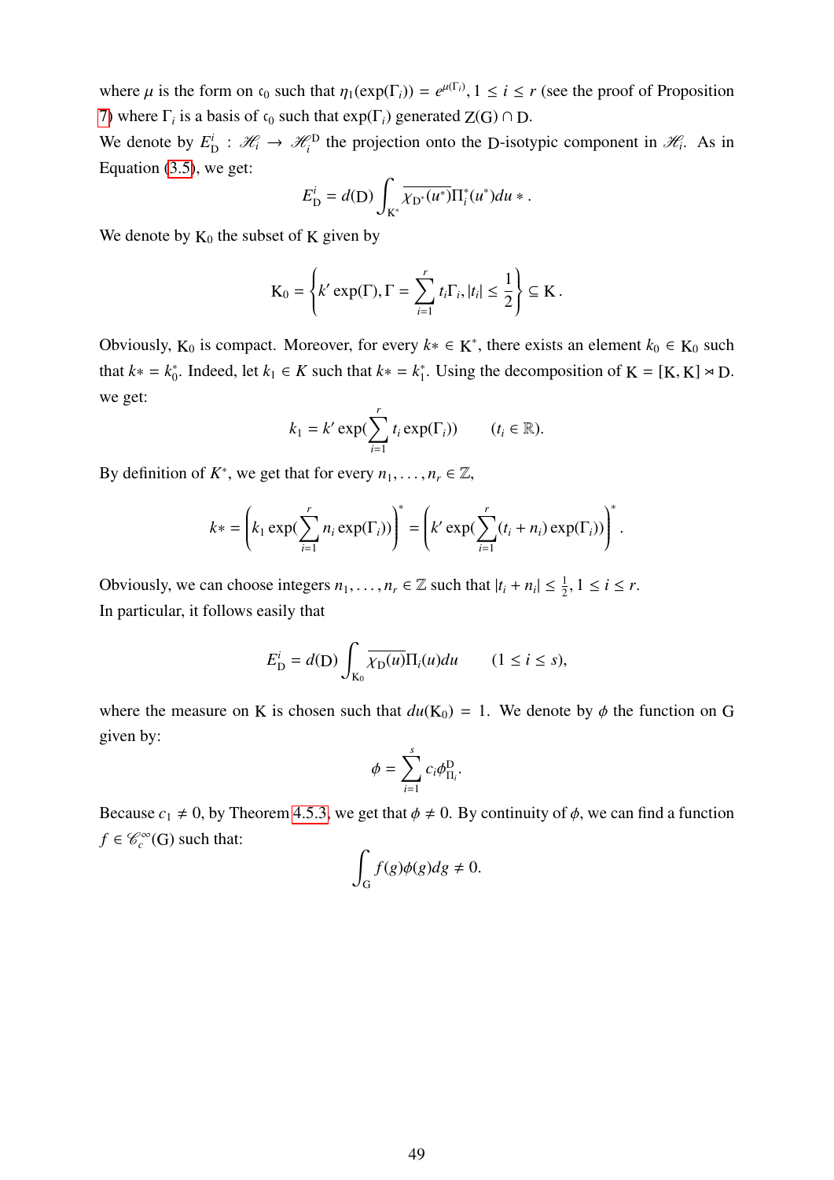where $\mu$ is the form on $\mathfrak{c}_0$ such that $\eta_1(\exp(\Gamma_i)) = e^{\mu(\Gamma_i)}, 1 \leq i \leq r$ (see the proof of Proposition 7) where $\Gamma_i$ is a basis of $\mathfrak{c}_0$ such that $\exp(\Gamma_i)$ generated $\mathrm{Z(G)} \cap \mathrm{D}$.

We denote by $E^i_{\mathrm{D}} : \mathscr{H}_i \to \mathscr{H}_i^{\mathrm{D}}$ the projection onto the $\mathrm{D}$-isotypic component in $\mathscr{H}_i$. As in Equation (3.5), we get:

$$E^i_{\mathrm{D}} = d(\mathrm{D}) \int_{\mathrm{K}^*} \overline{\chi_{\mathrm{D}^*}(u^*)} \Pi_i^*(u^*) du * .$$

We denote by $\mathrm{K}_0$ the subset of $\mathrm{K}$ given by

$$\mathrm{K}_0 = \left\{ k' \exp(\Gamma), \Gamma = \sum_{i=1}^{r} t_i \Gamma_i, |t_i| \leq \frac{1}{2} \right\} \subseteq \mathrm{K} .$$

Obviously, $\mathrm{K}_0$ is compact. Moreover, for every $k* \in \mathrm{K}^*$, there exists an element $k_0 \in \mathrm{K}_0$ such that $k* = k_0^*$. Indeed, let $k_1 \in K$ such that $k* = k_1^*$. Using the decomposition of $\mathrm{K} = [\mathrm{K}, \mathrm{K}] \rtimes \mathrm{D}$. we get:

$$k_1 = k' \exp(\sum_{i=1}^{r} t_i \exp(\Gamma_i)) \qquad (t_i \in \mathbb{R}).$$

By definition of $K^*$, we get that for every $n_1, \ldots, n_r \in \mathbb{Z}$,

$$k* = \left( k_1 \exp(\sum_{i=1}^{r} n_i \exp(\Gamma_i)) \right)^* = \left( k' \exp(\sum_{i=1}^{r} (t_i + n_i) \exp(\Gamma_i)) \right)^* .$$

Obviously, we can choose integers $n_1, \ldots, n_r \in \mathbb{Z}$ such that $|t_i + n_i| \leq \frac{1}{2}, 1 \leq i \leq r$.

In particular, it follows easily that

$$E^i_{\mathrm{D}} = d(\mathrm{D}) \int_{\mathrm{K}_0} \overline{\chi_{\mathrm{D}}(u)} \Pi_i(u) du \qquad (1 \leq i \leq s),$$

where the measure on $\mathrm{K}$ is chosen such that $du(\mathrm{K}_0) = 1$. We denote by $\phi$ the function on $\mathrm{G}$ given by:

$$\phi = \sum_{i=1}^{s} c_i \phi^{\mathrm{D}}_{\Pi_i}.$$

Because $c_1 \neq 0$, by Theorem 4.5.3, we get that $\phi \neq 0$. By continuity of $\phi$, we can find a function $f \in \mathscr{C}_c^{\infty}(\mathrm{G})$ such that:

$$\int_{\mathrm{G}} f(g) \phi(g) dg \neq 0.$$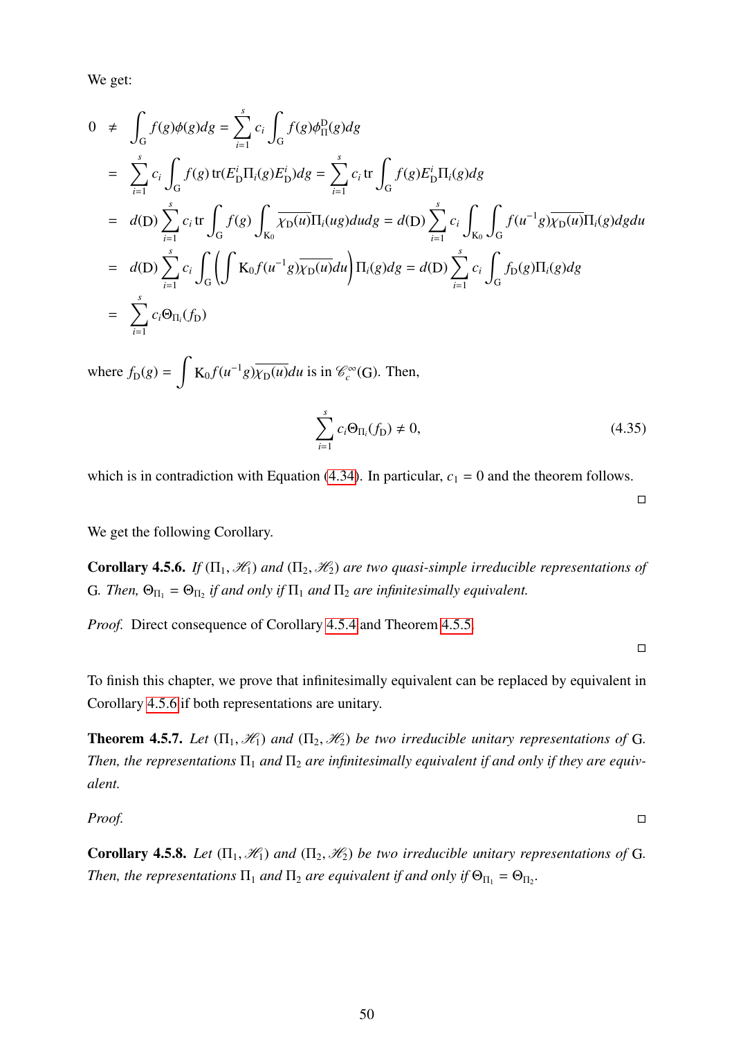We get:

$$
\begin{aligned}
0 &\neq \int_{\mathrm{G}} f(g)\phi(g)dg = \sum_{i=1}^{s} c_i \int_{\mathrm{G}} f(g)\phi_{\Pi}^{\mathrm{D}}(g)dg \\
&= \sum_{i=1}^{s} c_i \int_{\mathrm{G}} f(g)\,\mathrm{tr}(E_{\mathrm{D}}^{i}\Pi_i(g)E_{\mathrm{D}}^{i})dg = \sum_{i=1}^{s} c_i\,\mathrm{tr} \int_{\mathrm{G}} f(g)E_{\mathrm{D}}^{i}\Pi_i(g)dg \\
&= d(\mathrm{D}) \sum_{i=1}^{s} c_i\,\mathrm{tr} \int_{\mathrm{G}} f(g) \int_{\mathrm{K}_0} \overline{\chi_{\mathrm{D}}(u)}\Pi_i(ug)dudg = d(\mathrm{D}) \sum_{i=1}^{s} c_i \int_{\mathrm{K}_0}\int_{\mathrm{G}} f(u^{-1}g)\overline{\chi_{\mathrm{D}}(u)}\Pi_i(g)dgdu \\
&= d(\mathrm{D}) \sum_{i=1}^{s} c_i \int_{\mathrm{G}} \left( \int \mathrm{K}_0 f(u^{-1}g)\overline{\chi_{\mathrm{D}}(u)}du \right) \Pi_i(g)dg = d(\mathrm{D}) \sum_{i=1}^{s} c_i \int_{\mathrm{G}} f_{\mathrm{D}}(g)\Pi_i(g)dg \\
&= \sum_{i=1}^{s} c_i \Theta_{\Pi_i}(f_{\mathrm{D}})
\end{aligned}
$$

where $f_{\mathrm{D}}(g) = \displaystyle\int \mathrm{K}_0 f(u^{-1}g)\overline{\chi_{\mathrm{D}}(u)}du$ is in $\mathscr{C}_c^{\infty}(\mathrm{G})$. Then,

$$
\sum_{i=1}^{s} c_i \Theta_{\Pi_i}(f_{\mathrm{D}}) \neq 0, \tag{4.35}
$$

which is in contradiction with Equation (4.34). In particular, $c_1 = 0$ and the theorem follows. □

We get the following Corollary.

**Corollary 4.5.6.** *If $(\Pi_1, \mathscr{H}_1)$ and $(\Pi_2, \mathscr{H}_2)$ are two quasi-simple irreducible representations of $\mathrm{G}$. Then, $\Theta_{\Pi_1} = \Theta_{\Pi_2}$ if and only if $\Pi_1$ and $\Pi_2$ are infinitesimally equivalent.*

*Proof.* Direct consequence of Corollary 4.5.4 and Theorem 4.5.5. □

To finish this chapter, we prove that infinitesimally equivalent can be replaced by equivalent in Corollary 4.5.6 if both representations are unitary.

**Theorem 4.5.7.** *Let $(\Pi_1, \mathscr{H}_1)$ and $(\Pi_2, \mathscr{H}_2)$ be two irreducible unitary representations of $\mathrm{G}$. Then, the representations $\Pi_1$ and $\Pi_2$ are infinitesimally equivalent if and only if they are equivalent.*

*Proof.* □

**Corollary 4.5.8.** *Let $(\Pi_1, \mathscr{H}_1)$ and $(\Pi_2, \mathscr{H}_2)$ be two irreducible unitary representations of $\mathrm{G}$. Then, the representations $\Pi_1$ and $\Pi_2$ are equivalent if and only if $\Theta_{\Pi_1} = \Theta_{\Pi_2}$.*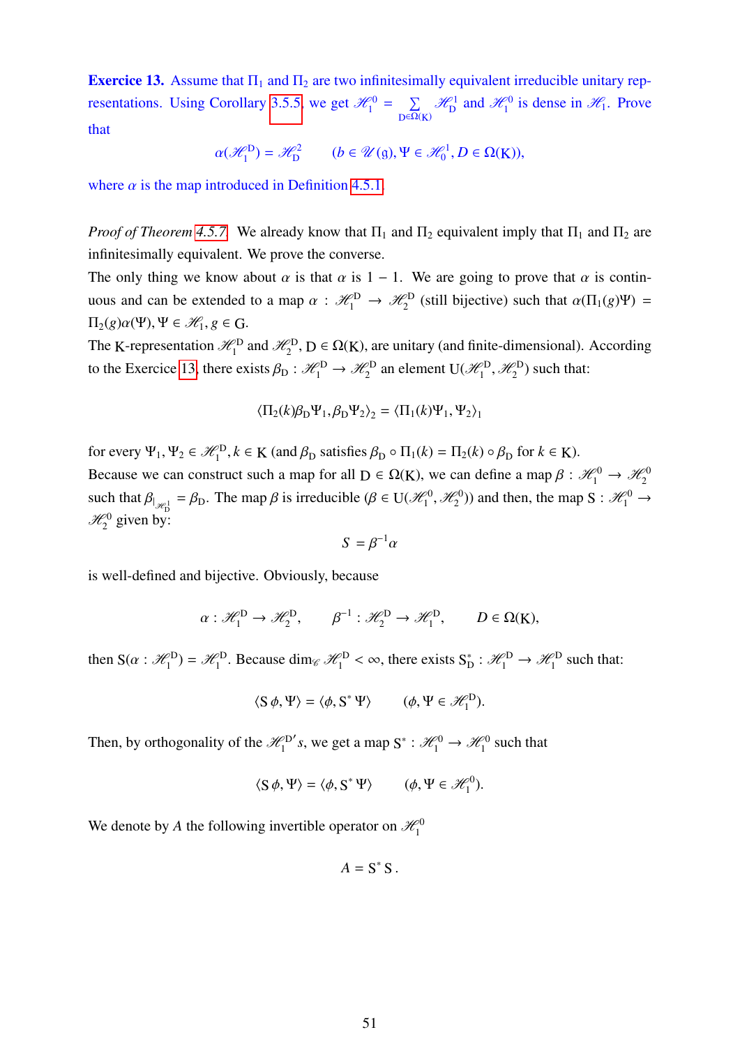**Exercice 13.** Assume that $\Pi_1$ and $\Pi_2$ are two infinitesimally equivalent irreducible unitary representations. Using Corollary 3.5.5, we get $\mathscr{H}_1^0 = \sum_{D\in\Omega(K)} \mathscr{H}_D^1$ and $\mathscr{H}_1^0$ is dense in $\mathscr{H}_1$. Prove that

$$\alpha(\mathscr{H}_1^D) = \mathscr{H}_D^2 \qquad (b \in \mathscr{U}(\mathfrak{g}), \Psi \in \mathscr{H}_0^1, D \in \Omega(K)),$$

where $\alpha$ is the map introduced in Definition 4.5.1.

*Proof of Theorem 4.5.7.* We already know that $\Pi_1$ and $\Pi_2$ equivalent imply that $\Pi_1$ and $\Pi_2$ are infinitesimally equivalent. We prove the converse.

The only thing we know about $\alpha$ is that $\alpha$ is $1-1$. We are going to prove that $\alpha$ is continuous and can be extended to a map $\alpha : \mathscr{H}_1^D \to \mathscr{H}_2^D$ (still bijective) such that $\alpha(\Pi_1(g)\Psi) = \Pi_2(g)\alpha(\Psi), \Psi \in \mathscr{H}_1, g \in G$.

The K-representation $\mathscr{H}_1^D$ and $\mathscr{H}_2^D$, $D \in \Omega(K)$, are unitary (and finite-dimensional). According to the Exercice 13, there exists $\beta_D : \mathscr{H}_1^D \to \mathscr{H}_2^D$ an element $U(\mathscr{H}_1^D, \mathscr{H}_2^D)$ such that:

$$\langle \Pi_2(k)\beta_D\Psi_1, \beta_D\Psi_2\rangle_2 = \langle \Pi_1(k)\Psi_1, \Psi_2\rangle_1$$

for every $\Psi_1, \Psi_2 \in \mathscr{H}_1^D, k \in K$ (and $\beta_D$ satisfies $\beta_D \circ \Pi_1(k) = \Pi_2(k) \circ \beta_D$ for $k \in K$).

Because we can construct such a map for all $D \in \Omega(K)$, we can define a map $\beta : \mathscr{H}_1^0 \to \mathscr{H}_2^0$ such that $\beta_{|_{\mathscr{H}_D^1}} = \beta_D$. The map $\beta$ is irreducible ($\beta \in U(\mathscr{H}_1^0, \mathscr{H}_2^0)$) and then, the map $S : \mathscr{H}_1^0 \to \mathscr{H}_2^0$ given by:

$$S = \beta^{-1}\alpha$$

is well-defined and bijective. Obviously, because

$$\alpha : \mathscr{H}_1^D \to \mathscr{H}_2^D, \qquad \beta^{-1} : \mathscr{H}_2^D \to \mathscr{H}_1^D, \qquad D \in \Omega(K),$$

then $S(\alpha : \mathscr{H}_1^D) = \mathscr{H}_1^D$. Because $\dim_{\mathscr{C}} \mathscr{H}_1^D < \infty$, there exists $S_D^* : \mathscr{H}_1^D \to \mathscr{H}_1^D$ such that:

$$\langle S\,\phi, \Psi\rangle = \langle \phi, S^*\,\Psi\rangle \qquad (\phi, \Psi \in \mathscr{H}_1^D).$$

Then, by orthogonality of the $\mathscr{H}_1^{D}$'s, we get a map $S^* : \mathscr{H}_1^0 \to \mathscr{H}_1^0$ such that

$$\langle S\,\phi, \Psi\rangle = \langle \phi, S^*\,\Psi\rangle \qquad (\phi, \Psi \in \mathscr{H}_1^0).$$

We denote by $A$ the following invertible operator on $\mathscr{H}_1^0$

$$A = S^*\,S\,.$$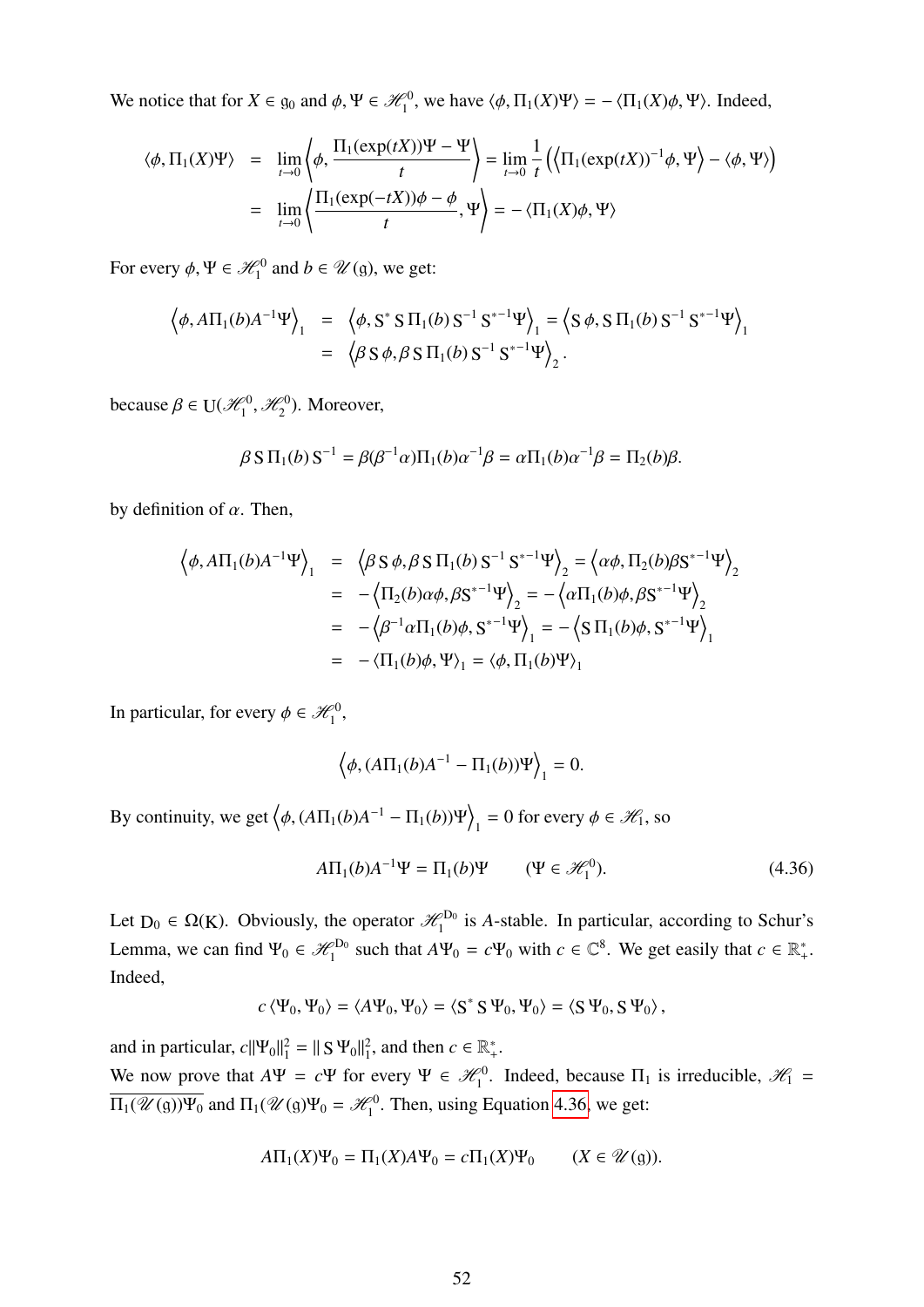We notice that for $X \in \mathfrak{g}_0$ and $\phi, \Psi \in \mathscr{H}_1^0$, we have $\langle \phi, \Pi_1(X)\Psi\rangle = -\langle \Pi_1(X)\phi, \Psi\rangle$. Indeed,

$$
\begin{aligned}
\langle \phi, \Pi_1(X)\Psi\rangle &= \lim_{t\to 0}\left\langle \phi, \frac{\Pi_1(\exp(tX))\Psi - \Psi}{t}\right\rangle = \lim_{t\to 0}\frac{1}{t}\left(\left\langle \Pi_1(\exp(tX))^{-1}\phi, \Psi\right\rangle - \langle \phi, \Psi\rangle\right) \\
&= \lim_{t\to 0}\left\langle \frac{\Pi_1(\exp(-tX))\phi - \phi}{t}, \Psi\right\rangle = -\langle \Pi_1(X)\phi, \Psi\rangle
\end{aligned}
$$

For every $\phi, \Psi \in \mathscr{H}_1^0$ and $b \in \mathscr{U}(\mathfrak{g})$, we get:

$$
\begin{aligned}
\left\langle \phi, A\Pi_1(b)A^{-1}\Psi\right\rangle_1 &= \left\langle \phi, \mathrm{S}^*\,\mathrm{S}\,\Pi_1(b)\,\mathrm{S}^{-1}\,\mathrm{S}^{*-1}\Psi\right\rangle_1 = \left\langle \mathrm{S}\,\phi, \mathrm{S}\,\Pi_1(b)\,\mathrm{S}^{-1}\,\mathrm{S}^{*-1}\Psi\right\rangle_1 \\
&= \left\langle \beta\,\mathrm{S}\,\phi, \beta\,\mathrm{S}\,\Pi_1(b)\,\mathrm{S}^{-1}\,\mathrm{S}^{*-1}\Psi\right\rangle_2.
\end{aligned}
$$

because $\beta \in \mathrm{U}(\mathscr{H}_1^0, \mathscr{H}_2^0)$. Moreover,

$$
\beta\,\mathrm{S}\,\Pi_1(b)\,\mathrm{S}^{-1} = \beta(\beta^{-1}\alpha)\Pi_1(b)\alpha^{-1}\beta = \alpha\Pi_1(b)\alpha^{-1}\beta = \Pi_2(b)\beta.
$$

by definition of $\alpha$. Then,

$$
\begin{aligned}
\left\langle \phi, A\Pi_1(b)A^{-1}\Psi\right\rangle_1 &= \left\langle \beta\,\mathrm{S}\,\phi, \beta\,\mathrm{S}\,\Pi_1(b)\,\mathrm{S}^{-1}\,\mathrm{S}^{*-1}\Psi\right\rangle_2 = \left\langle \alpha\phi, \Pi_2(b)\beta\mathrm{S}^{*-1}\Psi\right\rangle_2 \\
&= -\left\langle \Pi_2(b)\alpha\phi, \beta\mathrm{S}^{*-1}\Psi\right\rangle_2 = -\left\langle \alpha\Pi_1(b)\phi, \beta\mathrm{S}^{*-1}\Psi\right\rangle_2 \\
&= -\left\langle \beta^{-1}\alpha\Pi_1(b)\phi, \mathrm{S}^{*-1}\Psi\right\rangle_1 = -\left\langle \mathrm{S}\,\Pi_1(b)\phi, \mathrm{S}^{*-1}\Psi\right\rangle_1 \\
&= -\langle \Pi_1(b)\phi, \Psi\rangle_1 = \langle \phi, \Pi_1(b)\Psi\rangle_1
\end{aligned}
$$

In particular, for every $\phi \in \mathscr{H}_1^0$,

$$
\left\langle \phi, (A\Pi_1(b)A^{-1} - \Pi_1(b))\Psi\right\rangle_1 = 0.
$$

By continuity, we get $\left\langle \phi, (A\Pi_1(b)A^{-1} - \Pi_1(b))\Psi\right\rangle_1 = 0$ for every $\phi \in \mathscr{H}_1$, so

$$
A\Pi_1(b)A^{-1}\Psi = \Pi_1(b)\Psi \qquad (\Psi \in \mathscr{H}_1^0). \tag{4.36}
$$

Let $\mathrm{D}_0 \in \Omega(\mathrm{K})$. Obviously, the operator $\mathscr{H}_1^{\mathrm{D}_0}$ is $A$-stable. In particular, according to Schur's Lemma, we can find $\Psi_0 \in \mathscr{H}_1^{\mathrm{D}_0}$ such that $A\Psi_0 = c\Psi_0$ with $c \in \mathbb{C}^8$. We get easily that $c \in \mathbb{R}_+^*$. Indeed,

$$
c\,\langle \Psi_0, \Psi_0\rangle = \langle A\Psi_0, \Psi_0\rangle = \langle \mathrm{S}^*\,\mathrm{S}\,\Psi_0, \Psi_0\rangle = \langle \mathrm{S}\,\Psi_0, \mathrm{S}\,\Psi_0\rangle,
$$

and in particular, $c\|\Psi_0\|_1^2 = \|\,\mathrm{S}\,\Psi_0\|_1^2$, and then $c \in \mathbb{R}_+^*$.

We now prove that $A\Psi = c\Psi$ for every $\Psi \in \mathscr{H}_1^0$. Indeed, because $\Pi_1$ is irreducible, $\mathscr{H}_1 = \overline{\Pi_1(\mathscr{U}(\mathfrak{g}))\Psi_0}$ and $\Pi_1(\mathscr{U}(\mathfrak{g}))\Psi_0 = \mathscr{H}_1^0$. Then, using Equation 4.36, we get:

$$
A\Pi_1(X)\Psi_0 = \Pi_1(X)A\Psi_0 = c\Pi_1(X)\Psi_0 \qquad (X \in \mathscr{U}(\mathfrak{g})).
$$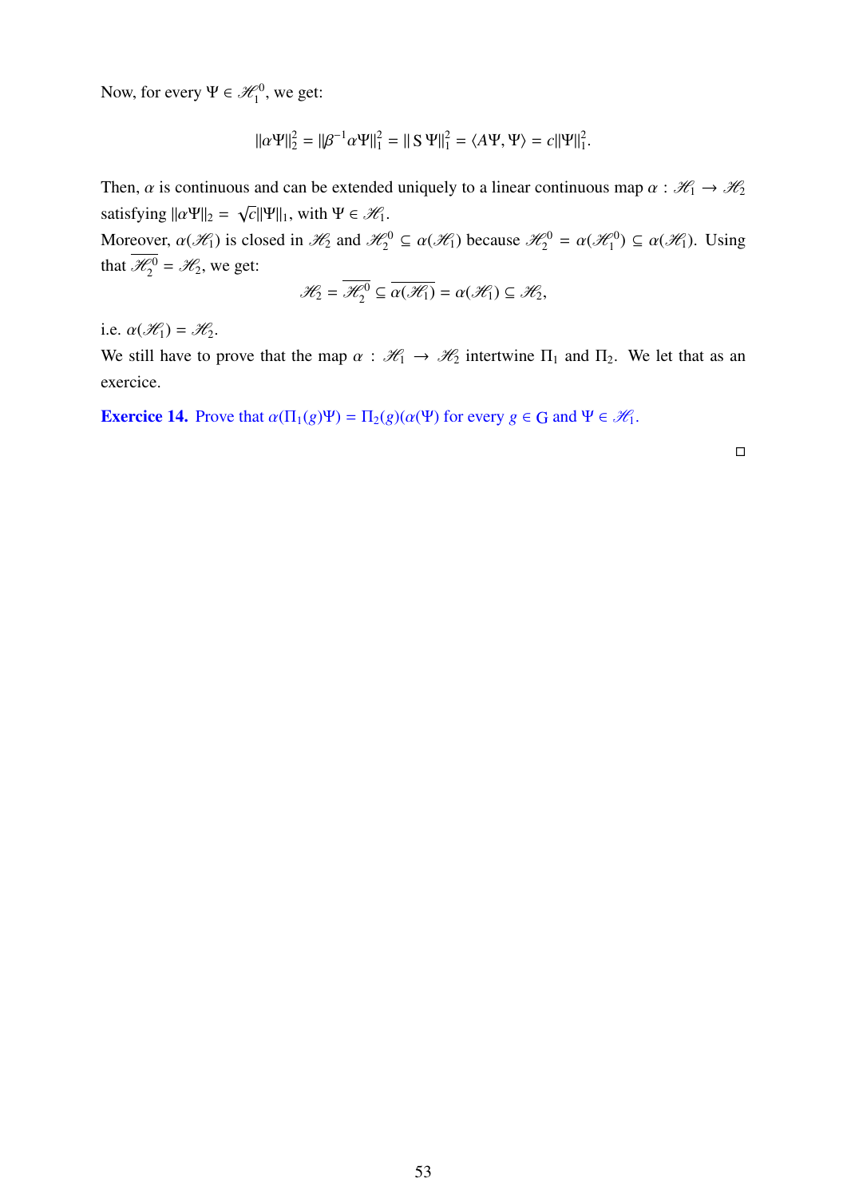Now, for every $\Psi \in \mathscr{H}_1^0$, we get:

$$\|\alpha\Psi\|_2^2 = \|\beta^{-1}\alpha\Psi\|_1^2 = \|\mathrm{S}\,\Psi\|_1^2 = \langle A\Psi, \Psi\rangle = c\|\Psi\|_1^2.$$

Then, $\alpha$ is continuous and can be extended uniquely to a linear continuous map $\alpha : \mathscr{H}_1 \to \mathscr{H}_2$ satisfying $\|\alpha\Psi\|_2 = \sqrt{c}\|\Psi\|_1$, with $\Psi \in \mathscr{H}_1$.

Moreover, $\alpha(\mathscr{H}_1)$ is closed in $\mathscr{H}_2$ and $\mathscr{H}_2^0 \subseteq \alpha(\mathscr{H}_1)$ because $\mathscr{H}_2^0 = \alpha(\mathscr{H}_1^0) \subseteq \alpha(\mathscr{H}_1)$. Using that $\overline{\mathscr{H}_2^0} = \mathscr{H}_2$, we get:

$$\mathscr{H}_2 = \overline{\mathscr{H}_2^0} \subseteq \overline{\alpha(\mathscr{H}_1)} = \alpha(\mathscr{H}_1) \subseteq \mathscr{H}_2,$$

i.e. $\alpha(\mathscr{H}_1) = \mathscr{H}_2$.

We still have to prove that the map $\alpha : \mathscr{H}_1 \to \mathscr{H}_2$ intertwine $\Pi_1$ and $\Pi_2$. We let that as an exercice.

**Exercice 14.** Prove that $\alpha(\Pi_1(g)\Psi) = \Pi_2(g)(\alpha(\Psi))$ for every $g \in \mathrm{G}$ and $\Psi \in \mathscr{H}_1$.

□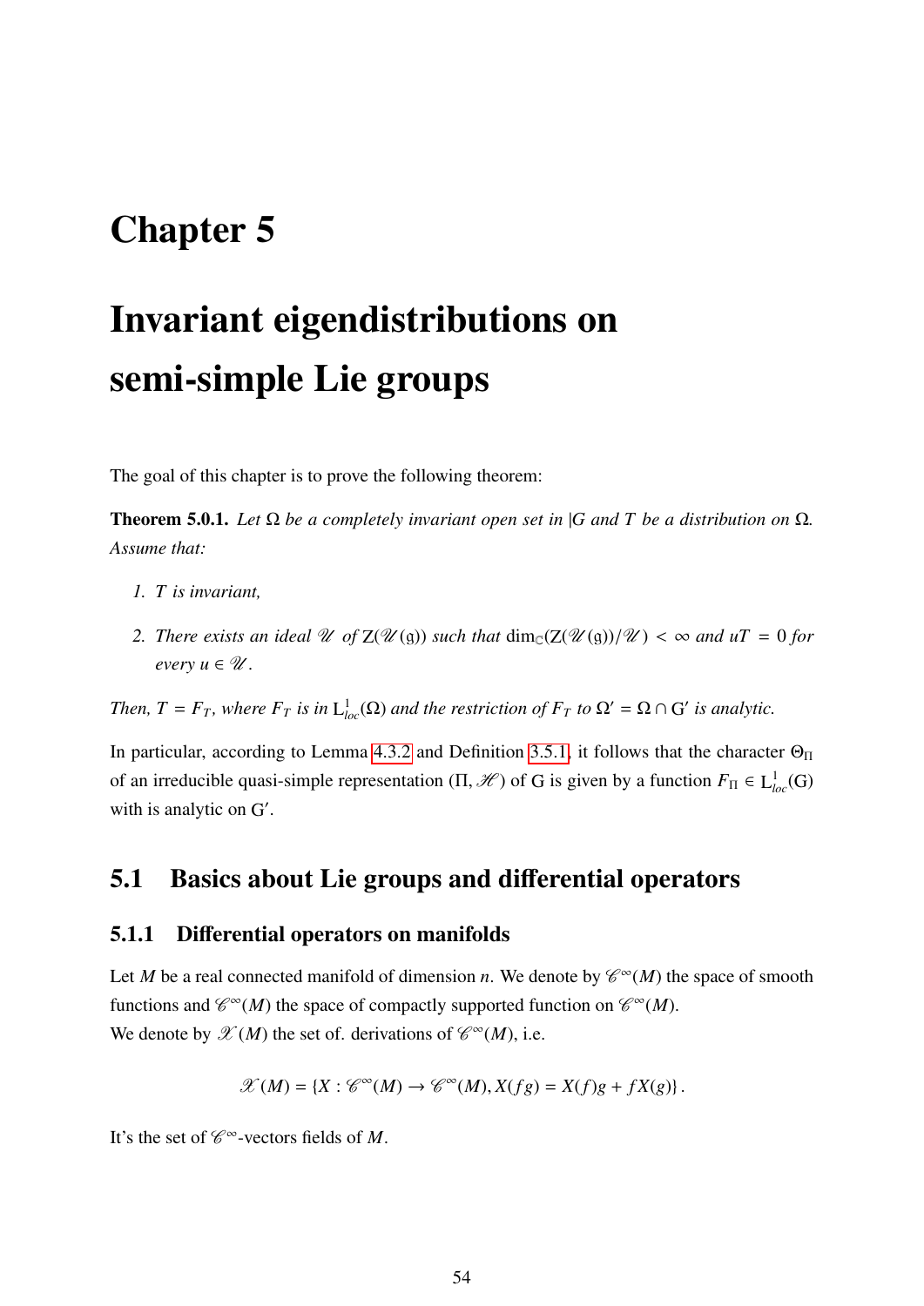# Chapter 5

# Invariant eigendistributions on semi-simple Lie groups

The goal of this chapter is to prove the following theorem:

**Theorem 5.0.1.** *Let $\Omega$ be a completely invariant open set in* $|\mathrm{G}$ *and $T$ be a distribution on $\Omega$. Assume that:*

1. *$T$ is invariant,*

2. *There exists an ideal $\mathscr{U}$ of $\mathrm{Z}(\mathscr{U}(\mathfrak{g}))$ such that $\dim_{\mathbb{C}}(\mathrm{Z}(\mathscr{U}(\mathfrak{g}))/\mathscr{U}) < \infty$ and $uT = 0$ for every $u \in \mathscr{U}$.*

*Then, $T = F_T$, where $F_T$ is in $\mathrm{L}^1_{loc}(\Omega)$ and the restriction of $F_T$ to $\Omega' = \Omega \cap \mathrm{G}'$ is analytic.*

In particular, according to Lemma 4.3.2 and Definition 3.5.1, it follows that the character $\Theta_\Pi$ of an irreducible quasi-simple representation $(\Pi, \mathscr{H})$ of G is given by a function $F_\Pi \in \mathrm{L}^1_{loc}(\mathrm{G})$ with is analytic on $\mathrm{G}'$.

## 5.1 Basics about Lie groups and differential operators

### 5.1.1 Differential operators on manifolds

Let $M$ be a real connected manifold of dimension $n$. We denote by $\mathscr{C}^\infty(M)$ the space of smooth functions and $\mathscr{C}^\infty(M)$ the space of compactly supported function on $\mathscr{C}^\infty(M)$.
We denote by $\mathscr{X}(M)$ the set of. derivations of $\mathscr{C}^\infty(M)$, i.e.

$$\mathscr{X}(M) = \{X : \mathscr{C}^\infty(M) \to \mathscr{C}^\infty(M), X(fg) = X(f)g + fX(g)\}.$$

It's the set of $\mathscr{C}^\infty$-vectors fields of $M$.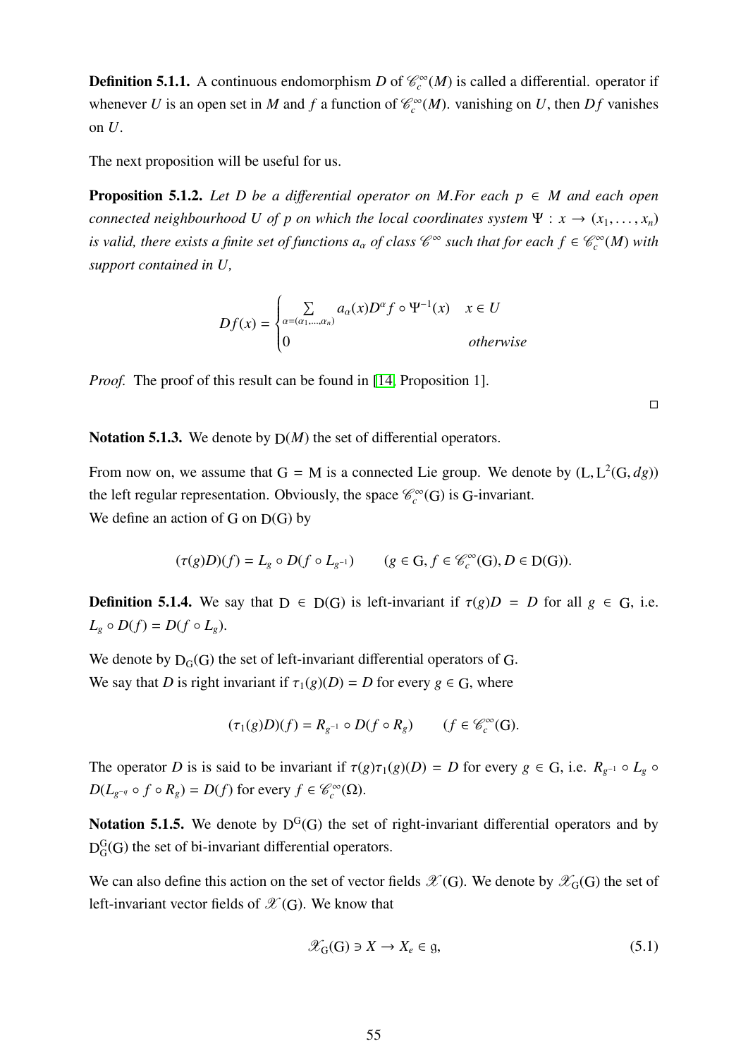**Definition 5.1.1.** A continuous endomorphism $D$ of $\mathscr{C}_c^\infty(M)$ is called a differential. operator if whenever $U$ is an open set in $M$ and $f$ a function of $\mathscr{C}_c^\infty(M)$. vanishing on $U$, then $Df$ vanishes on $U$.

The next proposition will be useful for us.

**Proposition 5.1.2.** *Let $D$ be a differential operator on $M$.For each $p \in M$ and each open connected neighbourhood $U$ of $p$ on which the local coordinates system $\Psi : x \to (x_1, \dots, x_n)$ is valid, there exists a finite set of functions $a_\alpha$ of class $\mathscr{C}^\infty$ such that for each $f \in \mathscr{C}_c^\infty(M)$ with support contained in $U$,*

$$Df(x) = \begin{cases} \sum\limits_{\alpha=(\alpha_1,\dots,\alpha_n)} a_\alpha(x) D^\alpha f \circ \Psi^{-1}(x) & x \in U \\ 0 & \textit{otherwise} \end{cases}$$

*Proof.* The proof of this result can be found in [14, Proposition 1]. □

**Notation 5.1.3.** We denote by $\mathrm{D}(M)$ the set of differential operators.

From now on, we assume that $\mathrm{G} = \mathrm{M}$ is a connected Lie group. We denote by $(\mathrm{L}, \mathrm{L}^2(\mathrm{G}, dg))$ the left regular representation. Obviously, the space $\mathscr{C}_c^\infty(\mathrm{G})$ is $\mathrm{G}$-invariant.
We define an action of $\mathrm{G}$ on $\mathrm{D}(\mathrm{G})$ by

$$(\tau(g)D)(f) = L_g \circ D(f \circ L_{g^{-1}}) \qquad (g \in \mathrm{G}, f \in \mathscr{C}_c^\infty(\mathrm{G}), D \in \mathrm{D}(\mathrm{G})).$$

**Definition 5.1.4.** We say that $\mathrm{D} \in \mathrm{D}(\mathrm{G})$ is left-invariant if $\tau(g)D = D$ for all $g \in \mathrm{G}$, i.e. $L_g \circ D(f) = D(f \circ L_g)$.

We denote by $\mathrm{D}_\mathrm{G}(\mathrm{G})$ the set of left-invariant differential operators of $\mathrm{G}$.
We say that $D$ is right invariant if $\tau_1(g)(D) = D$ for every $g \in \mathrm{G}$, where

$$(\tau_1(g)D)(f) = R_{g^{-1}} \circ D(f \circ R_g) \qquad (f \in \mathscr{C}_c^\infty(\mathrm{G}).$$

The operator $D$ is is said to be invariant if $\tau(g)\tau_1(g)(D) = D$ for every $g \in \mathrm{G}$, i.e. $R_{g^{-1}} \circ L_g \circ D(L_{g^{-q}} \circ f \circ R_g) = D(f)$ for every $f \in \mathscr{C}_c^\infty(\Omega)$.

**Notation 5.1.5.** We denote by $\mathrm{D}^\mathrm{G}(\mathrm{G})$ the set of right-invariant differential operators and by $\mathrm{D}_\mathrm{G}^\mathrm{G}(\mathrm{G})$ the set of bi-invariant differential operators.

We can also define this action on the set of vector fields $\mathscr{X}(\mathrm{G})$. We denote by $\mathscr{X}_\mathrm{G}(\mathrm{G})$ the set of left-invariant vector fields of $\mathscr{X}(\mathrm{G})$. We know that

$$\mathscr{X}_\mathrm{G}(\mathrm{G}) \ni X \to X_e \in \mathfrak{g}, \tag{5.1}$$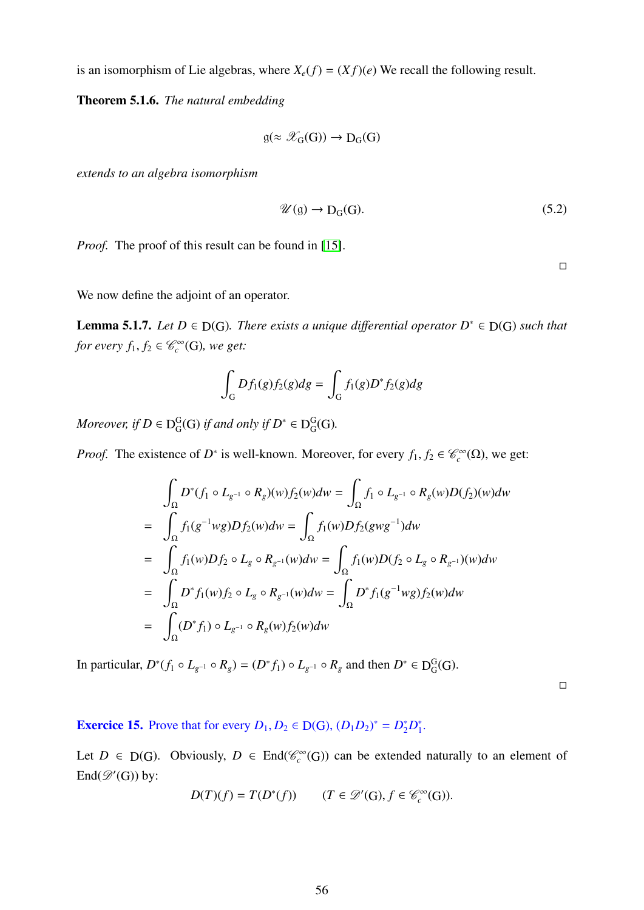is an isomorphism of Lie algebras, where $X_e(f) = (Xf)(e)$ We recall the following result.

**Theorem 5.1.6.** *The natural embedding*

$$\mathfrak{g}(\approx \mathscr{X}_{\mathrm{G}}(\mathrm{G})) \to \mathrm{D}_{\mathrm{G}}(\mathrm{G})$$

*extends to an algebra isomorphism*

$$\mathscr{U}(\mathfrak{g}) \to \mathrm{D}_{\mathrm{G}}(\mathrm{G}). \tag{5.2}$$

*Proof.* The proof of this result can be found in [15].

□

We now define the adjoint of an operator.

**Lemma 5.1.7.** *Let $D \in \mathrm{D}(\mathrm{G})$. There exists a unique differential operator $D^* \in \mathrm{D}(\mathrm{G})$ such that for every $f_1, f_2 \in \mathscr{C}_c^\infty(\mathrm{G})$, we get:*

$$\int_{\mathrm{G}} Df_1(g)f_2(g)dg = \int_{\mathrm{G}} f_1(g)D^*f_2(g)dg$$

*Moreover, if $D \in \mathrm{D}_{\mathrm{G}}^{\mathrm{G}}(\mathrm{G})$ if and only if $D^* \in \mathrm{D}_{\mathrm{G}}^{\mathrm{G}}(\mathrm{G})$.*

*Proof.* The existence of $D^*$ is well-known. Moreover, for every $f_1, f_2 \in \mathscr{C}_c^\infty(\Omega)$, we get:

$$\begin{aligned}
&\int_\Omega D^*(f_1 \circ L_{g^{-1}} \circ R_g)(w)f_2(w)dw = \int_\Omega f_1 \circ L_{g^{-1}} \circ R_g(w)D(f_2)(w)dw \\
= &\int_\Omega f_1(g^{-1}wg)Df_2(w)dw = \int_\Omega f_1(w)Df_2(gwg^{-1})dw \\
= &\int_\Omega f_1(w)Df_2 \circ L_g \circ R_{g^{-1}}(w)dw = \int_\Omega f_1(w)D(f_2 \circ L_g \circ R_{g^{-1}})(w)dw \\
= &\int_\Omega D^*f_1(w)f_2 \circ L_g \circ R_{g^{-1}}(w)dw = \int_\Omega D^*f_1(g^{-1}wg)f_2(w)dw \\
= &\int_\Omega (D^*f_1) \circ L_{g^{-1}} \circ R_g(w)f_2(w)dw
\end{aligned}$$

In particular, $D^*(f_1 \circ L_{g^{-1}} \circ R_g) = (D^*f_1) \circ L_{g^{-1}} \circ R_g$ and then $D^* \in \mathrm{D}_{\mathrm{G}}^{\mathrm{G}}(\mathrm{G})$.

□

**Exercice 15.** Prove that for every $D_1, D_2 \in \mathrm{D}(\mathrm{G})$, $(D_1D_2)^* = D_2^*D_1^*$.

Let $D \in \mathrm{D}(\mathrm{G})$. Obviously, $D \in \mathrm{End}(\mathscr{C}_c^\infty(\mathrm{G}))$ can be extended naturally to an element of $\mathrm{End}(\mathscr{D}'(\mathrm{G}))$ by:

$$D(T)(f) = T(D^*(f)) \qquad (T \in \mathscr{D}'(\mathrm{G}), f \in \mathscr{C}_c^\infty(\mathrm{G})).$$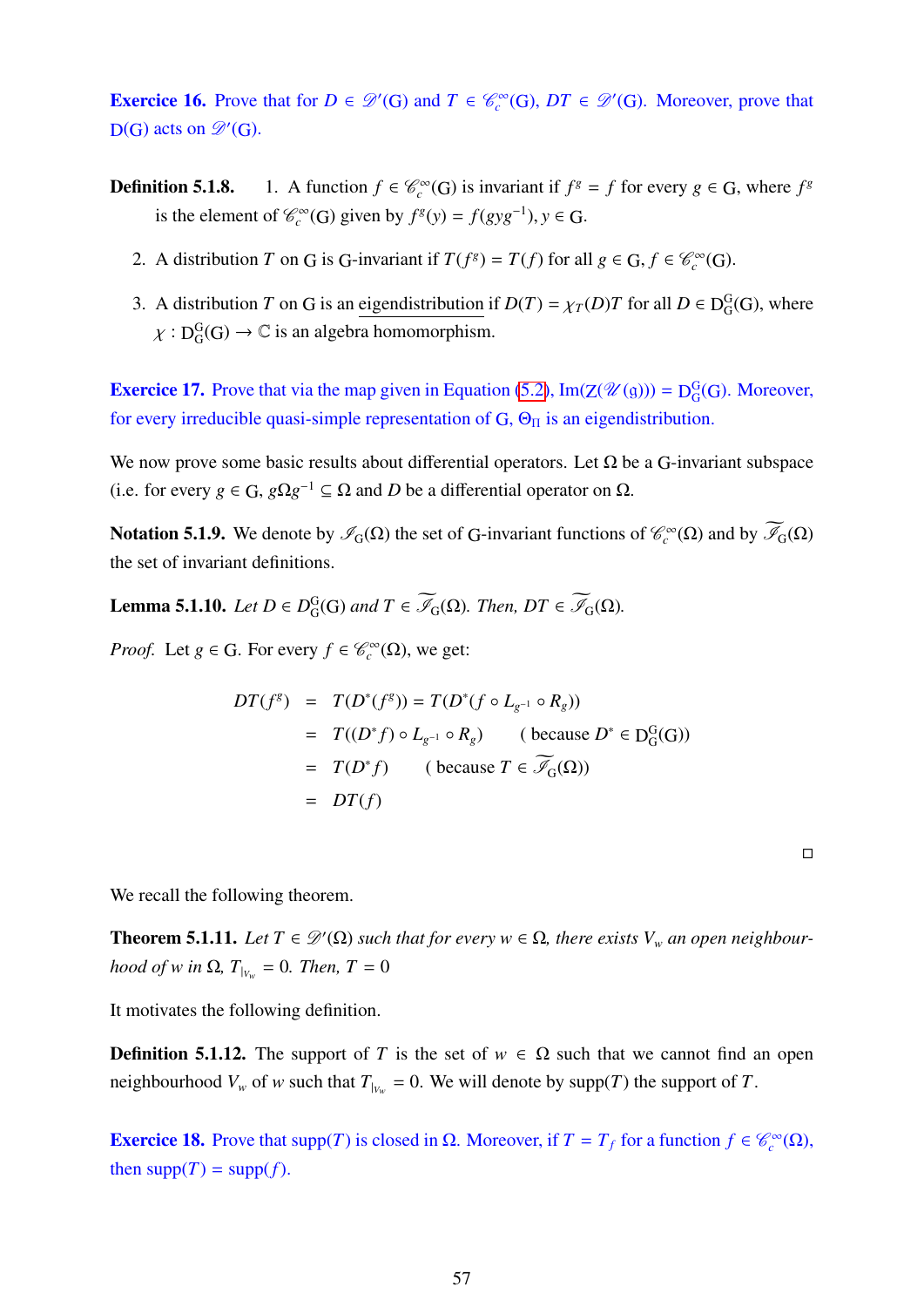**Exercice 16.** Prove that for $D \in \mathscr{D}'(\mathrm{G})$ and $T \in \mathscr{C}_c^\infty(\mathrm{G})$, $DT \in \mathscr{D}'(\mathrm{G})$. Moreover, prove that $\mathrm{D}(\mathrm{G})$ acts on $\mathscr{D}'(\mathrm{G})$.

**Definition 5.1.8.**

1. A function $f \in \mathscr{C}_c^\infty(\mathrm{G})$ is invariant if $f^g = f$ for every $g \in \mathrm{G}$, where $f^g$ is the element of $\mathscr{C}_c^\infty(\mathrm{G})$ given by $f^g(y) = f(gyg^{-1}), y \in \mathrm{G}$.
2. A distribution $T$ on $\mathrm{G}$ is $\mathrm{G}$-invariant if $T(f^g) = T(f)$ for all $g \in \mathrm{G}, f \in \mathscr{C}_c^\infty(\mathrm{G})$.
3. A distribution $T$ on $\mathrm{G}$ is an eigendistribution if $D(T) = \chi_T(D)T$ for all $D \in \mathrm{D}_\mathrm{G}^\mathrm{G}(\mathrm{G})$, where $\chi : \mathrm{D}_\mathrm{G}^\mathrm{G}(\mathrm{G}) \to \mathbb{C}$ is an algebra homomorphism.

**Exercice 17.** Prove that via the map given in Equation (5.2), $\mathrm{Im}(\mathrm{Z}(\mathscr{U}(\mathfrak{g}))) = \mathrm{D}_\mathrm{G}^\mathrm{G}(\mathrm{G})$. Moreover, for every irreducible quasi-simple representation of $\mathrm{G}$, $\Theta_\Pi$ is an eigendistribution.

We now prove some basic results about differential operators. Let $\Omega$ be a $\mathrm{G}$-invariant subspace (i.e. for every $g \in \mathrm{G}$, $g\Omega g^{-1} \subseteq \Omega$ and $D$ be a differential operator on $\Omega$.

**Notation 5.1.9.** We denote by $\mathscr{I}_\mathrm{G}(\Omega)$ the set of $\mathrm{G}$-invariant functions of $\mathscr{C}_c^\infty(\Omega)$ and by $\widetilde{\mathscr{I}_\mathrm{G}}(\Omega)$ the set of invariant definitions.

**Lemma 5.1.10.** *Let $D \in \mathrm{D}_\mathrm{G}^\mathrm{G}(\mathrm{G})$ and $T \in \widetilde{\mathscr{I}_\mathrm{G}}(\Omega)$. Then, $DT \in \widetilde{\mathscr{I}_\mathrm{G}}(\Omega)$.*

*Proof.* Let $g \in \mathrm{G}$. For every $f \in \mathscr{C}_c^\infty(\Omega)$, we get:

$$
\begin{aligned}
DT(f^g) &= T(D^*(f^g)) = T(D^*(f \circ L_{g^{-1}} \circ R_g)) \\
&= T((D^* f) \circ L_{g^{-1}} \circ R_g) \qquad (\text{ because } D^* \in \mathrm{D}_\mathrm{G}^\mathrm{G}(\mathrm{G})) \\
&= T(D^* f) \qquad (\text{ because } T \in \widetilde{\mathscr{I}_\mathrm{G}}(\Omega)) \\
&= DT(f)
\end{aligned}
$$

□

We recall the following theorem.

**Theorem 5.1.11.** *Let $T \in \mathscr{D}'(\Omega)$ such that for every $w \in \Omega$, there exists $V_w$ an open neighbourhood of $w$ in $\Omega$, $T_{|_{V_w}} = 0$. Then, $T = 0$*

It motivates the following definition.

**Definition 5.1.12.** The support of $T$ is the set of $w \in \Omega$ such that we cannot find an open neighbourhood $V_w$ of $w$ such that $T_{|_{V_w}} = 0$. We will denote by $\mathrm{supp}(T)$ the support of $T$.

**Exercice 18.** Prove that $\mathrm{supp}(T)$ is closed in $\Omega$. Moreover, if $T = T_f$ for a function $f \in \mathscr{C}_c^\infty(\Omega)$, then $\mathrm{supp}(T) = \mathrm{supp}(f)$.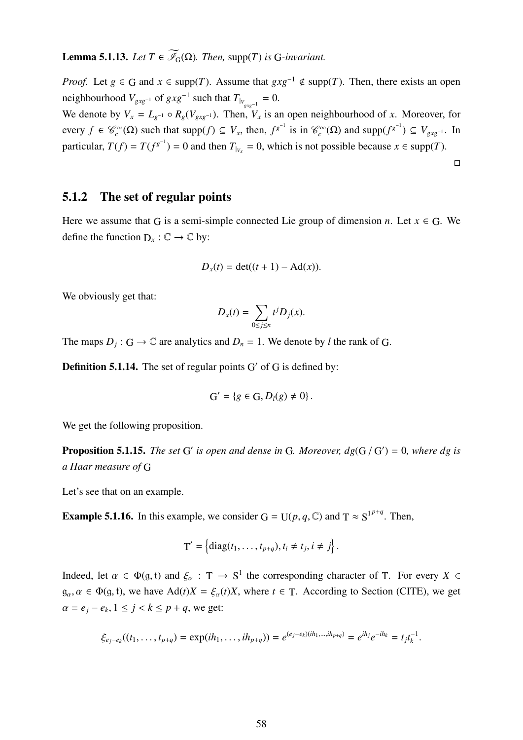**Lemma 5.1.13.** *Let $T \in \widetilde{\mathscr{I}_{\mathrm{G}}}(\Omega)$. Then,* $\operatorname{supp}(T)$ *is* G*-invariant.*

*Proof.* Let $g \in \mathrm{G}$ and $x \in \operatorname{supp}(T)$. Assume that $gxg^{-1} \notin \operatorname{supp}(T)$. Then, there exists an open neighbourhood $V_{gxg^{-1}}$ of $gxg^{-1}$ such that $T_{|_{V_{gxg^{-1}}}} = 0$.
We denote by $V_x = L_{g^{-1}} \circ R_g(V_{gxg^{-1}})$. Then, $V_x$ is an open neighbourhood of $x$. Moreover, for every $f \in \mathscr{C}_c^\infty(\Omega)$ such that $\operatorname{supp}(f) \subseteq V_x$, then, $f^{g^{-1}}$ is in $\mathscr{C}_c^\infty(\Omega)$ and $\operatorname{supp}(f^{g^{-1}}) \subseteq V_{gxg^{-1}}$. In particular, $T(f) = T(f^{g^{-1}}) = 0$ and then $T_{|_{V_x}} = 0$, which is not possible because $x \in \operatorname{supp}(T)$. □

### 5.1.2 The set of regular points

Here we assume that G is a semi-simple connected Lie group of dimension $n$. Let $x \in \mathrm{G}$. We define the function $\mathrm{D}_x : \mathbb{C} \to \mathbb{C}$ by:

$$D_x(t) = \det((t+1) - \operatorname{Ad}(x)).$$

We obviously get that:

$$D_x(t) = \sum_{0 \leq j \leq n} t^j D_j(x).$$

The maps $D_j : \mathrm{G} \to \mathbb{C}$ are analytics and $D_n = 1$. We denote by $l$ the rank of G.

**Definition 5.1.14.** The set of regular points $\mathrm{G}'$ of G is defined by:

$$\mathrm{G}' = \{g \in \mathrm{G}, D_l(g) \neq 0\}.$$

We get the following proposition.

**Proposition 5.1.15.** *The set* $\mathrm{G}'$ *is open and dense in* G*. Moreover,* $dg(\mathrm{G} / \mathrm{G}') = 0$*, where* $dg$ *is a Haar measure of* G

Let's see that on an example.

**Example 5.1.16.** In this example, we consider $\mathrm{G} = \mathrm{U}(p, q, \mathbb{C})$ and $\mathrm{T} \approx {\mathrm{S}^1}^{p+q}$. Then,

$$\mathrm{T}' = \left\{\operatorname{diag}(t_1, \ldots, t_{p+q}), t_i \neq t_j, i \neq j\right\}.$$

Indeed, let $\alpha \in \Phi(\mathfrak{g}, \mathfrak{t})$ and $\xi_\alpha : \mathrm{T} \to \mathrm{S}^1$ the corresponding character of T. For every $X \in \mathfrak{g}_\alpha, \alpha \in \Phi(\mathfrak{g}, \mathfrak{t})$, we have $\operatorname{Ad}(t)X = \xi_\alpha(t)X$, where $t \in \mathrm{T}$. According to Section (CITE), we get $\alpha = e_j - e_k, 1 \leq j < k \leq p+q$, we get:

$$\xi_{e_j - e_k}((t_1, \ldots, t_{p+q}) = \exp(ih_1, \ldots, ih_{p+q})) = e^{(e_j - e_k)(ih_1, \ldots, ih_{p+q})} = e^{ih_j} e^{-ih_k} = t_j t_k^{-1}.$$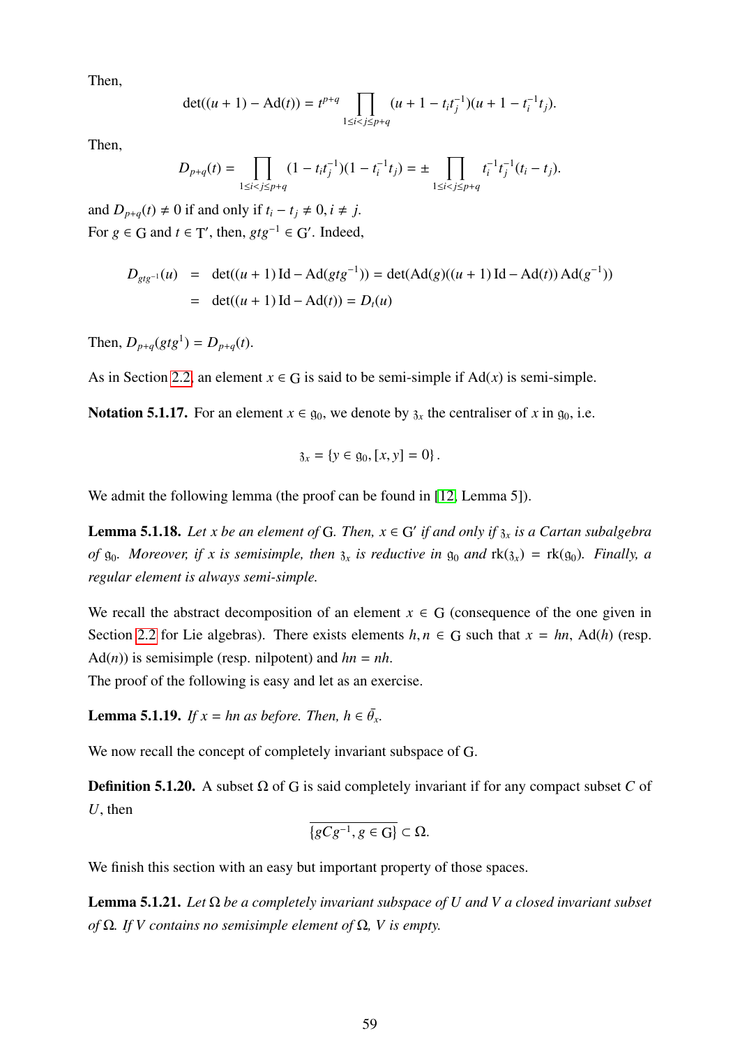Then,

$$\det((u+1)-\mathrm{Ad}(t)) = t^{p+q}\prod_{1\leq i<j\leq p+q}(u+1-t_it_j^{-1})(u+1-t_i^{-1}t_j).$$

Then,

$$D_{p+q}(t) = \prod_{1\leq i<j\leq p+q}(1-t_it_j^{-1})(1-t_i^{-1}t_j) = \pm\prod_{1\leq i<j\leq p+q}t_i^{-1}t_j^{-1}(t_i-t_j).$$

and $D_{p+q}(t)\neq 0$ if and only if $t_i - t_j \neq 0, i\neq j$.

For $g\in \mathrm{G}$ and $t\in \mathrm{T}'$, then, $gtg^{-1}\in \mathrm{G}'$. Indeed,

$$\begin{aligned} D_{gtg^{-1}}(u) &= \det((u+1)\,\mathrm{Id}-\mathrm{Ad}(gtg^{-1})) = \det(\mathrm{Ad}(g)((u+1)\,\mathrm{Id}-\mathrm{Ad}(t))\,\mathrm{Ad}(g^{-1})) \\ &= \det((u+1)\,\mathrm{Id}-\mathrm{Ad}(t)) = D_t(u) \end{aligned}$$

Then, $D_{p+q}(gtg^1) = D_{p+q}(t)$.

As in Section 2.2, an element $x\in \mathrm{G}$ is said to be semi-simple if $\mathrm{Ad}(x)$ is semi-simple.

**Notation 5.1.17.** For an element $x\in \mathfrak{g}_0$, we denote by $\mathfrak{z}_x$ the centraliser of $x$ in $\mathfrak{g}_0$, i.e.

$$\mathfrak{z}_x = \{y\in\mathfrak{g}_0, [x,y]=0\}.$$

We admit the following lemma (the proof can be found in [12, Lemma 5]).

**Lemma 5.1.18.** *Let $x$ be an element of $\mathrm{G}$. Then, $x\in \mathrm{G}'$ if and only if $\mathfrak{z}_x$ is a Cartan subalgebra of $\mathfrak{g}_0$. Moreover, if $x$ is semisimple, then $\mathfrak{z}_x$ is reductive in $\mathfrak{g}_0$ and $\mathrm{rk}(\mathfrak{z}_x) = \mathrm{rk}(\mathfrak{g}_0)$. Finally, a regular element is always semi-simple.*

We recall the abstract decomposition of an element $x\in \mathrm{G}$ (consequence of the one given in Section 2.2 for Lie algebras). There exists elements $h,n\in \mathrm{G}$ such that $x = hn$, $\mathrm{Ad}(h)$ (resp. $\mathrm{Ad}(n)$) is semisimple (resp. nilpotent) and $hn = nh$.

The proof of the following is easy and let as an exercise.

**Lemma 5.1.19.** *If $x = hn$ as before. Then, $h\in\bar{\theta}_x$.*

We now recall the concept of completely invariant subspace of $\mathrm{G}$.

**Definition 5.1.20.** A subset $\Omega$ of $\mathrm{G}$ is said completely invariant if for any compact subset $C$ of $U$, then

$$\overline{\{gCg^{-1}, g\in \mathrm{G}\}}\subset\Omega.$$

We finish this section with an easy but important property of those spaces.

**Lemma 5.1.21.** *Let $\Omega$ be a completely invariant subspace of $U$ and $V$ a closed invariant subset of $\Omega$. If $V$ contains no semisimple element of $\Omega$, $V$ is empty.*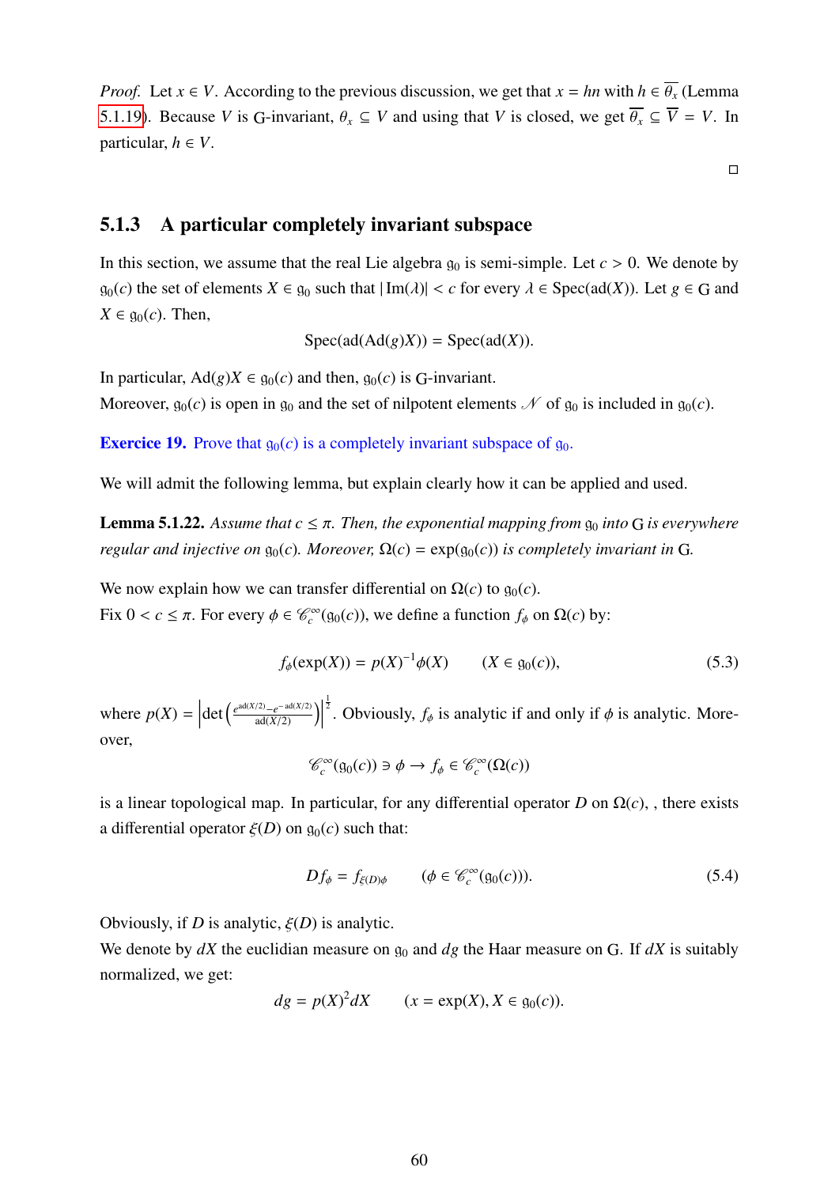*Proof.* Let $x \in V$. According to the previous discussion, we get that $x = hn$ with $h \in \overline{\theta_x}$ (Lemma 5.1.19). Because $V$ is $\mathrm{G}$-invariant, $\theta_x \subseteq V$ and using that $V$ is closed, we get $\overline{\theta_x} \subseteq \overline{V} = V$. In particular, $h \in V$.

□

### 5.1.3 A particular completely invariant subspace

In this section, we assume that the real Lie algebra $\mathfrak{g}_0$ is semi-simple. Let $c > 0$. We denote by $\mathfrak{g}_0(c)$ the set of elements $X \in \mathfrak{g}_0$ such that $|\mathrm{Im}(\lambda)| < c$ for every $\lambda \in \mathrm{Spec}(\mathrm{ad}(X))$. Let $g \in \mathrm{G}$ and $X \in \mathfrak{g}_0(c)$. Then,

$$\mathrm{Spec}(\mathrm{ad}(\mathrm{Ad}(g)X)) = \mathrm{Spec}(\mathrm{ad}(X)).$$

In particular, $\mathrm{Ad}(g)X \in \mathfrak{g}_0(c)$ and then, $\mathfrak{g}_0(c)$ is $\mathrm{G}$-invariant.
Moreover, $\mathfrak{g}_0(c)$ is open in $\mathfrak{g}_0$ and the set of nilpotent elements $\mathscr{N}$ of $\mathfrak{g}_0$ is included in $\mathfrak{g}_0(c)$.

**Exercice 19.** Prove that $\mathfrak{g}_0(c)$ is a completely invariant subspace of $\mathfrak{g}_0$.

We will admit the following lemma, but explain clearly how it can be applied and used.

**Lemma 5.1.22.** *Assume that $c \leq \pi$. Then, the exponential mapping from $\mathfrak{g}_0$ into $\mathrm{G}$ is everywhere regular and injective on $\mathfrak{g}_0(c)$. Moreover, $\Omega(c) = \exp(\mathfrak{g}_0(c))$ is completely invariant in $\mathrm{G}$.*

We now explain how we can transfer differential on $\Omega(c)$ to $\mathfrak{g}_0(c)$.
Fix $0 < c \leq \pi$. For every $\phi \in \mathscr{C}_c^\infty(\mathfrak{g}_0(c))$, we define a function $f_\phi$ on $\Omega(c)$ by:

$$f_\phi(\exp(X)) = p(X)^{-1}\phi(X) \qquad (X \in \mathfrak{g}_0(c)), \tag{5.3}$$

where $p(X) = \left|\det\left(\frac{e^{\mathrm{ad}(X/2)} - e^{-\mathrm{ad}(X/2)}}{\mathrm{ad}(X/2)}\right)\right|^{\frac{1}{2}}$. Obviously, $f_\phi$ is analytic if and only if $\phi$ is analytic. Moreover,

$$\mathscr{C}_c^\infty(\mathfrak{g}_0(c)) \ni \phi \to f_\phi \in \mathscr{C}_c^\infty(\Omega(c))$$

is a linear topological map. In particular, for any differential operator $D$ on $\Omega(c)$, , there exists a differential operator $\xi(D)$ on $\mathfrak{g}_0(c)$ such that:

$$Df_\phi = f_{\xi(D)\phi} \qquad (\phi \in \mathscr{C}_c^\infty(\mathfrak{g}_0(c))). \tag{5.4}$$

Obviously, if $D$ is analytic, $\xi(D)$ is analytic.
We denote by $dX$ the euclidian measure on $\mathfrak{g}_0$ and $dg$ the Haar measure on $\mathrm{G}$. If $dX$ is suitably normalized, we get:

$$dg = p(X)^2 dX \qquad (x = \exp(X), X \in \mathfrak{g}_0(c)).$$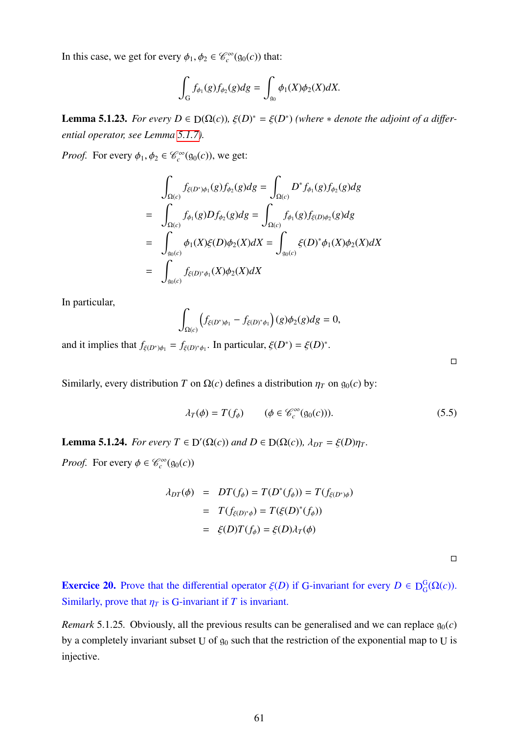In this case, we get for every $\phi_1, \phi_2 \in \mathscr{C}_c^\infty(\mathfrak{g}_0(c))$ that:

$$\int_{\mathrm{G}} f_{\phi_1}(g) f_{\phi_2}(g) dg = \int_{\mathfrak{g}_0} \phi_1(X)\phi_2(X) dX.$$

**Lemma 5.1.23.** *For every $D \in \mathrm{D}(\Omega(c))$, $\xi(D)^* = \xi(D^*)$ (where $*$ denote the adjoint of a differential operator, see Lemma 5.1.7).*

*Proof.* For every $\phi_1, \phi_2 \in \mathscr{C}_c^\infty(\mathfrak{g}_0(c))$, we get:

$$\begin{aligned}
&\int_{\Omega(c)} f_{\xi(D^*)\phi_1}(g) f_{\phi_2}(g) dg = \int_{\Omega(c)} D^* f_{\phi_1}(g) f_{\phi_2}(g) dg \\
=& \int_{\Omega(c)} f_{\phi_1}(g) D f_{\phi_2}(g) dg = \int_{\Omega(c)} f_{\phi_1}(g) f_{\xi(D)\phi_2}(g) dg \\
=& \int_{\mathfrak{g}_0(c)} \phi_1(X)\xi(D)\phi_2(X) dX = \int_{\mathfrak{g}_0(c)} \xi(D)^*\phi_1(X)\phi_2(X) dX \\
=& \int_{\mathfrak{g}_0(c)} f_{\xi(D)^*\phi_1}(X)\phi_2(X) dX
\end{aligned}$$

In particular,

$$\int_{\Omega(c)} \left( f_{\xi(D^*)\phi_1} - f_{\xi(D)^*\phi_1} \right)(g)\phi_2(g) dg = 0,$$

and it implies that $f_{\xi(D^*)\phi_1} = f_{\xi(D)^*\phi_1}$. In particular, $\xi(D^*) = \xi(D)^*$.

□

Similarly, every distribution $T$ on $\Omega(c)$ defines a distribution $\eta_T$ on $\mathfrak{g}_0(c)$ by:

$$\lambda_T(\phi) = T(f_\phi) \qquad (\phi \in \mathscr{C}_c^\infty(\mathfrak{g}_0(c))). \tag{5.5}$$

**Lemma 5.1.24.** *For every $T \in \mathrm{D}'(\Omega(c))$ and $D \in \mathrm{D}(\Omega(c))$, $\lambda_{DT} = \xi(D)\eta_T$.*

*Proof.* For every $\phi \in \mathscr{C}_c^\infty(\mathfrak{g}_0(c))$

$$\begin{aligned}
\lambda_{DT}(\phi) &= DT(f_\phi) = T(D^*(f_\phi)) = T(f_{\xi(D^*)\phi}) \\
&= T(f_{\xi(D)^*\phi}) = T(\xi(D)^*(f_\phi)) \\
&= \xi(D)T(f_\phi) = \xi(D)\lambda_T(\phi)
\end{aligned}$$

□

**Exercice 20.** Prove that the differential operator $\xi(D)$ if $\mathrm{G}$-invariant for every $D \in \mathrm{D}_{\mathrm{G}}^{\mathrm{G}}(\Omega(c))$. Similarly, prove that $\eta_T$ is $\mathrm{G}$-invariant if $T$ is invariant.

*Remark* 5.1.25. Obviously, all the previous results can be generalised and we can replace $\mathfrak{g}_0(c)$ by a completely invariant subset $\mathrm{U}$ of $\mathfrak{g}_0$ such that the restriction of the exponential map to $\mathrm{U}$ is injective.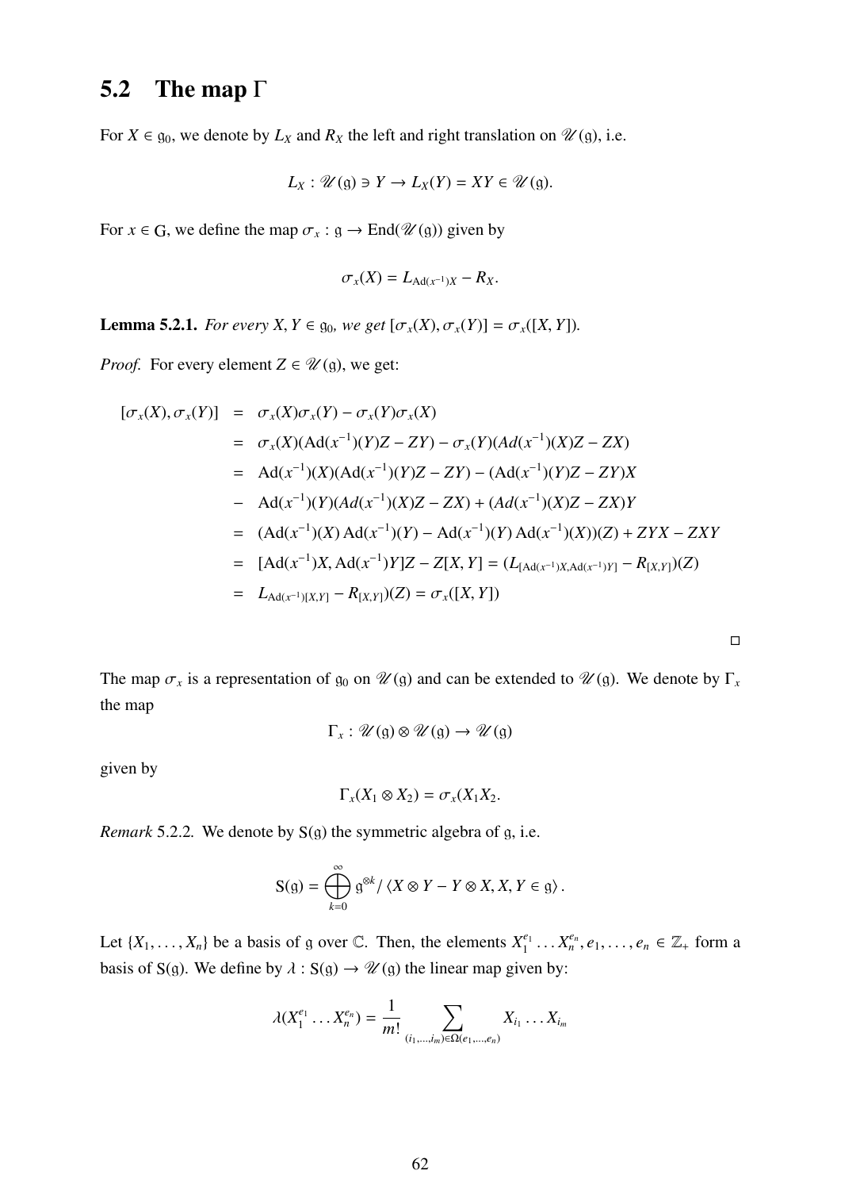## 5.2 The map $\Gamma$

For $X \in \mathfrak{g}_0$, we denote by $L_X$ and $R_X$ the left and right translation on $\mathscr{U}(\mathfrak{g})$, i.e.

$$L_X : \mathscr{U}(\mathfrak{g}) \ni Y \to L_X(Y) = XY \in \mathscr{U}(\mathfrak{g}).$$

For $x \in \mathrm{G}$, we define the map $\sigma_x : \mathfrak{g} \to \mathrm{End}(\mathscr{U}(\mathfrak{g}))$ given by

$$\sigma_x(X) = L_{\mathrm{Ad}(x^{-1})X} - R_X.$$

**Lemma 5.2.1.** *For every $X, Y \in \mathfrak{g}_0$, we get $[\sigma_x(X), \sigma_x(Y)] = \sigma_x([X, Y])$.*

*Proof.* For every element $Z \in \mathscr{U}(\mathfrak{g})$, we get:

$$\begin{aligned}
[\sigma_x(X), \sigma_x(Y)] &= \sigma_x(X)\sigma_x(Y) - \sigma_x(Y)\sigma_x(X) \\
&= \sigma_x(X)(\mathrm{Ad}(x^{-1})(Y)Z - ZY) - \sigma_x(Y)(Ad(x^{-1})(X)Z - ZX) \\
&= \mathrm{Ad}(x^{-1})(X)(\mathrm{Ad}(x^{-1})(Y)Z - ZY) - (\mathrm{Ad}(x^{-1})(Y)Z - ZY)X \\
&- \mathrm{Ad}(x^{-1})(Y)(Ad(x^{-1})(X)Z - ZX) + (Ad(x^{-1})(X)Z - ZX)Y \\
&= (\mathrm{Ad}(x^{-1})(X)\,\mathrm{Ad}(x^{-1})(Y) - \mathrm{Ad}(x^{-1})(Y)\,\mathrm{Ad}(x^{-1})(X))(Z) + ZYX - ZXY \\
&= [\mathrm{Ad}(x^{-1})X, \mathrm{Ad}(x^{-1})Y]Z - Z[X, Y] = (L_{[\mathrm{Ad}(x^{-1})X, \mathrm{Ad}(x^{-1})Y]} - R_{[X,Y]})(Z) \\
&= L_{\mathrm{Ad}(x^{-1})[X,Y]} - R_{[X,Y]})(Z) = \sigma_x([X, Y])
\end{aligned}$$

□

The map $\sigma_x$ is a representation of $\mathfrak{g}_0$ on $\mathscr{U}(\mathfrak{g})$ and can be extended to $\mathscr{U}(\mathfrak{g})$. We denote by $\Gamma_x$ the map

$$\Gamma_x : \mathscr{U}(\mathfrak{g}) \otimes \mathscr{U}(\mathfrak{g}) \to \mathscr{U}(\mathfrak{g})$$

given by

$$\Gamma_x(X_1 \otimes X_2) = \sigma_x(X_1 X_2.$$

*Remark* 5.2.2. We denote by $\mathrm{S}(\mathfrak{g})$ the symmetric algebra of $\mathfrak{g}$, i.e.

$$\mathrm{S}(\mathfrak{g}) = \bigoplus_{k=0}^{\infty} \mathfrak{g}^{\otimes k} / \langle X \otimes Y - Y \otimes X, X, Y \in \mathfrak{g} \rangle .$$

Let $\{X_1, \dots, X_n\}$ be a basis of $\mathfrak{g}$ over $\mathbb{C}$. Then, the elements $X_1^{e_1} \dots X_n^{e_n}, e_1, \dots, e_n \in \mathbb{Z}_+$ form a basis of $\mathrm{S}(\mathfrak{g})$. We define by $\lambda : \mathrm{S}(\mathfrak{g}) \to \mathscr{U}(\mathfrak{g})$ the linear map given by:

$$\lambda(X_1^{e_1} \dots X_n^{e_n}) = \frac{1}{m!} \sum_{(i_1,\dots,i_m) \in \Omega(e_1,\dots,e_n)} X_{i_1} \dots X_{i_m}$$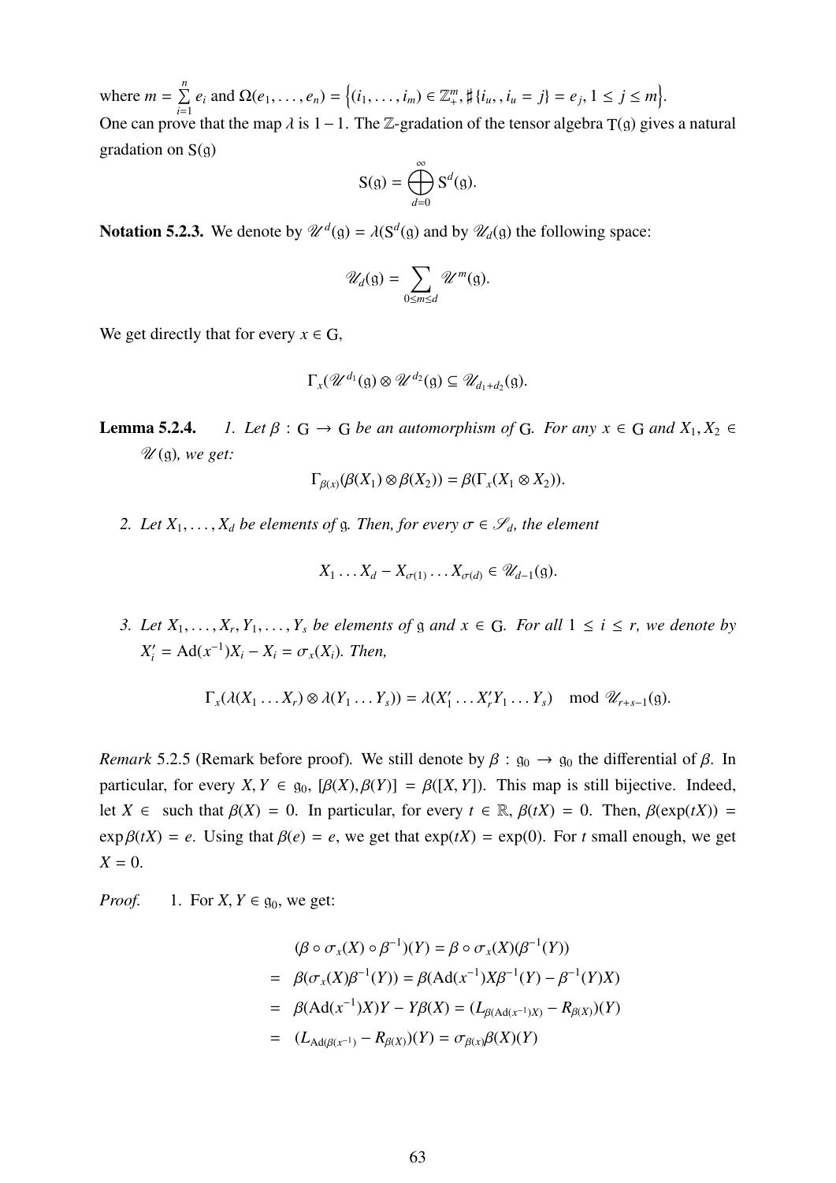where $m = \sum_{i=1}^{n} e_i$ and $\Omega(e_1, \dots, e_n) = \left\{(i_1, \dots, i_m) \in \mathbb{Z}_+^m, \sharp\{i_u, , i_u = j\} = e_j, 1 \leq j \leq m\right\}$.
One can prove that the map $\lambda$ is $1-1$. The $\mathbb{Z}$-gradation of the tensor algebra $\mathrm{T}(\mathfrak{g})$ gives a natural gradation on $\mathrm{S}(\mathfrak{g})$

$$\mathrm{S}(\mathfrak{g}) = \bigoplus_{d=0}^{\infty} \mathrm{S}^d(\mathfrak{g}).$$

**Notation 5.2.3.** We denote by $\mathscr{U}^d(\mathfrak{g}) = \lambda(\mathrm{S}^d(\mathfrak{g}))$ and by $\mathscr{U}_d(\mathfrak{g})$ the following space:

$$\mathscr{U}_d(\mathfrak{g}) = \sum_{0 \leq m \leq d} \mathscr{U}^m(\mathfrak{g}).$$

We get directly that for every $x \in \mathrm{G}$,

$$\Gamma_x(\mathscr{U}^{d_1}(\mathfrak{g}) \otimes \mathscr{U}^{d_2}(\mathfrak{g}) \subseteq \mathscr{U}_{d_1+d_2}(\mathfrak{g}).$$

**Lemma 5.2.4.** *1. Let $\beta : \mathrm{G} \to \mathrm{G}$ be an automorphism of $\mathrm{G}$. For any $x \in \mathrm{G}$ and $X_1, X_2 \in \mathscr{U}(\mathfrak{g})$, we get:*

$$\Gamma_{\beta(x)}(\beta(X_1) \otimes \beta(X_2)) = \beta(\Gamma_x(X_1 \otimes X_2)).$$

*2. Let $X_1, \dots, X_d$ be elements of $\mathfrak{g}$. Then, for every $\sigma \in \mathscr{S}_d$, the element*

$$X_1 \dots X_d - X_{\sigma(1)} \dots X_{\sigma(d)} \in \mathscr{U}_{d-1}(\mathfrak{g}).$$

*3. Let $X_1, \dots, X_r, Y_1, \dots, Y_s$ be elements of $\mathfrak{g}$ and $x \in \mathrm{G}$. For all $1 \leq i \leq r$, we denote by $X_i' = \mathrm{Ad}(x^{-1})X_i - X_i = \sigma_x(X_i)$. Then,*

$$\Gamma_x(\lambda(X_1 \dots X_r) \otimes \lambda(Y_1 \dots Y_s)) = \lambda(X_1' \dots X_r' Y_1 \dots Y_s) \mod \mathscr{U}_{r+s-1}(\mathfrak{g}).$$

*Remark* 5.2.5 (Remark before proof)*.* We still denote by $\beta : \mathfrak{g}_0 \to \mathfrak{g}_0$ the differential of $\beta$. In particular, for every $X, Y \in \mathfrak{g}_0$, $[\beta(X), \beta(Y)] = \beta([X, Y])$. This map is still bijective. Indeed, let $X \in$ such that $\beta(X) = 0$. In particular, for every $t \in \mathbb{R}$, $\beta(tX) = 0$. Then, $\beta(\exp(tX)) = \exp \beta(tX) = e$. Using that $\beta(e) = e$, we get that $\exp(tX) = \exp(0)$. For $t$ small enough, we get $X = 0$.

*Proof.* 1. For $X, Y \in \mathfrak{g}_0$, we get:

$$\begin{aligned}
& (\beta \circ \sigma_x(X) \circ \beta^{-1})(Y) = \beta \circ \sigma_x(X)(\beta^{-1}(Y)) \\
= \;& \beta(\sigma_x(X)\beta^{-1}(Y)) = \beta(\mathrm{Ad}(x^{-1})X\beta^{-1}(Y) - \beta^{-1}(Y)X) \\
= \;& \beta(\mathrm{Ad}(x^{-1})X)Y - Y\beta(X) = (L_{\beta(\mathrm{Ad}(x^{-1})X)} - R_{\beta(X)})(Y) \\
= \;& (L_{\mathrm{Ad}(\beta(x^{-1})} - R_{\beta(X)})(Y) = \sigma_{\beta(x)}\beta(X)(Y)
\end{aligned}$$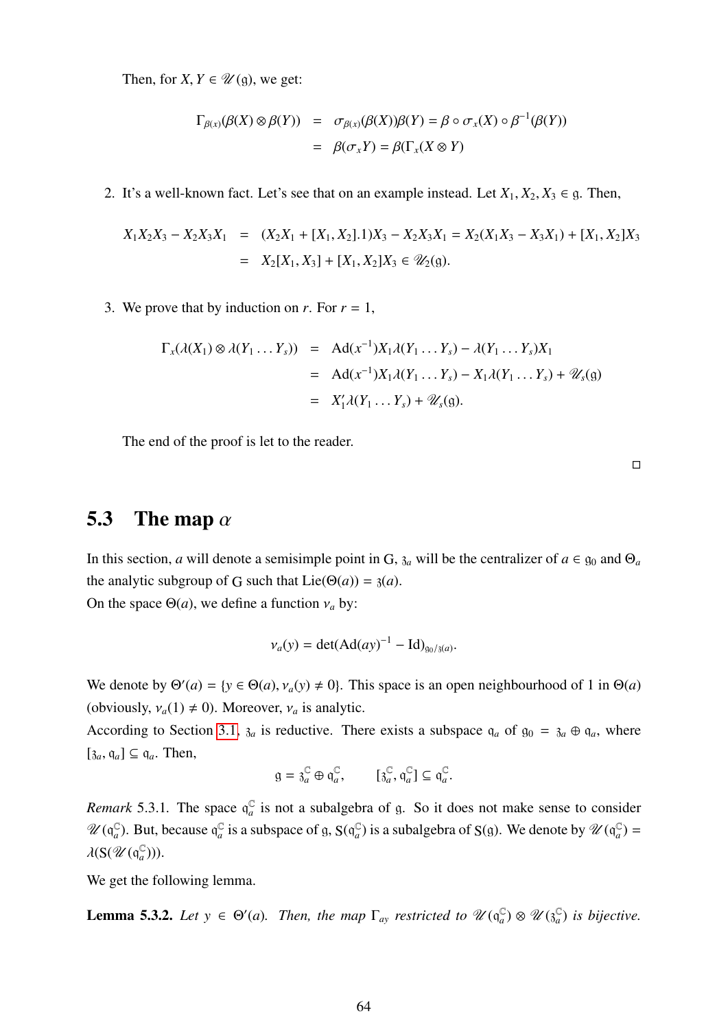Then, for $X, Y \in \mathscr{U}(\mathfrak{g})$, we get:

$$
\begin{aligned}
\Gamma_{\beta(x)}(\beta(X) \otimes \beta(Y)) &= \sigma_{\beta(x)}(\beta(X))\beta(Y) = \beta \circ \sigma_x(X) \circ \beta^{-1}(\beta(Y)) \\
&= \beta(\sigma_x Y) = \beta(\Gamma_x(X \otimes Y))
\end{aligned}
$$

2. It's a well-known fact. Let's see that on an example instead. Let $X_1, X_2, X_3 \in \mathfrak{g}$. Then,

$$
\begin{aligned}
X_1X_2X_3 - X_2X_3X_1 &= (X_2X_1 + [X_1, X_2].1)X_3 - X_2X_3X_1 = X_2(X_1X_3 - X_3X_1) + [X_1, X_2]X_3 \\
&= X_2[X_1, X_3] + [X_1, X_2]X_3 \in \mathscr{U}_2(\mathfrak{g}).
\end{aligned}
$$

3. We prove that by induction on $r$. For $r = 1$,

$$
\begin{aligned}
\Gamma_x(\lambda(X_1) \otimes \lambda(Y_1 \dots Y_s)) &= \mathrm{Ad}(x^{-1})X_1\lambda(Y_1 \dots Y_s) - \lambda(Y_1 \dots Y_s)X_1 \\
&= \mathrm{Ad}(x^{-1})X_1\lambda(Y_1 \dots Y_s) - X_1\lambda(Y_1 \dots Y_s) + \mathscr{U}_s(\mathfrak{g}) \\
&= X_1'\lambda(Y_1 \dots Y_s) + \mathscr{U}_s(\mathfrak{g}).
\end{aligned}
$$

The end of the proof is let to the reader.

□

## 5.3 The map $\alpha$

In this section, $a$ will denote a semisimple point in $\mathrm{G}$, $\mathfrak{z}_a$ will be the centralizer of $a \in \mathfrak{g}_0$ and $\Theta_a$ the analytic subgroup of $\mathrm{G}$ such that $\mathrm{Lie}(\Theta(a)) = \mathfrak{z}(a)$.
On the space $\Theta(a)$, we define a function $\nu_a$ by:

$$
\nu_a(y) = \det(\mathrm{Ad}(ay)^{-1} - \mathrm{Id})_{\mathfrak{g}_0/\mathfrak{z}(a)}.
$$

We denote by $\Theta'(a) = \{y \in \Theta(a), \nu_a(y) \neq 0\}$. This space is an open neighbourhood of 1 in $\Theta(a)$ (obviously, $\nu_a(1) \neq 0$). Moreover, $\nu_a$ is analytic.
According to Section 3.1, $\mathfrak{z}_a$ is reductive. There exists a subspace $\mathfrak{q}_a$ of $\mathfrak{g}_0 = \mathfrak{z}_a \oplus \mathfrak{q}_a$, where $[\mathfrak{z}_a, \mathfrak{q}_a] \subseteq \mathfrak{q}_a$. Then,

$$
\mathfrak{g} = \mathfrak{z}_a^{\mathbb{C}} \oplus \mathfrak{q}_a^{\mathbb{C}}, \qquad [\mathfrak{z}_a^{\mathbb{C}}, \mathfrak{q}_a^{\mathbb{C}}] \subseteq \mathfrak{q}_a^{\mathbb{C}}.
$$

*Remark* 5.3.1. The space $\mathfrak{q}_a^{\mathbb{C}}$ is not a subalgebra of $\mathfrak{g}$. So it does not make sense to consider $\mathscr{U}(\mathfrak{q}_a^{\mathbb{C}})$. But, because $\mathfrak{q}_a^{\mathbb{C}}$ is a subspace of $\mathfrak{g}$, $\mathrm{S}(\mathfrak{q}_a^{\mathbb{C}})$ is a subalgebra of $\mathrm{S}(\mathfrak{g})$. We denote by $\mathscr{U}(\mathfrak{q}_a^{\mathbb{C}}) = \lambda(\mathrm{S}(\mathscr{U}(\mathfrak{q}_a^{\mathbb{C}})))$.

We get the following lemma.

**Lemma 5.3.2.** *Let $y \in \Theta'(a)$. Then, the map $\Gamma_{ay}$ restricted to $\mathscr{U}(\mathfrak{q}_a^{\mathbb{C}}) \otimes \mathscr{U}(\mathfrak{z}_a^{\mathbb{C}})$ is bijective.*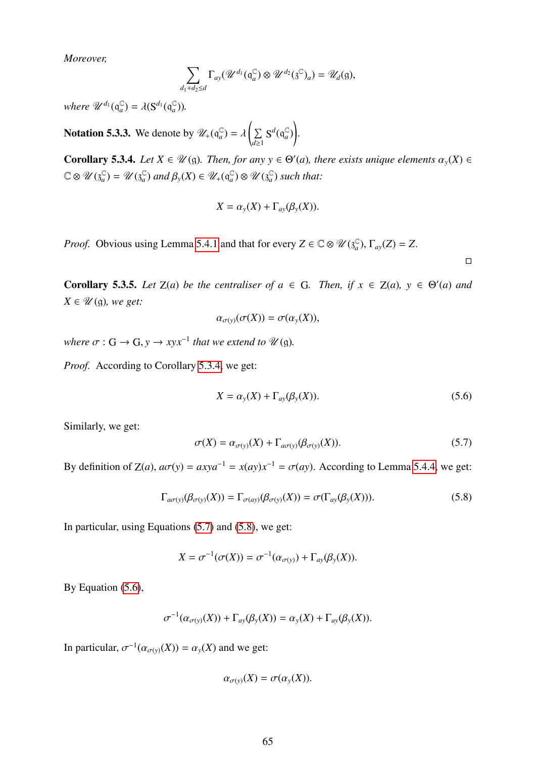*Moreover,*

$$\sum_{d_1+d_2\leq d} \Gamma_{ay}(\mathscr{U}^{d_1}(\mathfrak{q}_a^{\mathbb{C}}) \otimes \mathscr{U}^{d_2}(\mathfrak{z}^{\mathbb{C}})_a) = \mathscr{U}_d(\mathfrak{g}),$$

*where* $\mathscr{U}^{d_1}(\mathfrak{q}_a^{\mathbb{C}}) = \lambda(\mathrm{S}^{d_1}(\mathfrak{q}_a^{\mathbb{C}}))$.

**Notation 5.3.3.** We denote by $\mathscr{U}_+(\mathfrak{q}_a^{\mathbb{C}}) = \lambda\left(\sum_{d\geq 1} \mathrm{S}^d(\mathfrak{q}_a^{\mathbb{C}})\right)$.

**Corollary 5.3.4.** *Let* $X \in \mathscr{U}(\mathfrak{g})$*. Then, for any* $y \in \Theta'(a)$*, there exists unique elements* $\alpha_y(X) \in \mathbb{C} \otimes \mathscr{U}(\mathfrak{z}_a^{\mathbb{C}}) = \mathscr{U}(\mathfrak{z}_a^{\mathbb{C}})$ *and* $\beta_y(X) \in \mathscr{U}_+(\mathfrak{q}_a^{\mathbb{C}}) \otimes \mathscr{U}(\mathfrak{z}_a^{\mathbb{C}})$ *such that:*

$$X = \alpha_y(X) + \Gamma_{ay}(\beta_y(X)).$$

*Proof.* Obvious using Lemma 5.4.1 and that for every $Z \in \mathbb{C} \otimes \mathscr{U}(\mathfrak{z}_a^{\mathbb{C}})$, $\Gamma_{ay}(Z) = Z$. □

**Corollary 5.3.5.** *Let* $\mathrm{Z}(a)$ *be the centraliser of* $a \in \mathrm{G}$*. Then, if* $x \in \mathrm{Z}(a)$*,* $y \in \Theta'(a)$ *and* $X \in \mathscr{U}(\mathfrak{g})$*, we get:*

$$\alpha_{\sigma(y)}(\sigma(X)) = \sigma(\alpha_y(X)),$$

*where* $\sigma : \mathrm{G} \to \mathrm{G}, y \to xyx^{-1}$ *that we extend to* $\mathscr{U}(\mathfrak{g})$*.*

*Proof.* According to Corollary 5.3.4, we get:

$$X = \alpha_y(X) + \Gamma_{ay}(\beta_y(X)). \tag{5.6}$$

Similarly, we get:

$$\sigma(X) = \alpha_{\sigma(y)}(X) + \Gamma_{a\sigma(y)}(\beta_{\sigma(y)}(X)). \tag{5.7}$$

By definition of $\mathrm{Z}(a)$, $a\sigma(y) = axya^{-1} = x(ay)x^{-1} = \sigma(ay)$. According to Lemma 5.4.4, we get:

$$\Gamma_{a\sigma(y)}(\beta_{\sigma(y)}(X)) = \Gamma_{\sigma(ay)}(\beta_{\sigma(y)}(X)) = \sigma(\Gamma_{ay}(\beta_y(X))). \tag{5.8}$$

In particular, using Equations (5.7) and (5.8), we get:

$$X = \sigma^{-1}(\sigma(X)) = \sigma^{-1}(\alpha_{\sigma(y)}) + \Gamma_{ay}(\beta_y(X)).$$

By Equation (5.6),

$$\sigma^{-1}(\alpha_{\sigma(y)}(X)) + \Gamma_{ay}(\beta_y(X)) = \alpha_y(X) + \Gamma_{ay}(\beta_y(X)).$$

In particular, $\sigma^{-1}(\alpha_{\sigma(y)}(X)) = \alpha_y(X)$ and we get:

$$\alpha_{\sigma(y)}(X) = \sigma(\alpha_y(X)).$$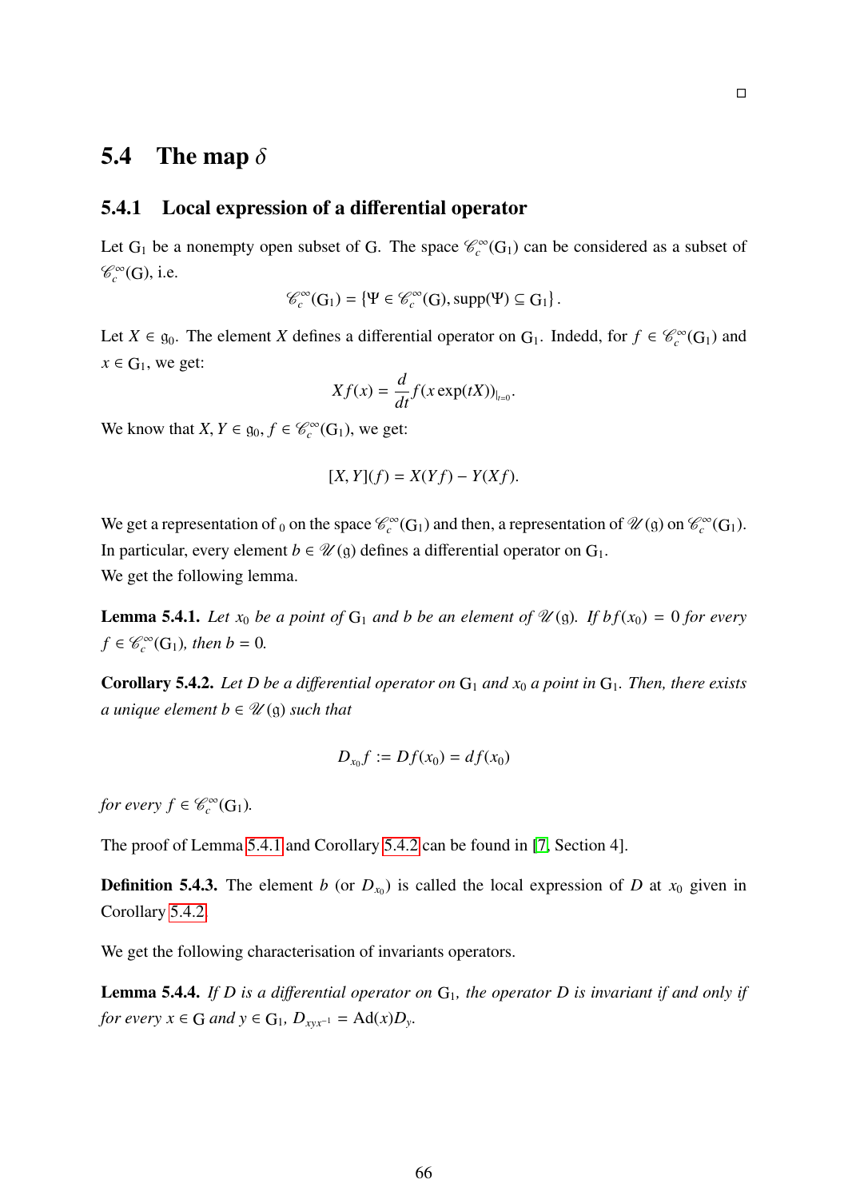□

## 5.4 The map $\delta$

### 5.4.1 Local expression of a differential operator

Let $\mathrm{G}_1$ be a nonempty open subset of $\mathrm{G}$. The space $\mathscr{C}_c^\infty(\mathrm{G}_1)$ can be considered as a subset of $\mathscr{C}_c^\infty(\mathrm{G})$, i.e.

$$\mathscr{C}_c^\infty(\mathrm{G}_1) = \{\Psi \in \mathscr{C}_c^\infty(\mathrm{G}), \mathrm{supp}(\Psi) \subseteq \mathrm{G}_1\}.$$

Let $X \in \mathfrak{g}_0$. The element $X$ defines a differential operator on $\mathrm{G}_1$. Indedd, for $f \in \mathscr{C}_c^\infty(\mathrm{G}_1)$ and $x \in \mathrm{G}_1$, we get:

$$Xf(x) = \frac{d}{dt} f(x \exp(tX))_{|_{t=0}}.$$

We know that $X, Y \in \mathfrak{g}_0$, $f \in \mathscr{C}_c^\infty(\mathrm{G}_1)$, we get:

$$[X, Y](f) = X(Yf) - Y(Xf).$$

We get a representation of $_0$ on the space $\mathscr{C}_c^\infty(\mathrm{G}_1)$ and then, a representation of $\mathscr{U}(\mathfrak{g})$ on $\mathscr{C}_c^\infty(\mathrm{G}_1)$. In particular, every element $b \in \mathscr{U}(\mathfrak{g})$ defines a differential operator on $\mathrm{G}_1$.
We get the following lemma.

**Lemma 5.4.1.** *Let $x_0$ be a point of $\mathrm{G}_1$ and $b$ be an element of $\mathscr{U}(\mathfrak{g})$. If $bf(x_0) = 0$ for every $f \in \mathscr{C}_c^\infty(\mathrm{G}_1)$, then $b = 0$.*

**Corollary 5.4.2.** *Let $D$ be a differential operator on $\mathrm{G}_1$ and $x_0$ a point in $\mathrm{G}_1$. Then, there exists a unique element $b \in \mathscr{U}(\mathfrak{g})$ such that*

$$D_{x_0} f := Df(x_0) = df(x_0)$$

*for every $f \in \mathscr{C}_c^\infty(\mathrm{G}_1)$.*

The proof of Lemma 5.4.1 and Corollary 5.4.2 can be found in [7, Section 4].

**Definition 5.4.3.** The element $b$ (or $D_{x_0}$) is called the local expression of $D$ at $x_0$ given in Corollary 5.4.2.

We get the following characterisation of invariants operators.

**Lemma 5.4.4.** *If $D$ is a differential operator on $\mathrm{G}_1$, the operator $D$ is invariant if and only if for every $x \in \mathrm{G}$ and $y \in \mathrm{G}_1$, $D_{xyx^{-1}} = \mathrm{Ad}(x) D_y$.*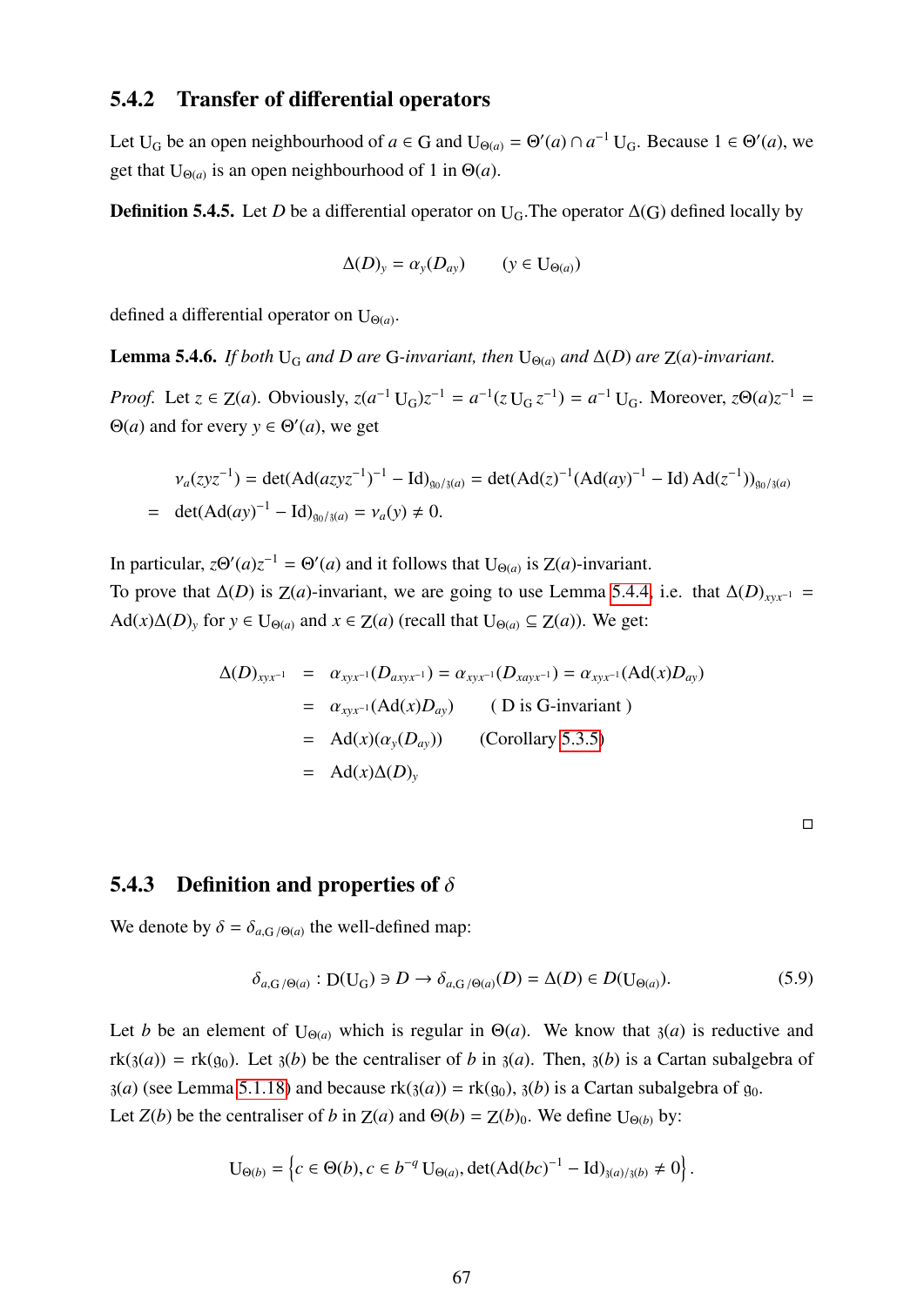### 5.4.2 Transfer of differential operators

Let $U_G$ be an open neighbourhood of $a \in G$ and $U_{\Theta(a)} = \Theta'(a) \cap a^{-1} U_G$. Because $1 \in \Theta'(a)$, we get that $U_{\Theta(a)}$ is an open neighbourhood of 1 in $\Theta(a)$.

**Definition 5.4.5.** Let $D$ be a differential operator on $U_G$.The operator $\Delta(G)$ defined locally by

$$\Delta(D)_y = \alpha_y(D_{ay}) \qquad (y \in U_{\Theta(a)})$$

defined a differential operator on $U_{\Theta(a)}$.

**Lemma 5.4.6.** *If both $U_G$ and $D$ are $G$-invariant, then $U_{\Theta(a)}$ and $\Delta(D)$ are $Z(a)$-invariant.*

*Proof.* Let $z \in Z(a)$. Obviously, $z(a^{-1} U_G)z^{-1} = a^{-1}(z U_G z^{-1}) = a^{-1} U_G$. Moreover, $z\Theta(a)z^{-1} = \Theta(a)$ and for every $y \in \Theta'(a)$, we get

$$\begin{aligned} \nu_a(zyz^{-1}) &= \det(\mathrm{Ad}(azyz^{-1})^{-1} - \mathrm{Id})_{\mathfrak{g}_0/\mathfrak{z}(a)} = \det(\mathrm{Ad}(z)^{-1}(\mathrm{Ad}(ay)^{-1} - \mathrm{Id})\,\mathrm{Ad}(z^{-1}))_{\mathfrak{g}_0/\mathfrak{z}(a)} \\ &= \det(\mathrm{Ad}(ay)^{-1} - \mathrm{Id})_{\mathfrak{g}_0/\mathfrak{z}(a)} = \nu_a(y) \neq 0. \end{aligned}$$

In particular, $z\Theta'(a)z^{-1} = \Theta'(a)$ and it follows that $U_{\Theta(a)}$ is $Z(a)$-invariant.
To prove that $\Delta(D)$ is $Z(a)$-invariant, we are going to use Lemma 5.4.4, i.e. that $\Delta(D)_{xyx^{-1}} = \mathrm{Ad}(x)\Delta(D)_y$ for $y \in U_{\Theta(a)}$ and $x \in Z(a)$ (recall that $U_{\Theta(a)} \subseteq Z(a)$). We get:

$$\begin{aligned} \Delta(D)_{xyx^{-1}} &= \alpha_{xyx^{-1}}(D_{axyx^{-1}}) = \alpha_{xyx^{-1}}(D_{xayx^{-1}}) = \alpha_{xyx^{-1}}(\mathrm{Ad}(x)D_{ay}) \\ &= \alpha_{xyx^{-1}}(\mathrm{Ad}(x)D_{ay}) \qquad (\text{ D is G-invariant }) \\ &= \mathrm{Ad}(x)(\alpha_y(D_{ay})) \qquad (\text{Corollary 5.3.5}) \\ &= \mathrm{Ad}(x)\Delta(D)_y \end{aligned}$$

□

### 5.4.3 Definition and properties of $\delta$

We denote by $\delta = \delta_{a,G/\Theta(a)}$ the well-defined map:

$$\delta_{a,G/\Theta(a)} : \mathrm{D}(U_G) \ni D \to \delta_{a,G/\Theta(a)}(D) = \Delta(D) \in D(U_{\Theta(a)}). \tag{5.9}$$

Let $b$ be an element of $U_{\Theta(a)}$ which is regular in $\Theta(a)$. We know that $\mathfrak{z}(a)$ is reductive and $\mathrm{rk}(\mathfrak{z}(a)) = \mathrm{rk}(\mathfrak{g}_0)$. Let $\mathfrak{z}(b)$ be the centraliser of $b$ in $\mathfrak{z}(a)$. Then, $\mathfrak{z}(b)$ is a Cartan subalgebra of $\mathfrak{z}(a)$ (see Lemma 5.1.18) and because $\mathrm{rk}(\mathfrak{z}(a)) = \mathrm{rk}(\mathfrak{g}_0)$, $\mathfrak{z}(b)$ is a Cartan subalgebra of $\mathfrak{g}_0$.
Let $Z(b)$ be the centraliser of $b$ in $Z(a)$ and $\Theta(b) = Z(b)_0$. We define $U_{\Theta(b)}$ by:

$$U_{\Theta(b)} = \left\{c \in \Theta(b), c \in b^{-q} U_{\Theta(a)}, \det(\mathrm{Ad}(bc)^{-1} - \mathrm{Id})_{\mathfrak{z}(a)/\mathfrak{z}(b)} \neq 0\right\}.$$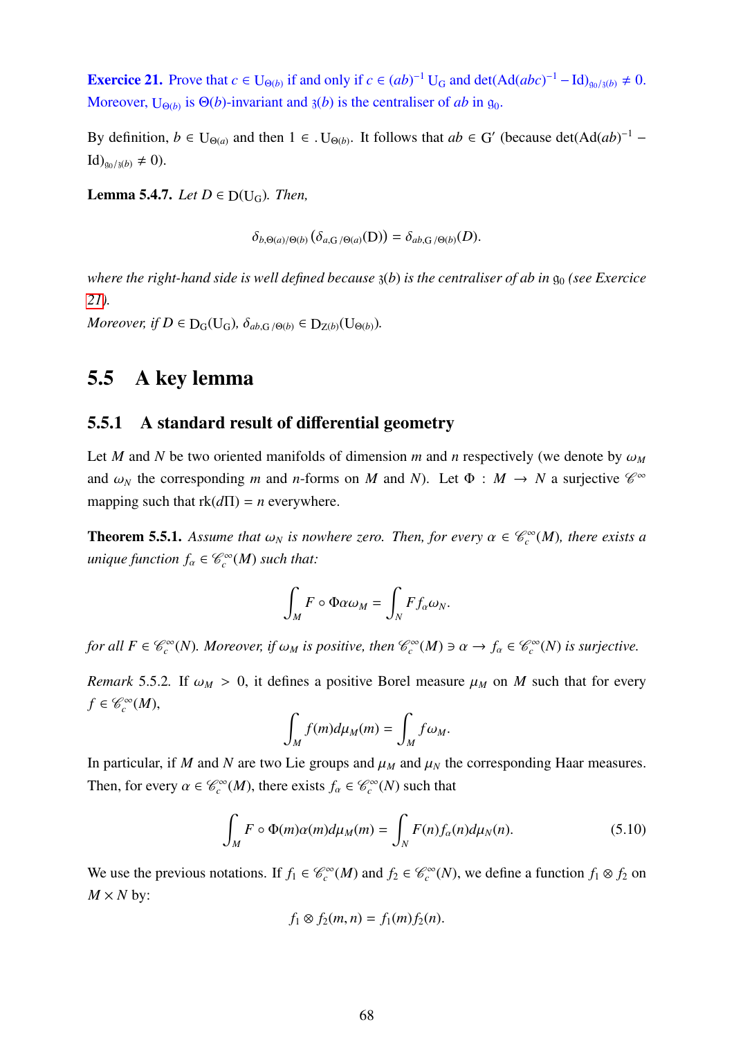**Exercice 21.** Prove that $c \in \mathrm{U}_{\Theta(b)}$ if and only if $c \in (ab)^{-1}\,\mathrm{U}_{\mathrm{G}}$ and $\det(\mathrm{Ad}(abc)^{-1} - \mathrm{Id})_{\mathfrak{g}_0/\mathfrak{z}(b)} \neq 0$. Moreover, $\mathrm{U}_{\Theta(b)}$ is $\Theta(b)$-invariant and $\mathfrak{z}(b)$ is the centraliser of $ab$ in $\mathfrak{g}_0$.

By definition, $b \in \mathrm{U}_{\Theta(a)}$ and then $1 \in .\mathrm{U}_{\Theta(b)}$. It follows that $ab \in \mathrm{G}'$ (because $\det(\mathrm{Ad}(ab)^{-1} - \mathrm{Id})_{\mathfrak{g}_0/\mathfrak{z}(b)} \neq 0$).

**Lemma 5.4.7.** *Let $D \in \mathrm{D}(\mathrm{U}_{\mathrm{G}})$. Then,*

$$\delta_{b,\Theta(a)/\Theta(b)}\left(\delta_{a,\mathrm{G}\,/\Theta(a)}(\mathrm{D})\right) = \delta_{ab,\mathrm{G}\,/\Theta(b)}(D).$$

*where the right-hand side is well defined because $\mathfrak{z}(b)$ is the centraliser of ab in $\mathfrak{g}_0$ (see Exercice 21).*
*Moreover, if $D \in \mathrm{D}_{\mathrm{G}}(\mathrm{U}_{\mathrm{G}})$, $\delta_{ab,\mathrm{G}\,/\Theta(b)} \in \mathrm{D}_{\mathrm{Z}(b)}(\mathrm{U}_{\Theta(b)})$.*

## 5.5 A key lemma

### 5.5.1 A standard result of differential geometry

Let $M$ and $N$ be two oriented manifolds of dimension $m$ and $n$ respectively (we denote by $\omega_M$ and $\omega_N$ the corresponding $m$ and $n$-forms on $M$ and $N$). Let $\Phi : M \to N$ a surjective $\mathscr{C}^\infty$ mapping such that $\mathrm{rk}(d\Pi) = n$ everywhere.

**Theorem 5.5.1.** *Assume that $\omega_N$ is nowhere zero. Then, for every $\alpha \in \mathscr{C}_c^\infty(M)$, there exists a unique function $f_\alpha \in \mathscr{C}_c^\infty(M)$ such that:*

$$\int_M F \circ \Phi \alpha \omega_M = \int_N F f_\alpha \omega_N.$$

*for all $F \in \mathscr{C}_c^\infty(N)$. Moreover, if $\omega_M$ is positive, then $\mathscr{C}_c^\infty(M) \ni \alpha \to f_\alpha \in \mathscr{C}_c^\infty(N)$ is surjective.*

*Remark* 5.5.2. If $\omega_M > 0$, it defines a positive Borel measure $\mu_M$ on $M$ such that for every $f \in \mathscr{C}_c^\infty(M)$,

$$\int_M f(m) d\mu_M(m) = \int_M f \omega_M.$$

In particular, if $M$ and $N$ are two Lie groups and $\mu_M$ and $\mu_N$ the corresponding Haar measures. Then, for every $\alpha \in \mathscr{C}_c^\infty(M)$, there exists $f_\alpha \in \mathscr{C}_c^\infty(N)$ such that

$$\int_M F \circ \Phi(m) \alpha(m) d\mu_M(m) = \int_N F(n) f_\alpha(n) d\mu_N(n). \tag{5.10}$$

We use the previous notations. If $f_1 \in \mathscr{C}_c^\infty(M)$ and $f_2 \in \mathscr{C}_c^\infty(N)$, we define a function $f_1 \otimes f_2$ on $M \times N$ by:

$$f_1 \otimes f_2(m,n) = f_1(m) f_2(n).$$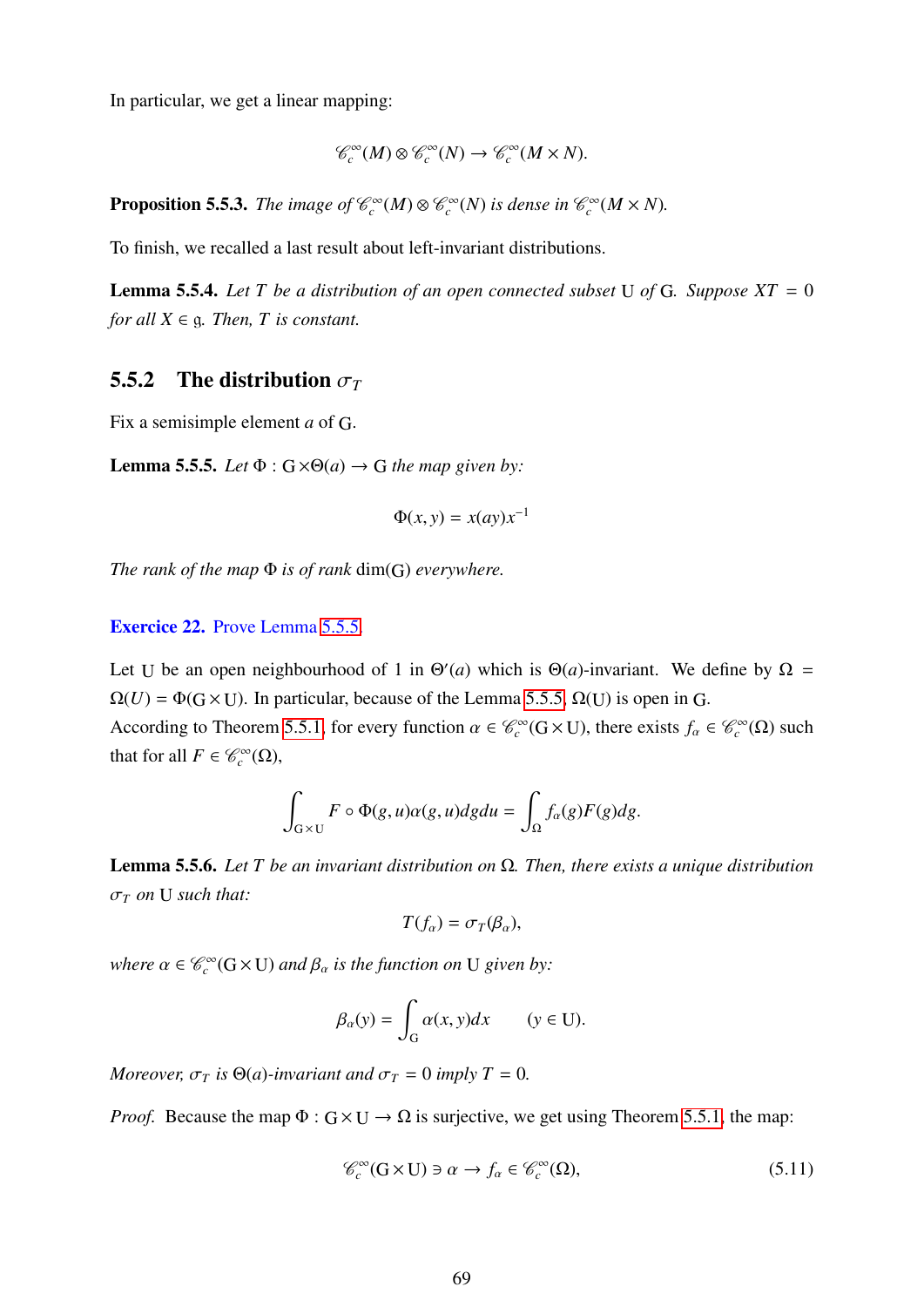In particular, we get a linear mapping:

$$\mathscr{C}_c^\infty(M) \otimes \mathscr{C}_c^\infty(N) \to \mathscr{C}_c^\infty(M \times N).$$

**Proposition 5.5.3.** *The image of $\mathscr{C}_c^\infty(M) \otimes \mathscr{C}_c^\infty(N)$ is dense in $\mathscr{C}_c^\infty(M \times N)$.*

To finish, we recalled a last result about left-invariant distributions.

**Lemma 5.5.4.** *Let $T$ be a distribution of an open connected subset $\mathrm{U}$ of $\mathrm{G}$. Suppose $XT = 0$ for all $X \in \mathfrak{g}$. Then, $T$ is constant.*

### 5.5.2 The distribution $\sigma_T$

Fix a semisimple element $a$ of $\mathrm{G}$.

**Lemma 5.5.5.** *Let $\Phi : \mathrm{G} \times \Theta(a) \to \mathrm{G}$ the map given by:*

$$\Phi(x, y) = x(ay)x^{-1}$$

*The rank of the map $\Phi$ is of rank* $\dim(\mathrm{G})$ *everywhere.*

**Exercice 22.** Prove Lemma 5.5.5.

Let $\mathrm{U}$ be an open neighbourhood of 1 in $\Theta'(a)$ which is $\Theta(a)$-invariant. We define by $\Omega = \Omega(U) = \Phi(\mathrm{G} \times \mathrm{U})$. In particular, because of the Lemma 5.5.5, $\Omega(\mathrm{U})$ is open in $\mathrm{G}$.
According to Theorem 5.5.1, for every function $\alpha \in \mathscr{C}_c^\infty(\mathrm{G} \times \mathrm{U})$, there exists $f_\alpha \in \mathscr{C}_c^\infty(\Omega)$ such that for all $F \in \mathscr{C}_c^\infty(\Omega)$,

$$\int_{\mathrm{G} \times \mathrm{U}} F \circ \Phi(g, u)\alpha(g, u)dgdu = \int_\Omega f_\alpha(g)F(g)dg.$$

**Lemma 5.5.6.** *Let $T$ be an invariant distribution on $\Omega$. Then, there exists a unique distribution $\sigma_T$ on $\mathrm{U}$ such that:*

$$T(f_\alpha) = \sigma_T(\beta_\alpha),$$

*where $\alpha \in \mathscr{C}_c^\infty(\mathrm{G} \times \mathrm{U})$ and $\beta_\alpha$ is the function on $\mathrm{U}$ given by:*

$$\beta_\alpha(y) = \int_\mathrm{G} \alpha(x, y)dx \qquad (y \in \mathrm{U}).$$

*Moreover, $\sigma_T$ is $\Theta(a)$-invariant and $\sigma_T = 0$ imply $T = 0$.*

*Proof.* Because the map $\Phi : \mathrm{G} \times \mathrm{U} \to \Omega$ is surjective, we get using Theorem 5.5.1, the map:

$$\mathscr{C}_c^\infty(\mathrm{G} \times \mathrm{U}) \ni \alpha \to f_\alpha \in \mathscr{C}_c^\infty(\Omega), \tag{5.11}$$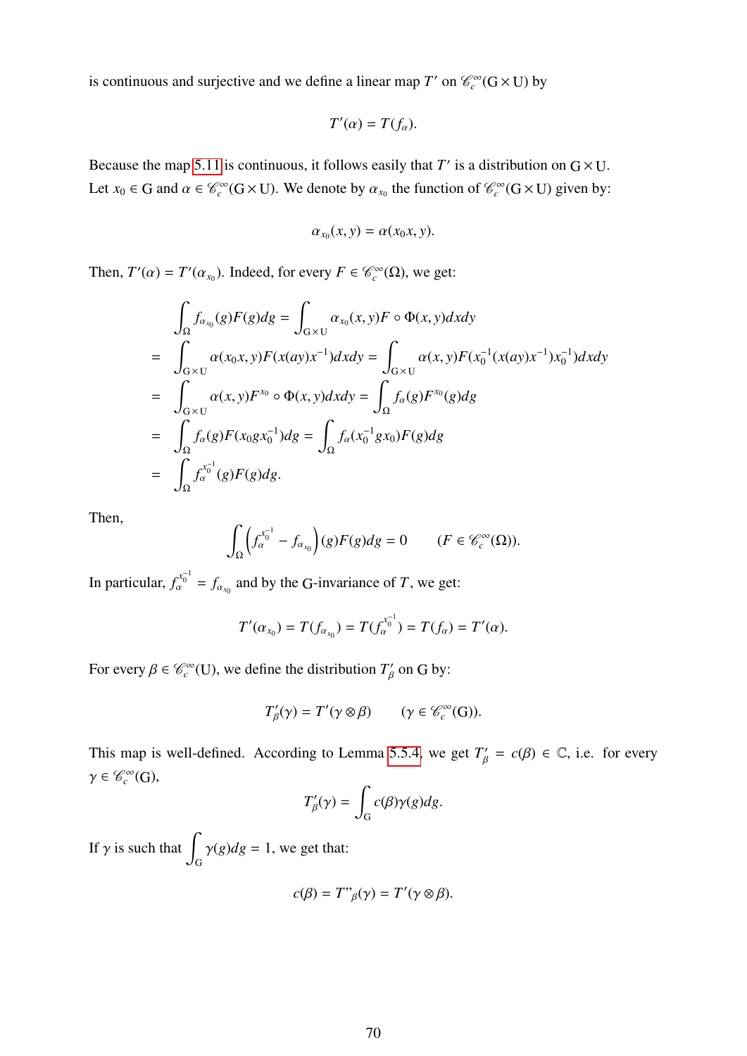is continuous and surjective and we define a linear map $T'$ on $\mathscr{C}_c^\infty(\mathrm{G}\times\mathrm{U})$ by

$$T'(\alpha) = T(f_\alpha).$$

Because the map 5.11 is continuous, it follows easily that $T'$ is a distribution on $\mathrm{G}\times\mathrm{U}$. Let $x_0 \in \mathrm{G}$ and $\alpha \in \mathscr{C}_c^\infty(\mathrm{G}\times\mathrm{U})$. We denote by $\alpha_{x_0}$ the function of $\mathscr{C}_c^\infty(\mathrm{G}\times\mathrm{U})$ given by:

$$\alpha_{x_0}(x,y) = \alpha(x_0 x, y).$$

Then, $T'(\alpha) = T'(\alpha_{x_0})$. Indeed, for every $F \in \mathscr{C}_c^\infty(\Omega)$, we get:

$$\begin{aligned}
& \int_\Omega f_{\alpha_{x_0}}(g)F(g)dg = \int_{\mathrm{G}\times\mathrm{U}} \alpha_{x_0}(x,y)F\circ\Phi(x,y)dxdy \\
= & \int_{\mathrm{G}\times\mathrm{U}} \alpha(x_0x,y)F(x(ay)x^{-1})dxdy = \int_{\mathrm{G}\times\mathrm{U}} \alpha(x,y)F(x_0^{-1}(x(ay)x^{-1})x_0^{-1})dxdy \\
= & \int_{\mathrm{G}\times\mathrm{U}} \alpha(x,y)F^{x_0}\circ\Phi(x,y)dxdy = \int_\Omega f_\alpha(g)F^{x_0}(g)dg \\
= & \int_\Omega f_\alpha(g)F(x_0 g x_0^{-1})dg = \int_\Omega f_\alpha(x_0^{-1} g x_0)F(g)dg \\
= & \int_\Omega f_\alpha^{x_0^{-1}}(g)F(g)dg.
\end{aligned}$$

Then,

$$\int_\Omega \left(f_\alpha^{x_0^{-1}} - f_{\alpha_{x_0}}\right)(g)F(g)dg = 0 \qquad (F \in \mathscr{C}_c^\infty(\Omega)).$$

In particular, $f_\alpha^{x_0^{-1}} = f_{\alpha_{x_0}}$ and by the $\mathrm{G}$-invariance of $T$, we get:

$$T'(\alpha_{x_0}) = T(f_{\alpha_{x_0}}) = T(f_\alpha^{x_0^{-1}}) = T(f_\alpha) = T'(\alpha).$$

For every $\beta \in \mathscr{C}_c^\infty(\mathrm{U})$, we define the distribution $T'_\beta$ on $\mathrm{G}$ by:

$$T'_\beta(\gamma) = T'(\gamma\otimes\beta) \qquad (\gamma \in \mathscr{C}_c^\infty(\mathrm{G})).$$

This map is well-defined. According to Lemma 5.5.4, we get $T'_\beta = c(\beta) \in \mathbb{C}$, i.e. for every $\gamma \in \mathscr{C}_c^\infty(\mathrm{G})$,

$$T'_\beta(\gamma) = \int_\mathrm{G} c(\beta)\gamma(g)dg.$$

If $\gamma$ is such that $\displaystyle\int_\mathrm{G} \gamma(g)dg = 1$, we get that:

$$c(\beta) = T"_\beta(\gamma) = T'(\gamma\otimes\beta).$$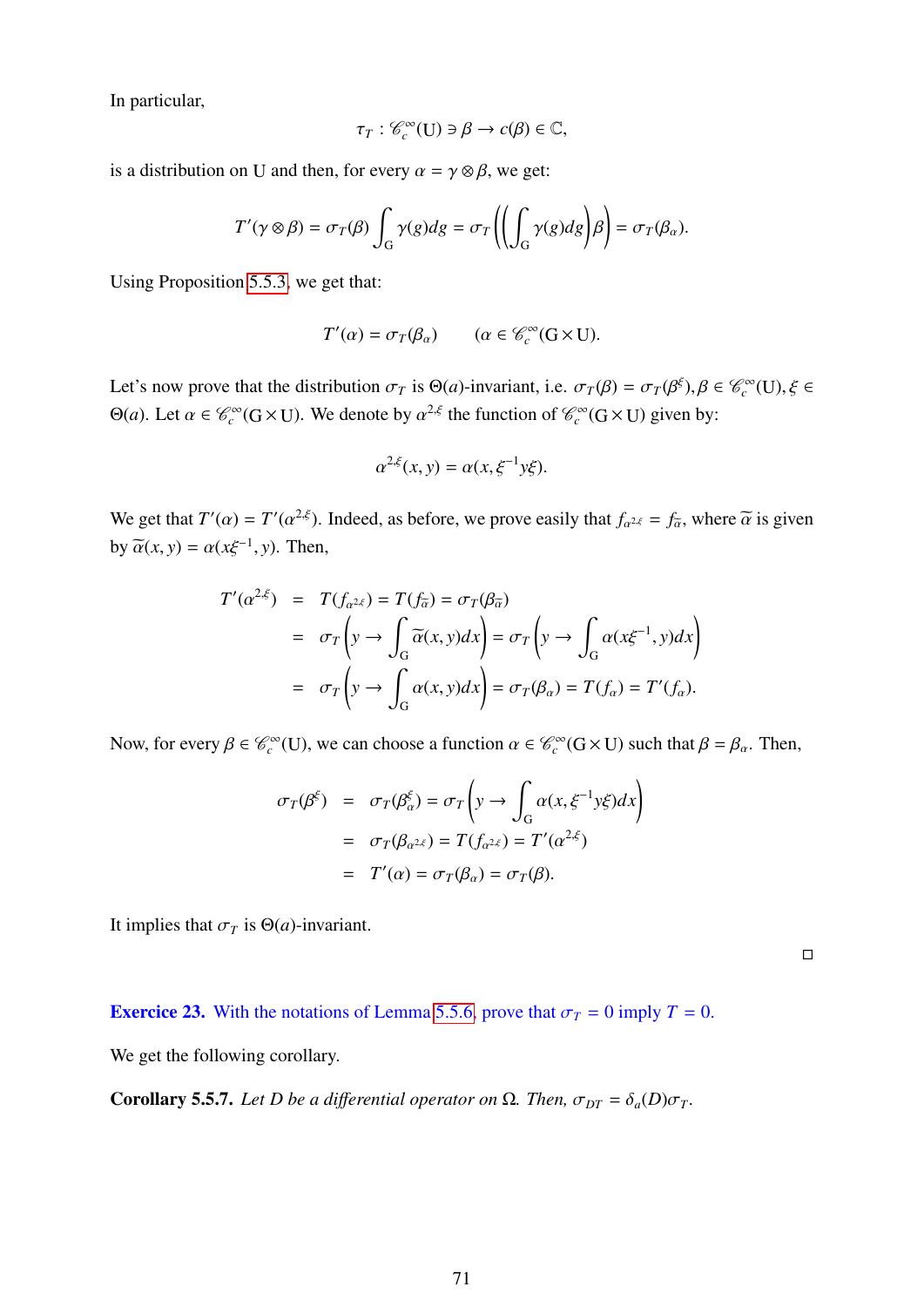In particular,

$$\tau_T : \mathscr{C}_c^\infty(\mathrm{U}) \ni \beta \to c(\beta) \in \mathbb{C},$$

is a distribution on U and then, for every $\alpha = \gamma \otimes \beta$, we get:

$$T'(\gamma \otimes \beta) = \sigma_T(\beta) \int_{\mathrm{G}} \gamma(g) dg = \sigma_T\left(\left(\int_{\mathrm{G}} \gamma(g) dg\right) \beta\right) = \sigma_T(\beta_\alpha).$$

Using Proposition 5.5.3, we get that:

$$T'(\alpha) = \sigma_T(\beta_\alpha) \qquad (\alpha \in \mathscr{C}_c^\infty(\mathrm{G} \times \mathrm{U}).$$

Let's now prove that the distribution $\sigma_T$ is $\Theta(a)$-invariant, i.e. $\sigma_T(\beta) = \sigma_T(\beta^\xi), \beta \in \mathscr{C}_c^\infty(\mathrm{U}), \xi \in \Theta(a)$. Let $\alpha \in \mathscr{C}_c^\infty(\mathrm{G} \times \mathrm{U})$. We denote by $\alpha^{2,\xi}$ the function of $\mathscr{C}_c^\infty(\mathrm{G} \times \mathrm{U})$ given by:

$$\alpha^{2,\xi}(x, y) = \alpha(x, \xi^{-1} y \xi).$$

We get that $T'(\alpha) = T'(\alpha^{2,\xi})$. Indeed, as before, we prove easily that $f_{\alpha^{2,\xi}} = f_{\widetilde{\alpha}}$, where $\widetilde{\alpha}$ is given by $\widetilde{\alpha}(x, y) = \alpha(x\xi^{-1}, y)$. Then,

$$\begin{aligned}
T'(\alpha^{2,\xi}) &= T(f_{\alpha^{2,\xi}}) = T(f_{\widetilde{\alpha}}) = \sigma_T(\beta_{\widetilde{\alpha}}) \\
&= \sigma_T\left(y \to \int_{\mathrm{G}} \widetilde{\alpha}(x, y) dx\right) = \sigma_T\left(y \to \int_{\mathrm{G}} \alpha(x\xi^{-1}, y) dx\right) \\
&= \sigma_T\left(y \to \int_{\mathrm{G}} \alpha(x, y) dx\right) = \sigma_T(\beta_\alpha) = T(f_\alpha) = T'(f_\alpha).
\end{aligned}$$

Now, for every $\beta \in \mathscr{C}_c^\infty(\mathrm{U})$, we can choose a function $\alpha \in \mathscr{C}_c^\infty(\mathrm{G} \times \mathrm{U})$ such that $\beta = \beta_\alpha$. Then,

$$\begin{aligned}
\sigma_T(\beta^\xi) &= \sigma_T(\beta_\alpha^\xi) = \sigma_T\left(y \to \int_{\mathrm{G}} \alpha(x, \xi^{-1} y \xi) dx\right) \\
&= \sigma_T(\beta_{\alpha^{2,\xi}}) = T(f_{\alpha^{2,\xi}}) = T'(\alpha^{2,\xi}) \\
&= T'(\alpha) = \sigma_T(\beta_\alpha) = \sigma_T(\beta).
\end{aligned}$$

It implies that $\sigma_T$ is $\Theta(a)$-invariant.

□

**Exercice 23.** With the notations of Lemma 5.5.6, prove that $\sigma_T = 0$ imply $T = 0$.

We get the following corollary.

**Corollary 5.5.7.** *Let $D$ be a differential operator on $\Omega$. Then, $\sigma_{DT} = \delta_a(D)\sigma_T$.*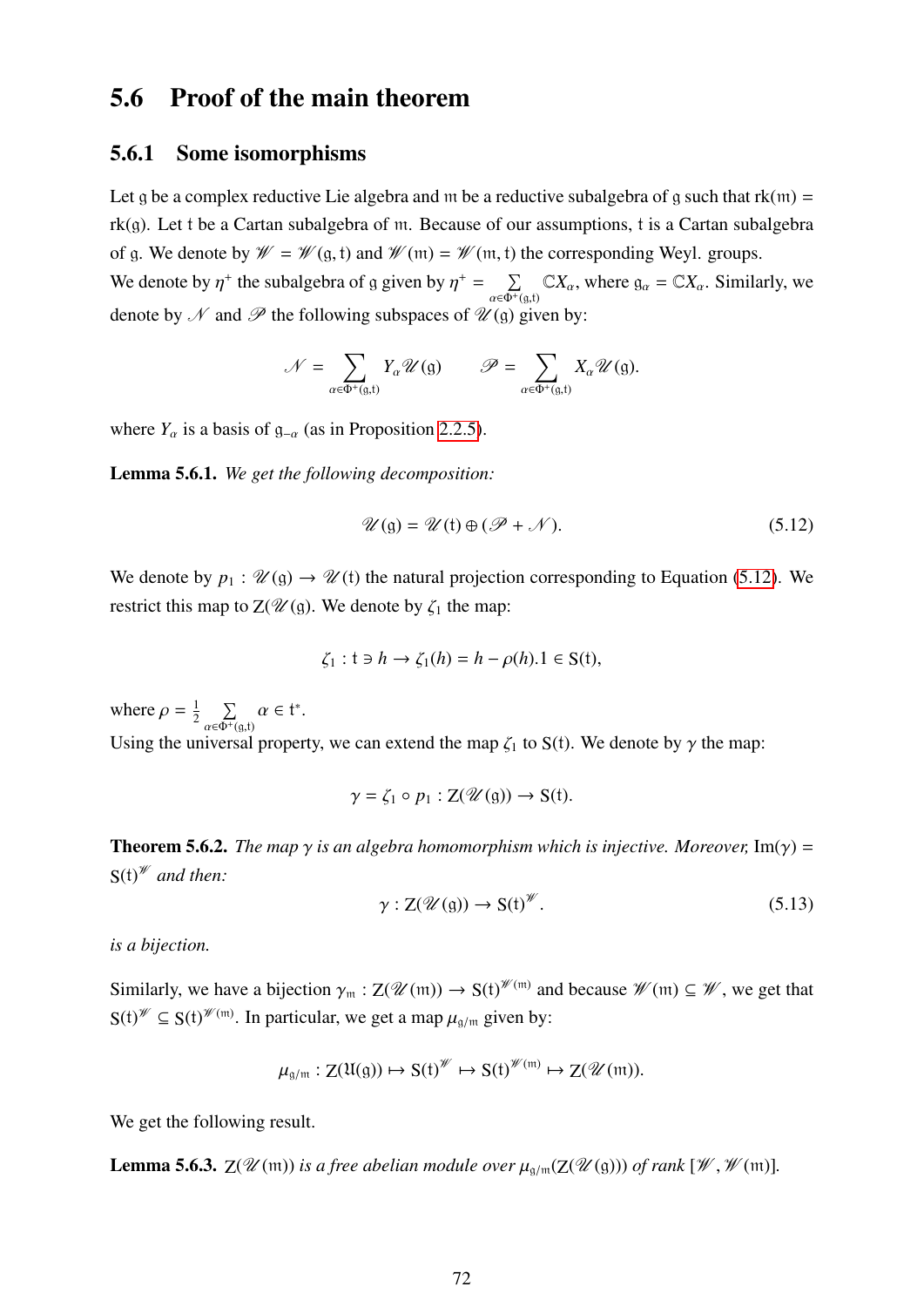## 5.6 Proof of the main theorem

### 5.6.1 Some isomorphisms

Let $\mathfrak{g}$ be a complex reductive Lie algebra and $\mathfrak{m}$ be a reductive subalgebra of $\mathfrak{g}$ such that $\mathrm{rk}(\mathfrak{m}) = \mathrm{rk}(\mathfrak{g})$. Let $\mathfrak{t}$ be a Cartan subalgebra of $\mathfrak{m}$. Because of our assumptions, $\mathfrak{t}$ is a Cartan subalgebra of $\mathfrak{g}$. We denote by $\mathscr{W} = \mathscr{W}(\mathfrak{g}, \mathfrak{t})$ and $\mathscr{W}(\mathfrak{m}) = \mathscr{W}(\mathfrak{m}, \mathfrak{t})$ the corresponding Weyl. groups.
We denote by $\eta^+$ the subalgebra of $\mathfrak{g}$ given by $\eta^+ = \sum_{\alpha \in \Phi^+(\mathfrak{g},\mathfrak{t})} \mathbb{C}X_\alpha$, where $\mathfrak{g}_\alpha = \mathbb{C}X_\alpha$. Similarly, we denote by $\mathscr{N}$ and $\mathscr{P}$ the following subspaces of $\mathscr{U}(\mathfrak{g})$ given by:

$$\mathscr{N} = \sum_{\alpha \in \Phi^+(\mathfrak{g},\mathfrak{t})} Y_\alpha \mathscr{U}(\mathfrak{g}) \qquad \mathscr{P} = \sum_{\alpha \in \Phi^+(\mathfrak{g},\mathfrak{t})} X_\alpha \mathscr{U}(\mathfrak{g}).$$

where $Y_\alpha$ is a basis of $\mathfrak{g}_{-\alpha}$ (as in Proposition 2.2.5).

**Lemma 5.6.1.** *We get the following decomposition:*

$$\mathscr{U}(\mathfrak{g}) = \mathscr{U}(\mathfrak{t}) \oplus (\mathscr{P} + \mathscr{N}). \tag{5.12}$$

We denote by $p_1 : \mathscr{U}(\mathfrak{g}) \to \mathscr{U}(\mathfrak{t})$ the natural projection corresponding to Equation (5.12). We restrict this map to $\mathrm{Z}(\mathscr{U}(\mathfrak{g})$. We denote by $\zeta_1$ the map:

$$\zeta_1 : \mathfrak{t} \ni h \to \zeta_1(h) = h - \rho(h).1 \in \mathrm{S}(\mathfrak{t}),$$

where $\rho = \frac{1}{2} \sum_{\alpha \in \Phi^+(\mathfrak{g},\mathfrak{t})} \alpha \in \mathfrak{t}^*$.
Using the universal property, we can extend the map $\zeta_1$ to $\mathrm{S}(\mathfrak{t})$. We denote by $\gamma$ the map:

$$\gamma = \zeta_1 \circ p_1 : \mathrm{Z}(\mathscr{U}(\mathfrak{g})) \to \mathrm{S}(\mathfrak{t}).$$

**Theorem 5.6.2.** *The map $\gamma$ is an algebra homomorphism which is injective. Moreover,* $\mathrm{Im}(\gamma) = \mathrm{S}(\mathfrak{t})^{\mathscr{W}}$ *and then:*

$$\gamma : \mathrm{Z}(\mathscr{U}(\mathfrak{g})) \to \mathrm{S}(\mathfrak{t})^{\mathscr{W}}. \tag{5.13}$$

*is a bijection.*

Similarly, we have a bijection $\gamma_\mathfrak{m} : \mathrm{Z}(\mathscr{U}(\mathfrak{m})) \to \mathrm{S}(\mathfrak{t})^{\mathscr{W}(\mathfrak{m})}$ and because $\mathscr{W}(\mathfrak{m}) \subseteq \mathscr{W}$, we get that $\mathrm{S}(\mathfrak{t})^{\mathscr{W}} \subseteq \mathrm{S}(\mathfrak{t})^{\mathscr{W}(\mathfrak{m})}$. In particular, we get a map $\mu_{\mathfrak{g}/\mathfrak{m}}$ given by:

$$\mu_{\mathfrak{g}/\mathfrak{m}} : \mathrm{Z}(\mathfrak{U}(\mathfrak{g})) \mapsto \mathrm{S}(\mathfrak{t})^{\mathscr{W}} \mapsto \mathrm{S}(\mathfrak{t})^{\mathscr{W}(\mathfrak{m})} \mapsto \mathrm{Z}(\mathscr{U}(\mathfrak{m})).$$

We get the following result.

**Lemma 5.6.3.** $\mathrm{Z}(\mathscr{U}(\mathfrak{m}))$ *is a free abelian module over* $\mu_{\mathfrak{g}/\mathfrak{m}}(\mathrm{Z}(\mathscr{U}(\mathfrak{g})))$ *of rank* $[\mathscr{W}, \mathscr{W}(\mathfrak{m})]$.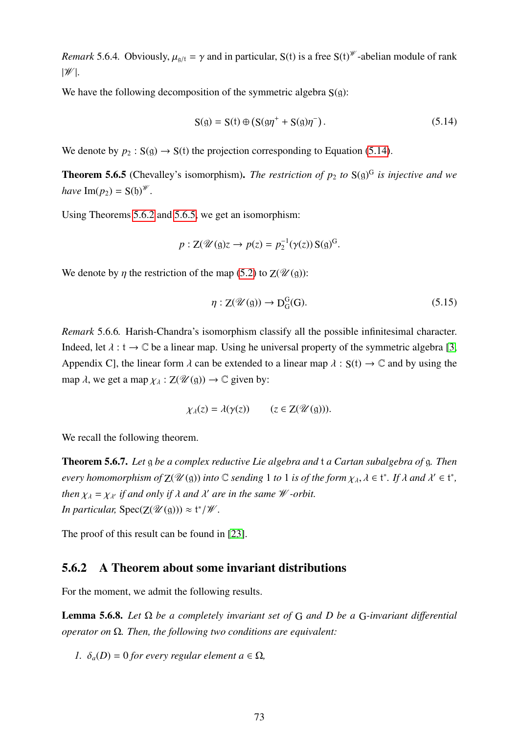*Remark* 5.6.4. Obviously, $\mu_{\mathfrak{g}/\mathfrak{t}} = \gamma$ and in particular, $\mathrm{S}(\mathfrak{t})$ is a free $\mathrm{S}(\mathfrak{t})^{\mathscr{W}}$-abelian module of rank $|\mathscr{W}|$.

We have the following decomposition of the symmetric algebra $\mathrm{S}(\mathfrak{g})$:

$$\mathrm{S}(\mathfrak{g}) = \mathrm{S}(\mathfrak{t}) \oplus (\mathrm{S}(\mathfrak{g}\eta^{+} + \mathrm{S}(\mathfrak{g})\eta^{-}) . \tag{5.14}$$

We denote by $p_2 : \mathrm{S}(\mathfrak{g}) \to \mathrm{S}(\mathfrak{t})$ the projection corresponding to Equation (5.14).

**Theorem 5.6.5** (Chevalley's isomorphism). *The restriction of $p_2$ to $\mathrm{S}(\mathfrak{g})^{\mathrm{G}}$ is injective and we have* $\mathrm{Im}(p_2) = \mathrm{S}(\mathfrak{h})^{\mathscr{W}}$.

Using Theorems 5.6.2 and 5.6.5, we get an isomorphism:

$$p : \mathrm{Z}(\mathscr{U}(\mathfrak{g})z \to p(z) = p_2^{-1}(\gamma(z))\,\mathrm{S}(\mathfrak{g})^{\mathrm{G}}.$$

We denote by $\eta$ the restriction of the map (5.2) to $\mathrm{Z}(\mathscr{U}(\mathfrak{g}))$:

$$\eta : \mathrm{Z}(\mathscr{U}(\mathfrak{g})) \to \mathrm{D}_{\mathrm{G}}^{\mathrm{G}}(\mathrm{G}). \tag{5.15}$$

*Remark* 5.6.6. Harish-Chandra's isomorphism classify all the possible infinitesimal character. Indeed, let $\lambda : \mathfrak{t} \to \mathbb{C}$ be a linear map. Using he universal property of the symmetric algebra [3, Appendix C], the linear form $\lambda$ can be extended to a linear map $\lambda : \mathrm{S}(\mathfrak{t}) \to \mathbb{C}$ and by using the map $\lambda$, we get a map $\chi_\lambda : \mathrm{Z}(\mathscr{U}(\mathfrak{g})) \to \mathbb{C}$ given by:

$$\chi_\lambda(z) = \lambda(\gamma(z)) \qquad (z \in \mathrm{Z}(\mathscr{U}(\mathfrak{g}))).$$

We recall the following theorem.

**Theorem 5.6.7.** *Let $\mathfrak{g}$ be a complex reductive Lie algebra and $\mathfrak{t}$ a Cartan subalgebra of $\mathfrak{g}$. Then every homomorphism of $\mathrm{Z}(\mathscr{U}(\mathfrak{g}))$ into $\mathbb{C}$ sending $1$ to $1$ is of the form $\chi_\lambda$, $\lambda \in \mathfrak{t}^*$. If $\lambda$ and $\lambda' \in \mathfrak{t}^*$, then $\chi_\lambda = \chi_{\lambda'}$ if and only if $\lambda$ and $\lambda'$ are in the same $\mathscr{W}$-orbit.*
*In particular,* $\mathrm{Spec}(\mathrm{Z}(\mathscr{U}(\mathfrak{g}))) \approx \mathfrak{t}^*/\mathscr{W}$.

The proof of this result can be found in [23].

### 5.6.2 A Theorem about some invariant distributions

For the moment, we admit the following results.

**Lemma 5.6.8.** *Let $\Omega$ be a completely invariant set of $\mathrm{G}$ and $D$ be a $\mathrm{G}$-invariant differential operator on $\Omega$. Then, the following two conditions are equivalent:*

1. *$\delta_a(D) = 0$ for every regular element $a \in \Omega$,*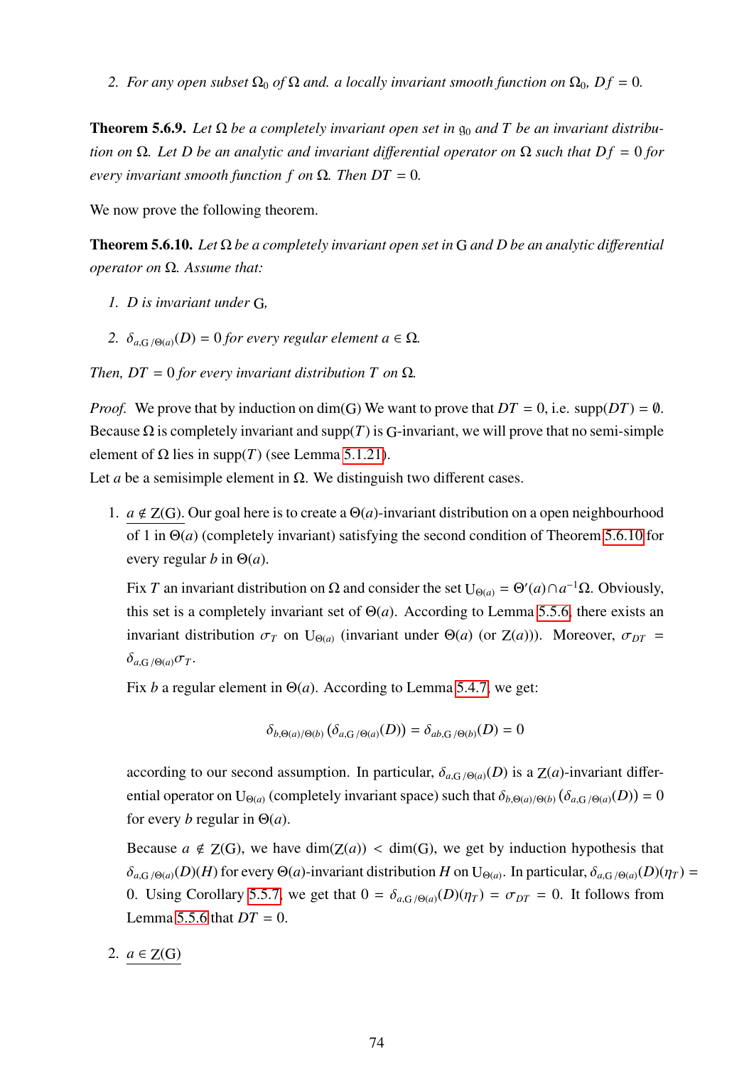2. *For any open subset $\Omega_0$ of $\Omega$ and. a locally invariant smooth function on $\Omega_0$, $Df = 0$.*

**Theorem 5.6.9.** *Let $\Omega$ be a completely invariant open set in $\mathfrak{g}_0$ and $T$ be an invariant distribution on $\Omega$. Let $D$ be an analytic and invariant differential operator on $\Omega$ such that $Df = 0$ for every invariant smooth function $f$ on $\Omega$. Then $DT = 0$.*

We now prove the following theorem.

**Theorem 5.6.10.** *Let $\Omega$ be a completely invariant open set in $\mathrm{G}$ and $D$ be an analytic differential operator on $\Omega$. Assume that:*

1. *$D$ is invariant under $\mathrm{G}$,*

2. *$\delta_{a,\mathrm{G}/\Theta(a)}(D) = 0$ for every regular element $a \in \Omega$.*

*Then, $DT = 0$ for every invariant distribution $T$ on $\Omega$.*

*Proof.* We prove that by induction on $\dim(\mathrm{G})$ We want to prove that $DT = 0$, i.e. $\mathrm{supp}(DT) = \emptyset$. Because $\Omega$ is completely invariant and $\mathrm{supp}(T)$ is $\mathrm{G}$-invariant, we will prove that no semi-simple element of $\Omega$ lies in $\mathrm{supp}(T)$ (see Lemma 5.1.21).

Let $a$ be a semisimple element in $\Omega$. We distinguish two different cases.

1. $\underline{a \notin \mathrm{Z}(\mathrm{G})}$. Our goal here is to create a $\Theta(a)$-invariant distribution on a open neighbourhood of 1 in $\Theta(a)$ (completely invariant) satisfying the second condition of Theorem 5.6.10 for every regular $b$ in $\Theta(a)$.

   Fix $T$ an invariant distribution on $\Omega$ and consider the set $\mathrm{U}_{\Theta(a)} = \Theta'(a) \cap a^{-1}\Omega$. Obviously, this set is a completely invariant set of $\Theta(a)$. According to Lemma 5.5.6, there exists an invariant distribution $\sigma_T$ on $\mathrm{U}_{\Theta(a)}$ (invariant under $\Theta(a)$ (or $\mathrm{Z}(a)$)). Moreover, $\sigma_{DT} = \delta_{a,\mathrm{G}/\Theta(a)}\sigma_T$.

   Fix $b$ a regular element in $\Theta(a)$. According to Lemma 5.4.7, we get:

   $$\delta_{b,\Theta(a)/\Theta(b)}\left(\delta_{a,\mathrm{G}/\Theta(a)}(D)\right) = \delta_{ab,\mathrm{G}/\Theta(b)}(D) = 0$$

   according to our second assumption. In particular, $\delta_{a,\mathrm{G}/\Theta(a)}(D)$ is a $\mathrm{Z}(a)$-invariant differential operator on $\mathrm{U}_{\Theta(a)}$ (completely invariant space) such that $\delta_{b,\Theta(a)/\Theta(b)}\left(\delta_{a,\mathrm{G}/\Theta(a)}(D)\right) = 0$ for every $b$ regular in $\Theta(a)$.

   Because $a \notin \mathrm{Z}(\mathrm{G})$, we have $\dim(\mathrm{Z}(a)) < \dim(\mathrm{G})$, we get by induction hypothesis that $\delta_{a,\mathrm{G}/\Theta(a)}(D)(H)$ for every $\Theta(a)$-invariant distribution $H$ on $\mathrm{U}_{\Theta(a)}$. In particular, $\delta_{a,\mathrm{G}/\Theta(a)}(D)(\eta_T) = 0$. Using Corollary 5.5.7, we get that $0 = \delta_{a,\mathrm{G}/\Theta(a)}(D)(\eta_T) = \sigma_{DT} = 0$. It follows from Lemma 5.5.6 that $DT = 0$.

2. $\underline{a \in \mathrm{Z}(\mathrm{G})}$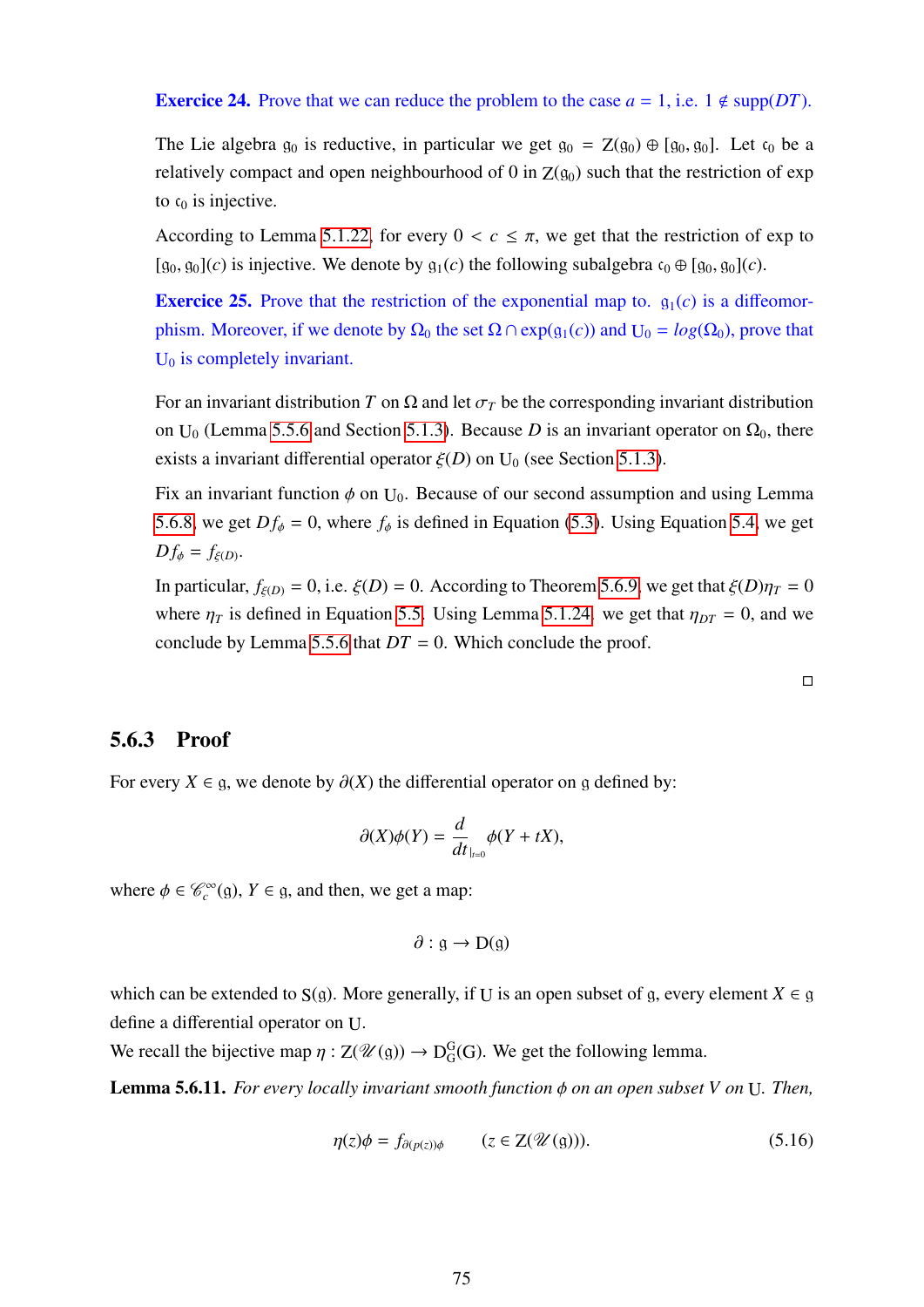**Exercice 24.** Prove that we can reduce the problem to the case $a = 1$, i.e. $1 \notin \mathrm{supp}(DT)$.

The Lie algebra $\mathfrak{g}_0$ is reductive, in particular we get $\mathfrak{g}_0 = \mathrm{Z}(\mathfrak{g}_0) \oplus [\mathfrak{g}_0, \mathfrak{g}_0]$. Let $\mathfrak{c}_0$ be a relatively compact and open neighbourhood of 0 in $\mathrm{Z}(\mathfrak{g}_0)$ such that the restriction of exp to $\mathfrak{c}_0$ is injective.

According to Lemma 5.1.22, for every $0 < c \leq \pi$, we get that the restriction of exp to $[\mathfrak{g}_0, \mathfrak{g}_0](c)$ is injective. We denote by $\mathfrak{g}_1(c)$ the following subalgebra $\mathfrak{c}_0 \oplus [\mathfrak{g}_0, \mathfrak{g}_0](c)$.

**Exercice 25.** Prove that the restriction of the exponential map to. $\mathfrak{g}_1(c)$ is a diffeomorphism. Moreover, if we denote by $\Omega_0$ the set $\Omega \cap \exp(\mathfrak{g}_1(c))$ and $\mathrm{U}_0 = log(\Omega_0)$, prove that $\mathrm{U}_0$ is completely invariant.

For an invariant distribution $T$ on $\Omega$ and let $\sigma_T$ be the corresponding invariant distribution on $\mathrm{U}_0$ (Lemma 5.5.6 and Section 5.1.3). Because $D$ is an invariant operator on $\Omega_0$, there exists a invariant differential operator $\xi(D)$ on $\mathrm{U}_0$ (see Section 5.1.3).

Fix an invariant function $\phi$ on $\mathrm{U}_0$. Because of our second assumption and using Lemma 5.6.8, we get $Df_\phi = 0$, where $f_\phi$ is defined in Equation (5.3). Using Equation 5.4, we get $Df_\phi = f_{\xi(D)}$.

In particular, $f_{\xi(D)} = 0$, i.e. $\xi(D) = 0$. According to Theorem 5.6.9, we get that $\xi(D)\eta_T = 0$ where $\eta_T$ is defined in Equation 5.5. Using Lemma 5.1.24, we get that $\eta_{DT} = 0$, and we conclude by Lemma 5.5.6 that $DT = 0$. Which conclude the proof.

□

### 5.6.3 Proof

For every $X \in \mathfrak{g}$, we denote by $\partial(X)$ the differential operator on $\mathfrak{g}$ defined by:

$$\partial(X)\phi(Y) = \frac{d}{dt}_{|_{t=0}} \phi(Y + tX),$$

where $\phi \in \mathscr{C}_c^\infty(\mathfrak{g})$, $Y \in \mathfrak{g}$, and then, we get a map:

$$\partial : \mathfrak{g} \to \mathrm{D}(\mathfrak{g})$$

which can be extended to $\mathrm{S}(\mathfrak{g})$. More generally, if $\mathrm{U}$ is an open subset of $\mathfrak{g}$, every element $X \in \mathfrak{g}$ define a differential operator on $\mathrm{U}$.

We recall the bijective map $\eta : \mathrm{Z}(\mathscr{U}(\mathfrak{g})) \to \mathrm{D}_\mathrm{G}^\mathrm{G}(\mathrm{G})$. We get the following lemma.

**Lemma 5.6.11.** *For every locally invariant smooth function $\phi$ on an open subset $V$ on $\mathrm{U}$. Then,*

$$\eta(z)\phi = f_{\partial(p(z))\phi} \qquad (z \in \mathrm{Z}(\mathscr{U}(\mathfrak{g}))). \tag{5.16}$$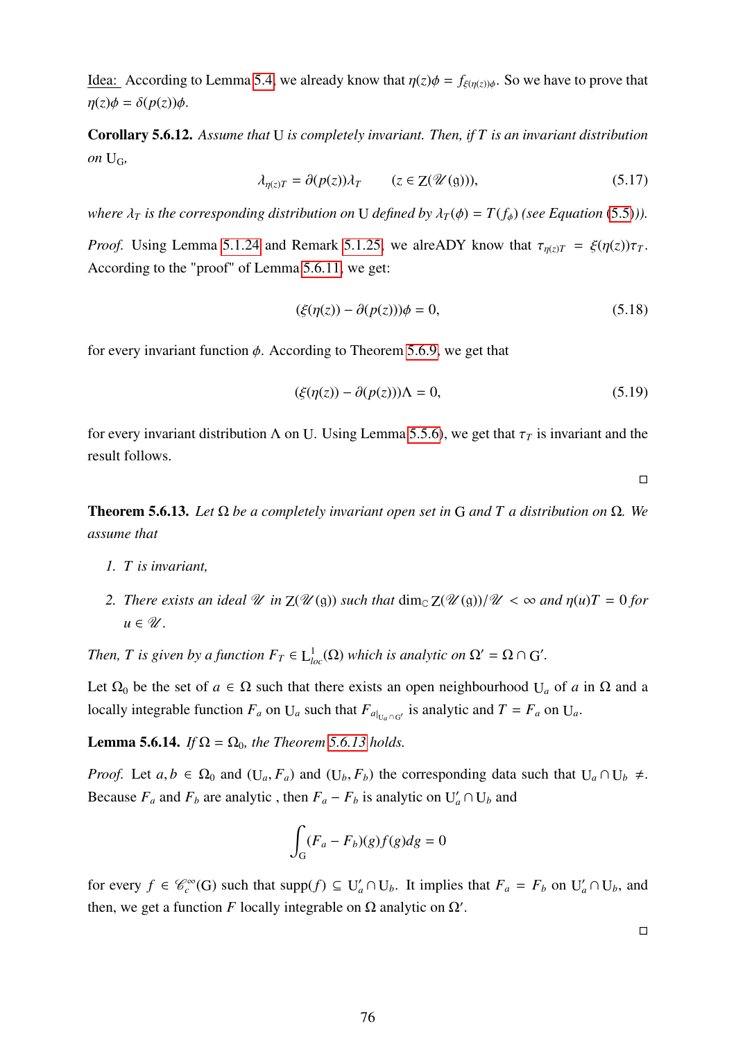<u>Idea:</u> According to Lemma 5.4, we already know that $\eta(z)\phi = f_{\xi(\eta(z))\phi}$. So we have to prove that $\eta(z)\phi = \delta(p(z))\phi$.

**Corollary 5.6.12.** *Assume that* $\mathrm{U}$ *is completely invariant. Then, if* $T$ *is an invariant distribution on* $\mathrm{U_G}$,

$$\lambda_{\eta(z)T} = \partial(p(z))\lambda_T \qquad (z \in \mathrm{Z}(\mathscr{U}(\mathfrak{g}))), \tag{5.17}$$

*where* $\lambda_T$ *is the corresponding distribution on* $\mathrm{U}$ *defined by* $\lambda_T(\phi) = T(f_\phi)$ *(see Equation (5.5)).*

*Proof.* Using Lemma 5.1.24 and Remark 5.1.25, we alreADY know that $\tau_{\eta(z)T} = \xi(\eta(z))\tau_T$. According to the "proof" of Lemma 5.6.11, we get:

$$(\xi(\eta(z)) - \partial(p(z)))\phi = 0, \tag{5.18}$$

for every invariant function $\phi$. According to Theorem 5.6.9, we get that

$$(\xi(\eta(z)) - \partial(p(z)))\Lambda = 0, \tag{5.19}$$

for every invariant distribution $\Lambda$ on $\mathrm{U}$. Using Lemma 5.5.6), we get that $\tau_T$ is invariant and the result follows.

□

**Theorem 5.6.13.** *Let* $\Omega$ *be a completely invariant open set in* $\mathrm{G}$ *and* $T$ *a distribution on* $\Omega$*. We assume that*

1. $T$ *is invariant,*
2. *There exists an ideal* $\mathscr{U}$ *in* $\mathrm{Z}(\mathscr{U}(\mathfrak{g}))$ *such that* $\dim_{\mathbb{C}} \mathrm{Z}(\mathscr{U}(\mathfrak{g}))/\mathscr{U} < \infty$ *and* $\eta(u)T = 0$ *for* $u \in \mathscr{U}$.

*Then,* $T$ *is given by a function* $F_T \in \mathrm{L}^1_{loc}(\Omega)$ *which is analytic on* $\Omega' = \Omega \cap \mathrm{G}'$.

Let $\Omega_0$ be the set of $a \in \Omega$ such that there exists an open neighbourhood $\mathrm{U}_a$ of $a$ in $\Omega$ and a locally integrable function $F_a$ on $\mathrm{U}_a$ such that $F_{a|_{\mathrm{U}_a \cap \mathrm{G}'}}$ is analytic and $T = F_a$ on $\mathrm{U}_a$.

**Lemma 5.6.14.** *If* $\Omega = \Omega_0$*, the Theorem 5.6.13 holds.*

*Proof.* Let $a, b \in \Omega_0$ and $(\mathrm{U}_a, F_a)$ and $(\mathrm{U}_b, F_b)$ the corresponding data such that $\mathrm{U}_a \cap \mathrm{U}_b \neq$. Because $F_a$ and $F_b$ are analytic , then $F_a - F_b$ is analytic on $\mathrm{U}'_a \cap \mathrm{U}_b$ and

$$\int_{\mathrm{G}} (F_a - F_b)(g) f(g) dg = 0$$

for every $f \in \mathscr{C}^\infty_c(\mathrm{G})$ such that $\mathrm{supp}(f) \subseteq \mathrm{U}'_a \cap \mathrm{U}_b$. It implies that $F_a = F_b$ on $\mathrm{U}'_a \cap \mathrm{U}_b$, and then, we get a function $F$ locally integrable on $\Omega$ analytic on $\Omega'$.

□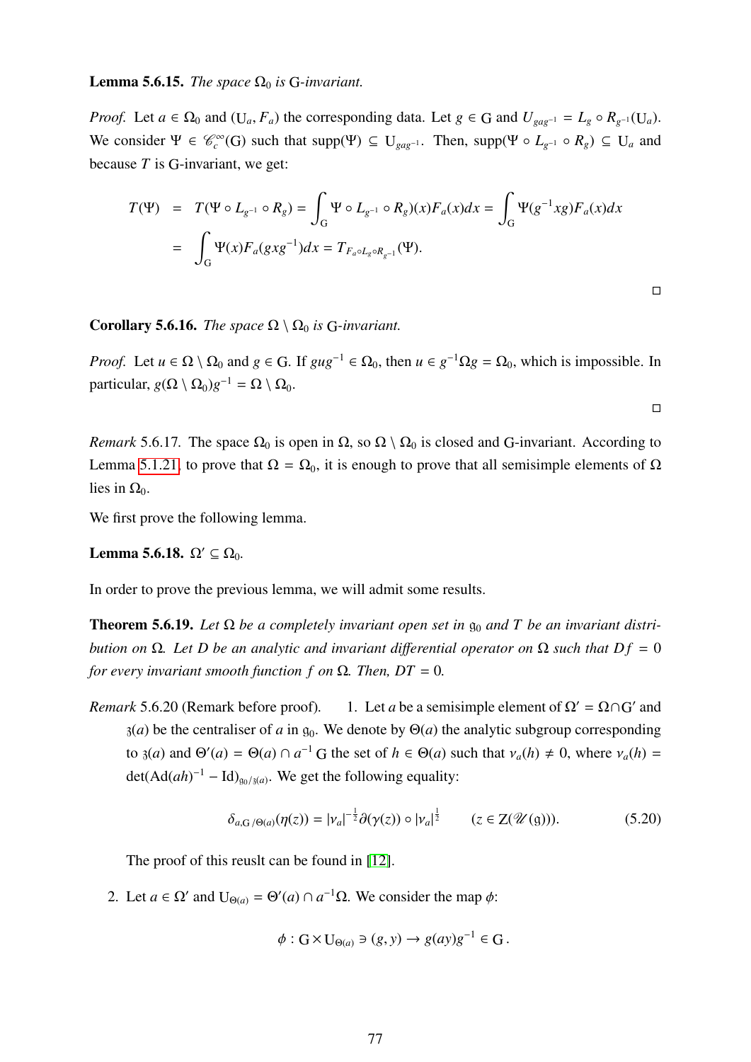**Lemma 5.6.15.** *The space* $\Omega_0$ *is* G*-invariant.*

*Proof.* Let $a \in \Omega_0$ and $(\mathrm{U}_a, F_a)$ the corresponding data. Let $g \in \mathrm{G}$ and $U_{gag^{-1}} = L_g \circ R_{g^{-1}}(\mathrm{U}_a)$. We consider $\Psi \in \mathscr{C}_c^\infty(\mathrm{G})$ such that $\mathrm{supp}(\Psi) \subseteq \mathrm{U}_{gag^{-1}}$. Then, $\mathrm{supp}(\Psi \circ L_{g^{-1}} \circ R_g) \subseteq \mathrm{U}_a$ and because $T$ is G-invariant, we get:

$$
\begin{aligned}
T(\Psi) &= T(\Psi \circ L_{g^{-1}} \circ R_g) = \int_{\mathrm{G}} \Psi \circ L_{g^{-1}} \circ R_g)(x) F_a(x) dx = \int_{\mathrm{G}} \Psi(g^{-1}xg) F_a(x) dx \\
&= \int_{\mathrm{G}} \Psi(x) F_a(gxg^{-1}) dx = T_{F_a \circ L_g \circ R_{g^{-1}}}(\Psi).
\end{aligned}
$$

□

**Corollary 5.6.16.** *The space* $\Omega \setminus \Omega_0$ *is* G*-invariant.*

*Proof.* Let $u \in \Omega \setminus \Omega_0$ and $g \in \mathrm{G}$. If $gug^{-1} \in \Omega_0$, then $u \in g^{-1}\Omega g = \Omega_0$, which is impossible. In particular, $g(\Omega \setminus \Omega_0)g^{-1} = \Omega \setminus \Omega_0$.

□

*Remark* 5.6.17. The space $\Omega_0$ is open in $\Omega$, so $\Omega \setminus \Omega_0$ is closed and G-invariant. According to Lemma 5.1.21, to prove that $\Omega = \Omega_0$, it is enough to prove that all semisimple elements of $\Omega$ lies in $\Omega_0$.

We first prove the following lemma.

**Lemma 5.6.18.** $\Omega' \subseteq \Omega_0$.

In order to prove the previous lemma, we will admit some results.

**Theorem 5.6.19.** *Let* $\Omega$ *be a completely invariant open set in* $\mathfrak{g}_0$ *and* $T$ *be an invariant distribution on* $\Omega$*. Let* $D$ *be an analytic and invariant differential operator on* $\Omega$ *such that* $Df = 0$ *for every invariant smooth function* $f$ *on* $\Omega$*. Then,* $DT = 0$*.*

*Remark* 5.6.20 (Remark before proof).

1. Let $a$ be a semisimple element of $\Omega' = \Omega \cap \mathrm{G}'$ and $\mathfrak{z}(a)$ be the centraliser of $a$ in $\mathfrak{g}_0$. We denote by $\Theta(a)$ the analytic subgroup corresponding to $\mathfrak{z}(a)$ and $\Theta'(a) = \Theta(a) \cap a^{-1}\mathrm{G}$ the set of $h \in \Theta(a)$ such that $\nu_a(h) \neq 0$, where $\nu_a(h) = \det(\mathrm{Ad}(ah)^{-1} - \mathrm{Id})_{\mathfrak{g}_0/\mathfrak{z}(a)}$. We get the following equality:

$$
\delta_{a, \mathrm{G}/\Theta(a)}(\eta(z)) = |\nu_a|^{-\frac{1}{2}} \partial(\gamma(z)) \circ |\nu_a|^{\frac{1}{2}} \qquad (z \in \mathrm{Z}(\mathscr{U}(\mathfrak{g}))). \tag{5.20}
$$

   The proof of this reuslt can be found in [12].

2. Let $a \in \Omega'$ and $\mathrm{U}_{\Theta(a)} = \Theta'(a) \cap a^{-1}\Omega$. We consider the map $\phi$:

$$
\phi : \mathrm{G} \times \mathrm{U}_{\Theta(a)} \ni (g, y) \to g(ay)g^{-1} \in \mathrm{G}\,.
$$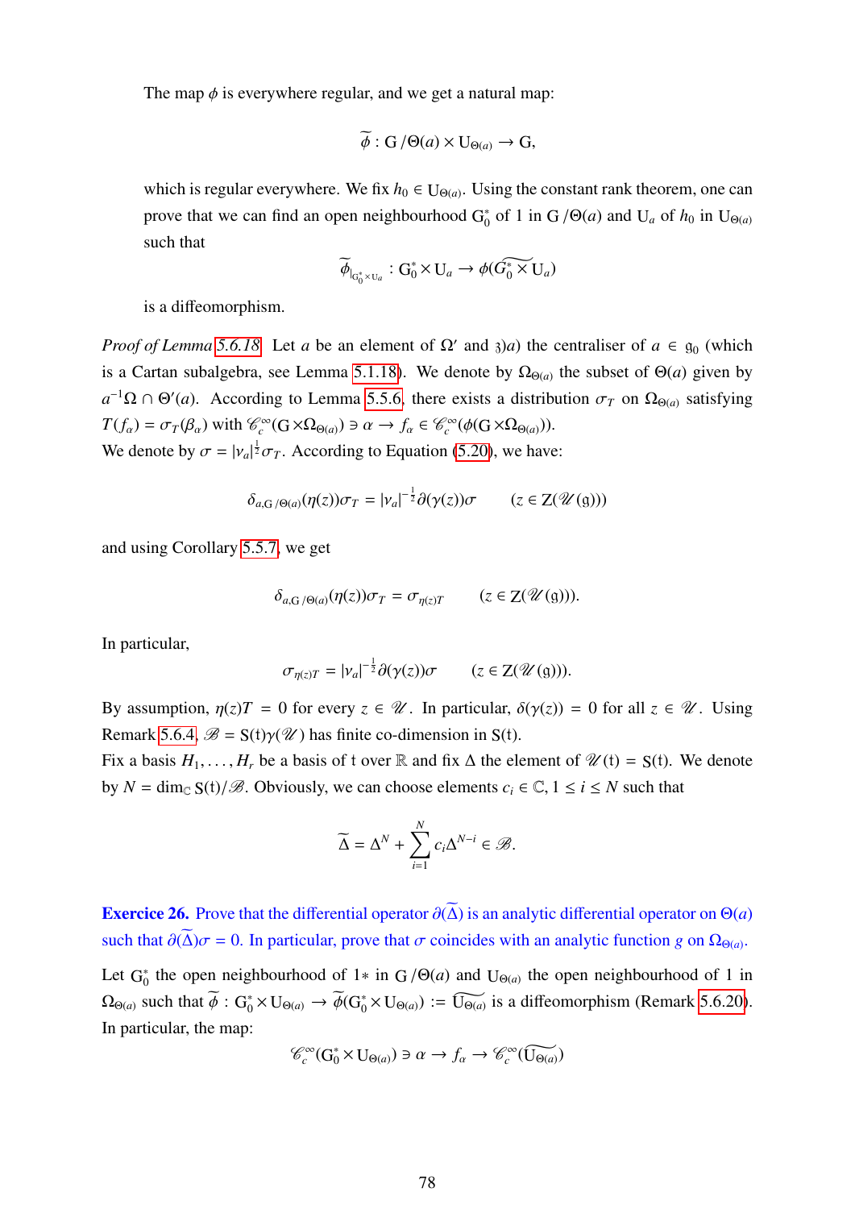The map $\phi$ is everywhere regular, and we get a natural map:

$$\widetilde{\phi} : \mathrm{G}/\Theta(a) \times \mathrm{U}_{\Theta(a)} \to \mathrm{G},$$

which is regular everywhere. We fix $h_0 \in \mathrm{U}_{\Theta(a)}$. Using the constant rank theorem, one can prove that we can find an open neighbourhood $\mathrm{G}_0^*$ of 1 in $\mathrm{G}/\Theta(a)$ and $\mathrm{U}_a$ of $h_0$ in $\mathrm{U}_{\Theta(a)}$ such that

$$\widetilde{\phi}_{|_{\mathrm{G}_0^* \times \mathrm{U}_a}} : \mathrm{G}_0^* \times \mathrm{U}_a \to \phi(\widetilde{G_0^* \times} \mathrm{U}_a)$$

is a diffeomorphism.

*Proof of Lemma 5.6.18.* Let $a$ be an element of $\Omega'$ and $\mathfrak{z})a)$ the centraliser of $a \in \mathfrak{g}_0$ (which is a Cartan subalgebra, see Lemma 5.1.18). We denote by $\Omega_{\Theta(a)}$ the subset of $\Theta(a)$ given by $a^{-1}\Omega \cap \Theta'(a)$. According to Lemma 5.5.6, there exists a distribution $\sigma_T$ on $\Omega_{\Theta(a)}$ satisfying $T(f_\alpha) = \sigma_T(\beta_\alpha)$ with $\mathscr{C}_c^\infty(\mathrm{G} \times \Omega_{\Theta(a)}) \ni \alpha \to f_\alpha \in \mathscr{C}_c^\infty(\phi(\mathrm{G} \times \Omega_{\Theta(a)}))$.
We denote by $\sigma = |\nu_a|^{\frac{1}{2}}\sigma_T$. According to Equation (5.20), we have:

$$\delta_{a,\mathrm{G}/\Theta(a)}(\eta(z))\sigma_T = |\nu_a|^{-\frac{1}{2}}\partial(\gamma(z))\sigma \qquad (z \in \mathrm{Z}(\mathscr{U}(\mathfrak{g})))$$

and using Corollary 5.5.7, we get

$$\delta_{a,\mathrm{G}/\Theta(a)}(\eta(z))\sigma_T = \sigma_{\eta(z)T} \qquad (z \in \mathrm{Z}(\mathscr{U}(\mathfrak{g}))).$$

In particular,

$$\sigma_{\eta(z)T} = |\nu_a|^{-\frac{1}{2}}\partial(\gamma(z))\sigma \qquad (z \in \mathrm{Z}(\mathscr{U}(\mathfrak{g}))).$$

By assumption, $\eta(z)T = 0$ for every $z \in \mathscr{U}$. In particular, $\delta(\gamma(z)) = 0$ for all $z \in \mathscr{U}$. Using Remark 5.6.4, $\mathscr{B} = \mathrm{S}(\mathfrak{t})\gamma(\mathscr{U})$ has finite co-dimension in $\mathrm{S}(\mathfrak{t})$.
Fix a basis $H_1, \dots, H_r$ be a basis of $\mathfrak{t}$ over $\mathbb{R}$ and fix $\Delta$ the element of $\mathscr{U}(\mathfrak{t}) = \mathrm{S}(\mathfrak{t})$. We denote by $N = \dim_{\mathbb{C}} \mathrm{S}(\mathfrak{t})/\mathscr{B}$. Obviously, we can choose elements $c_i \in \mathbb{C}, 1 \leq i \leq N$ such that

$$\widetilde{\Delta} = \Delta^N + \sum_{i=1}^{N} c_i \Delta^{N-i} \in \mathscr{B}.$$

**Exercice 26.** Prove that the differential operator $\partial(\widetilde{\Delta})$ is an analytic differential operator on $\Theta(a)$ such that $\partial(\widetilde{\Delta})\sigma = 0$. In particular, prove that $\sigma$ coincides with an analytic function $g$ on $\Omega_{\Theta(a)}$.

Let $\mathrm{G}_0^*$ the open neighbourhood of $1*$ in $\mathrm{G}/\Theta(a)$ and $\mathrm{U}_{\Theta(a)}$ the open neighbourhood of 1 in $\Omega_{\Theta(a)}$ such that $\widetilde{\phi} : \mathrm{G}_0^* \times \mathrm{U}_{\Theta(a)} \to \widetilde{\phi}(\mathrm{G}_0^* \times \mathrm{U}_{\Theta(a)}) := \widetilde{\mathrm{U}_{\Theta(a)}}$ is a diffeomorphism (Remark 5.6.20). In particular, the map:

$$\mathscr{C}_c^\infty(\mathrm{G}_0^* \times \mathrm{U}_{\Theta(a)}) \ni \alpha \to f_\alpha \to \mathscr{C}_c^\infty(\widetilde{\mathrm{U}_{\Theta(a)}})$$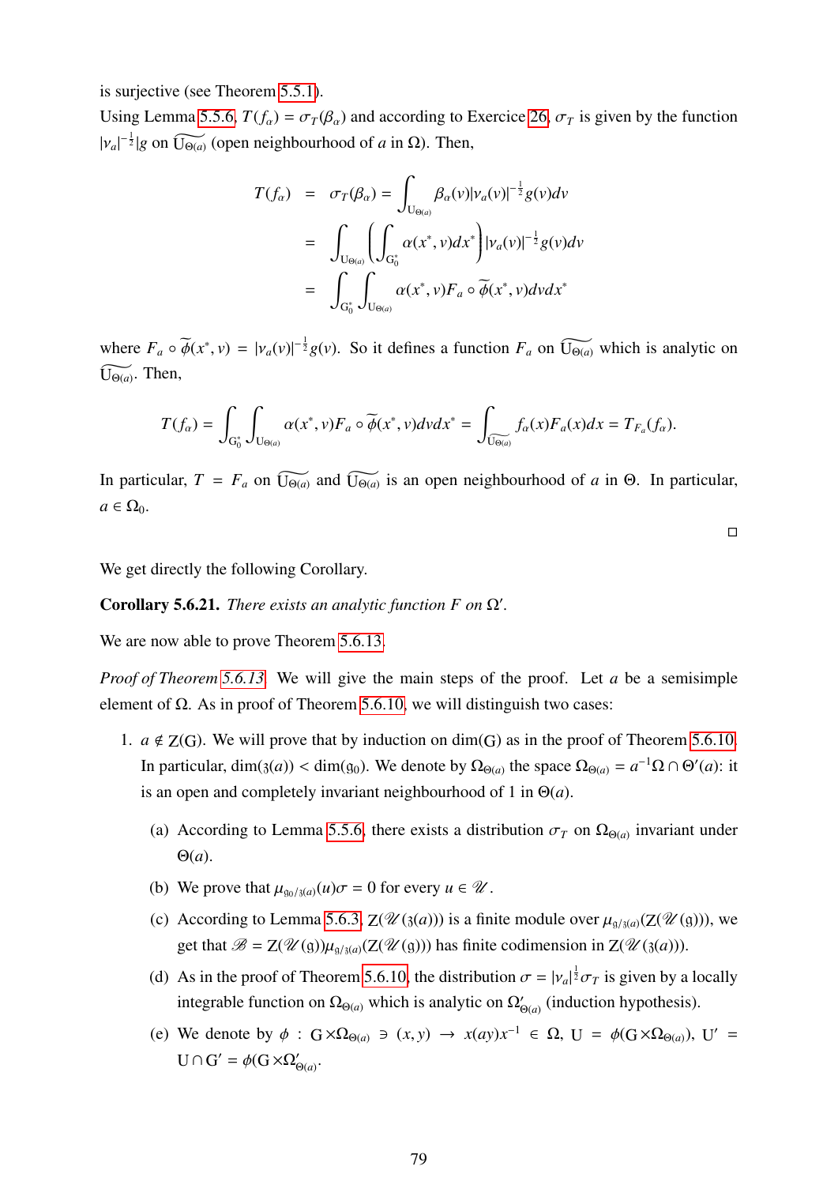is surjective (see Theorem 5.5.1).

Using Lemma 5.5.6, $T(f_\alpha) = \sigma_T(\beta_\alpha)$ and according to Exercice 26, $\sigma_T$ is given by the function $|\nu_a|^{-\frac{1}{2}}|g$ on $\widetilde{\mathrm{U}_{\Theta(a)}}$ (open neighbourhood of $a$ in $\Omega$). Then,

$$\begin{aligned}
T(f_\alpha) &= \sigma_T(\beta_\alpha) = \int_{\mathrm{U}_{\Theta(a)}} \beta_\alpha(v)|\nu_a(v)|^{-\frac{1}{2}} g(v)dv \\
&= \int_{\mathrm{U}_{\Theta(a)}} \left( \int_{\mathrm{G}_0^*} \alpha(x^*, v)dx^* \right) |\nu_a(v)|^{-\frac{1}{2}} g(v)dv \\
&= \int_{\mathrm{G}_0^*} \int_{\mathrm{U}_{\Theta(a)}} \alpha(x^*, v) F_a \circ \widetilde{\phi}(x^*, v)dvdx^*
\end{aligned}$$

where $F_a \circ \widetilde{\phi}(x^*, v) = |\nu_a(v)|^{-\frac{1}{2}} g(v)$. So it defines a function $F_a$ on $\widetilde{\mathrm{U}_{\Theta(a)}}$ which is analytic on $\widetilde{\mathrm{U}_{\Theta(a)}}$. Then,

$$T(f_\alpha) = \int_{\mathrm{G}_0^*} \int_{\mathrm{U}_{\Theta(a)}} \alpha(x^*, v) F_a \circ \widetilde{\phi}(x^*, v)dvdx^* = \int_{\widetilde{\mathrm{U}_{\Theta(a)}}} f_\alpha(x) F_a(x)dx = T_{F_a}(f_\alpha).$$

In particular, $T = F_a$ on $\widetilde{\mathrm{U}_{\Theta(a)}}$ and $\widetilde{\mathrm{U}_{\Theta(a)}}$ is an open neighbourhood of $a$ in $\Theta$. In particular, $a \in \Omega_0$.

□

We get directly the following Corollary.

**Corollary 5.6.21.** *There exists an analytic function $F$ on $\Omega'$.*

We are now able to prove Theorem 5.6.13.

*Proof of Theorem 5.6.13.* We will give the main steps of the proof. Let $a$ be a semisimple element of $\Omega$. As in proof of Theorem 5.6.10, we will distinguish two cases:

1. $a \notin \mathrm{Z(G)}$. We will prove that by induction on $\dim(\mathrm{G})$ as in the proof of Theorem 5.6.10. In particular, $\dim(\mathfrak{z}(a)) < \dim(\mathfrak{g}_0)$. We denote by $\Omega_{\Theta(a)}$ the space $\Omega_{\Theta(a)} = a^{-1}\Omega \cap \Theta'(a)$: it is an open and completely invariant neighbourhood of 1 in $\Theta(a)$.

   (a) According to Lemma 5.5.6, there exists a distribution $\sigma_T$ on $\Omega_{\Theta(a)}$ invariant under $\Theta(a)$.

   (b) We prove that $\mu_{\mathfrak{g}_0/\mathfrak{z}(a)}(u)\sigma = 0$ for every $u \in \mathscr{U}$.

   (c) According to Lemma 5.6.3, $\mathrm{Z}(\mathscr{U}(\mathfrak{z}(a)))$ is a finite module over $\mu_{\mathfrak{g}/\mathfrak{z}(a)}(\mathrm{Z}(\mathscr{U}(\mathfrak{g})))$, we get that $\mathscr{B} = \mathrm{Z}(\mathscr{U}(\mathfrak{g}))\mu_{\mathfrak{g}/\mathfrak{z}(a)}(\mathrm{Z}(\mathscr{U}(\mathfrak{g})))$ has finite codimension in $\mathrm{Z}(\mathscr{U}(\mathfrak{z}(a)))$.

   (d) As in the proof of Theorem 5.6.10, the distribution $\sigma = |\nu_a|^{\frac{1}{2}}\sigma_T$ is given by a locally integrable function on $\Omega_{\Theta(a)}$ which is analytic on $\Omega'_{\Theta(a)}$ (induction hypothesis).

   (e) We denote by $\phi : \mathrm{G} \times \Omega_{\Theta(a)} \ni (x, y) \to x(ay)x^{-1} \in \Omega$, $\mathrm{U} = \phi(\mathrm{G} \times \Omega_{\Theta(a)})$, $\mathrm{U}' = \mathrm{U} \cap \mathrm{G}' = \phi(\mathrm{G} \times \Omega'_{\Theta(a)})$.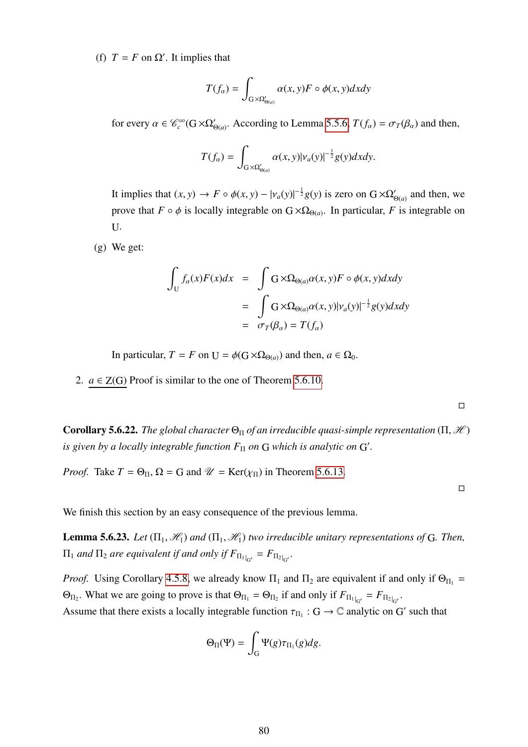(f) $T = F$ on $\Omega'$. It implies that

$$T(f_\alpha) = \int_{\mathrm{G} \times \Omega'_{\Theta(a)}} \alpha(x,y) F \circ \phi(x,y) dx dy$$

for every $\alpha \in \mathscr{C}_c^\infty(\mathrm{G} \times \Omega'_{\Theta(a)})$. According to Lemma 5.5.6, $T(f_\alpha) = \sigma_T(\beta_\alpha)$ and then,

$$T(f_\alpha) = \int_{\mathrm{G} \times \Omega'_{\Theta(a)}} \alpha(x,y) |\nu_a(y)|^{-\frac{1}{2}} g(y) dx dy.$$

It implies that $(x,y) \to F \circ \phi(x,y) - |\nu_a(y)|^{-\frac{1}{2}} g(y)$ is zero on $\mathrm{G} \times \Omega'_{\Theta(a)}$ and then, we prove that $F \circ \phi$ is locally integrable on $\mathrm{G} \times \Omega_{\Theta(a)}$. In particular, $F$ is integrable on $\mathrm{U}$.

(g) We get:

$$\begin{aligned}
\int_{\mathrm{U}} f_\alpha(x) F(x) dx &= \int \mathrm{G} \times \Omega_{\Theta(a)} \alpha(x,y) F \circ \phi(x,y) dx dy \\
&= \int \mathrm{G} \times \Omega_{\Theta(a)} \alpha(x,y) |\nu_a(y)|^{-\frac{1}{2}} g(y) dx dy \\
&= \sigma_T(\beta_\alpha) = T(f_\alpha)
\end{aligned}$$

In particular, $T = F$ on $\mathrm{U} = \phi(\mathrm{G} \times \Omega_{\Theta(a)})$ and then, $a \in \Omega_0$.

2. $\underline{a \in \mathrm{Z}(\mathrm{G})}$ Proof is similar to the one of Theorem 5.6.10.

□

**Corollary 5.6.22.** *The global character $\Theta_\Pi$ of an irreducible quasi-simple representation $(\Pi, \mathscr{H})$ is given by a locally integrable function $F_\Pi$ on $\mathrm{G}$ which is analytic on $\mathrm{G}'$.*

*Proof.* Take $T = \Theta_\Pi$, $\Omega = \mathrm{G}$ and $\mathscr{U} = \mathrm{Ker}(\chi_\Pi)$ in Theorem 5.6.13.

□

We finish this section by an easy consequence of the previous lemma.

**Lemma 5.6.23.** *Let $(\Pi_1, \mathscr{H}_1)$ and $(\Pi_1, \mathscr{H}_1)$ two irreducible unitary representations of $\mathrm{G}$. Then, $\Pi_1$ and $\Pi_2$ are equivalent if and only if $F_{\Pi_1|_{\mathrm{G}'}} = F_{\Pi_2|_{\mathrm{G}'}}$.*

*Proof.* Using Corollary 4.5.8, we already know $\Pi_1$ and $\Pi_2$ are equivalent if and only if $\Theta_{\Pi_1} = \Theta_{\Pi_2}$. What we are going to prove is that $\Theta_{\Pi_1} = \Theta_{\Pi_2}$ if and only if $F_{\Pi_1|_{\mathrm{G}'}} = F_{\Pi_2|_{\mathrm{G}'}}$.
Assume that there exists a locally integrable function $\tau_{\Pi_1} : \mathrm{G} \to \mathbb{C}$ analytic on $\mathrm{G}'$ such that

$$\Theta_\Pi(\Psi) = \int_{\mathrm{G}} \Psi(g) \tau_{\Pi_1}(g) dg.$$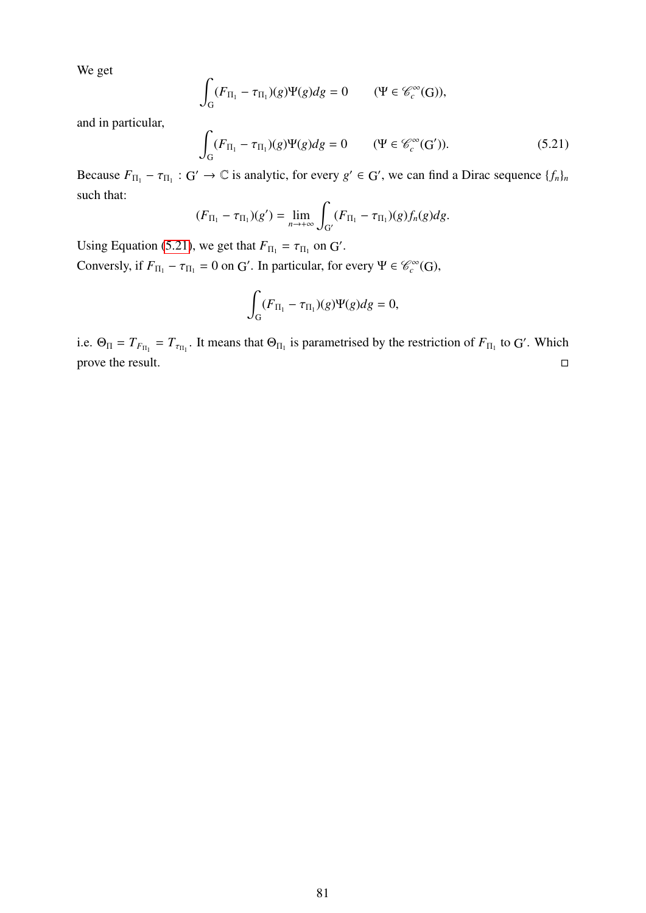We get

$$\int_{\mathrm{G}} (F_{\Pi_1} - \tau_{\Pi_1})(g)\Psi(g)dg = 0 \qquad (\Psi \in \mathscr{C}_c^{\infty}(\mathrm{G})),$$

and in particular,

$$\int_{\mathrm{G}} (F_{\Pi_1} - \tau_{\Pi_1})(g)\Psi(g)dg = 0 \qquad (\Psi \in \mathscr{C}_c^{\infty}(\mathrm{G}')). \tag{5.21}$$

Because $F_{\Pi_1} - \tau_{\Pi_1} : \mathrm{G}' \to \mathbb{C}$ is analytic, for every $g' \in \mathrm{G}'$, we can find a Dirac sequence $\{f_n\}_n$ such that:

$$(F_{\Pi_1} - \tau_{\Pi_1})(g') = \lim_{n \to +\infty} \int_{\mathrm{G}'} (F_{\Pi_1} - \tau_{\Pi_1})(g) f_n(g) dg.$$

Using Equation (5.21), we get that $F_{\Pi_1} = \tau_{\Pi_1}$ on $\mathrm{G}'$.
Conversely, if $F_{\Pi_1} - \tau_{\Pi_1} = 0$ on $\mathrm{G}'$. In particular, for every $\Psi \in \mathscr{C}_c^{\infty}(\mathrm{G})$,

$$\int_{\mathrm{G}} (F_{\Pi_1} - \tau_{\Pi_1})(g)\Psi(g)dg = 0,$$

i.e. $\Theta_{\Pi} = T_{F_{\Pi_1}} = T_{\tau_{\Pi_1}}$. It means that $\Theta_{\Pi_1}$ is parametrised by the restriction of $F_{\Pi_1}$ to $\mathrm{G}'$. Which prove the result. □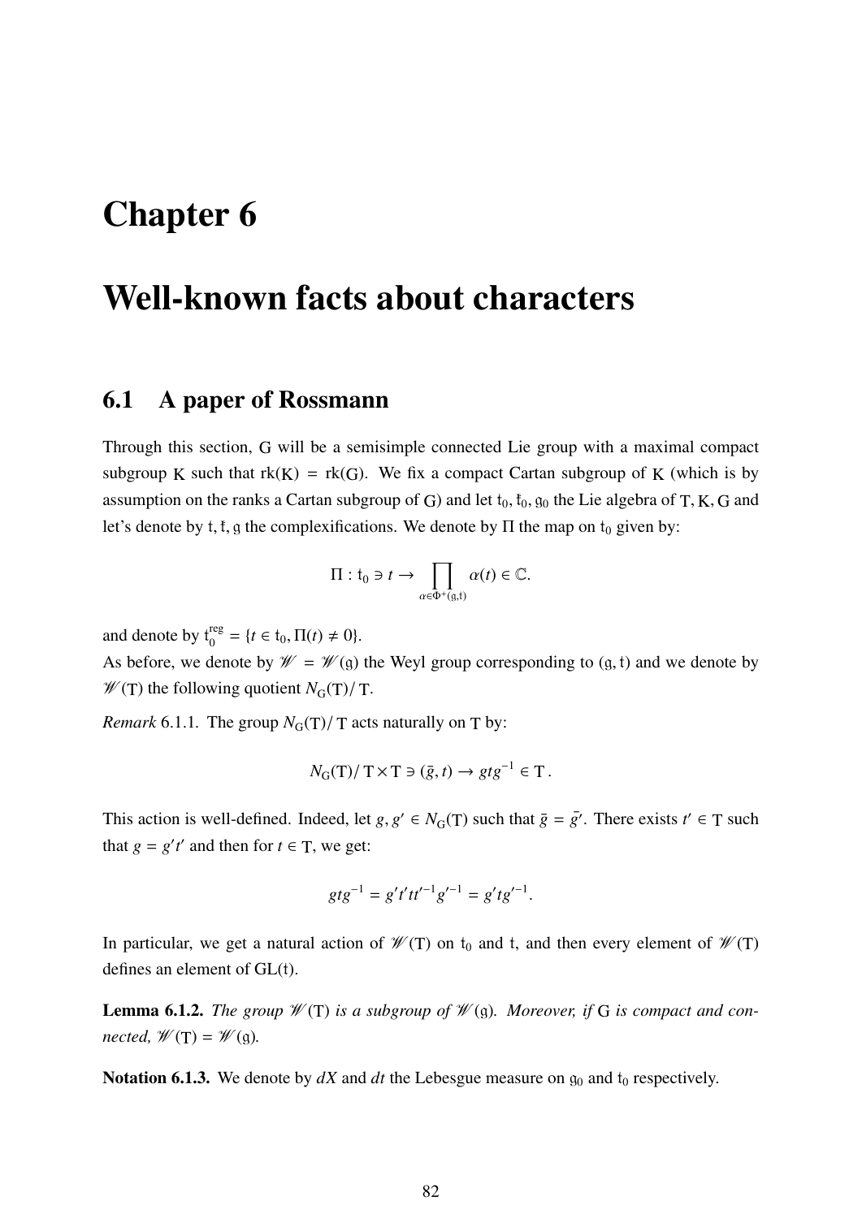# Chapter 6

# Well-known facts about characters

## 6.1 A paper of Rossmann

Through this section, $\mathrm{G}$ will be a semisimple connected Lie group with a maximal compact subgroup $\mathrm{K}$ such that $\mathrm{rk}(\mathrm{K}) = \mathrm{rk}(\mathrm{G})$. We fix a compact Cartan subgroup of $\mathrm{K}$ (which is by assumption on the ranks a Cartan subgroup of $\mathrm{G}$) and let $\mathfrak{t}_0, \mathfrak{k}_0, \mathfrak{g}_0$ the Lie algebra of $\mathrm{T}, \mathrm{K}, \mathrm{G}$ and let's denote by $\mathfrak{t}, \mathfrak{k}, \mathfrak{g}$ the complexifications. We denote by $\Pi$ the map on $\mathfrak{t}_0$ given by:

$$\Pi : \mathfrak{t}_0 \ni t \to \prod_{\alpha \in \Phi^+(\mathfrak{g}, \mathfrak{t})} \alpha(t) \in \mathbb{C}.$$

and denote by $\mathfrak{t}_0^{\mathrm{reg}} = \{t \in \mathfrak{t}_0, \Pi(t) \neq 0\}$.

As before, we denote by $\mathscr{W} = \mathscr{W}(\mathfrak{g})$ the Weyl group corresponding to $(\mathfrak{g}, \mathfrak{t})$ and we denote by $\mathscr{W}(\mathrm{T})$ the following quotient $N_{\mathrm{G}}(\mathrm{T})/\mathrm{T}$.

*Remark* 6.1.1. The group $N_{\mathrm{G}}(\mathrm{T})/\mathrm{T}$ acts naturally on $\mathrm{T}$ by:

$$N_{\mathrm{G}}(\mathrm{T})/\mathrm{T} \times \mathrm{T} \ni (\bar{g}, t) \to gtg^{-1} \in \mathrm{T}.$$

This action is well-defined. Indeed, let $g, g' \in N_{\mathrm{G}}(\mathrm{T})$ such that $\bar{g} = \bar{g'}$. There exists $t' \in \mathrm{T}$ such that $g = g't'$ and then for $t \in \mathrm{T}$, we get:

$$gtg^{-1} = g't'tt'^{-1}g'^{-1} = g'tg'^{-1}.$$

In particular, we get a natural action of $\mathscr{W}(\mathrm{T})$ on $\mathfrak{t}_0$ and $\mathfrak{t}$, and then every element of $\mathscr{W}(\mathrm{T})$ defines an element of $\mathrm{GL}(\mathfrak{t})$.

**Lemma 6.1.2.** *The group $\mathscr{W}(\mathrm{T})$ is a subgroup of $\mathscr{W}(\mathfrak{g})$. Moreover, if $\mathrm{G}$ is compact and connected, $\mathscr{W}(\mathrm{T}) = \mathscr{W}(\mathfrak{g})$.*

**Notation 6.1.3.** We denote by $dX$ and $dt$ the Lebesgue measure on $\mathfrak{g}_0$ and $\mathfrak{t}_0$ respectively.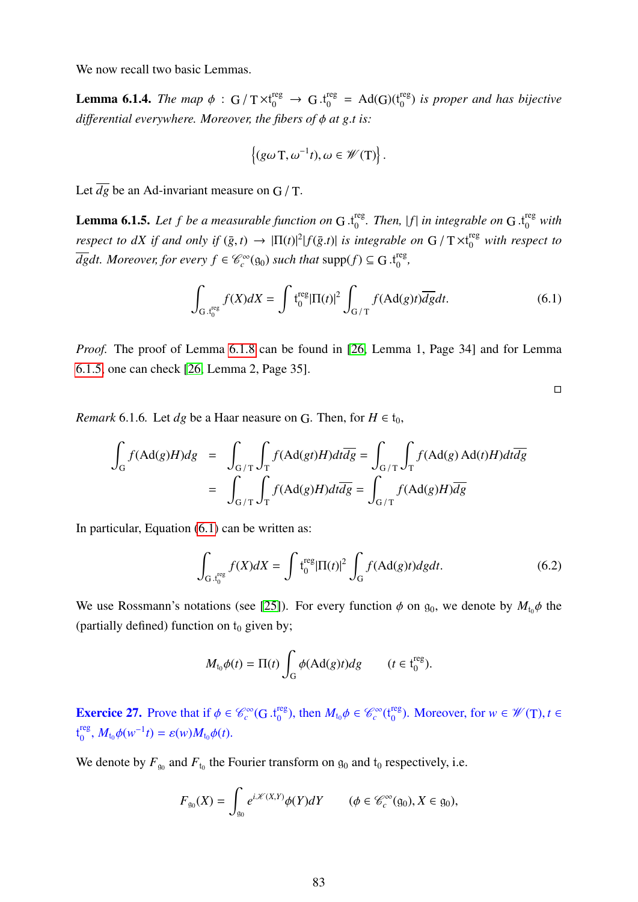We now recall two basic Lemmas.

**Lemma 6.1.4.** *The map $\phi : \mathrm{G}/\mathrm{T} \times \mathfrak{t}_0^{\mathrm{reg}} \to \mathrm{G}.\mathfrak{t}_0^{\mathrm{reg}} = \mathrm{Ad}(\mathrm{G})(\mathfrak{t}_0^{\mathrm{reg}})$ is proper and has bijective differential everywhere. Moreover, the fibers of $\phi$ at $g.t$ is:*

$$\left\{(g\omega\,\mathrm{T}, \omega^{-1}t), \omega \in \mathscr{W}(\mathrm{T})\right\}.$$

Let $\overline{dg}$ be an Ad-invariant measure on $\mathrm{G}/\mathrm{T}$.

**Lemma 6.1.5.** *Let $f$ be a measurable function on $\mathrm{G}.\mathfrak{t}_0^{\mathrm{reg}}$. Then, $|f|$ in integrable on $\mathrm{G}.\mathfrak{t}_0^{\mathrm{reg}}$ with respect to $dX$ if and only if $(\bar{g}, t) \to |\Pi(t)|^2 |f(\bar{g}.t)|$ is integrable on $\mathrm{G}/\mathrm{T} \times \mathfrak{t}_0^{\mathrm{reg}}$ with respect to $\overline{dg}dt$. Moreover, for every $f \in \mathscr{C}_c^\infty(\mathfrak{g}_0)$ such that $\mathrm{supp}(f) \subseteq \mathrm{G}.\mathfrak{t}_0^{\mathrm{reg}}$,*

$$\int_{\mathrm{G}.\mathfrak{t}_0^{\mathrm{reg}}} f(X)dX = \int \mathfrak{t}_0^{\mathrm{reg}} |\Pi(t)|^2 \int_{\mathrm{G}/\mathrm{T}} f(\mathrm{Ad}(g)t)\overline{dg}dt. \tag{6.1}$$

*Proof.* The proof of Lemma 6.1.8 can be found in [26, Lemma 1, Page 34] and for Lemma 6.1.5, one can check [26, Lemma 2, Page 35]. ◻

*Remark* 6.1.6. Let $dg$ be a Haar neasure on $\mathrm{G}$. Then, for $H \in \mathfrak{t}_0$,

$$\begin{aligned}
\int_{\mathrm{G}} f(\mathrm{Ad}(g)H)dg &= \int_{\mathrm{G}/\mathrm{T}} \int_{\mathrm{T}} f(\mathrm{Ad}(gt)H)dt\overline{dg} = \int_{\mathrm{G}/\mathrm{T}} \int_{\mathrm{T}} f(\mathrm{Ad}(g)\,\mathrm{Ad}(t)H)dt\overline{dg} \\
&= \int_{\mathrm{G}/\mathrm{T}} \int_{\mathrm{T}} f(\mathrm{Ad}(g)H)dt\overline{dg} = \int_{\mathrm{G}/\mathrm{T}} f(\mathrm{Ad}(g)H)\overline{dg}
\end{aligned}$$

In particular, Equation (6.1) can be written as:

$$\int_{\mathrm{G}.\mathfrak{t}_0^{\mathrm{reg}}} f(X)dX = \int \mathfrak{t}_0^{\mathrm{reg}} |\Pi(t)|^2 \int_{\mathrm{G}} f(\mathrm{Ad}(g)t)dgdt. \tag{6.2}$$

We use Rossmann's notations (see [25]). For every function $\phi$ on $\mathfrak{g}_0$, we denote by $M_{\mathfrak{t}_0}\phi$ the (partially defined) function on $\mathfrak{t}_0$ given by;

$$M_{\mathfrak{t}_0}\phi(t) = \Pi(t) \int_{\mathrm{G}} \phi(\mathrm{Ad}(g)t)dg \qquad (t \in \mathfrak{t}_0^{\mathrm{reg}}).$$

**Exercice 27.** Prove that if $\phi \in \mathscr{C}_c^\infty(\mathrm{G}.\mathfrak{t}_0^{\mathrm{reg}})$, then $M_{\mathfrak{t}_0}\phi \in \mathscr{C}_c^\infty(\mathfrak{t}_0^{\mathrm{reg}})$. Moreover, for $w \in \mathscr{W}(\mathrm{T}), t \in \mathfrak{t}_0^{\mathrm{reg}}$, $M_{\mathfrak{t}_0}\phi(w^{-1}t) = \varepsilon(w)M_{\mathfrak{t}_0}\phi(t)$.

We denote by $F_{\mathfrak{g}_0}$ and $F_{\mathfrak{t}_0}$ the Fourier transform on $\mathfrak{g}_0$ and $\mathfrak{t}_0$ respectively, i.e.

$$F_{\mathfrak{g}_0}(X) = \int_{\mathfrak{g}_0} e^{i\mathscr{K}(X,Y)}\phi(Y)dY \qquad (\phi \in \mathscr{C}_c^\infty(\mathfrak{g}_0), X \in \mathfrak{g}_0),$$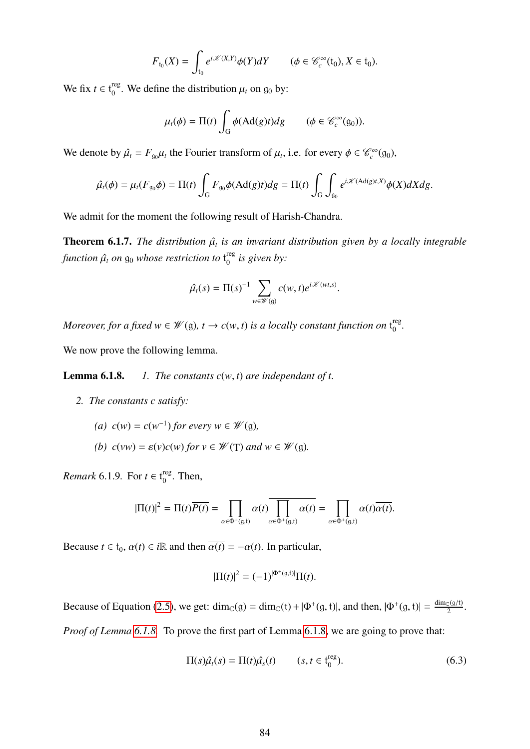$$F_{\mathfrak{t}_0}(X) = \int_{\mathfrak{t}_0} e^{i\mathscr{K}(X,Y)}\phi(Y)dY \qquad (\phi \in \mathscr{C}_c^\infty(\mathfrak{t}_0), X \in \mathfrak{t}_0).$$

We fix $t \in \mathfrak{t}_0^{\text{reg}}$. We define the distribution $\mu_t$ on $\mathfrak{g}_0$ by:

$$\mu_t(\phi) = \Pi(t)\int_{\mathrm{G}} \phi(\mathrm{Ad}(g)t)dg \qquad (\phi \in \mathscr{C}_c^\infty(\mathfrak{g}_0)).$$

We denote by $\hat{\mu}_t = F_{\mathfrak{g}_0}\mu_t$ the Fourier transform of $\mu_t$, i.e. for every $\phi \in \mathscr{C}_c^\infty(\mathfrak{g}_0)$,

$$\hat{\mu}_t(\phi) = \mu_t(F_{\mathfrak{g}_0}\phi) = \Pi(t)\int_{\mathrm{G}} F_{\mathfrak{g}_0}\phi(\mathrm{Ad}(g)t)dg = \Pi(t)\int_{\mathrm{G}}\int_{\mathfrak{g}_0} e^{i\mathscr{K}(\mathrm{Ad}(g)t,X)}\phi(X)dXdg.$$

We admit for the moment the following result of Harish-Chandra.

**Theorem 6.1.7.** *The distribution $\hat{\mu}_t$ is an invariant distribution given by a locally integrable function $\hat{\mu}_t$ on $\mathfrak{g}_0$ whose restriction to $\mathfrak{t}_0^{\text{reg}}$ is given by:*

$$\hat{\mu}_t(s) = \Pi(s)^{-1}\sum_{w\in\mathscr{W}(\mathfrak{g})} c(w,t)e^{i\mathscr{K}(wt,s)}.$$

*Moreover, for a fixed $w \in \mathscr{W}(\mathfrak{g})$, $t \to c(w,t)$ is a locally constant function on $\mathfrak{t}_0^{\text{reg}}$.*

We now prove the following lemma.

**Lemma 6.1.8.** *1. The constants $c(w,t)$ are independant of $t$.*

*2. The constants $c$ satisfy:*

*(a) $c(w) = c(w^{-1})$ for every $w \in \mathscr{W}(\mathfrak{g})$,*

*(b) $c(vw) = \varepsilon(v)c(w)$ for $v \in \mathscr{W}(\mathrm{T})$ and $w \in \mathscr{W}(\mathfrak{g})$.*

*Remark* 6.1.9. For $t \in \mathfrak{t}_0^{\text{reg}}$. Then,

$$|\Pi(t)|^2 = \Pi(t)\overline{P(t)} = \prod_{\alpha\in\Phi^+(\mathfrak{g},\mathfrak{t})}\alpha(t)\overline{\prod_{\alpha\in\Phi^+(\mathfrak{g},\mathfrak{t})}\alpha(t)} = \prod_{\alpha\in\Phi^+(\mathfrak{g},\mathfrak{t})}\alpha(t)\overline{\alpha(t)}.$$

Because $t \in \mathfrak{t}_0$, $\alpha(t) \in i\mathbb{R}$ and then $\overline{\alpha(t)} = -\alpha(t)$. In particular,

$$|\Pi(t)|^2 = (-1)^{|\Phi^+(\mathfrak{g},\mathfrak{t})|}\Pi(t).$$

Because of Equation (2.5), we get: $\dim_{\mathbb{C}}(\mathfrak{g}) = \dim_{\mathbb{C}}(\mathfrak{t}) + |\Phi^+(\mathfrak{g},\mathfrak{t})|$, and then, $|\Phi^+(\mathfrak{g},\mathfrak{t})| = \frac{\dim_{\mathbb{C}}(\mathfrak{g}/\mathfrak{t})}{2}$.

*Proof of Lemma 6.1.8.* To prove the first part of Lemma 6.1.8, we are going to prove that:

$$\Pi(s)\hat{\mu}_t(s) = \Pi(t)\hat{\mu}_s(t) \qquad (s,t \in \mathfrak{t}_0^{\text{reg}}). \tag{6.3}$$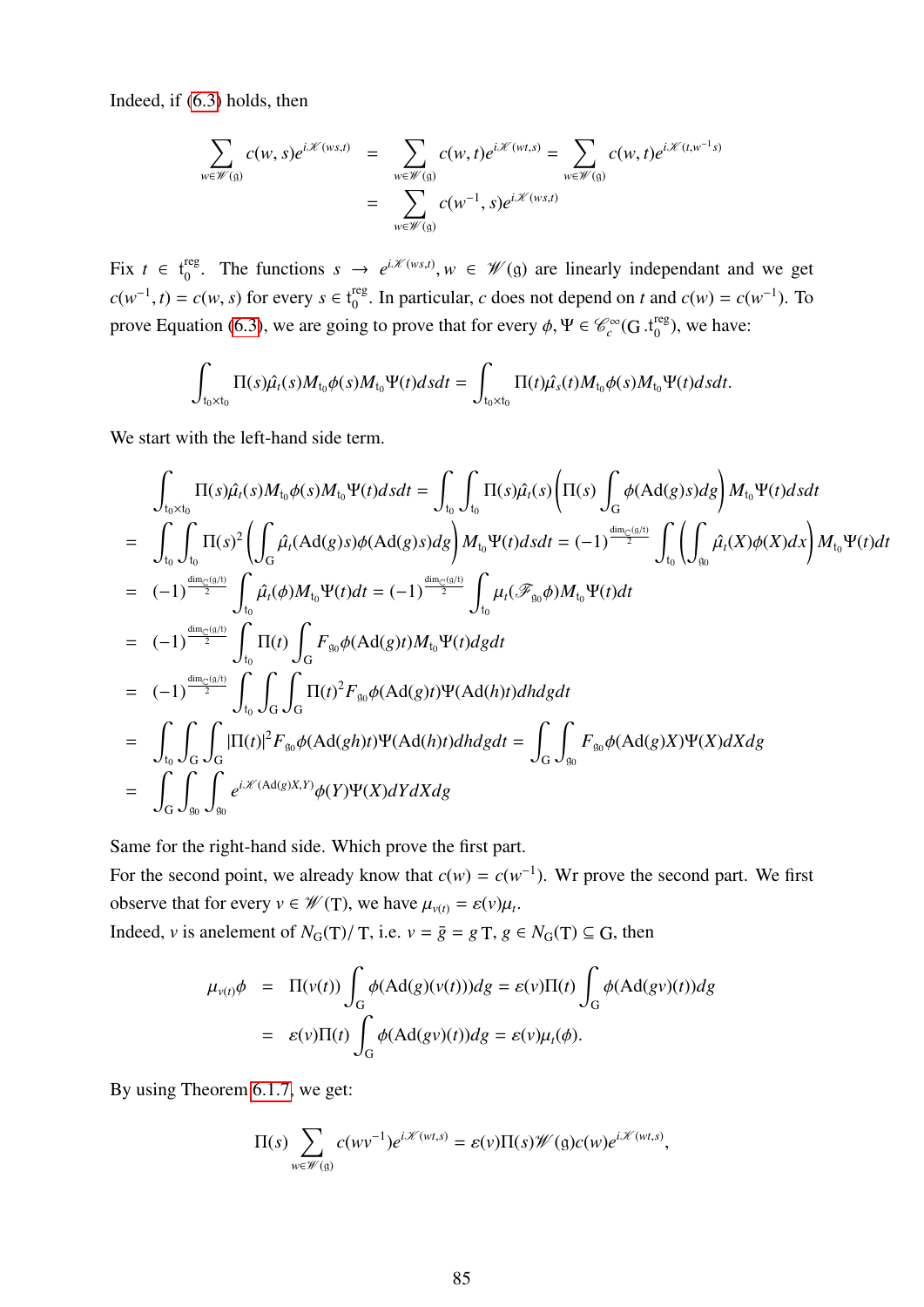Indeed, if (6.3) holds, then

$$
\begin{aligned}
\sum_{w\in \mathscr{W}(\mathfrak{g})} c(w,s)e^{i\mathscr{K}(ws,t)} &= \sum_{w\in \mathscr{W}(\mathfrak{g})} c(w,t)e^{i\mathscr{K}(wt,s)} = \sum_{w\in \mathscr{W}(\mathfrak{g})} c(w,t)e^{i\mathscr{K}(t,w^{-1}s)} \\
&= \sum_{w\in \mathscr{W}(\mathfrak{g})} c(w^{-1},s)e^{i\mathscr{K}(ws,t)}
\end{aligned}
$$

Fix $t \in \mathfrak{t}_0^{\mathrm{reg}}$. The functions $s \to e^{i\mathscr{K}(ws,t)}, w \in \mathscr{W}(\mathfrak{g})$ are linearly independant and we get $c(w^{-1},t) = c(w,s)$ for every $s \in \mathfrak{t}_0^{\mathrm{reg}}$. In particular, $c$ does not depend on $t$ and $c(w) = c(w^{-1})$. To prove Equation (6.3), we are going to prove that for every $\phi, \Psi \in \mathscr{C}_c^\infty(\mathrm{G}.\mathfrak{t}_0^{\mathrm{reg}})$, we have:

$$
\int_{\mathfrak{t}_0\times\mathfrak{t}_0} \Pi(s)\hat{\mu}_t(s)M_{\mathfrak{t}_0}\phi(s)M_{\mathfrak{t}_0}\Psi(t)dsdt = \int_{\mathfrak{t}_0\times\mathfrak{t}_0} \Pi(t)\hat{\mu}_s(t)M_{\mathfrak{t}_0}\phi(s)M_{\mathfrak{t}_0}\Psi(t)dsdt.
$$

We start with the left-hand side term.

$$
\begin{aligned}
&\int_{\mathfrak{t}_0\times\mathfrak{t}_0} \Pi(s)\hat{\mu}_t(s)M_{\mathfrak{t}_0}\phi(s)M_{\mathfrak{t}_0}\Psi(t)dsdt = \int_{\mathfrak{t}_0}\int_{\mathfrak{t}_0} \Pi(s)\hat{\mu}_t(s)\left(\Pi(s)\int_{\mathrm{G}}\phi(\mathrm{Ad}(g)s)dg\right)M_{\mathfrak{t}_0}\Psi(t)dsdt \\
=\ & \int_{\mathfrak{t}_0}\int_{\mathfrak{t}_0} \Pi(s)^2\left(\int_{\mathrm{G}}\hat{\mu}_t(\mathrm{Ad}(g)s)\phi(\mathrm{Ad}(g)s)dg\right)M_{\mathfrak{t}_0}\Psi(t)dsdt = (-1)^{\frac{\dim_{\mathbb{C}}(\mathfrak{g}/\mathfrak{t})}{2}}\int_{\mathfrak{t}_0}\left(\int_{\mathfrak{g}_0}\hat{\mu}_t(X)\phi(X)dx\right)M_{\mathfrak{t}_0}\Psi(t)dt \\
=\ & (-1)^{\frac{\dim_{\mathbb{C}}(\mathfrak{g}/\mathfrak{t})}{2}}\int_{\mathfrak{t}_0}\hat{\mu}_t(\phi)M_{\mathfrak{t}_0}\Psi(t)dt = (-1)^{\frac{\dim_{\mathbb{C}}(\mathfrak{g}/\mathfrak{t})}{2}}\int_{\mathfrak{t}_0}\mu_t(\mathscr{F}_{\mathfrak{g}_0}\phi)M_{\mathfrak{t}_0}\Psi(t)dt \\
=\ & (-1)^{\frac{\dim_{\mathbb{C}}(\mathfrak{g}/\mathfrak{t})}{2}}\int_{\mathfrak{t}_0}\Pi(t)\int_{\mathrm{G}}F_{\mathfrak{g}_0}\phi(\mathrm{Ad}(g)t)M_{\mathfrak{t}_0}\Psi(t)dgdt \\
=\ & (-1)^{\frac{\dim_{\mathbb{C}}(\mathfrak{g}/\mathfrak{t})}{2}}\int_{\mathfrak{t}_0}\int_{\mathrm{G}}\int_{\mathrm{G}}\Pi(t)^2F_{\mathfrak{g}_0}\phi(\mathrm{Ad}(g)t)\Psi(\mathrm{Ad}(h)t)dhdgdt \\
=\ & \int_{\mathfrak{t}_0}\int_{\mathrm{G}}\int_{\mathrm{G}}|\Pi(t)|^2F_{\mathfrak{g}_0}\phi(\mathrm{Ad}(gh)t)\Psi(\mathrm{Ad}(h)t)dhdgdt = \int_{\mathrm{G}}\int_{\mathfrak{g}_0}F_{\mathfrak{g}_0}\phi(\mathrm{Ad}(g)X)\Psi(X)dXdg \\
=\ & \int_{\mathrm{G}}\int_{\mathfrak{g}_0}\int_{\mathfrak{g}_0}e^{i\mathscr{K}(\mathrm{Ad}(g)X,Y)}\phi(Y)\Psi(X)dYdXdg
\end{aligned}
$$

Same for the right-hand side. Which prove the first part.
For the second point, we already know that $c(w) = c(w^{-1})$. Wr prove the second part. We first observe that for every $v \in \mathscr{W}(\mathrm{T})$, we have $\mu_{v(t)} = \varepsilon(v)\mu_t$.
Indeed, $v$ is anelement of $N_{\mathrm{G}}(\mathrm{T})/\mathrm{T}$, i.e. $v = \bar{g} = g\,\mathrm{T}$, $g \in N_{\mathrm{G}}(\mathrm{T}) \subseteq \mathrm{G}$, then

$$
\begin{aligned}
\mu_{v(t)}\phi &= \Pi(v(t))\int_{\mathrm{G}}\phi(\mathrm{Ad}(g)(v(t)))dg = \varepsilon(v)\Pi(t)\int_{\mathrm{G}}\phi(\mathrm{Ad}(gv)(t))dg \\
&= \varepsilon(v)\Pi(t)\int_{\mathrm{G}}\phi(\mathrm{Ad}(gv)(t))dg = \varepsilon(v)\mu_t(\phi).
\end{aligned}
$$

By using Theorem 6.1.7, we get:

$$
\Pi(s)\sum_{w\in\mathscr{W}(\mathfrak{g})} c(wv^{-1})e^{i\mathscr{K}(wt,s)} = \varepsilon(v)\Pi(s)\mathscr{W}(\mathfrak{g})c(w)e^{i\mathscr{K}(wt,s)},
$$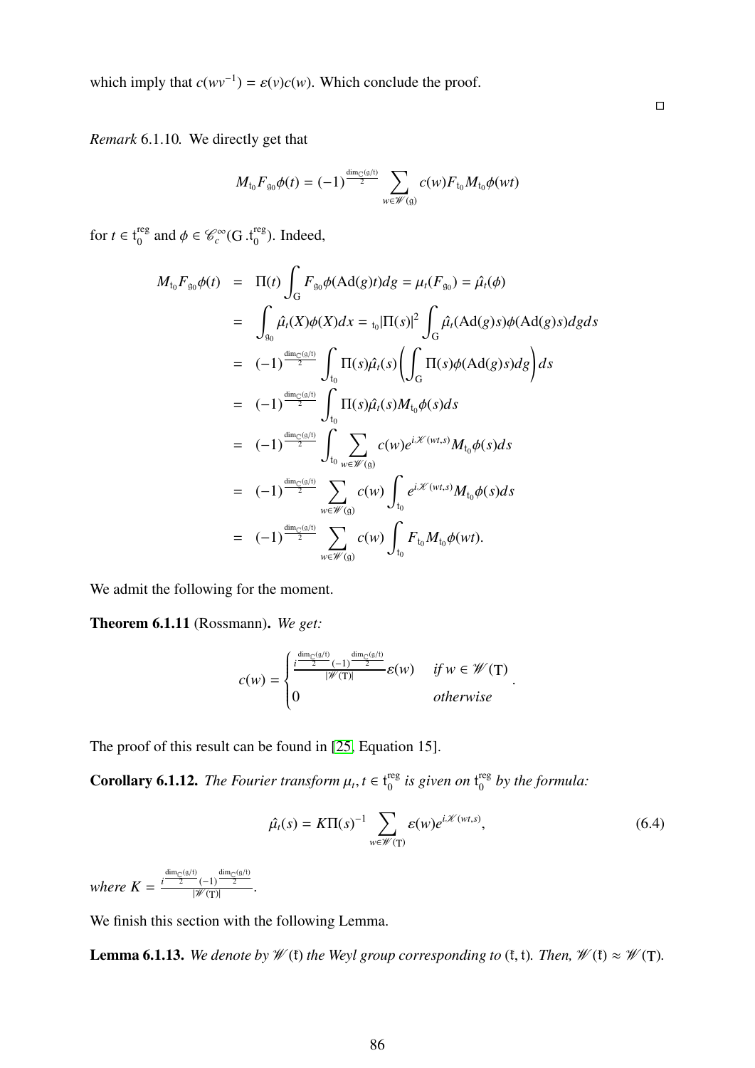which imply that $c(wv^{-1}) = \varepsilon(v)c(w)$. Which conclude the proof.

□

*Remark* 6.1.10. We directly get that

$$M_{\mathfrak{t}_0} F_{\mathfrak{g}_0}\phi(t) = (-1)^{\frac{\dim_{\mathbb{C}}(\mathfrak{g}/\mathfrak{t})}{2}} \sum_{w\in\mathscr{W}(\mathfrak{g})} c(w) F_{\mathfrak{t}_0} M_{\mathfrak{t}_0}\phi(wt)$$

for $t \in \mathfrak{t}_0^{\mathrm{reg}}$ and $\phi \in \mathscr{C}_c^\infty(\mathrm{G}\,.\mathfrak{t}_0^{\mathrm{reg}})$. Indeed,

$$\begin{aligned}
M_{\mathfrak{t}_0} F_{\mathfrak{g}_0}\phi(t) &= \Pi(t)\int_{\mathrm{G}} F_{\mathfrak{g}_0}\phi(\mathrm{Ad}(g)t)dg = \mu_t(F_{\mathfrak{g}_0}) = \hat{\mu_t}(\phi) \\
&= \int_{\mathfrak{g}_0} \hat{\mu_t}(X)\phi(X)dx = {}_{\mathfrak{t}_0}|\Pi(s)|^2 \int_{\mathrm{G}} \hat{\mu_t}(\mathrm{Ad}(g)s)\phi(\mathrm{Ad}(g)s)dgds \\
&= (-1)^{\frac{\dim_{\mathbb{C}}(\mathfrak{g}/\mathfrak{t})}{2}} \int_{\mathfrak{t}_0} \Pi(s)\hat{\mu_t}(s)\left(\int_{\mathrm{G}} \Pi(s)\phi(\mathrm{Ad}(g)s)dg\right)ds \\
&= (-1)^{\frac{\dim_{\mathbb{C}}(\mathfrak{g}/\mathfrak{t})}{2}} \int_{\mathfrak{t}_0} \Pi(s)\hat{\mu_t}(s) M_{\mathfrak{t}_0}\phi(s)ds \\
&= (-1)^{\frac{\dim_{\mathbb{C}}(\mathfrak{g}/\mathfrak{t})}{2}} \int_{\mathfrak{t}_0} \sum_{w\in\mathscr{W}(\mathfrak{g})} c(w) e^{i\mathscr{K}(wt,s)} M_{\mathfrak{t}_0}\phi(s)ds \\
&= (-1)^{\frac{\dim_{\mathbb{C}}(\mathfrak{g}/\mathfrak{t})}{2}} \sum_{w\in\mathscr{W}(\mathfrak{g})} c(w) \int_{\mathfrak{t}_0} e^{i\mathscr{K}(wt,s)} M_{\mathfrak{t}_0}\phi(s)ds \\
&= (-1)^{\frac{\dim_{\mathbb{C}}(\mathfrak{g}/\mathfrak{t})}{2}} \sum_{w\in\mathscr{W}(\mathfrak{g})} c(w) \int_{\mathfrak{t}_0} F_{\mathfrak{t}_0} M_{\mathfrak{t}_0}\phi(wt).
\end{aligned}$$

We admit the following for the moment.

**Theorem 6.1.11** (Rossmann)**.** *We get:*

$$c(w) = \begin{cases} \frac{i^{\frac{\dim_{\mathbb{C}}(\mathfrak{g}/\mathfrak{t})}{2}}(-1)^{\frac{\dim_{\mathbb{C}}(\mathfrak{g}/\mathfrak{t})}{2}}}{|\mathscr{W}(\mathrm{T})|}\varepsilon(w) & \text{if } w \in \mathscr{W}(\mathrm{T}) \\ 0 & \text{otherwise} \end{cases}.$$

The proof of this result can be found in [25, Equation 15].

**Corollary 6.1.12.** *The Fourier transform $\mu_t, t \in \mathfrak{t}_0^{\mathrm{reg}}$ is given on $\mathfrak{t}_0^{\mathrm{reg}}$ by the formula:*

$$\hat{\mu_t}(s) = K\Pi(s)^{-1} \sum_{w\in\mathscr{W}(\mathrm{T})} \varepsilon(w) e^{i\mathscr{K}(wt,s)}, \tag{6.4}$$

*where $K = \frac{i^{\frac{\dim_{\mathbb{C}}(\mathfrak{g}/\mathfrak{t})}{2}}(-1)^{\frac{\dim_{\mathbb{C}}(\mathfrak{g}/\mathfrak{t})}{2}}}{|\mathscr{W}(\mathrm{T})|}$.*

We finish this section with the following Lemma.

**Lemma 6.1.13.** *We denote by $\mathscr{W}(\mathfrak{k})$ the Weyl group corresponding to $(\mathfrak{k}, \mathfrak{t})$. Then, $\mathscr{W}(\mathfrak{k}) \approx \mathscr{W}(\mathrm{T})$.*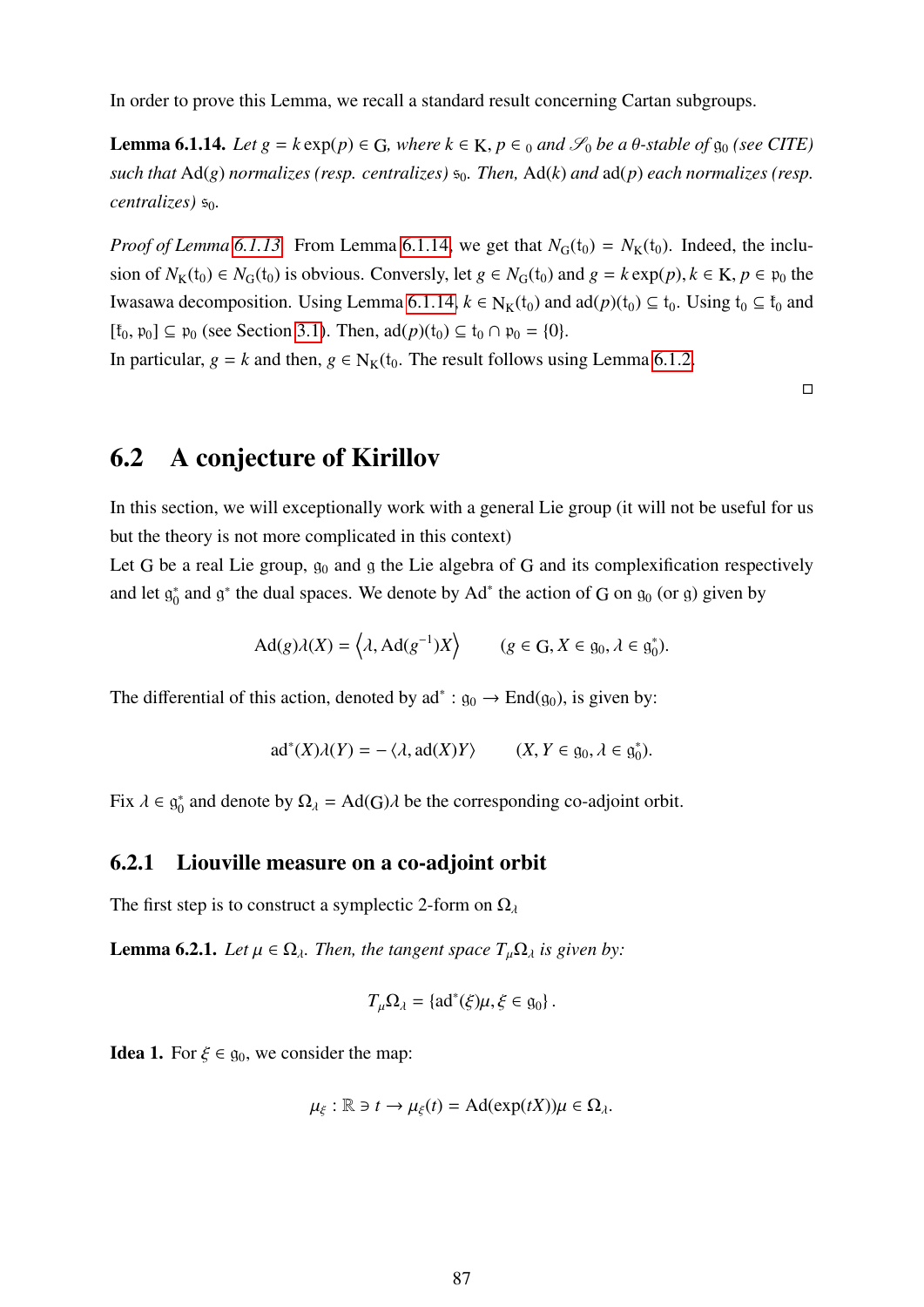In order to prove this Lemma, we recall a standard result concerning Cartan subgroups.

**Lemma 6.1.14.** *Let $g = k\exp(p) \in \mathrm{G}$, where $k \in \mathrm{K}$, $p \in {}_0$ and $\mathscr{S}_0$ be a $\theta$-stable of $\mathfrak{g}_0$ (see CITE) such that $\mathrm{Ad}(g)$ normalizes (resp. centralizes) $\mathfrak{s}_0$. Then, $\mathrm{Ad}(k)$ and $\mathrm{ad}(p)$ each normalizes (resp. centralizes) $\mathfrak{s}_0$.*

*Proof of Lemma 6.1.13.* From Lemma 6.1.14, we get that $N_{\mathrm{G}}(\mathfrak{t}_0) = N_{\mathrm{K}}(\mathfrak{t}_0)$. Indeed, the inclusion of $N_{\mathrm{K}}(\mathfrak{t}_0) \in N_{\mathrm{G}}(\mathfrak{t}_0)$ is obvious. Conversly, let $g \in N_{\mathrm{G}}(\mathfrak{t}_0)$ and $g = k\exp(p), k \in \mathrm{K}, p \in \mathfrak{p}_0$ the Iwasawa decomposition. Using Lemma 6.1.14, $k \in \mathrm{N}_{\mathrm{K}}(\mathfrak{t}_0)$ and $\mathrm{ad}(p)(\mathfrak{t}_0) \subseteq \mathfrak{t}_0$. Using $\mathfrak{t}_0 \subseteq \mathfrak{k}_0$ and $[\mathfrak{k}_0, \mathfrak{p}_0] \subseteq \mathfrak{p}_0$ (see Section 3.1). Then, $\mathrm{ad}(p)(\mathfrak{t}_0) \subseteq \mathfrak{t}_0 \cap \mathfrak{p}_0 = \{0\}$.
In particular, $g = k$ and then, $g \in \mathrm{N}_{\mathrm{K}}(\mathfrak{t}_0$. The result follows using Lemma 6.1.2. □

## 6.2 A conjecture of Kirillov

In this section, we will exceptionally work with a general Lie group (it will not be useful for us but the theory is not more complicated in this context)
Let G be a real Lie group, $\mathfrak{g}_0$ and $\mathfrak{g}$ the Lie algebra of G and its complexification respectively and let $\mathfrak{g}_0^*$ and $\mathfrak{g}^*$ the dual spaces. We denote by $\mathrm{Ad}^*$ the action of G on $\mathfrak{g}_0$ (or $\mathfrak{g}$) given by

$$\mathrm{Ad}(g)\lambda(X) = \left\langle \lambda, \mathrm{Ad}(g^{-1})X \right\rangle \qquad (g \in \mathrm{G}, X \in \mathfrak{g}_0, \lambda \in \mathfrak{g}_0^*).$$

The differential of this action, denoted by $\mathrm{ad}^* : \mathfrak{g}_0 \to \mathrm{End}(\mathfrak{g}_0)$, is given by:

$$\mathrm{ad}^*(X)\lambda(Y) = -\langle \lambda, \mathrm{ad}(X)Y \rangle \qquad (X, Y \in \mathfrak{g}_0, \lambda \in \mathfrak{g}_0^*).$$

Fix $\lambda \in \mathfrak{g}_0^*$ and denote by $\Omega_\lambda = \mathrm{Ad}(\mathrm{G})\lambda$ be the corresponding co-adjoint orbit.

### 6.2.1 Liouville measure on a co-adjoint orbit

The first step is to construct a symplectic 2-form on $\Omega_\lambda$

**Lemma 6.2.1.** *Let $\mu \in \Omega_\lambda$. Then, the tangent space $T_\mu\Omega_\lambda$ is given by:*

$$T_\mu\Omega_\lambda = \{\mathrm{ad}^*(\xi)\mu, \xi \in \mathfrak{g}_0\}.$$

**Idea 1.** For $\xi \in \mathfrak{g}_0$, we consider the map:

$$\mu_\xi : \mathbb{R} \ni t \to \mu_\xi(t) = \mathrm{Ad}(\exp(tX))\mu \in \Omega_\lambda.$$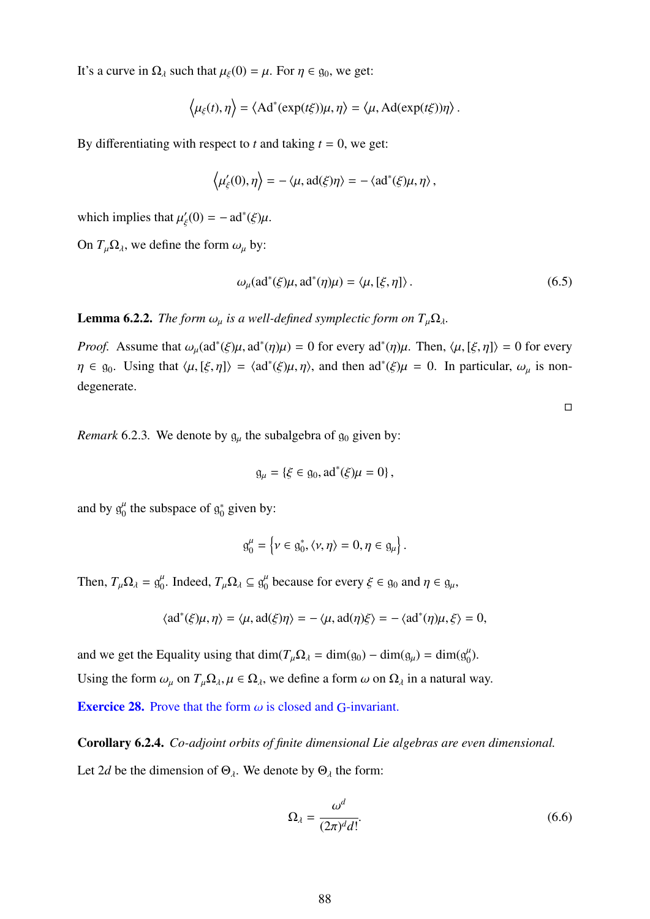It's a curve in $\Omega_\lambda$ such that $\mu_\xi(0) = \mu$. For $\eta \in \mathfrak{g}_0$, we get:

$$\left\langle \mu_\xi(t), \eta \right\rangle = \langle \mathrm{Ad}^*(\exp(t\xi))\mu, \eta \rangle = \langle \mu, \mathrm{Ad}(\exp(t\xi))\eta \rangle .$$

By differentiating with respect to $t$ and taking $t = 0$, we get:

$$\left\langle \mu_\xi'(0), \eta \right\rangle = -\langle \mu, \mathrm{ad}(\xi)\eta \rangle = -\langle \mathrm{ad}^*(\xi)\mu, \eta \rangle ,$$

which implies that $\mu_\xi'(0) = -\mathrm{ad}^*(\xi)\mu$.

On $T_\mu \Omega_\lambda$, we define the form $\omega_\mu$ by:

$$\omega_\mu(\mathrm{ad}^*(\xi)\mu, \mathrm{ad}^*(\eta)\mu) = \langle \mu, [\xi, \eta] \rangle . \tag{6.5}$$

**Lemma 6.2.2.** *The form $\omega_\mu$ is a well-defined symplectic form on $T_\mu \Omega_\lambda$.*

*Proof.* Assume that $\omega_\mu(\mathrm{ad}^*(\xi)\mu, \mathrm{ad}^*(\eta)\mu) = 0$ for every $\mathrm{ad}^*(\eta)\mu$. Then, $\langle \mu, [\xi, \eta] \rangle = 0$ for every $\eta \in \mathfrak{g}_0$. Using that $\langle \mu, [\xi, \eta] \rangle = \langle \mathrm{ad}^*(\xi)\mu, \eta \rangle$, and then $\mathrm{ad}^*(\xi)\mu = 0$. In particular, $\omega_\mu$ is non-degenerate. □

*Remark* 6.2.3. We denote by $\mathfrak{g}_\mu$ the subalgebra of $\mathfrak{g}_0$ given by:

$$\mathfrak{g}_\mu = \{\xi \in \mathfrak{g}_0, \mathrm{ad}^*(\xi)\mu = 0\} ,$$

and by $\mathfrak{g}_0^\mu$ the subspace of $\mathfrak{g}_0^*$ given by:

$$\mathfrak{g}_0^\mu = \left\{ \nu \in \mathfrak{g}_0^*, \langle \nu, \eta \rangle = 0, \eta \in \mathfrak{g}_\mu \right\} .$$

Then, $T_\mu \Omega_\lambda = \mathfrak{g}_0^\mu$. Indeed, $T_\mu \Omega_\lambda \subseteq \mathfrak{g}_0^\mu$ because for every $\xi \in \mathfrak{g}_0$ and $\eta \in \mathfrak{g}_\mu$,

$$\langle \mathrm{ad}^*(\xi)\mu, \eta \rangle = \langle \mu, \mathrm{ad}(\xi)\eta \rangle = -\langle \mu, \mathrm{ad}(\eta)\xi \rangle = -\langle \mathrm{ad}^*(\eta)\mu, \xi \rangle = 0,$$

and we get the Equality using that $\dim(T_\mu \Omega_\lambda = \dim(\mathfrak{g}_0) - \dim(\mathfrak{g}_\mu) = \dim(\mathfrak{g}_0^\mu)$.

Using the form $\omega_\mu$ on $T_\mu \Omega_\lambda, \mu \in \Omega_\lambda$, we define a form $\omega$ on $\Omega_\lambda$ in a natural way.

**Exercice 28.** Prove that the form $\omega$ is closed and $\mathrm{G}$-invariant.

**Corollary 6.2.4.** *Co-adjoint orbits of finite dimensional Lie algebras are even dimensional.*

Let $2d$ be the dimension of $\Theta_\lambda$. We denote by $\Theta_\lambda$ the form:

$$\Omega_\lambda = \frac{\omega^d}{(2\pi)^d d!}. \tag{6.6}$$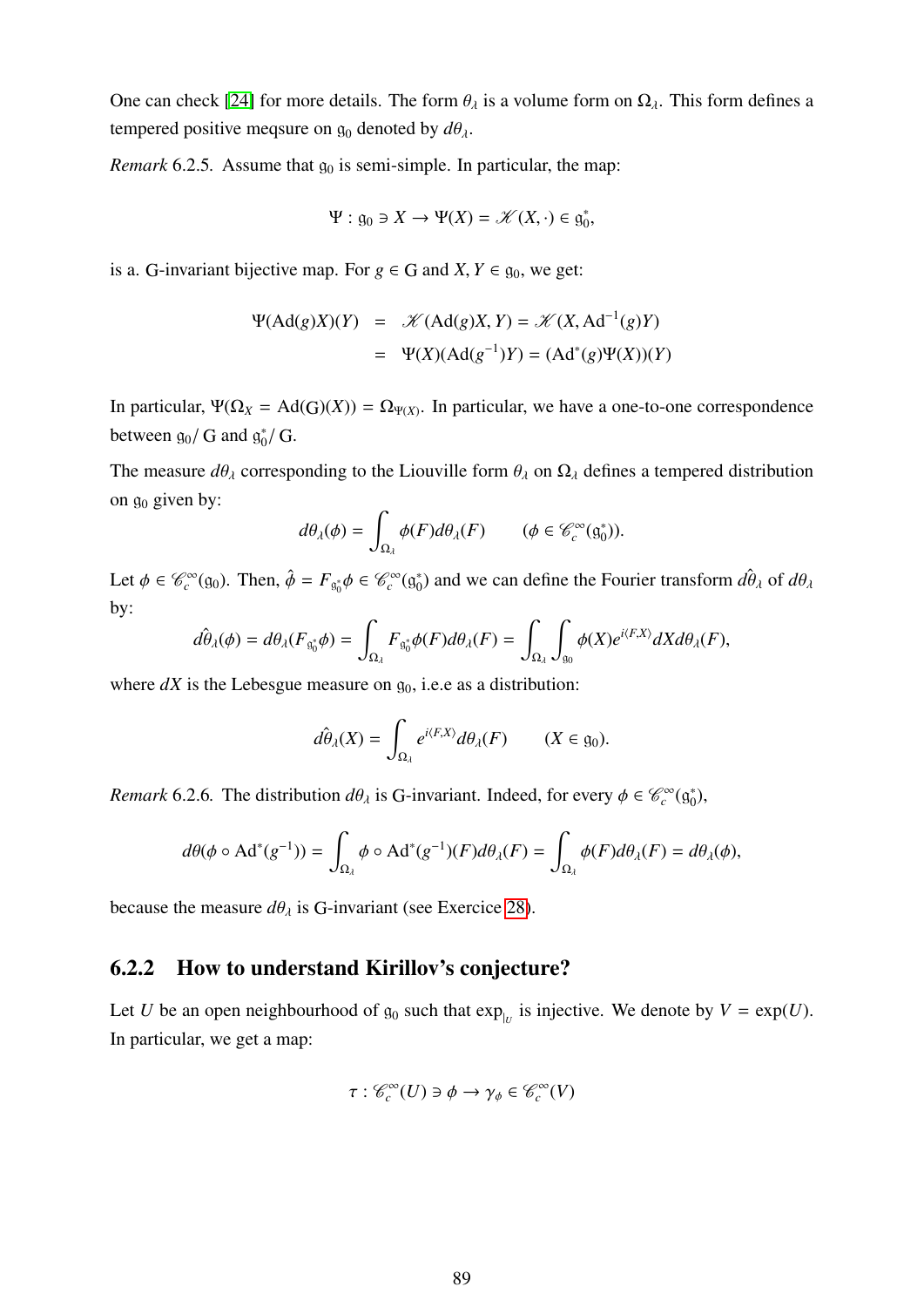One can check [24] for more details. The form $\theta_\lambda$ is a volume form on $\Omega_\lambda$. This form defines a tempered positive meqsure on $\mathfrak{g}_0$ denoted by $d\theta_\lambda$.

*Remark* 6.2.5. Assume that $\mathfrak{g}_0$ is semi-simple. In particular, the map:

$$\Psi : \mathfrak{g}_0 \ni X \to \Psi(X) = \mathscr{K}(X, \cdot) \in \mathfrak{g}_0^*,$$

is a. G-invariant bijective map. For $g \in \mathrm{G}$ and $X, Y \in \mathfrak{g}_0$, we get:

$$\begin{aligned} \Psi(\mathrm{Ad}(g)X)(Y) &= \mathscr{K}(\mathrm{Ad}(g)X, Y) = \mathscr{K}(X, \mathrm{Ad}^{-1}(g)Y) \\ &= \Psi(X)(\mathrm{Ad}(g^{-1})Y) = (\mathrm{Ad}^*(g)\Psi(X))(Y) \end{aligned}$$

In particular, $\Psi(\Omega_X = \mathrm{Ad}(\mathrm{G})(X)) = \Omega_{\Psi(X)}$. In particular, we have a one-to-one correspondence between $\mathfrak{g}_0/\,\mathrm{G}$ and $\mathfrak{g}_0^*/\,\mathrm{G}$.

The measure $d\theta_\lambda$ corresponding to the Liouville form $\theta_\lambda$ on $\Omega_\lambda$ defines a tempered distribution on $\mathfrak{g}_0$ given by:

$$d\theta_\lambda(\phi) = \int_{\Omega_\lambda} \phi(F) d\theta_\lambda(F) \qquad (\phi \in \mathscr{C}_c^\infty(\mathfrak{g}_0^*)).$$

Let $\phi \in \mathscr{C}_c^\infty(\mathfrak{g}_0)$. Then, $\hat{\phi} = F_{\mathfrak{g}_0^*}\phi \in \mathscr{C}_c^\infty(\mathfrak{g}_0^*)$ and we can define the Fourier transform $\hat{d\theta_\lambda}$ of $d\theta_\lambda$ by:

$$\hat{d\theta_\lambda}(\phi) = d\theta_\lambda(F_{\mathfrak{g}_0^*}\phi) = \int_{\Omega_\lambda} F_{\mathfrak{g}_0^*}\phi(F) d\theta_\lambda(F) = \int_{\Omega_\lambda}\int_{\mathfrak{g}_0} \phi(X) e^{i\langle F, X\rangle} dX d\theta_\lambda(F),$$

where $dX$ is the Lebesgue measure on $\mathfrak{g}_0$, i.e.e as a distribution:

$$\hat{d\theta_\lambda}(X) = \int_{\Omega_\lambda} e^{i\langle F, X\rangle} d\theta_\lambda(F) \qquad (X \in \mathfrak{g}_0).$$

*Remark* 6.2.6. The distribution $d\theta_\lambda$ is G-invariant. Indeed, for every $\phi \in \mathscr{C}_c^\infty(\mathfrak{g}_0^*)$,

$$d\theta(\phi \circ \mathrm{Ad}^*(g^{-1})) = \int_{\Omega_\lambda} \phi \circ \mathrm{Ad}^*(g^{-1})(F) d\theta_\lambda(F) = \int_{\Omega_\lambda} \phi(F) d\theta_\lambda(F) = d\theta_\lambda(\phi),$$

because the measure $d\theta_\lambda$ is G-invariant (see Exercice 28).

### 6.2.2 How to understand Kirillov's conjecture?

Let $U$ be an open neighbourhood of $\mathfrak{g}_0$ such that $\exp_{|_U}$ is injective. We denote by $V = \exp(U)$. In particular, we get a map:

$$\tau : \mathscr{C}_c^\infty(U) \ni \phi \to \gamma_\phi \in \mathscr{C}_c^\infty(V)$$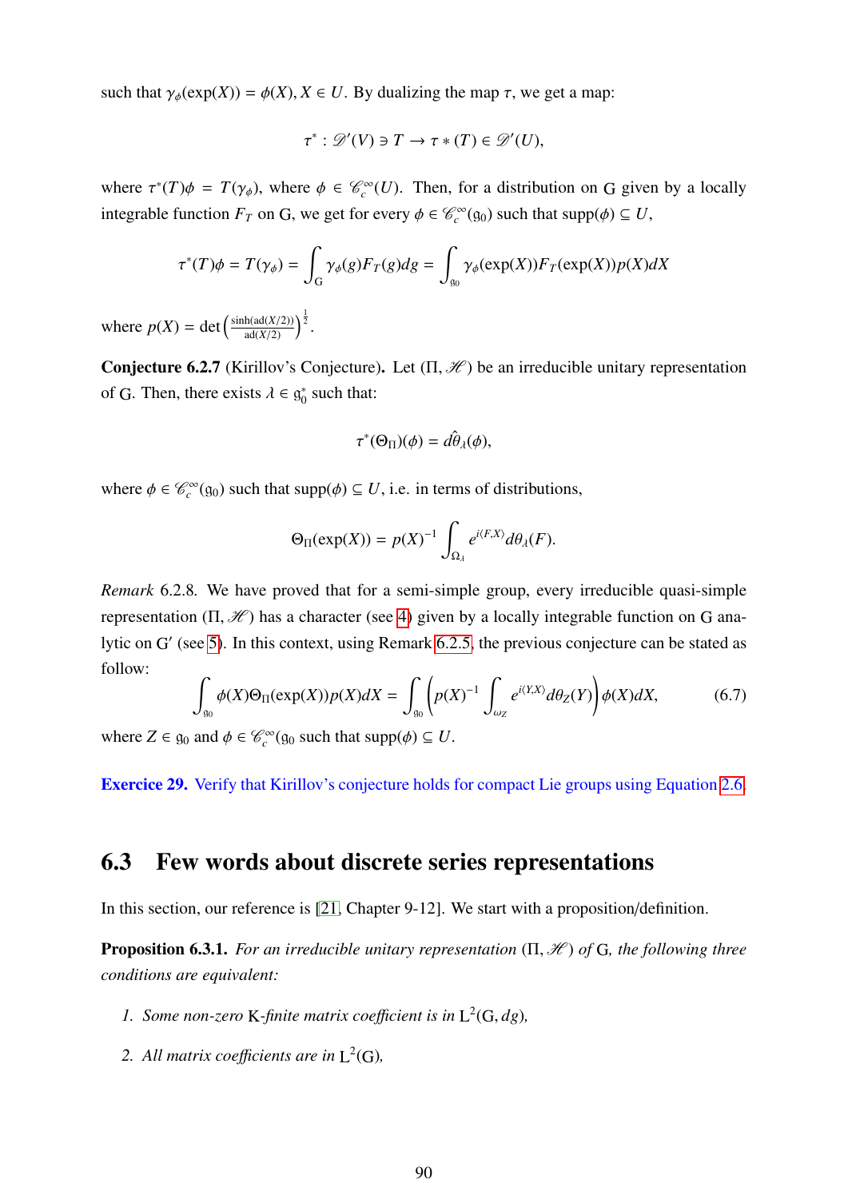such that $\gamma_\phi(\exp(X)) = \phi(X), X \in U$. By dualizing the map $\tau$, we get a map:

$$\tau^* : \mathscr{D}'(V) \ni T \to \tau * (T) \in \mathscr{D}'(U),$$

where $\tau^*(T)\phi = T(\gamma_\phi)$, where $\phi \in \mathscr{C}_c^\infty(U)$. Then, for a distribution on $\mathrm{G}$ given by a locally integrable function $F_T$ on $\mathrm{G}$, we get for every $\phi \in \mathscr{C}_c^\infty(\mathfrak{g}_0)$ such that $\mathrm{supp}(\phi) \subseteq U$,

$$\tau^*(T)\phi = T(\gamma_\phi) = \int_{\mathrm{G}} \gamma_\phi(g) F_T(g) dg = \int_{\mathfrak{g}_0} \gamma_\phi(\exp(X)) F_T(\exp(X)) p(X) dX$$

where $p(X) = \det\left(\frac{\sinh(\mathrm{ad}(X/2))}{\mathrm{ad}(X/2)}\right)^{\frac{1}{2}}$.

**Conjecture 6.2.7** (Kirillov's Conjecture)**.** Let $(\Pi, \mathscr{H})$ be an irreducible unitary representation of $\mathrm{G}$. Then, there exists $\lambda \in \mathfrak{g}_0^*$ such that:

$$\tau^*(\Theta_\Pi)(\phi) = \hat{d\theta_\lambda}(\phi),$$

where $\phi \in \mathscr{C}_c^\infty(\mathfrak{g}_0)$ such that $\mathrm{supp}(\phi) \subseteq U$, i.e. in terms of distributions,

$$\Theta_\Pi(\exp(X)) = p(X)^{-1} \int_{\Omega_\lambda} e^{i\langle F, X\rangle} d\theta_\lambda(F).$$

*Remark* 6.2.8. We have proved that for a semi-simple group, every irreducible quasi-simple representation $(\Pi, \mathscr{H})$ has a character (see 4) given by a locally integrable function on $\mathrm{G}$ analytic on $\mathrm{G}'$ (see 5). In this context, using Remark 6.2.5, the previous conjecture can be stated as follow:

$$\int_{\mathfrak{g}_0} \phi(X) \Theta_\Pi(\exp(X)) p(X) dX = \int_{\mathfrak{g}_0} \left( p(X)^{-1} \int_{\omega_Z} e^{i\langle Y, X\rangle} d\theta_Z(Y) \right) \phi(X) dX, \tag{6.7}$$

where $Z \in \mathfrak{g}_0$ and $\phi \in \mathscr{C}_c^\infty(\mathfrak{g}_0$ such that $\mathrm{supp}(\phi) \subseteq U$.

**Exercice 29.** Verify that Kirillov's conjecture holds for compact Lie groups using Equation 2.6.

## 6.3 Few words about discrete series representations

In this section, our reference is [21, Chapter 9-12]. We start with a proposition/definition.

**Proposition 6.3.1.** *For an irreducible unitary representation* $(\Pi, \mathscr{H})$ *of* $\mathrm{G}$*, the following three conditions are equivalent:*

1. *Some non-zero* $\mathrm{K}$*-finite matrix coefficient is in* $\mathrm{L}^2(\mathrm{G}, dg)$*,*
2. *All matrix coefficients are in* $\mathrm{L}^2(\mathrm{G})$*,*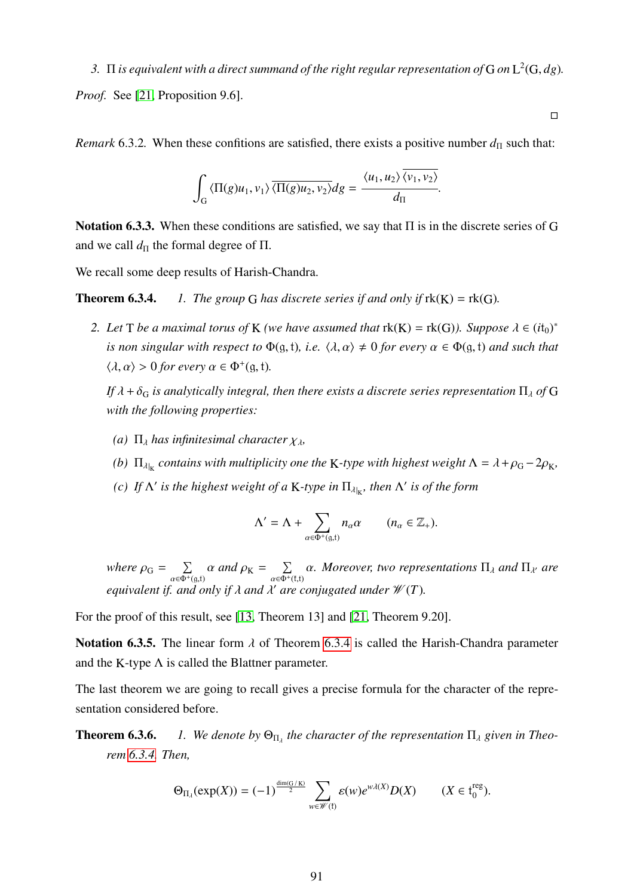3. $\Pi$ *is equivalent with a direct summand of the right regular representation of* $\mathrm{G}$ *on* $\mathrm{L}^2(\mathrm{G}, dg)$.

*Proof.* See [21, Proposition 9.6].

□

*Remark* 6.3.2. When these confitions are satisfied, there exists a positive number $d_\Pi$ such that:

$$\int_{\mathrm{G}} \langle \Pi(g)u_1, v_1\rangle \overline{\langle \Pi(g)u_2, v_2\rangle} dg = \frac{\langle u_1, u_2\rangle \overline{\langle v_1, v_2\rangle}}{d_\Pi}.$$

**Notation 6.3.3.** When these conditions are satisfied, we say that $\Pi$ is in the discrete series of $\mathrm{G}$ and we call $d_\Pi$ the formal degree of $\Pi$.

We recall some deep results of Harish-Chandra.

**Theorem 6.3.4.** *1. The group* $\mathrm{G}$ *has discrete series if and only if* $\mathrm{rk}(\mathrm{K}) = \mathrm{rk}(\mathrm{G})$.

2. *Let* $\mathrm{T}$ *be a maximal torus of* $\mathrm{K}$ *(we have assumed that* $\mathrm{rk}(\mathrm{K}) = \mathrm{rk}(\mathrm{G})$*). Suppose* $\lambda \in (i\mathfrak{t}_0)^*$ *is non singular with respect to* $\Phi(\mathfrak{g}, \mathfrak{t})$*, i.e.* $\langle \lambda, \alpha\rangle \neq 0$ *for every* $\alpha \in \Phi(\mathfrak{g}, \mathfrak{t})$ *and such that* $\langle \lambda, \alpha\rangle > 0$ *for every* $\alpha \in \Phi^+(\mathfrak{g}, \mathfrak{t})$.

   *If* $\lambda + \delta_{\mathrm{G}}$ *is analytically integral, then there exists a discrete series representation* $\Pi_\lambda$ *of* $\mathrm{G}$ *with the following properties:*

   *(a)* $\Pi_\lambda$ *has infinitesimal character* $\chi_\lambda$,

   *(b)* $\Pi_{\lambda|_{\mathrm{K}}}$ *contains with multiplicity one the* $\mathrm{K}$*-type with highest weight* $\Lambda = \lambda + \rho_{\mathrm{G}} - 2\rho_{\mathrm{K}}$,

   *(c) If* $\Lambda'$ *is the highest weight of a* $\mathrm{K}$*-type in* $\Pi_{\lambda|_{\mathrm{K}}}$*, then* $\Lambda'$ *is of the form*

   $$\Lambda' = \Lambda + \sum_{\alpha \in \Phi^+(\mathfrak{g}, \mathfrak{t})} n_\alpha \alpha \qquad (n_\alpha \in \mathbb{Z}_+).$$

   *where* $\rho_{\mathrm{G}} = \sum\limits_{\alpha \in \Phi^+(\mathfrak{g}, \mathfrak{t})} \alpha$ *and* $\rho_{\mathrm{K}} = \sum\limits_{\alpha \in \Phi^+(\mathfrak{k}, \mathfrak{t})} \alpha$*. Moreover, two representations* $\Pi_\lambda$ *and* $\Pi_{\lambda'}$ *are equivalent if. and only if* $\lambda$ *and* $\lambda'$ *are conjugated under* $\mathscr{W}(T)$.

For the proof of this result, see [13, Theorem 13] and [21, Theorem 9.20].

**Notation 6.3.5.** The linear form $\lambda$ of Theorem 6.3.4 is called the Harish-Chandra parameter and the $\mathrm{K}$-type $\Lambda$ is called the Blattner parameter.

The last theorem we are going to recall gives a precise formula for the character of the representation considered before.

**Theorem 6.3.6.** *1. We denote by* $\Theta_{\Pi_\lambda}$ *the character of the representation* $\Pi_\lambda$ *given in Theorem 6.3.4. Then,*

$$\Theta_{\Pi_\lambda}(\exp(X)) = (-1)^{\frac{\dim(\mathrm{G}/\mathrm{K})}{2}} \sum_{w \in \mathscr{W}(\mathfrak{t})} \varepsilon(w) e^{w\lambda(X)} D(X) \qquad (X \in \mathfrak{t}_0^{\mathrm{reg}}).$$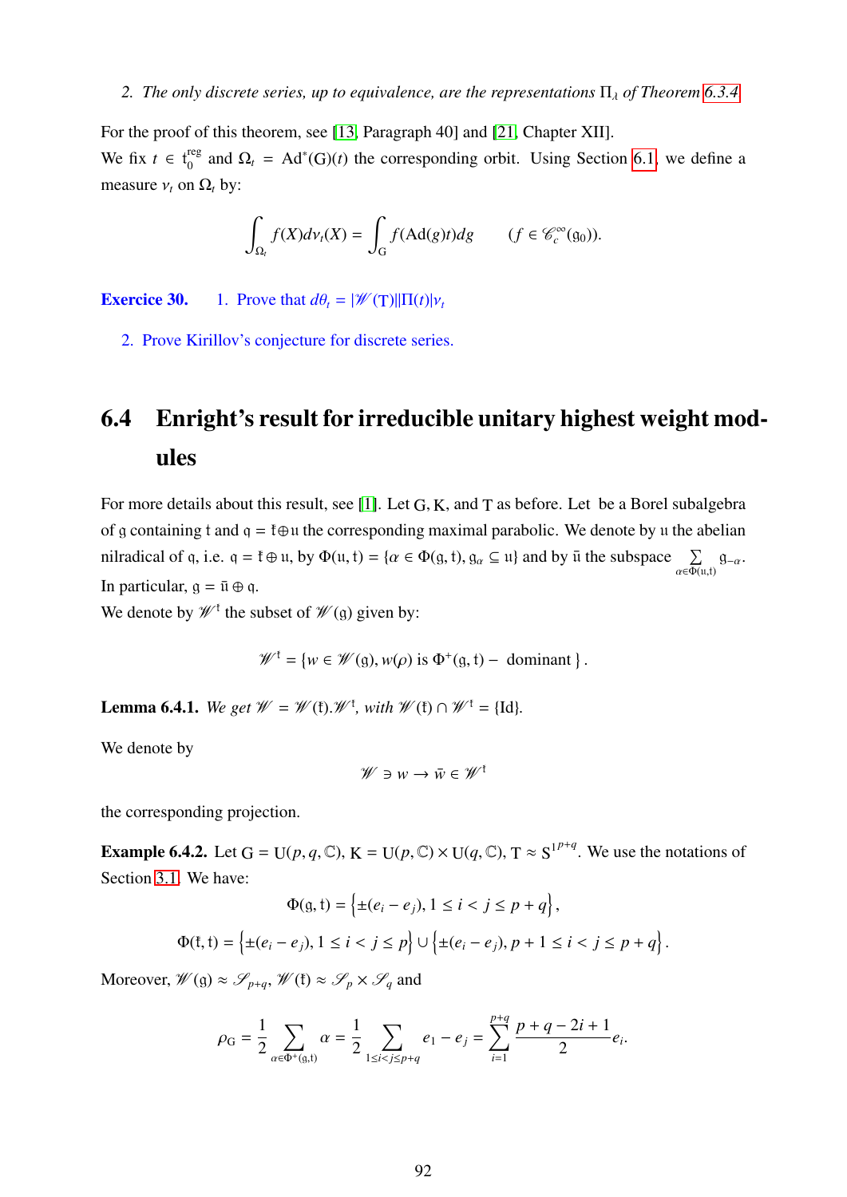2. *The only discrete series, up to equivalence, are the representations $\Pi_\lambda$ of Theorem 6.3.4.*

For the proof of this theorem, see [13, Paragraph 40] and [21, Chapter XII].

We fix $t \in \mathfrak{t}_0^{\text{reg}}$ and $\Omega_t = \text{Ad}^*(\text{G})(t)$ the corresponding orbit. Using Section 6.1, we define a measure $\nu_t$ on $\Omega_t$ by:

$$\int_{\Omega_t} f(X) d\nu_t(X) = \int_{\text{G}} f(\text{Ad}(g)t) dg \qquad (f \in \mathscr{C}_c^\infty(\mathfrak{g}_0)).$$

**Exercice 30.** 1. Prove that $d\theta_t = |\mathscr{W}(\text{T})||\Pi(t)|\nu_t$

2. Prove Kirillov's conjecture for discrete series.

## 6.4 Enright's result for irreducible unitary highest weight modules

For more details about this result, see [1]. Let $\text{G}, \text{K}$, and $\text{T}$ as before. Let be a Borel subalgebra of $\mathfrak{g}$ containing $\mathfrak{t}$ and $\mathfrak{q} = \mathfrak{k} \oplus \mathfrak{u}$ the corresponding maximal parabolic. We denote by $\mathfrak{u}$ the abelian nilradical of $\mathfrak{q}$, i.e. $\mathfrak{q} = \mathfrak{k} \oplus \mathfrak{u}$, by $\Phi(\mathfrak{u}, \mathfrak{t}) = \{\alpha \in \Phi(\mathfrak{g}, \mathfrak{t}), \mathfrak{g}_\alpha \subseteq \mathfrak{u}\}$ and by $\bar{\mathfrak{u}}$ the subspace $\sum_{\alpha \in \Phi(\mathfrak{u}, \mathfrak{t})} \mathfrak{g}_{-\alpha}$.

In particular, $\mathfrak{g} = \bar{\mathfrak{u}} \oplus \mathfrak{q}$.

We denote by $\mathscr{W}^{\mathfrak{k}}$ the subset of $\mathscr{W}(\mathfrak{g})$ given by:

$$\mathscr{W}^{\mathfrak{k}} = \{w \in \mathscr{W}(\mathfrak{g}), w(\rho) \text{ is } \Phi^+(\mathfrak{g}, \mathfrak{t}) - \text{ dominant}\}.$$

**Lemma 6.4.1.** *We get $\mathscr{W} = \mathscr{W}(\mathfrak{k}).\mathscr{W}^{\mathfrak{k}}$, with $\mathscr{W}(\mathfrak{k}) \cap \mathscr{W}^{\mathfrak{k}} = \{\text{Id}\}$.*

We denote by

$$\mathscr{W} \ni w \to \bar{w} \in \mathscr{W}^{\mathfrak{k}}$$

the corresponding projection.

**Example 6.4.2.** Let $\text{G} = \text{U}(p, q, \mathbb{C})$, $\text{K} = \text{U}(p, \mathbb{C}) \times \text{U}(q, \mathbb{C})$, $\text{T} \approx \text{S}^{1^{p+q}}$. We use the notations of Section 3.1. We have:

$$\Phi(\mathfrak{g}, \mathfrak{t}) = \left\{\pm(e_i - e_j), 1 \le i < j \le p + q\right\},$$

$$\Phi(\mathfrak{k}, \mathfrak{t}) = \left\{\pm(e_i - e_j), 1 \le i < j \le p\right\} \cup \left\{\pm(e_i - e_j), p + 1 \le i < j \le p + q\right\}.$$

Moreover, $\mathscr{W}(\mathfrak{g}) \approx \mathscr{S}_{p+q}$, $\mathscr{W}(\mathfrak{k}) \approx \mathscr{S}_p \times \mathscr{S}_q$ and

$$\rho_{\text{G}} = \frac{1}{2} \sum_{\alpha \in \Phi^+(\mathfrak{g}, \mathfrak{t})} \alpha = \frac{1}{2} \sum_{1 \le i < j \le p+q} e_1 - e_j = \sum_{i=1}^{p+q} \frac{p + q - 2i + 1}{2} e_i.$$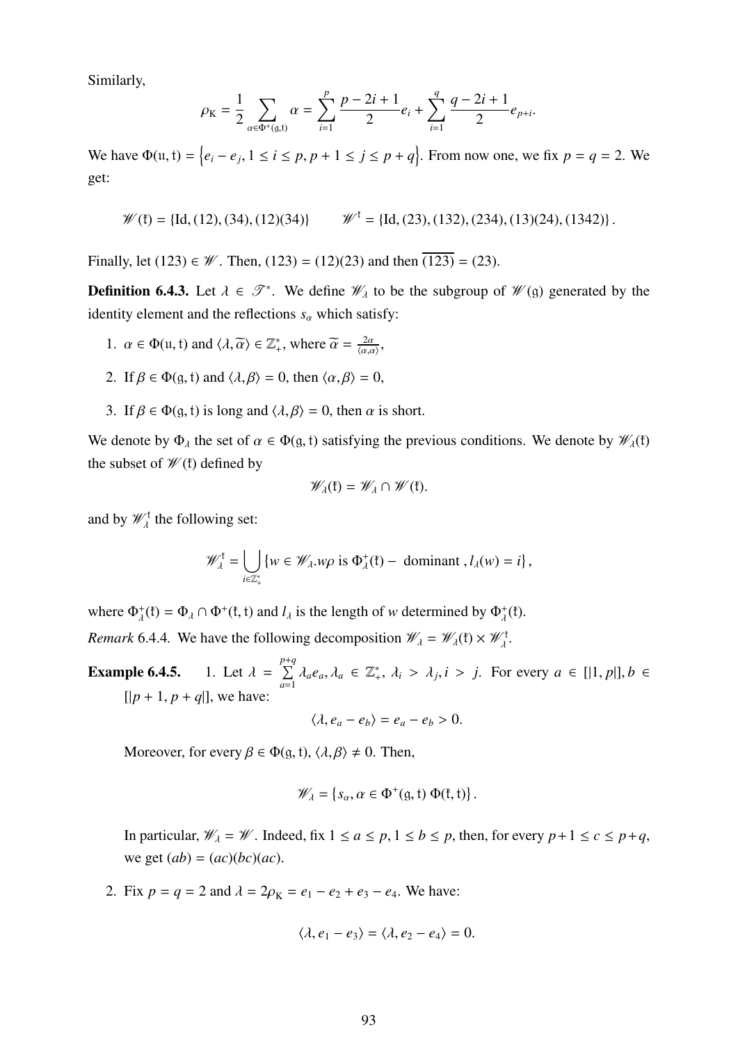Similarly,

$$\rho_{\mathrm{K}} = \frac{1}{2}\sum_{\alpha\in\Phi^+(\mathfrak{g},\mathfrak{t})}\alpha = \sum_{i=1}^{p}\frac{p-2i+1}{2}e_i + \sum_{i=1}^{q}\frac{q-2i+1}{2}e_{p+i}.$$

We have $\Phi(\mathfrak{u},\mathfrak{t}) = \left\{e_i - e_j, 1 \le i \le p, p+1 \le j \le p+q\right\}$. From now one, we fix $p = q = 2$. We get:

$$\mathscr{W}(\mathfrak{k}) = \{\mathrm{Id}, (12), (34), (12)(34)\} \qquad \mathscr{W}^{\mathfrak{k}} = \{\mathrm{Id}, (23), (132), (234), (13)(24), (1342)\}.$$

Finally, let $(123) \in \mathscr{W}$. Then, $(123) = (12)(23)$ and then $\overline{(123)} = (23)$.

**Definition 6.4.3.** Let $\lambda \in \mathscr{T}^*$. We define $\mathscr{W}_\lambda$ to be the subgroup of $\mathscr{W}(\mathfrak{g})$ generated by the identity element and the reflections $s_\alpha$ which satisfy:

1. $\alpha \in \Phi(\mathfrak{u},\mathfrak{t})$ and $\langle\lambda,\widetilde{\alpha}\rangle \in \mathbb{Z}_+^*$, where $\widetilde{\alpha} = \frac{2\alpha}{\langle\alpha,\alpha\rangle}$,
2. If $\beta \in \Phi(\mathfrak{g},\mathfrak{t})$ and $\langle\lambda,\beta\rangle = 0$, then $\langle\alpha,\beta\rangle = 0$,
3. If $\beta \in \Phi(\mathfrak{g},\mathfrak{t})$ is long and $\langle\lambda,\beta\rangle = 0$, then $\alpha$ is short.

We denote by $\Phi_\lambda$ the set of $\alpha \in \Phi(\mathfrak{g},\mathfrak{t})$ satisfying the previous conditions. We denote by $\mathscr{W}_\lambda(\mathfrak{k})$ the subset of $\mathscr{W}(\mathfrak{k})$ defined by

$$\mathscr{W}_\lambda(\mathfrak{k}) = \mathscr{W}_\lambda \cap \mathscr{W}(\mathfrak{k}).$$

and by $\mathscr{W}_\lambda^{\mathfrak{k}}$ the following set:

$$\mathscr{W}_\lambda^{\mathfrak{k}} = \bigcup_{i\in\mathbb{Z}_+^*}\left\{w \in \mathscr{W}_\lambda . w\rho \text{ is } \Phi_\lambda^+(\mathfrak{k})-\text{ dominant}, l_\lambda(w) = i\right\},$$

where $\Phi_\lambda^+(\mathfrak{k}) = \Phi_\lambda \cap \Phi^+(\mathfrak{k},\mathfrak{t})$ and $l_\lambda$ is the length of $w$ determined by $\Phi_\lambda^+(\mathfrak{k})$.

*Remark* 6.4.4. We have the following decomposition $\mathscr{W}_\lambda = \mathscr{W}_\lambda(\mathfrak{k}) \times \mathscr{W}_\lambda^{\mathfrak{k}}$.

**Example 6.4.5.**

1. Let $\lambda = \sum_{a=1}^{p+q}\lambda_a e_a, \lambda_a \in \mathbb{Z}_+^*, \lambda_i > \lambda_j, i > j$. For every $a \in [|1,p|], b \in [|p+1,p+q|]$, we have:

   $$\langle\lambda, e_a - e_b\rangle = e_a - e_b > 0.$$

   Moreover, for every $\beta \in \Phi(\mathfrak{g},\mathfrak{t})$, $\langle\lambda,\beta\rangle \neq 0$. Then,

   $$\mathscr{W}_\lambda = \left\{s_\alpha, \alpha \in \Phi^+(\mathfrak{g},\mathfrak{t})\ \Phi(\mathfrak{k},\mathfrak{t})\right\}.$$

   In particular, $\mathscr{W}_\lambda = \mathscr{W}$. Indeed, fix $1 \le a \le p, 1 \le b \le p$, then, for every $p+1 \le c \le p+q$, we get $(ab) = (ac)(bc)(ac)$.

2. Fix $p = q = 2$ and $\lambda = 2\rho_{\mathrm{K}} = e_1 - e_2 + e_3 - e_4$. We have:

   $$\langle\lambda, e_1 - e_3\rangle = \langle\lambda, e_2 - e_4\rangle = 0.$$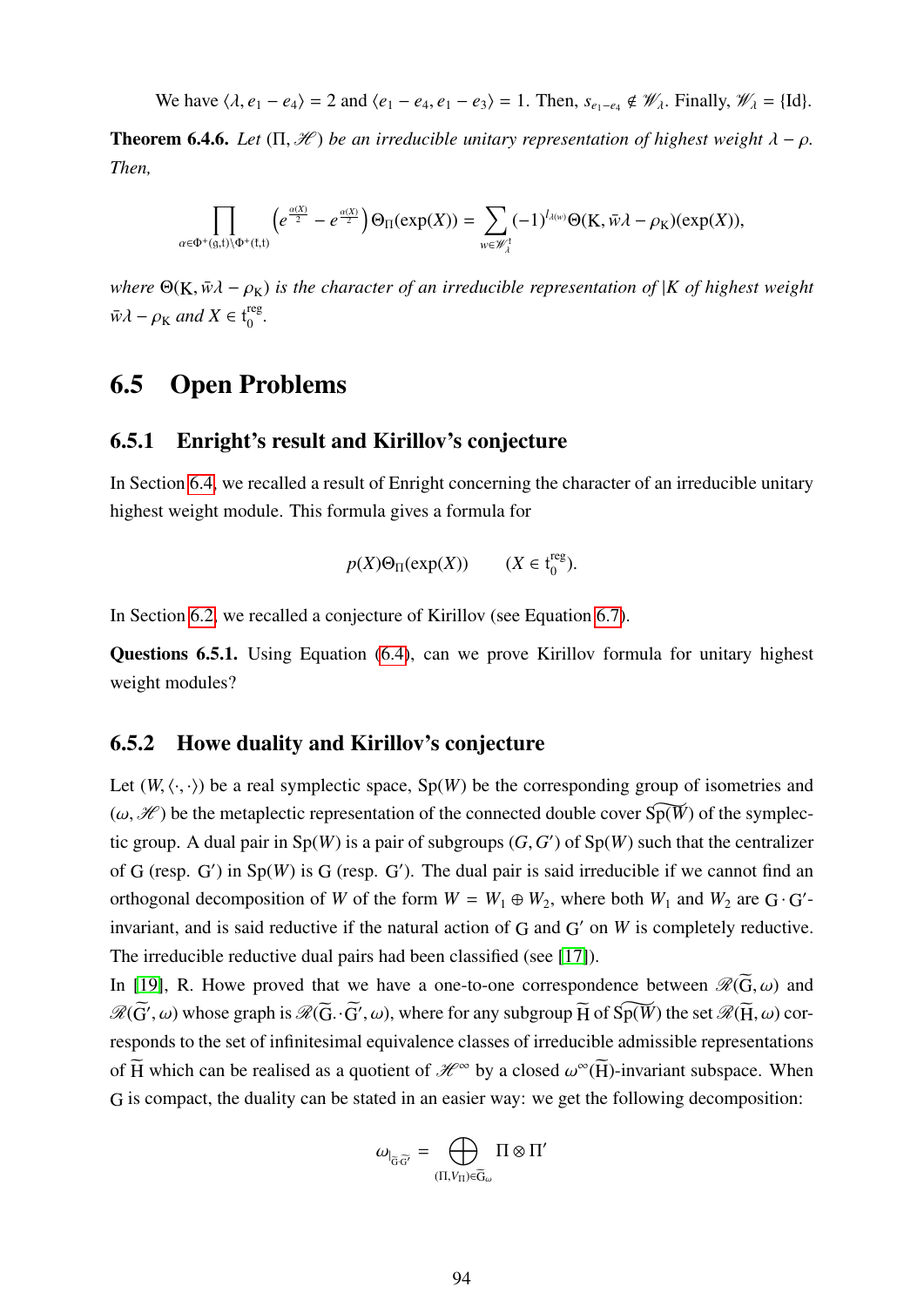We have $\langle \lambda, e_1 - e_4 \rangle = 2$ and $\langle e_1 - e_4, e_1 - e_3 \rangle = 1$. Then, $s_{e_1 - e_4} \notin \mathscr{W}_\lambda$. Finally, $\mathscr{W}_\lambda = \{\mathrm{Id}\}$.

**Theorem 6.4.6.** *Let $(\Pi, \mathscr{H})$ be an irreducible unitary representation of highest weight $\lambda - \rho$. Then,*

$$\prod_{\alpha \in \Phi^+(\mathfrak{g},\mathfrak{t}) \setminus \Phi^+(\mathfrak{k},\mathfrak{t})} \left(e^{\frac{\alpha(X)}{2}} - e^{\frac{\alpha(X)}{2}}\right) \Theta_\Pi(\exp(X)) = \sum_{w \in \mathscr{W}_\lambda^1} (-1)^{l_{\lambda(w)}} \Theta(\mathrm{K}, \bar{w}\lambda - \rho_{\mathrm{K}})(\exp(X)),$$

*where $\Theta(\mathrm{K}, \bar{w}\lambda - \rho_{\mathrm{K}})$ is the character of an irreducible representation of $|K$ of highest weight $\bar{w}\lambda - \rho_{\mathrm{K}}$ and $X \in \mathfrak{t}_0^{\mathrm{reg}}$.*

## 6.5 Open Problems

### 6.5.1 Enright's result and Kirillov's conjecture

In Section 6.4, we recalled a result of Enright concerning the character of an irreducible unitary highest weight module. This formula gives a formula for

$$p(X)\Theta_\Pi(\exp(X)) \qquad (X \in \mathfrak{t}_0^{\mathrm{reg}}).$$

In Section 6.2, we recalled a conjecture of Kirillov (see Equation 6.7).

**Questions 6.5.1.** Using Equation (6.4), can we prove Kirillov formula for unitary highest weight modules?

### 6.5.2 Howe duality and Kirillov's conjecture

Let $(W, \langle \cdot, \cdot \rangle)$ be a real symplectic space, $\mathrm{Sp}(W)$ be the corresponding group of isometries and $(\omega, \mathscr{H})$ be the metaplectic representation of the connected double cover $\widetilde{\mathrm{Sp}(W)}$ of the symplectic group. A dual pair in $\mathrm{Sp}(W)$ is a pair of subgroups $(G, G')$ of $\mathrm{Sp}(W)$ such that the centralizer of $\mathrm{G}$ (resp. $\mathrm{G}'$) in $\mathrm{Sp}(W)$ is $\mathrm{G}$ (resp. $\mathrm{G}'$). The dual pair is said irreducible if we cannot find an orthogonal decomposition of $W$ of the form $W = W_1 \oplus W_2$, where both $W_1$ and $W_2$ are $\mathrm{G} \cdot \mathrm{G}'$-invariant, and is said reductive if the natural action of $\mathrm{G}$ and $\mathrm{G}'$ on $W$ is completely reductive. The irreducible reductive dual pairs had been classified (see [17]).

In [19], R. Howe proved that we have a one-to-one correspondence between $\mathscr{R}(\widetilde{\mathrm{G}}, \omega)$ and $\mathscr{R}(\widetilde{\mathrm{G}'}, \omega)$ whose graph is $\mathscr{R}(\widetilde{\mathrm{G}} \cdot \widetilde{\mathrm{G}'}, \omega)$, where for any subgroup $\widetilde{\mathrm{H}}$ of $\widetilde{\mathrm{Sp}(W)}$ the set $\mathscr{R}(\widetilde{\mathrm{H}}, \omega)$ corresponds to the set of infinitesimal equivalence classes of irreducible admissible representations of $\widetilde{\mathrm{H}}$ which can be realised as a quotient of $\mathscr{H}^\infty$ by a closed $\omega^\infty(\widetilde{\mathrm{H}})$-invariant subspace. When $\mathrm{G}$ is compact, the duality can be stated in an easier way: we get the following decomposition:

$$\omega_{|_{\widetilde{\mathrm{G}} \cdot \widetilde{\mathrm{G}'}}} = \bigoplus_{(\Pi, V_\Pi) \in \widetilde{\mathrm{G}}_\omega} \Pi \otimes \Pi'$$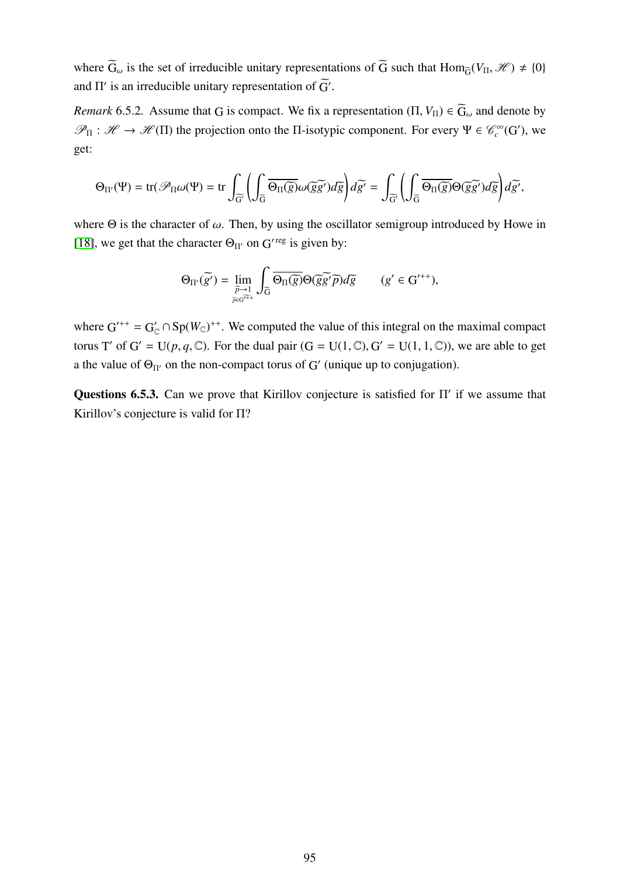where $\widetilde{\mathrm{G}}_\omega$ is the set of irreducible unitary representations of $\widetilde{\mathrm{G}}$ such that $\mathrm{Hom}_{\widetilde{\mathrm{G}}}(V_\Pi, \mathscr{H}) \neq \{0\}$ and $\Pi'$ is an irreducible unitary representation of $\widetilde{\mathrm{G}'}$.

*Remark* 6.5.2. Assume that $\mathrm{G}$ is compact. We fix a representation $(\Pi, V_\Pi) \in \widetilde{\mathrm{G}}_\omega$ and denote by $\mathscr{P}_\Pi : \mathscr{H} \to \mathscr{H}(\Pi)$ the projection onto the $\Pi$-isotypic component. For every $\Psi \in \mathscr{C}_c^\infty(\mathrm{G}')$, we get:

$$\Theta_{\Pi'}(\Psi) = \mathrm{tr}(\mathscr{P}_\Pi \omega(\Psi)) = \mathrm{tr} \int_{\widetilde{\mathrm{G}'}} \left( \int_{\widetilde{\mathrm{G}}} \overline{\Theta_\Pi(\widetilde{g})} \omega(\widetilde{g}\widetilde{g'}) d\widetilde{g} \right) d\widetilde{g'} = \int_{\widetilde{\mathrm{G}'}} \left( \int_{\widetilde{\mathrm{G}}} \overline{\Theta_\Pi(\widetilde{g})} \Theta(\widetilde{g}\widetilde{g'}) d\widetilde{g} \right) d\widetilde{g'},$$

where $\Theta$ is the character of $\omega$. Then, by using the oscillator semigroup introduced by Howe in [18], we get that the character $\Theta_{\Pi'}$ on ${\mathrm{G}'}^{\mathrm{reg}}$ is given by:

$$\Theta_{\Pi'}(\widetilde{g'}) = \lim_{\substack{\widetilde{p} \to 1 \\ \widetilde{p} \in \widetilde{\mathrm{G}'^{++}}}} \int_{\widetilde{\mathrm{G}}} \overline{\Theta_\Pi(\widetilde{g})} \Theta(\widetilde{g}\widetilde{g'}\widetilde{p}) d\widetilde{g} \qquad (g' \in \mathrm{G}'^{++}),$$

where $\mathrm{G}'^{++} = \mathrm{G}'_{\mathbb{C}} \cap \mathrm{Sp}(W_{\mathbb{C}})^{++}$. We computed the value of this integral on the maximal compact torus $\mathrm{T}'$ of $\mathrm{G}' = \mathrm{U}(p, q, \mathbb{C})$. For the dual pair $(\mathrm{G} = \mathrm{U}(1, \mathbb{C}), \mathrm{G}' = \mathrm{U}(1, 1, \mathbb{C}))$, we are able to get a the value of $\Theta_{\Pi'}$ on the non-compact torus of $\mathrm{G}'$ (unique up to conjugation).

**Questions 6.5.3.** Can we prove that Kirillov conjecture is satisfied for $\Pi'$ if we assume that Kirillov's conjecture is valid for $\Pi$?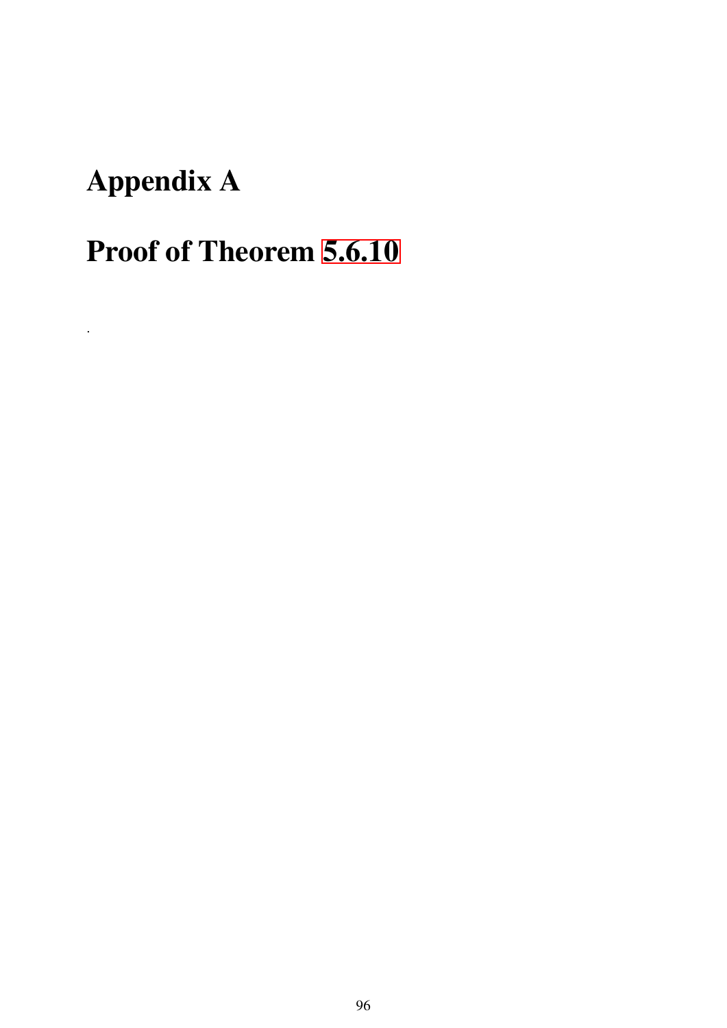# Appendix A

# Proof of Theorem 5.6.10

.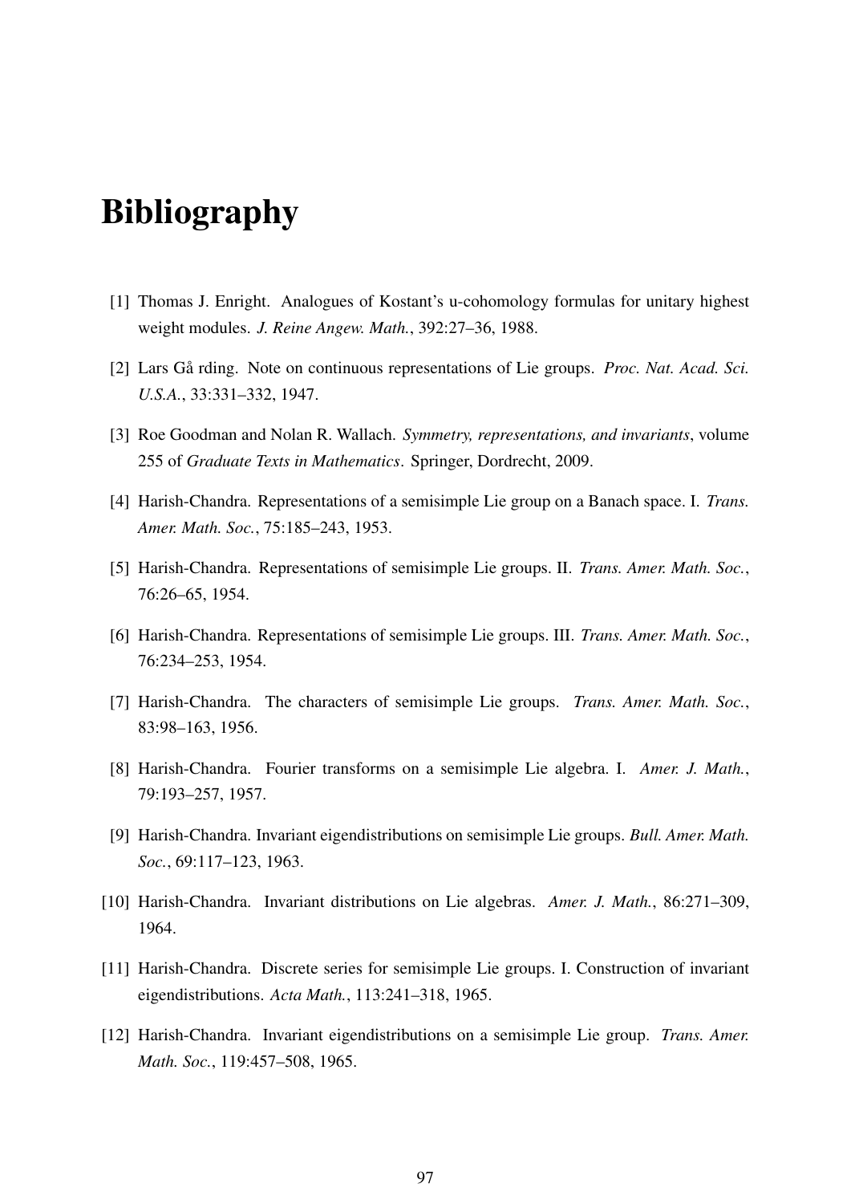# Bibliography

[1] Thomas J. Enright. Analogues of Kostant's u-cohomology formulas for unitary highest weight modules. *J. Reine Angew. Math.*, 392:27–36, 1988.

[2] Lars Gå rding. Note on continuous representations of Lie groups. *Proc. Nat. Acad. Sci. U.S.A.*, 33:331–332, 1947.

[3] Roe Goodman and Nolan R. Wallach. *Symmetry, representations, and invariants*, volume 255 of *Graduate Texts in Mathematics*. Springer, Dordrecht, 2009.

[4] Harish-Chandra. Representations of a semisimple Lie group on a Banach space. I. *Trans. Amer. Math. Soc.*, 75:185–243, 1953.

[5] Harish-Chandra. Representations of semisimple Lie groups. II. *Trans. Amer. Math. Soc.*, 76:26–65, 1954.

[6] Harish-Chandra. Representations of semisimple Lie groups. III. *Trans. Amer. Math. Soc.*, 76:234–253, 1954.

[7] Harish-Chandra. The characters of semisimple Lie groups. *Trans. Amer. Math. Soc.*, 83:98–163, 1956.

[8] Harish-Chandra. Fourier transforms on a semisimple Lie algebra. I. *Amer. J. Math.*, 79:193–257, 1957.

[9] Harish-Chandra. Invariant eigendistributions on semisimple Lie groups. *Bull. Amer. Math. Soc.*, 69:117–123, 1963.

[10] Harish-Chandra. Invariant distributions on Lie algebras. *Amer. J. Math.*, 86:271–309, 1964.

[11] Harish-Chandra. Discrete series for semisimple Lie groups. I. Construction of invariant eigendistributions. *Acta Math.*, 113:241–318, 1965.

[12] Harish-Chandra. Invariant eigendistributions on a semisimple Lie group. *Trans. Amer. Math. Soc.*, 119:457–508, 1965.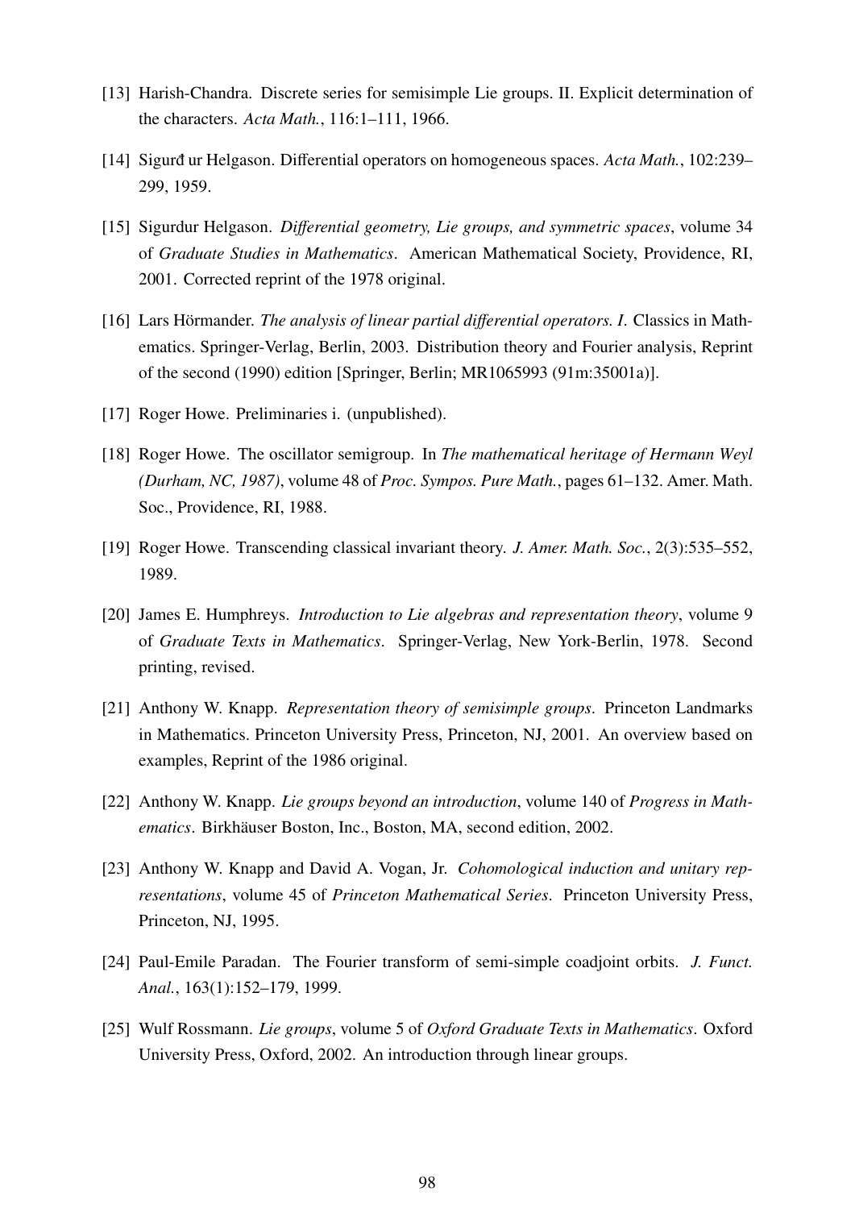[13] Harish-Chandra. Discrete series for semisimple Lie groups. II. Explicit determination of the characters. *Acta Math.*, 116:1–111, 1966.

[14] Sigurđ ur Helgason. Differential operators on homogeneous spaces. *Acta Math.*, 102:239–299, 1959.

[15] Sigurdur Helgason. *Differential geometry, Lie groups, and symmetric spaces*, volume 34 of *Graduate Studies in Mathematics*. American Mathematical Society, Providence, RI, 2001. Corrected reprint of the 1978 original.

[16] Lars Hörmander. *The analysis of linear partial differential operators. I.* Classics in Mathematics. Springer-Verlag, Berlin, 2003. Distribution theory and Fourier analysis, Reprint of the second (1990) edition [Springer, Berlin; MR1065993 (91m:35001a)].

[17] Roger Howe. Preliminaries i. (unpublished).

[18] Roger Howe. The oscillator semigroup. In *The mathematical heritage of Hermann Weyl (Durham, NC, 1987)*, volume 48 of *Proc. Sympos. Pure Math.*, pages 61–132. Amer. Math. Soc., Providence, RI, 1988.

[19] Roger Howe. Transcending classical invariant theory. *J. Amer. Math. Soc.*, 2(3):535–552, 1989.

[20] James E. Humphreys. *Introduction to Lie algebras and representation theory*, volume 9 of *Graduate Texts in Mathematics*. Springer-Verlag, New York-Berlin, 1978. Second printing, revised.

[21] Anthony W. Knapp. *Representation theory of semisimple groups*. Princeton Landmarks in Mathematics. Princeton University Press, Princeton, NJ, 2001. An overview based on examples, Reprint of the 1986 original.

[22] Anthony W. Knapp. *Lie groups beyond an introduction*, volume 140 of *Progress in Mathematics*. Birkhäuser Boston, Inc., Boston, MA, second edition, 2002.

[23] Anthony W. Knapp and David A. Vogan, Jr. *Cohomological induction and unitary representations*, volume 45 of *Princeton Mathematical Series*. Princeton University Press, Princeton, NJ, 1995.

[24] Paul-Emile Paradan. The Fourier transform of semi-simple coadjoint orbits. *J. Funct. Anal.*, 163(1):152–179, 1999.

[25] Wulf Rossmann. *Lie groups*, volume 5 of *Oxford Graduate Texts in Mathematics*. Oxford University Press, Oxford, 2002. An introduction through linear groups.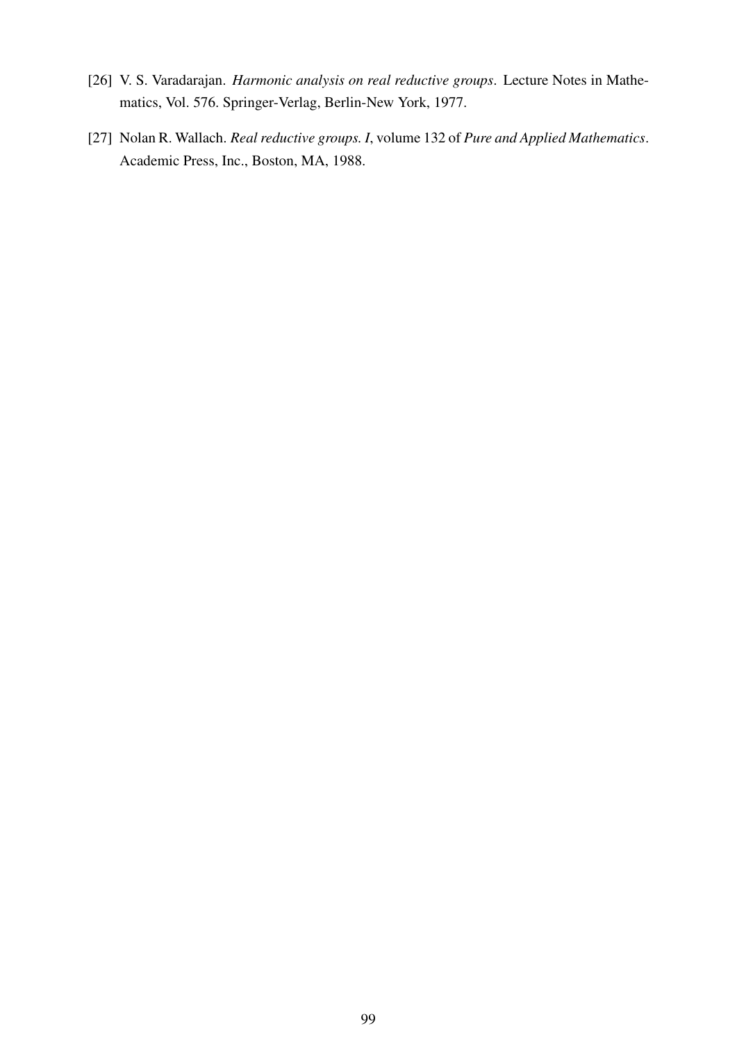[26] V. S. Varadarajan. *Harmonic analysis on real reductive groups*. Lecture Notes in Mathematics, Vol. 576. Springer-Verlag, Berlin-New York, 1977.

[27] Nolan R. Wallach. *Real reductive groups. I*, volume 132 of *Pure and Applied Mathematics*. Academic Press, Inc., Boston, MA, 1988.